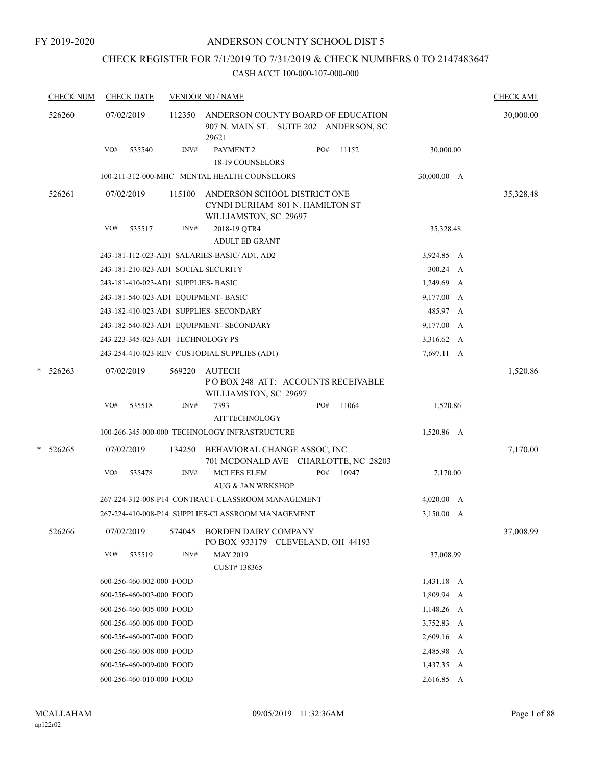FY 2019-2020

# ANDERSON COUNTY SCHOOL DIST 5

## CHECK REGISTER FOR 7/1/2019 TO 7/31/2019 & CHECK NUMBERS 0 TO 2147483647

### CASH ACCT 100-000-107-000-000

| CHECK NUM | CHECK DATE | VENDOR NO / NAME | | | CHECK AMT |
|---|---|---|---|---|---|
| 526260 | 07/02/2019 | 112350 | ANDERSON COUNTY BOARD OF EDUCATION<br>907 N. MAIN ST. SUITE 202 ANDERSON, SC 29621 | | 30,000.00 |
| | VO# 535540 | INV# | PAYMENT 2<br>18-19 COUNSELORS | PO# 11152 | 30,000.00 |
| | 100-211-312-000-MHC MENTAL HEALTH COUNSELORS | | | | 30,000.00 A |
| 526261 | 07/02/2019 | 115100 | ANDERSON SCHOOL DISTRICT ONE<br>CYNDI DURHAM 801 N. HAMILTON ST<br>WILLIAMSTON, SC 29697 | | 35,328.48 |
| | VO# 535517 | INV# | 2018-19 QTR4<br>ADULT ED GRANT | | 35,328.48 |
| | 243-181-112-023-AD1 SALARIES-BASIC/ AD1, AD2 | | | | 3,924.85 A |
| | 243-181-210-023-AD1 SOCIAL SECURITY | | | | 300.24 A |
| | 243-181-410-023-AD1 SUPPLIES- BASIC | | | | 1,249.69 A |
| | 243-181-540-023-AD1 EQUIPMENT- BASIC | | | | 9,177.00 A |
| | 243-182-410-023-AD1 SUPPLIES- SECONDARY | | | | 485.97 A |
| | 243-182-540-023-AD1 EQUIPMENT- SECONDARY | | | | 9,177.00 A |
| | 243-223-345-023-AD1 TECHNOLOGY PS | | | | 3,316.62 A |
| | 243-254-410-023-REV CUSTODIAL SUPPLIES (AD1) | | | | 7,697.11 A |
| * 526263 | 07/02/2019 | 569220 | AUTECH<br>P O BOX 248 ATT: ACCOUNTS RECEIVABLE<br>WILLIAMSTON, SC 29697 | | 1,520.86 |
| | VO# 535518 | INV# | 7393<br>AIT TECHNOLOGY | PO# 11064 | 1,520.86 |
| | 100-266-345-000-000 TECHNOLOGY INFRASTRUCTURE | | | | 1,520.86 A |
| * 526265 | 07/02/2019 | 134250 | BEHAVIORAL CHANGE ASSOC, INC<br>701 MCDONALD AVE CHARLOTTE, NC 28203 | | 7,170.00 |
| | VO# 535478 | INV# | MCLEES ELEM<br>AUG & JAN WRKSHOP | PO# 10947 | 7,170.00 |
| | 267-224-312-008-P14 CONTRACT-CLASSROOM MANAGEMENT | | | | 4,020.00 A |
| | 267-224-410-008-P14 SUPPLIES-CLASSROOM MANAGEMENT | | | | 3,150.00 A |
| 526266 | 07/02/2019 | 574045 | BORDEN DAIRY COMPANY<br>PO BOX 933179 CLEVELAND, OH 44193 | | 37,008.99 |
| | VO# 535519 | INV# | MAY 2019<br>CUST# 138365 | | 37,008.99 |
| | 600-256-460-002-000 FOOD | | | | 1,431.18 A |
| | 600-256-460-003-000 FOOD | | | | 1,809.94 A |
| | 600-256-460-005-000 FOOD | | | | 1,148.26 A |
| | 600-256-460-006-000 FOOD | | | | 3,752.83 A |
| | 600-256-460-007-000 FOOD | | | | 2,609.16 A |
| | 600-256-460-008-000 FOOD | | | | 2,485.98 A |
| | 600-256-460-009-000 FOOD | | | | 1,437.35 A |
| | 600-256-460-010-000 FOOD | | | | 2,616.85 A |

MCALLAHAM
ap122r02

09/05/2019 11:32:36AM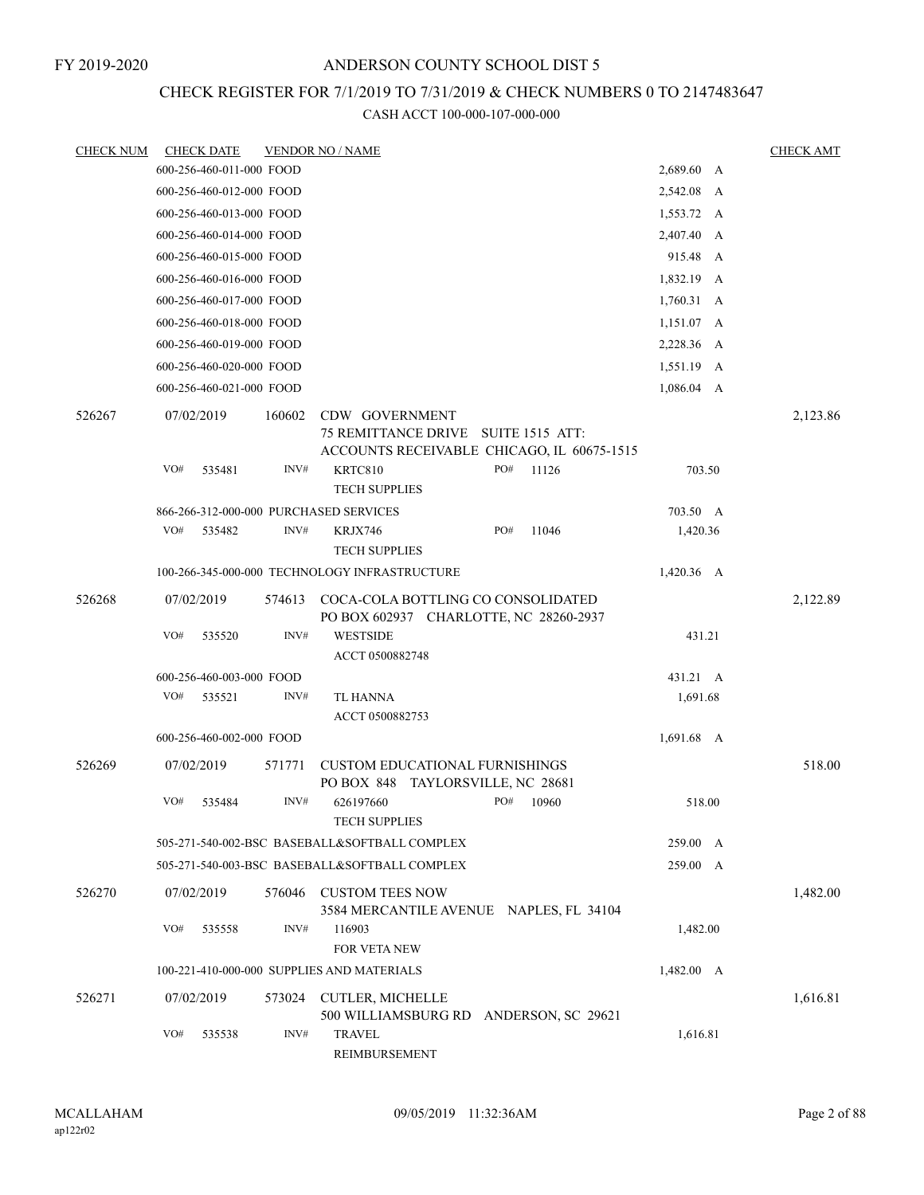FY 2019-2020

# ANDERSON COUNTY SCHOOL DIST 5

## CHECK REGISTER FOR 7/1/2019 TO 7/31/2019 & CHECK NUMBERS 0 TO 2147483647

### CASH ACCT 100-000-107-000-000

| CHECK NUM | CHECK DATE | VENDOR NO / NAME | | CHECK AMT |
|---|---|---|---|---|
| | 600-256-460-011-000 FOOD | | 2,689.60 A | |
| | 600-256-460-012-000 FOOD | | 2,542.08 A | |
| | 600-256-460-013-000 FOOD | | 1,553.72 A | |
| | 600-256-460-014-000 FOOD | | 2,407.40 A | |
| | 600-256-460-015-000 FOOD | | 915.48 A | |
| | 600-256-460-016-000 FOOD | | 1,832.19 A | |
| | 600-256-460-017-000 FOOD | | 1,760.31 A | |
| | 600-256-460-018-000 FOOD | | 1,151.07 A | |
| | 600-256-460-019-000 FOOD | | 2,228.36 A | |
| | 600-256-460-020-000 FOOD | | 1,551.19 A | |
| | 600-256-460-021-000 FOOD | | 1,086.04 A | |
| 526267 | 07/02/2019 | 160602 CDW GOVERNMENT<br>75 REMITTANCE DRIVE SUITE 1515 ATT:<br>ACCOUNTS RECEIVABLE CHICAGO, IL 60675-1515 | | 2,123.86 |
| | VO# 535481 | INV# KRTC810 PO# 11126<br>TECH SUPPLIES | 703.50 | |
| | 866-266-312-000-000 PURCHASED SERVICES | | 703.50 A | |
| | VO# 535482 | INV# KRJX746 PO# 11046<br>TECH SUPPLIES | 1,420.36 | |
| | 100-266-345-000-000 TECHNOLOGY INFRASTRUCTURE | | 1,420.36 A | |
| 526268 | 07/02/2019 | 574613 COCA-COLA BOTTLING CO CONSOLIDATED<br>PO BOX 602937 CHARLOTTE, NC 28260-2937 | | 2,122.89 |
| | VO# 535520 | INV# WESTSIDE<br>ACCT 0500882748 | 431.21 | |
| | 600-256-460-003-000 FOOD | | 431.21 A | |
| | VO# 535521 | INV# TL HANNA<br>ACCT 0500882753 | 1,691.68 | |
| | 600-256-460-002-000 FOOD | | 1,691.68 A | |
| 526269 | 07/02/2019 | 571771 CUSTOM EDUCATIONAL FURNISHINGS<br>PO BOX 848 TAYLORSVILLE, NC 28681 | | 518.00 |
| | VO# 535484 | INV# 626197660 PO# 10960<br>TECH SUPPLIES | 518.00 | |
| | 505-271-540-002-BSC BASEBALL&SOFTBALL COMPLEX | | 259.00 A | |
| | 505-271-540-003-BSC BASEBALL&SOFTBALL COMPLEX | | 259.00 A | |
| 526270 | 07/02/2019 | 576046 CUSTOM TEES NOW<br>3584 MERCANTILE AVENUE NAPLES, FL 34104 | | 1,482.00 |
| | VO# 535558 | INV# 116903<br>FOR VETA NEW | 1,482.00 | |
| | 100-221-410-000-000 SUPPLIES AND MATERIALS | | 1,482.00 A | |
| 526271 | 07/02/2019 | 573024 CUTLER, MICHELLE<br>500 WILLIAMSBURG RD ANDERSON, SC 29621 | | 1,616.81 |
| | VO# 535538 | INV# TRAVEL<br>REIMBURSEMENT | 1,616.81 | |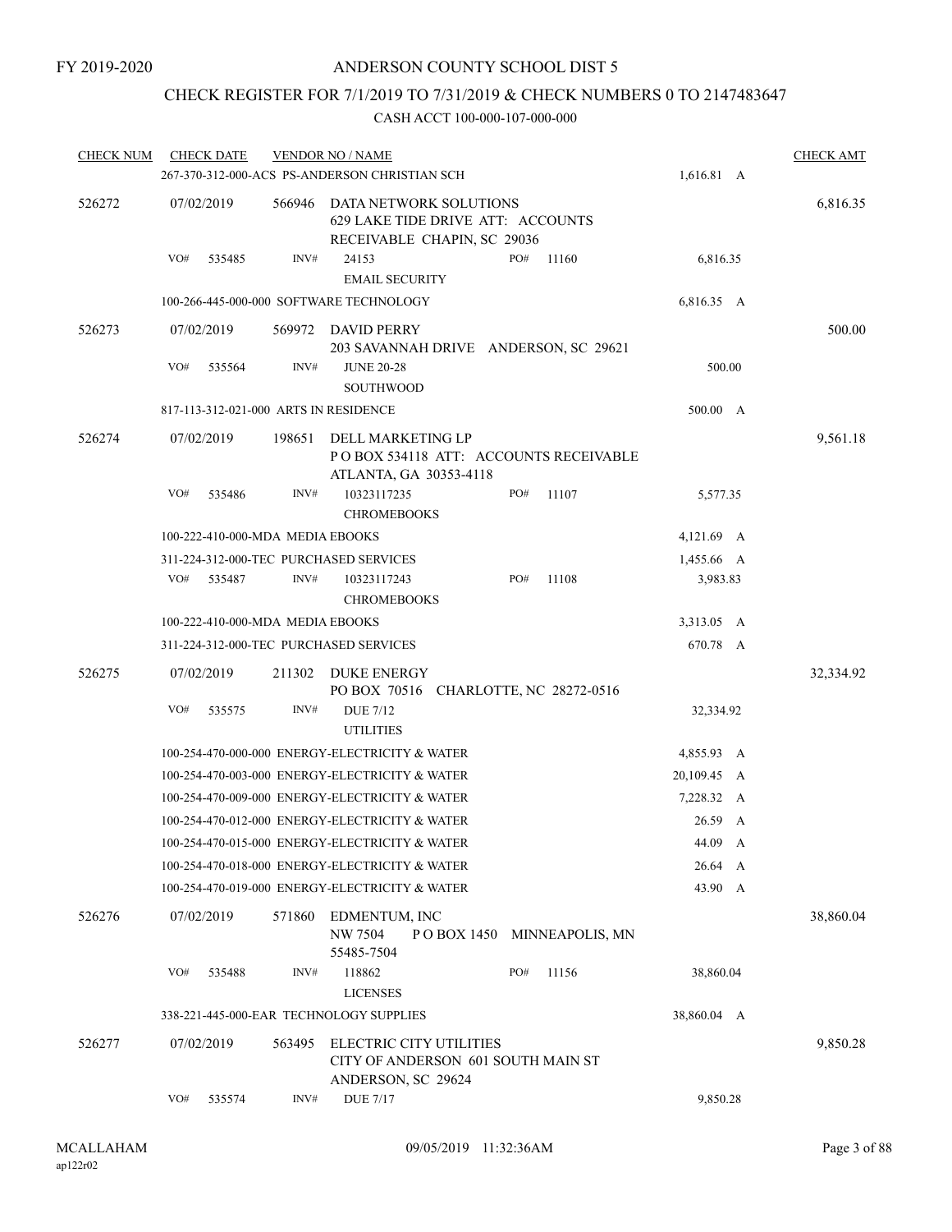FY 2019-2020

# ANDERSON COUNTY SCHOOL DIST 5

## CHECK REGISTER FOR 7/1/2019 TO 7/31/2019 & CHECK NUMBERS 0 TO 2147483647

### CASH ACCT 100-000-107-000-000

| CHECK NUM | CHECK DATE | VENDOR NO / NAME | | CHECK AMT |
|---|---|---|---|---|
| | | 267-370-312-000-ACS PS-ANDERSON CHRISTIAN SCH | 1,616.81 A | |
| 526272 | 07/02/2019 | 566946 DATA NETWORK SOLUTIONS 629 LAKE TIDE DRIVE ATT: ACCOUNTS RECEIVABLE CHAPIN, SC 29036 | | 6,816.35 |
| | VO# 535485 | INV# 24153 PO# 11160 EMAIL SECURITY | 6,816.35 | |
| | | 100-266-445-000-000 SOFTWARE TECHNOLOGY | 6,816.35 A | |
| 526273 | 07/02/2019 | 569972 DAVID PERRY 203 SAVANNAH DRIVE ANDERSON, SC 29621 | | 500.00 |
| | VO# 535564 | INV# JUNE 20-28 SOUTHWOOD | 500.00 | |
| | | 817-113-312-021-000 ARTS IN RESIDENCE | 500.00 A | |
| 526274 | 07/02/2019 | 198651 DELL MARKETING LP P O BOX 534118 ATT: ACCOUNTS RECEIVABLE ATLANTA, GA 30353-4118 | | 9,561.18 |
| | VO# 535486 | INV# 10323117235 PO# 11107 CHROMEBOOKS | 5,577.35 | |
| | | 100-222-410-000-MDA MEDIA EBOOKS | 4,121.69 A | |
| | | 311-224-312-000-TEC PURCHASED SERVICES | 1,455.66 A | |
| | VO# 535487 | INV# 10323117243 PO# 11108 CHROMEBOOKS | 3,983.83 | |
| | | 100-222-410-000-MDA MEDIA EBOOKS | 3,313.05 A | |
| | | 311-224-312-000-TEC PURCHASED SERVICES | 670.78 A | |
| 526275 | 07/02/2019 | 211302 DUKE ENERGY PO BOX 70516 CHARLOTTE, NC 28272-0516 | | 32,334.92 |
| | VO# 535575 | INV# DUE 7/12 UTILITIES | 32,334.92 | |
| | | 100-254-470-000-000 ENERGY-ELECTRICITY & WATER | 4,855.93 A | |
| | | 100-254-470-003-000 ENERGY-ELECTRICITY & WATER | 20,109.45 A | |
| | | 100-254-470-009-000 ENERGY-ELECTRICITY & WATER | 7,228.32 A | |
| | | 100-254-470-012-000 ENERGY-ELECTRICITY & WATER | 26.59 A | |
| | | 100-254-470-015-000 ENERGY-ELECTRICITY & WATER | 44.09 A | |
| | | 100-254-470-018-000 ENERGY-ELECTRICITY & WATER | 26.64 A | |
| | | 100-254-470-019-000 ENERGY-ELECTRICITY & WATER | 43.90 A | |
| 526276 | 07/02/2019 | 571860 EDMENTUM, INC NW 7504 P O BOX 1450 MINNEAPOLIS, MN 55485-7504 | | 38,860.04 |
| | VO# 535488 | INV# 118862 PO# 11156 LICENSES | 38,860.04 | |
| | | 338-221-445-000-EAR TECHNOLOGY SUPPLIES | 38,860.04 A | |
| 526277 | 07/02/2019 | 563495 ELECTRIC CITY UTILITIES CITY OF ANDERSON 601 SOUTH MAIN ST ANDERSON, SC 29624 | | 9,850.28 |
| | VO# 535574 | INV# DUE 7/17 | 9,850.28 | |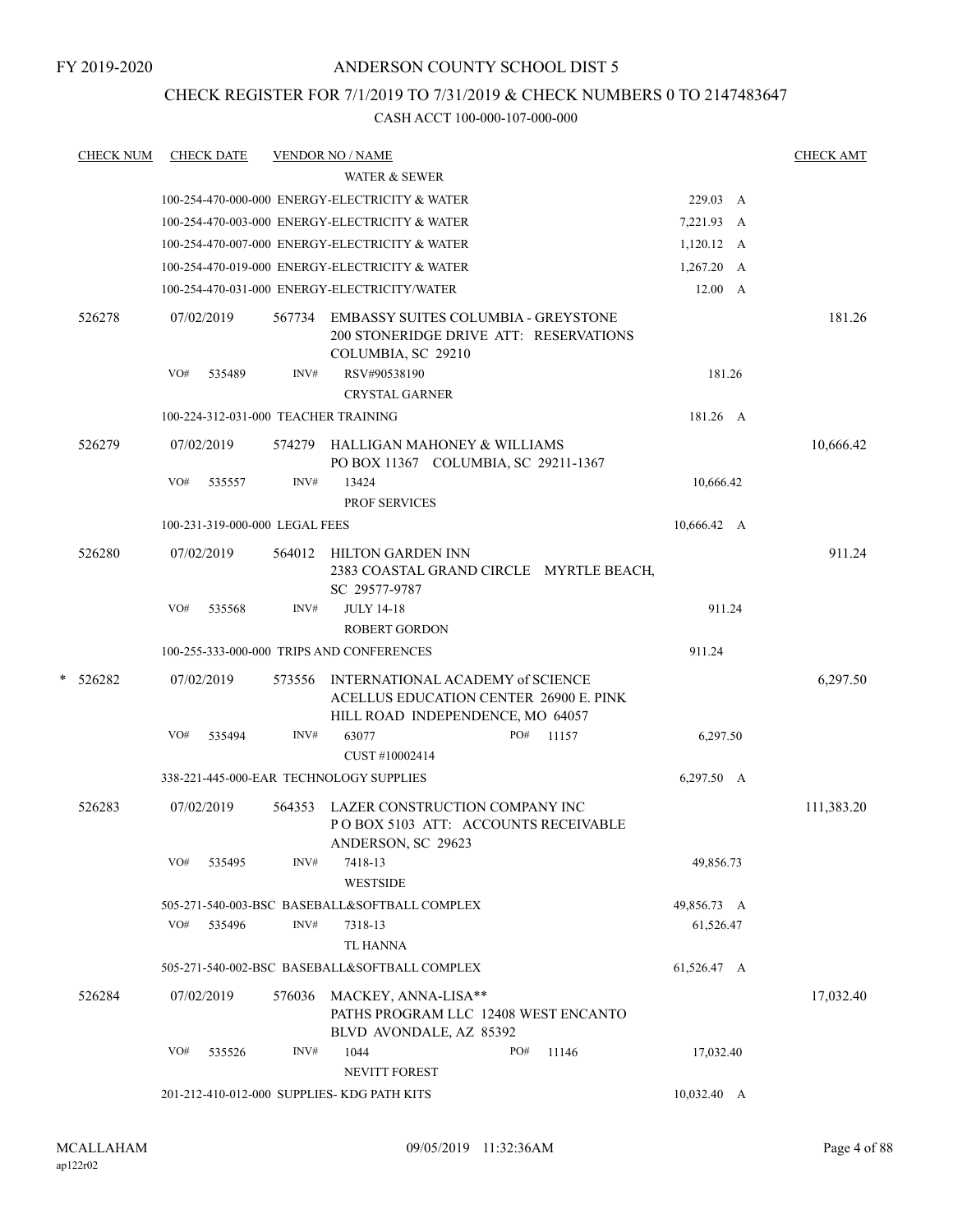FY 2019-2020

# ANDERSON COUNTY SCHOOL DIST 5

## CHECK REGISTER FOR 7/1/2019 TO 7/31/2019 & CHECK NUMBERS 0 TO 2147483647

### CASH ACCT 100-000-107-000-000

| CHECK NUM | CHECK DATE | VENDOR NO / NAME | | CHECK AMT |
|---|---|---|---|---|
| | | WATER & SEWER | | |
| | | 100-254-470-000-000 ENERGY-ELECTRICITY & WATER | 229.03 A | |
| | | 100-254-470-003-000 ENERGY-ELECTRICITY & WATER | 7,221.93 A | |
| | | 100-254-470-007-000 ENERGY-ELECTRICITY & WATER | 1,120.12 A | |
| | | 100-254-470-019-000 ENERGY-ELECTRICITY & WATER | 1,267.20 A | |
| | | 100-254-470-031-000 ENERGY-ELECTRICITY/WATER | 12.00 A | |
| 526278 | 07/02/2019 | 567734 EMBASSY SUITES COLUMBIA - GREYSTONE 200 STONERIDGE DRIVE ATT: RESERVATIONS COLUMBIA, SC 29210 | | 181.26 |
| | VO# 535489 | INV# RSV#90538190 CRYSTAL GARNER | 181.26 | |
| | | 100-224-312-031-000 TEACHER TRAINING | 181.26 A | |
| 526279 | 07/02/2019 | 574279 HALLIGAN MAHONEY & WILLIAMS PO BOX 11367 COLUMBIA, SC 29211-1367 | | 10,666.42 |
| | VO# 535557 | INV# 13424 PROF SERVICES | 10,666.42 | |
| | | 100-231-319-000-000 LEGAL FEES | 10,666.42 A | |
| 526280 | 07/02/2019 | 564012 HILTON GARDEN INN 2383 COASTAL GRAND CIRCLE MYRTLE BEACH, SC 29577-9787 | | 911.24 |
| | VO# 535568 | INV# JULY 14-18 ROBERT GORDON | 911.24 | |
| | | 100-255-333-000-000 TRIPS AND CONFERENCES | 911.24 | |
| * 526282 | 07/02/2019 | 573556 INTERNATIONAL ACADEMY of SCIENCE ACELLUS EDUCATION CENTER 26900 E. PINK HILL ROAD INDEPENDENCE, MO 64057 | | 6,297.50 |
| | VO# 535494 | INV# 63077 PO# 11157 CUST #10002414 | 6,297.50 | |
| | | 338-221-445-000-EAR TECHNOLOGY SUPPLIES | 6,297.50 A | |
| 526283 | 07/02/2019 | 564353 LAZER CONSTRUCTION COMPANY INC P O BOX 5103 ATT: ACCOUNTS RECEIVABLE ANDERSON, SC 29623 | | 111,383.20 |
| | VO# 535495 | INV# 7418-13 WESTSIDE | 49,856.73 | |
| | | 505-271-540-003-BSC BASEBALL&SOFTBALL COMPLEX | 49,856.73 A | |
| | VO# 535496 | INV# 7318-13 TL HANNA | 61,526.47 | |
| | | 505-271-540-002-BSC BASEBALL&SOFTBALL COMPLEX | 61,526.47 A | |
| 526284 | 07/02/2019 | 576036 MACKEY, ANNA-LISA** PATHS PROGRAM LLC 12408 WEST ENCANTO BLVD AVONDALE, AZ 85392 | | 17,032.40 |
| | VO# 535526 | INV# 1044 PO# 11146 NEVITT FOREST | 17,032.40 | |
| | | 201-212-410-012-000 SUPPLIES- KDG PATH KITS | 10,032.40 A | |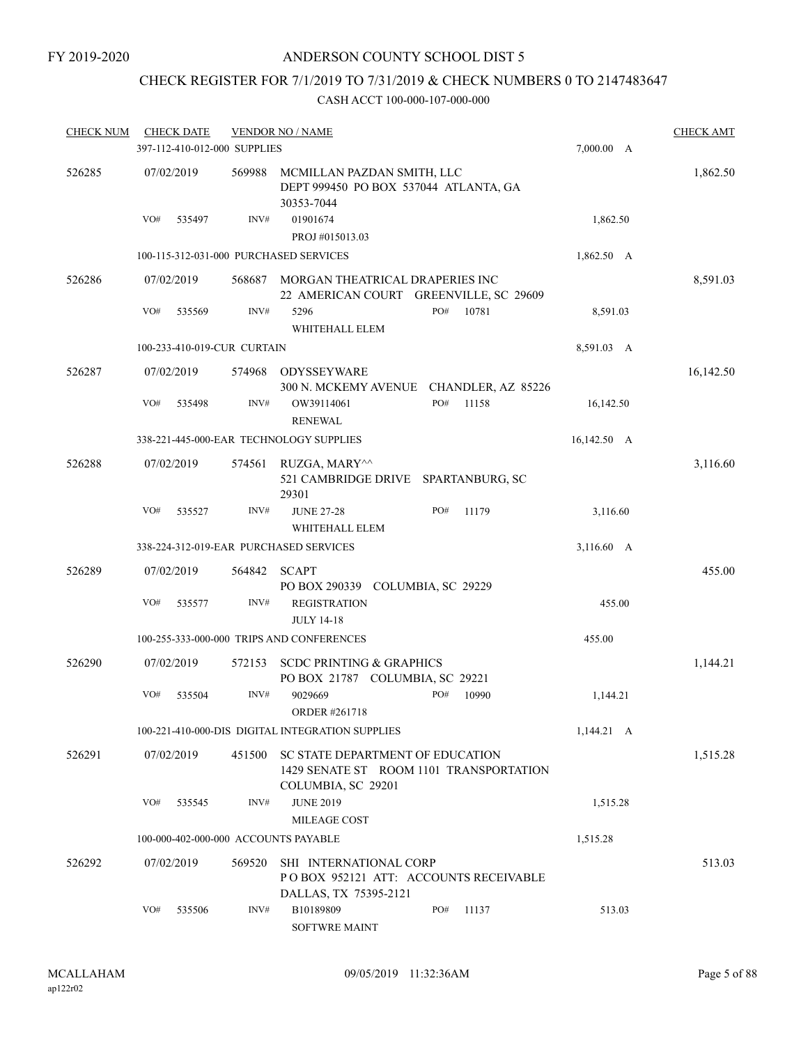FY 2019-2020

# ANDERSON COUNTY SCHOOL DIST 5

## CHECK REGISTER FOR 7/1/2019 TO 7/31/2019 & CHECK NUMBERS 0 TO 2147483647

### CASH ACCT 100-000-107-000-000

| CHECK NUM | CHECK DATE | VENDOR NO / NAME | | | CHECK AMT |
|---|---|---|---|---|---|
| | 397-112-410-012-000 SUPPLIES | | | 7,000.00 A | |
| 526285 | 07/02/2019 | 569988 | MCMILLAN PAZDAN SMITH, LLC<br>DEPT 999450 PO BOX 537044 ATLANTA, GA 30353-7044 | | 1,862.50 |
| | VO# 535497 | INV# | 01901674<br>PROJ #015013.03 | 1,862.50 | |
| | 100-115-312-031-000 PURCHASED SERVICES | | | 1,862.50 A | |
| 526286 | 07/02/2019 | 568687 | MORGAN THEATRICAL DRAPERIES INC<br>22 AMERICAN COURT GREENVILLE, SC 29609 | | 8,591.03 |
| | VO# 535569 | INV# | 5296 PO# 10781<br>WHITEHALL ELEM | 8,591.03 | |
| | 100-233-410-019-CUR CURTAIN | | | 8,591.03 A | |
| 526287 | 07/02/2019 | 574968 | ODYSSEYWARE<br>300 N. MCKEMY AVENUE CHANDLER, AZ 85226 | | 16,142.50 |
| | VO# 535498 | INV# | OW39114061 PO# 11158<br>RENEWAL | 16,142.50 | |
| | 338-221-445-000-EAR TECHNOLOGY SUPPLIES | | | 16,142.50 A | |
| 526288 | 07/02/2019 | 574561 | RUZGA, MARY^^<br>521 CAMBRIDGE DRIVE SPARTANBURG, SC 29301 | | 3,116.60 |
| | VO# 535527 | INV# | JUNE 27-28 PO# 11179<br>WHITEHALL ELEM | 3,116.60 | |
| | 338-224-312-019-EAR PURCHASED SERVICES | | | 3,116.60 A | |
| 526289 | 07/02/2019 | 564842 | SCAPT<br>PO BOX 290339 COLUMBIA, SC 29229 | | 455.00 |
| | VO# 535577 | INV# | REGISTRATION<br>JULY 14-18 | 455.00 | |
| | 100-255-333-000-000 TRIPS AND CONFERENCES | | | 455.00 | |
| 526290 | 07/02/2019 | 572153 | SCDC PRINTING & GRAPHICS<br>PO BOX 21787 COLUMBIA, SC 29221 | | 1,144.21 |
| | VO# 535504 | INV# | 9029669 PO# 10990<br>ORDER #261718 | 1,144.21 | |
| | 100-221-410-000-DIS DIGITAL INTEGRATION SUPPLIES | | | 1,144.21 A | |
| 526291 | 07/02/2019 | 451500 | SC STATE DEPARTMENT OF EDUCATION<br>1429 SENATE ST ROOM 1101 TRANSPORTATION COLUMBIA, SC 29201 | | 1,515.28 |
| | VO# 535545 | INV# | JUNE 2019<br>MILEAGE COST | 1,515.28 | |
| | 100-000-402-000-000 ACCOUNTS PAYABLE | | | 1,515.28 | |
| 526292 | 07/02/2019 | 569520 | SHI INTERNATIONAL CORP<br>P O BOX 952121 ATT: ACCOUNTS RECEIVABLE DALLAS, TX 75395-2121 | | 513.03 |
| | VO# 535506 | INV# | B10189809 PO# 11137<br>SOFTWRE MAINT | 513.03 | |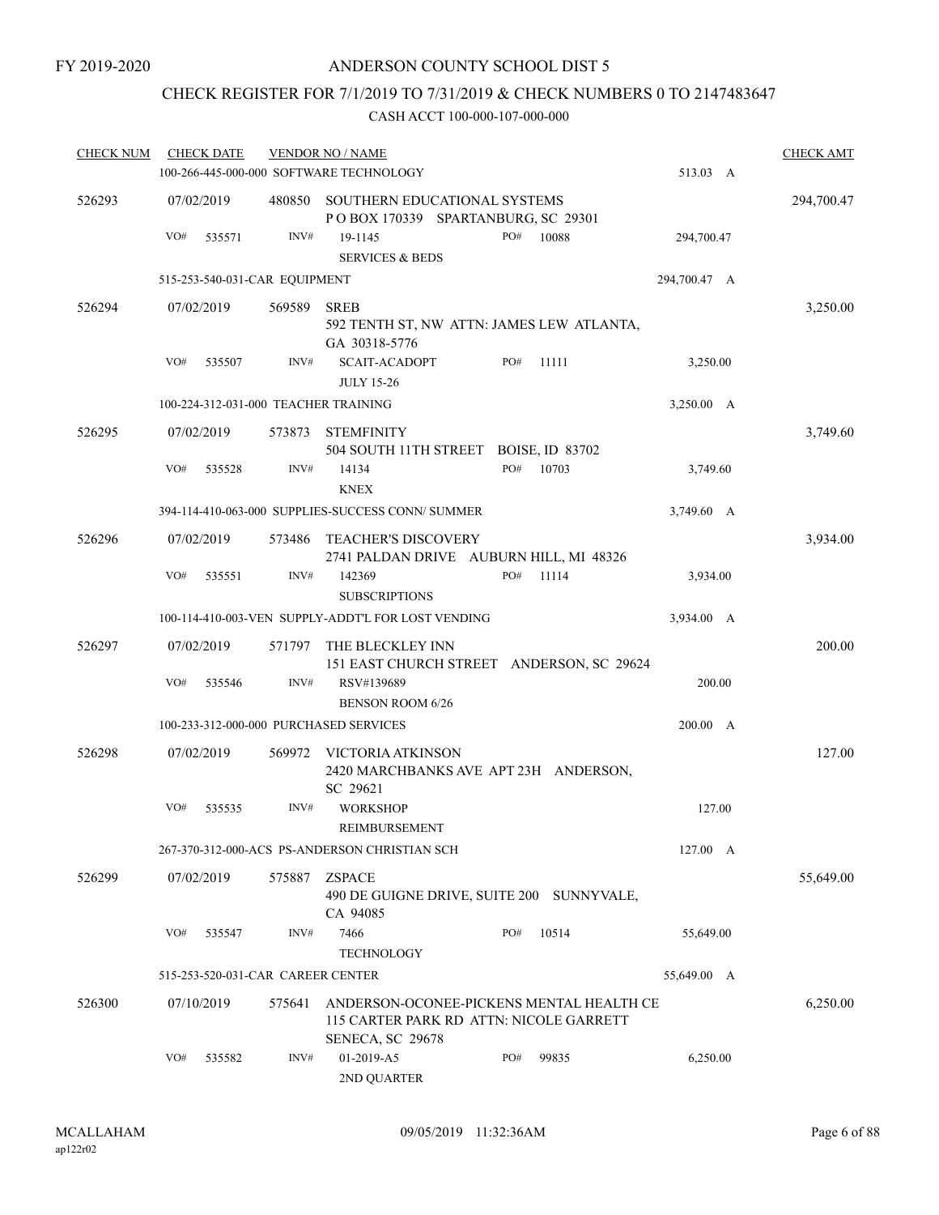FY 2019-2020

# ANDERSON COUNTY SCHOOL DIST 5

## CHECK REGISTER FOR 7/1/2019 TO 7/31/2019 & CHECK NUMBERS 0 TO 2147483647

### CASH ACCT 100-000-107-000-000

| CHECK NUM | CHECK DATE | VENDOR NO / NAME | | | CHECK AMT |
|---|---|---|---|---|---|
| | 100-266-445-000-000 SOFTWARE TECHNOLOGY | | | 513.03 A | |
| 526293 | 07/02/2019 | 480850 SOUTHERN EDUCATIONAL SYSTEMS<br>P O BOX 170339 SPARTANBURG, SC 29301 | | | 294,700.47 |
| | VO# 535571 | INV# 19-1145<br>SERVICES & BEDS | PO# 10088 | 294,700.47 | |
| | 515-253-540-031-CAR EQUIPMENT | | | 294,700.47 A | |
| 526294 | 07/02/2019 | 569589 SREB<br>592 TENTH ST, NW ATTN: JAMES LEW ATLANTA, GA 30318-5776 | | | 3,250.00 |
| | VO# 535507 | INV# SCAIT-ACADOPT<br>JULY 15-26 | PO# 11111 | 3,250.00 | |
| | 100-224-312-031-000 TEACHER TRAINING | | | 3,250.00 A | |
| 526295 | 07/02/2019 | 573873 STEMFINITY<br>504 SOUTH 11TH STREET BOISE, ID 83702 | | | 3,749.60 |
| | VO# 535528 | INV# 14134<br>KNEX | PO# 10703 | 3,749.60 | |
| | 394-114-410-063-000 SUPPLIES-SUCCESS CONN/ SUMMER | | | 3,749.60 A | |
| 526296 | 07/02/2019 | 573486 TEACHER'S DISCOVERY<br>2741 PALDAN DRIVE AUBURN HILL, MI 48326 | | | 3,934.00 |
| | VO# 535551 | INV# 142369<br>SUBSCRIPTIONS | PO# 11114 | 3,934.00 | |
| | 100-114-410-003-VEN SUPPLY-ADDT'L FOR LOST VENDING | | | 3,934.00 A | |
| 526297 | 07/02/2019 | 571797 THE BLECKLEY INN<br>151 EAST CHURCH STREET ANDERSON, SC 29624 | | | 200.00 |
| | VO# 535546 | INV# RSV#139689<br>BENSON ROOM 6/26 | | 200.00 | |
| | 100-233-312-000-000 PURCHASED SERVICES | | | 200.00 A | |
| 526298 | 07/02/2019 | 569972 VICTORIA ATKINSON<br>2420 MARCHBANKS AVE APT 23H ANDERSON, SC 29621 | | | 127.00 |
| | VO# 535535 | INV# WORKSHOP<br>REIMBURSEMENT | | 127.00 | |
| | 267-370-312-000-ACS PS-ANDERSON CHRISTIAN SCH | | | 127.00 A | |
| 526299 | 07/02/2019 | 575887 ZSPACE<br>490 DE GUIGNE DRIVE, SUITE 200 SUNNYVALE, CA 94085 | | | 55,649.00 |
| | VO# 535547 | INV# 7466<br>TECHNOLOGY | PO# 10514 | 55,649.00 | |
| | 515-253-520-031-CAR CAREER CENTER | | | 55,649.00 A | |
| 526300 | 07/10/2019 | 575641 ANDERSON-OCONEE-PICKENS MENTAL HEALTH CE<br>115 CARTER PARK RD ATTN: NICOLE GARRETT SENECA, SC 29678 | | | 6,250.00 |
| | VO# 535582 | INV# 01-2019-A5<br>2ND QUARTER | PO# 99835 | 6,250.00 | |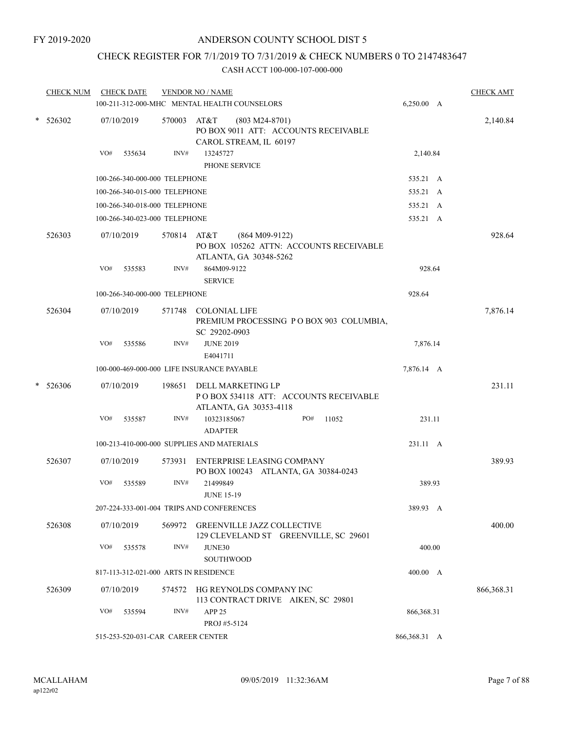FY 2019-2020

# ANDERSON COUNTY SCHOOL DIST 5

## CHECK REGISTER FOR 7/1/2019 TO 7/31/2019 & CHECK NUMBERS 0 TO 2147483647

CASH ACCT 100-000-107-000-000

| CHECK NUM | CHECK DATE | VENDOR NO / NAME | | CHECK AMT |
|---|---|---|---|---|
| | 100-211-312-000-MHC MENTAL HEALTH COUNSELORS | | 6,250.00 A | |
| * 526302 | 07/10/2019 | 570003 AT&T (803 M24-8701) PO BOX 9011 ATT: ACCOUNTS RECEIVABLE CAROL STREAM, IL 60197 | | 2,140.84 |
| | VO# 535634 | INV# 13245727 PHONE SERVICE | 2,140.84 | |
| | 100-266-340-000-000 TELEPHONE | | 535.21 A | |
| | 100-266-340-015-000 TELEPHONE | | 535.21 A | |
| | 100-266-340-018-000 TELEPHONE | | 535.21 A | |
| | 100-266-340-023-000 TELEPHONE | | 535.21 A | |
| 526303 | 07/10/2019 | 570814 AT&T (864 M09-9122) PO BOX 105262 ATTN: ACCOUNTS RECEIVABLE ATLANTA, GA 30348-5262 | | 928.64 |
| | VO# 535583 | INV# 864M09-9122 SERVICE | 928.64 | |
| | 100-266-340-000-000 TELEPHONE | | 928.64 | |
| 526304 | 07/10/2019 | 571748 COLONIAL LIFE PREMIUM PROCESSING P O BOX 903 COLUMBIA, SC 29202-0903 | | 7,876.14 |
| | VO# 535586 | INV# JUNE 2019 E4041711 | 7,876.14 | |
| | 100-000-469-000-000 LIFE INSURANCE PAYABLE | | 7,876.14 A | |
| * 526306 | 07/10/2019 | 198651 DELL MARKETING LP P O BOX 534118 ATT: ACCOUNTS RECEIVABLE ATLANTA, GA 30353-4118 | | 231.11 |
| | VO# 535587 | INV# 10323185067 PO# 11052 ADAPTER | 231.11 | |
| | 100-213-410-000-000 SUPPLIES AND MATERIALS | | 231.11 A | |
| 526307 | 07/10/2019 | 573931 ENTERPRISE LEASING COMPANY PO BOX 100243 ATLANTA, GA 30384-0243 | | 389.93 |
| | VO# 535589 | INV# 21499849 JUNE 15-19 | 389.93 | |
| | 207-224-333-001-004 TRIPS AND CONFERENCES | | 389.93 A | |
| 526308 | 07/10/2019 | 569972 GREENVILLE JAZZ COLLECTIVE 129 CLEVELAND ST GREENVILLE, SC 29601 | | 400.00 |
| | VO# 535578 | INV# JUNE30 SOUTHWOOD | 400.00 | |
| | 817-113-312-021-000 ARTS IN RESIDENCE | | 400.00 A | |
| 526309 | 07/10/2019 | 574572 HG REYNOLDS COMPANY INC 113 CONTRACT DRIVE AIKEN, SC 29801 | | 866,368.31 |
| | VO# 535594 | INV# APP 25 PROJ #5-5124 | 866,368.31 | |
| | 515-253-520-031-CAR CAREER CENTER | | 866,368.31 A | |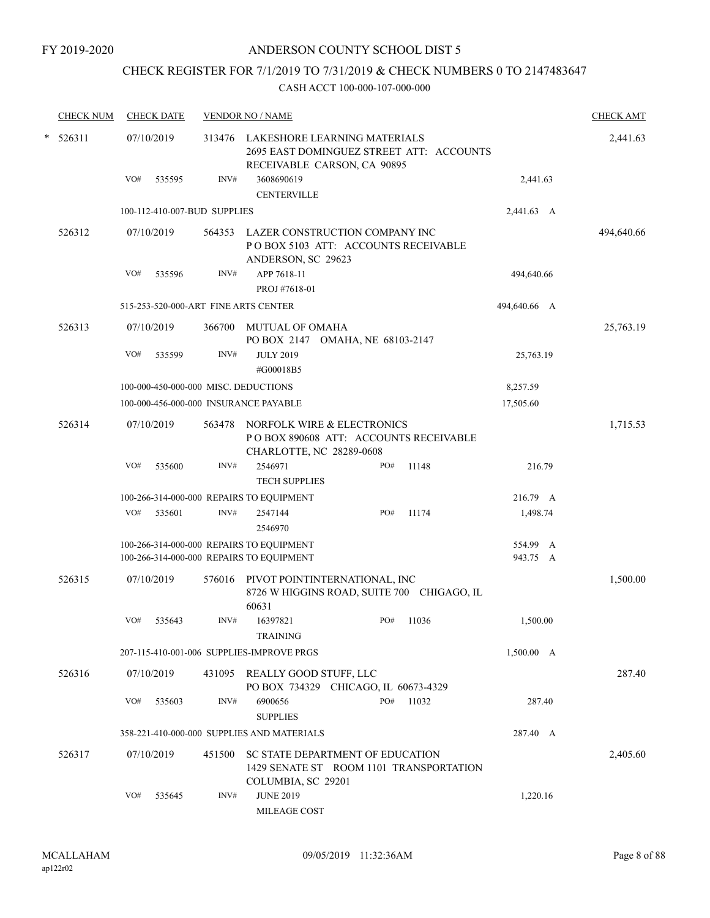FY 2019-2020

# ANDERSON COUNTY SCHOOL DIST 5

## CHECK REGISTER FOR 7/1/2019 TO 7/31/2019 & CHECK NUMBERS 0 TO 2147483647

CASH ACCT 100-000-107-000-000

| CHECK NUM | CHECK DATE | VENDOR NO / NAME | | | CHECK AMT |
|---|---|---|---|---|---|
| * 526311 | 07/10/2019 | 313476 LAKESHORE LEARNING MATERIALS 2695 EAST DOMINGUEZ STREET ATT: ACCOUNTS RECEIVABLE CARSON, CA 90895 | | | 2,441.63 |
| | VO# 535595 | INV# 3608690619 CENTERVILLE | | 2,441.63 | |
| | 100-112-410-007-BUD SUPPLIES | | | 2,441.63 A | |
| 526312 | 07/10/2019 | 564353 LAZER CONSTRUCTION COMPANY INC P O BOX 5103 ATT: ACCOUNTS RECEIVABLE ANDERSON, SC 29623 | | | 494,640.66 |
| | VO# 535596 | INV# APP 7618-11 PROJ #7618-01 | | 494,640.66 | |
| | 515-253-520-000-ART FINE ARTS CENTER | | | 494,640.66 A | |
| 526313 | 07/10/2019 | 366700 MUTUAL OF OMAHA PO BOX 2147 OMAHA, NE 68103-2147 | | | 25,763.19 |
| | VO# 535599 | INV# JULY 2019 #G00018B5 | | 25,763.19 | |
| | 100-000-450-000-000 MISC. DEDUCTIONS | | | 8,257.59 | |
| | 100-000-456-000-000 INSURANCE PAYABLE | | | 17,505.60 | |
| 526314 | 07/10/2019 | 563478 NORFOLK WIRE & ELECTRONICS P O BOX 890608 ATT: ACCOUNTS RECEIVABLE CHARLOTTE, NC 28289-0608 | | | 1,715.53 |
| | VO# 535600 | INV# 2546971 TECH SUPPLIES | PO# 11148 | 216.79 | |
| | 100-266-314-000-000 REPAIRS TO EQUIPMENT | | | 216.79 A | |
| | VO# 535601 | INV# 2547144 2546970 | PO# 11174 | 1,498.74 | |
| | 100-266-314-000-000 REPAIRS TO EQUIPMENT | | | 554.99 A | |
| | 100-266-314-000-000 REPAIRS TO EQUIPMENT | | | 943.75 A | |
| 526315 | 07/10/2019 | 576016 PIVOT POINTINTERNATIONAL, INC 8726 W HIGGINS ROAD, SUITE 700 CHIGAGO, IL 60631 | | | 1,500.00 |
| | VO# 535643 | INV# 16397821 TRAINING | PO# 11036 | 1,500.00 | |
| | 207-115-410-001-006 SUPPLIES-IMPROVE PRGS | | | 1,500.00 A | |
| 526316 | 07/10/2019 | 431095 REALLY GOOD STUFF, LLC PO BOX 734329 CHICAGO, IL 60673-4329 | | | 287.40 |
| | VO# 535603 | INV# 6900656 SUPPLIES | PO# 11032 | 287.40 | |
| | 358-221-410-000-000 SUPPLIES AND MATERIALS | | | 287.40 A | |
| 526317 | 07/10/2019 | 451500 SC STATE DEPARTMENT OF EDUCATION 1429 SENATE ST ROOM 1101 TRANSPORTATION COLUMBIA, SC 29201 | | | 2,405.60 |
| | VO# 535645 | INV# JUNE 2019 MILEAGE COST | | 1,220.16 | |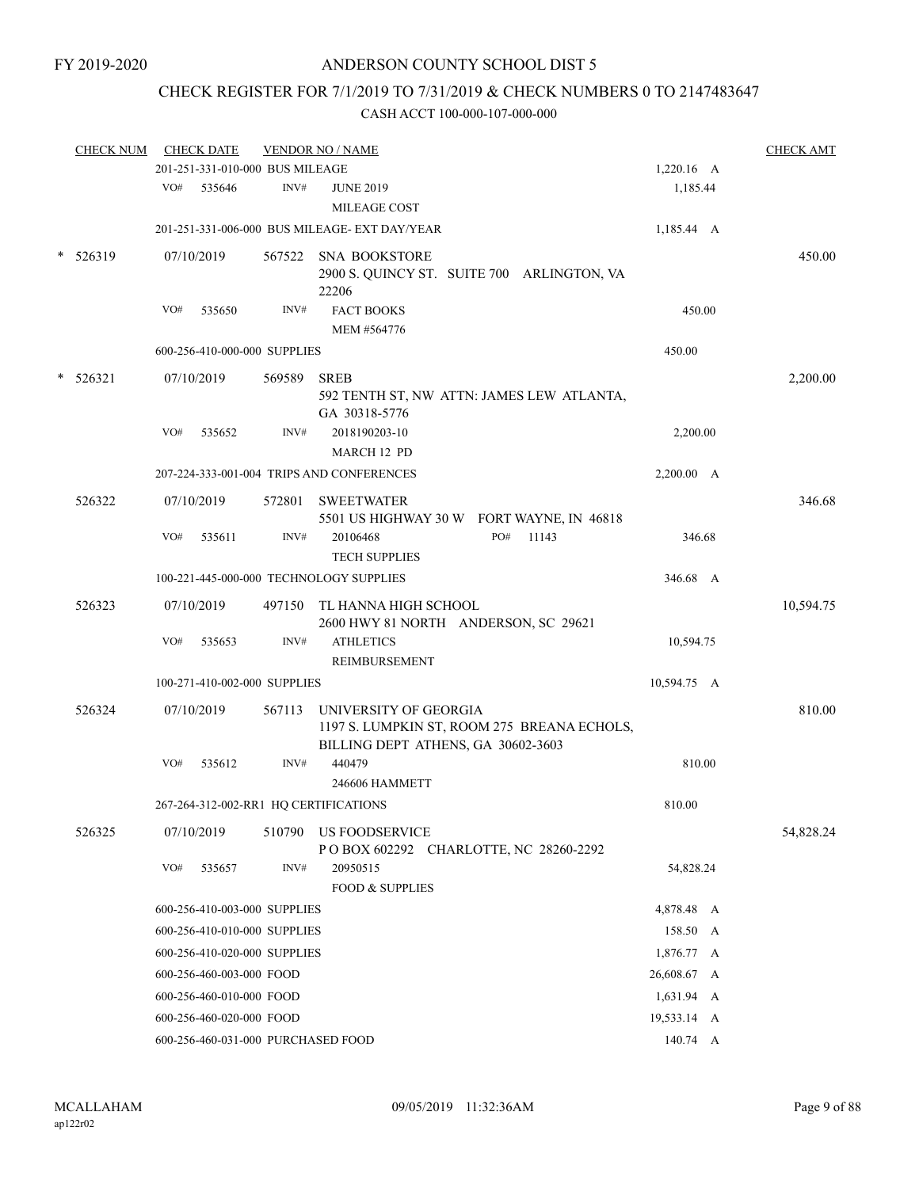FY 2019-2020

# ANDERSON COUNTY SCHOOL DIST 5

## CHECK REGISTER FOR 7/1/2019 TO 7/31/2019 & CHECK NUMBERS 0 TO 2147483647

### CASH ACCT 100-000-107-000-000

| CHECK NUM | CHECK DATE | VENDOR NO / NAME | | CHECK AMT |
|---|---|---|---|---|
| | 201-251-331-010-000 BUS MILEAGE | | 1,220.16 A | |
| | VO# 535646 | INV# JUNE 2019<br>MILEAGE COST | 1,185.44 | |
| | 201-251-331-006-000 BUS MILEAGE- EXT DAY/YEAR | | 1,185.44 A | |
| * 526319 | 07/10/2019 | 567522 SNA BOOKSTORE<br>2900 S. QUINCY ST. SUITE 700 ARLINGTON, VA 22206 | | 450.00 |
| | VO# 535650 | INV# FACT BOOKS<br>MEM #564776 | 450.00 | |
| | 600-256-410-000-000 SUPPLIES | | 450.00 | |
| * 526321 | 07/10/2019 | 569589 SREB<br>592 TENTH ST, NW ATTN: JAMES LEW ATLANTA, GA 30318-5776 | | 2,200.00 |
| | VO# 535652 | INV# 2018190203-10<br>MARCH 12 PD | 2,200.00 | |
| | 207-224-333-001-004 TRIPS AND CONFERENCES | | 2,200.00 A | |
| 526322 | 07/10/2019 | 572801 SWEETWATER<br>5501 US HIGHWAY 30 W FORT WAYNE, IN 46818 | | 346.68 |
| | VO# 535611 | INV# 20106468 PO# 11143<br>TECH SUPPLIES | 346.68 | |
| | 100-221-445-000-000 TECHNOLOGY SUPPLIES | | 346.68 A | |
| 526323 | 07/10/2019 | 497150 TL HANNA HIGH SCHOOL<br>2600 HWY 81 NORTH ANDERSON, SC 29621 | | 10,594.75 |
| | VO# 535653 | INV# ATHLETICS<br>REIMBURSEMENT | 10,594.75 | |
| | 100-271-410-002-000 SUPPLIES | | 10,594.75 A | |
| 526324 | 07/10/2019 | 567113 UNIVERSITY OF GEORGIA<br>1197 S. LUMPKIN ST, ROOM 275 BREANA ECHOLS, BILLING DEPT ATHENS, GA 30602-3603 | | 810.00 |
| | VO# 535612 | INV# 440479<br>246606 HAMMETT | 810.00 | |
| | 267-264-312-002-RR1 HQ CERTIFICATIONS | | 810.00 | |
| 526325 | 07/10/2019 | 510790 US FOODSERVICE<br>P O BOX 602292 CHARLOTTE, NC 28260-2292 | | 54,828.24 |
| | VO# 535657 | INV# 20950515<br>FOOD & SUPPLIES | 54,828.24 | |
| | 600-256-410-003-000 SUPPLIES | | 4,878.48 A | |
| | 600-256-410-010-000 SUPPLIES | | 158.50 A | |
| | 600-256-410-020-000 SUPPLIES | | 1,876.77 A | |
| | 600-256-460-003-000 FOOD | | 26,608.67 A | |
| | 600-256-460-010-000 FOOD | | 1,631.94 A | |
| | 600-256-460-020-000 FOOD | | 19,533.14 A | |
| | 600-256-460-031-000 PURCHASED FOOD | | 140.74 A | |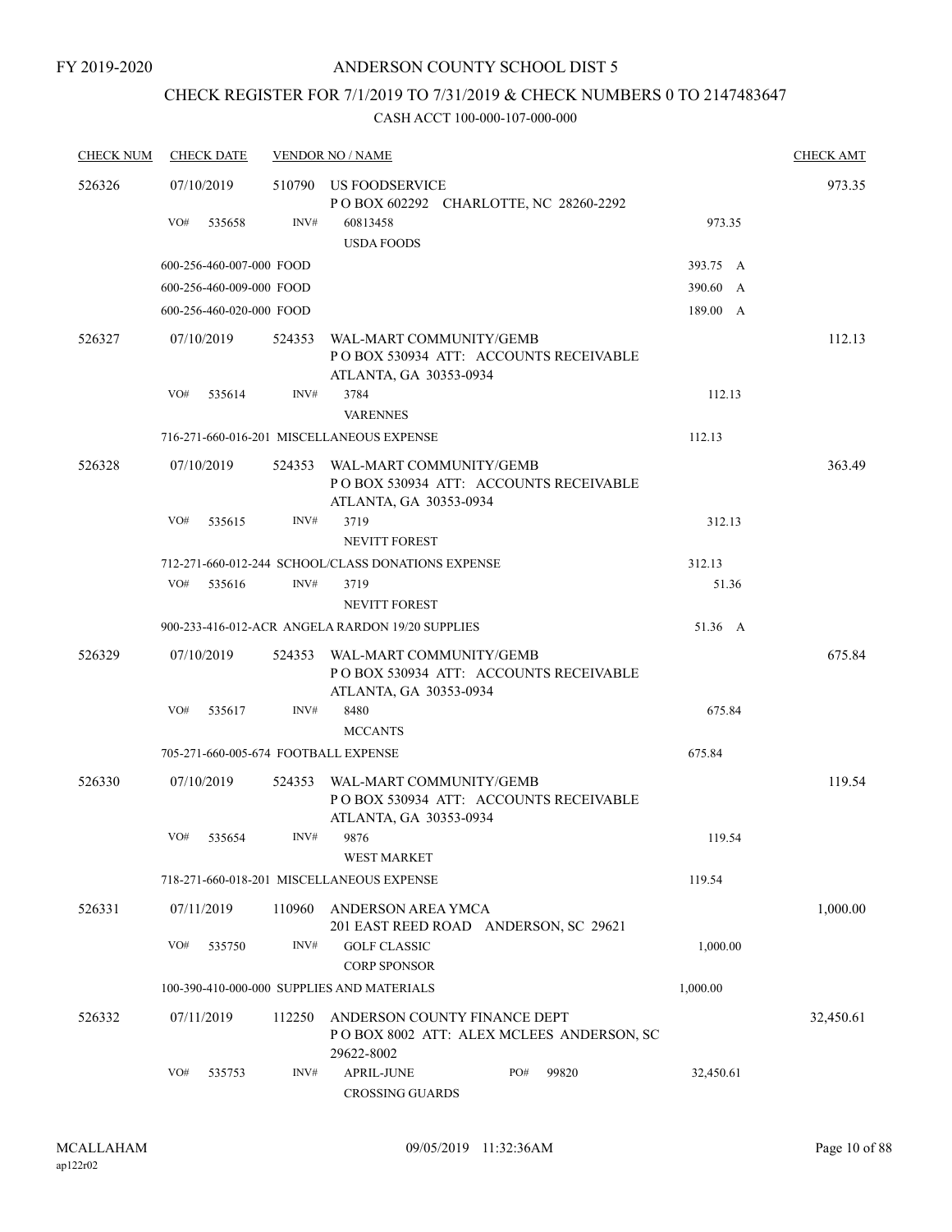FY 2019-2020

ANDERSON COUNTY SCHOOL DIST 5

CHECK REGISTER FOR 7/1/2019 TO 7/31/2019 & CHECK NUMBERS 0 TO 2147483647

CASH ACCT 100-000-107-000-000

| CHECK NUM | CHECK DATE | VENDOR NO / NAME | | CHECK AMT |
|---|---|---|---|---|
| 526326 | 07/10/2019 | 510790 US FOODSERVICE<br>P O BOX 602292 CHARLOTTE, NC 28260-2292 | | 973.35 |
| | VO# 535658 | INV# 60813458<br>USDA FOODS | 973.35 | |
| | 600-256-460-007-000 FOOD | | 393.75 A | |
| | 600-256-460-009-000 FOOD | | 390.60 A | |
| | 600-256-460-020-000 FOOD | | 189.00 A | |
| 526327 | 07/10/2019 | 524353 WAL-MART COMMUNITY/GEMB<br>P O BOX 530934 ATT: ACCOUNTS RECEIVABLE<br>ATLANTA, GA 30353-0934 | | 112.13 |
| | VO# 535614 | INV# 3784<br>VARENNES | 112.13 | |
| | 716-271-660-016-201 MISCELLANEOUS EXPENSE | | 112.13 | |
| 526328 | 07/10/2019 | 524353 WAL-MART COMMUNITY/GEMB<br>P O BOX 530934 ATT: ACCOUNTS RECEIVABLE<br>ATLANTA, GA 30353-0934 | | 363.49 |
| | VO# 535615 | INV# 3719<br>NEVITT FOREST | 312.13 | |
| | 712-271-660-012-244 SCHOOL/CLASS DONATIONS EXPENSE | | 312.13 | |
| | VO# 535616 | INV# 3719<br>NEVITT FOREST | 51.36 | |
| | 900-233-416-012-ACR ANGELA RARDON 19/20 SUPPLIES | | 51.36 A | |
| 526329 | 07/10/2019 | 524353 WAL-MART COMMUNITY/GEMB<br>P O BOX 530934 ATT: ACCOUNTS RECEIVABLE<br>ATLANTA, GA 30353-0934 | | 675.84 |
| | VO# 535617 | INV# 8480<br>MCCANTS | 675.84 | |
| | 705-271-660-005-674 FOOTBALL EXPENSE | | 675.84 | |
| 526330 | 07/10/2019 | 524353 WAL-MART COMMUNITY/GEMB<br>P O BOX 530934 ATT: ACCOUNTS RECEIVABLE<br>ATLANTA, GA 30353-0934 | | 119.54 |
| | VO# 535654 | INV# 9876<br>WEST MARKET | 119.54 | |
| | 718-271-660-018-201 MISCELLANEOUS EXPENSE | | 119.54 | |
| 526331 | 07/11/2019 | 110960 ANDERSON AREA YMCA<br>201 EAST REED ROAD ANDERSON, SC 29621 | | 1,000.00 |
| | VO# 535750 | INV# GOLF CLASSIC<br>CORP SPONSOR | 1,000.00 | |
| | 100-390-410-000-000 SUPPLIES AND MATERIALS | | 1,000.00 | |
| 526332 | 07/11/2019 | 112250 ANDERSON COUNTY FINANCE DEPT<br>P O BOX 8002 ATT: ALEX MCLEES ANDERSON, SC<br>29622-8002 | | 32,450.61 |
| | VO# 535753 | INV# APRIL-JUNE PO# 99820<br>CROSSING GUARDS | 32,450.61 | |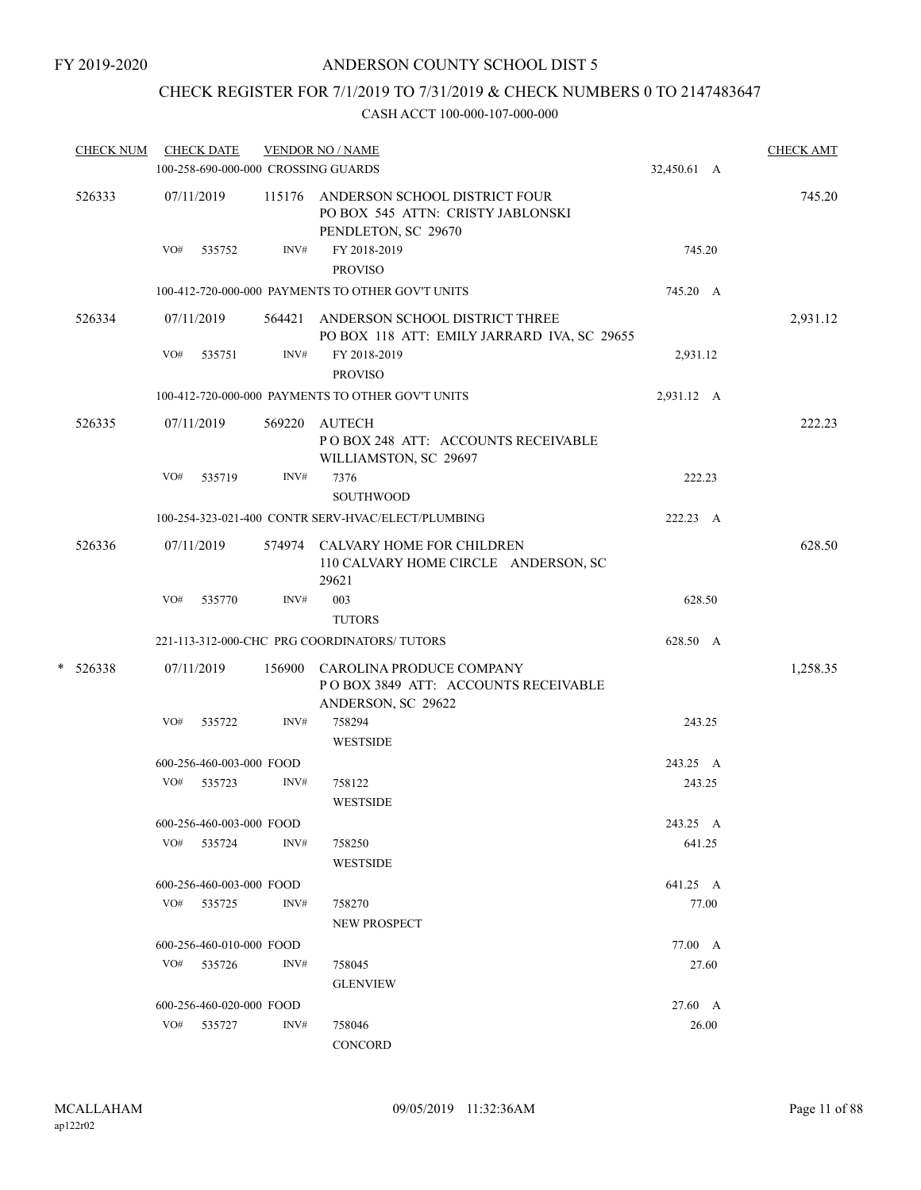FY 2019-2020

# ANDERSON COUNTY SCHOOL DIST 5

## CHECK REGISTER FOR 7/1/2019 TO 7/31/2019 & CHECK NUMBERS 0 TO 2147483647

### CASH ACCT 100-000-107-000-000

| CHECK NUM | CHECK DATE | VENDOR NO / NAME | | CHECK AMT |
|---|---|---|---|---|
| | 100-258-690-000-000 CROSSING GUARDS | | 32,450.61 A | |
| 526333 | 07/11/2019 | 115176 ANDERSON SCHOOL DISTRICT FOUR<br>PO BOX 545 ATTN: CRISTY JABLONSKI<br>PENDLETON, SC 29670 | | 745.20 |
| | VO# 535752 INV# | FY 2018-2019<br>PROVISO | 745.20 | |
| | 100-412-720-000-000 PAYMENTS TO OTHER GOV'T UNITS | | 745.20 A | |
| 526334 | 07/11/2019 | 564421 ANDERSON SCHOOL DISTRICT THREE<br>PO BOX 118 ATT: EMILY JARRARD IVA, SC 29655 | | 2,931.12 |
| | VO# 535751 INV# | FY 2018-2019<br>PROVISO | 2,931.12 | |
| | 100-412-720-000-000 PAYMENTS TO OTHER GOV'T UNITS | | 2,931.12 A | |
| 526335 | 07/11/2019 | 569220 AUTECH<br>P O BOX 248 ATT: ACCOUNTS RECEIVABLE<br>WILLIAMSTON, SC 29697 | | 222.23 |
| | VO# 535719 INV# | 7376<br>SOUTHWOOD | 222.23 | |
| | 100-254-323-021-400 CONTR SERV-HVAC/ELECT/PLUMBING | | 222.23 A | |
| 526336 | 07/11/2019 | 574974 CALVARY HOME FOR CHILDREN<br>110 CALVARY HOME CIRCLE ANDERSON, SC 29621 | | 628.50 |
| | VO# 535770 INV# | 003<br>TUTORS | 628.50 | |
| | 221-113-312-000-CHC PRG COORDINATORS/ TUTORS | | 628.50 A | |
| * 526338 | 07/11/2019 | 156900 CAROLINA PRODUCE COMPANY<br>P O BOX 3849 ATT: ACCOUNTS RECEIVABLE<br>ANDERSON, SC 29622 | | 1,258.35 |
| | VO# 535722 INV# | 758294<br>WESTSIDE | 243.25 | |
| | 600-256-460-003-000 FOOD | | 243.25 A | |
| | VO# 535723 INV# | 758122<br>WESTSIDE | 243.25 | |
| | 600-256-460-003-000 FOOD | | 243.25 A | |
| | VO# 535724 INV# | 758250<br>WESTSIDE | 641.25 | |
| | 600-256-460-003-000 FOOD | | 641.25 A | |
| | VO# 535725 INV# | 758270<br>NEW PROSPECT | 77.00 | |
| | 600-256-460-010-000 FOOD | | 77.00 A | |
| | VO# 535726 INV# | 758045<br>GLENVIEW | 27.60 | |
| | 600-256-460-020-000 FOOD | | 27.60 A | |
| | VO# 535727 INV# | 758046<br>CONCORD | 26.00 | |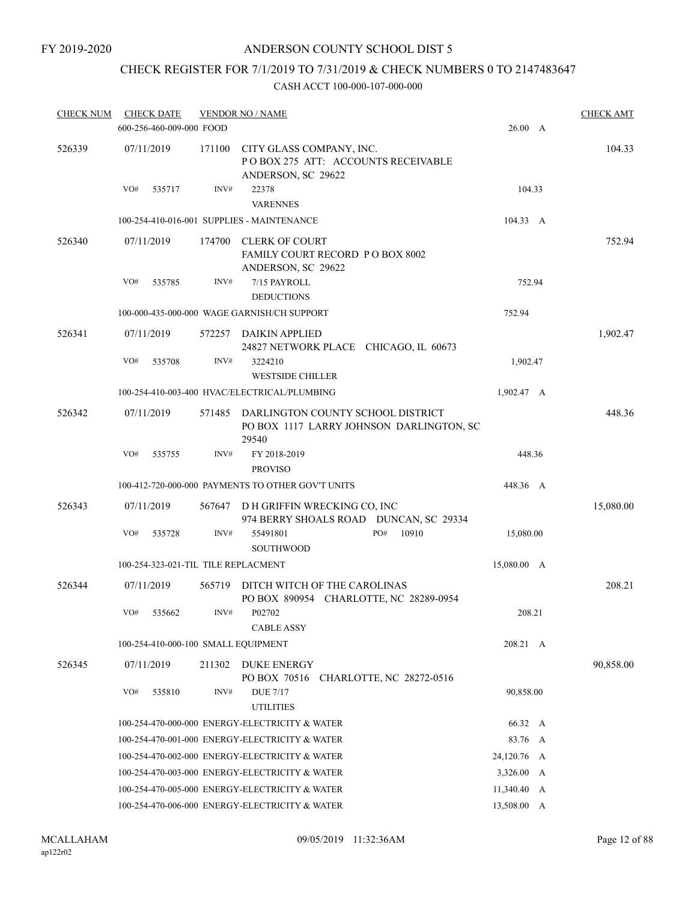FY 2019-2020

# ANDERSON COUNTY SCHOOL DIST 5

## CHECK REGISTER FOR 7/1/2019 TO 7/31/2019 & CHECK NUMBERS 0 TO 2147483647

CASH ACCT 100-000-107-000-000

| CHECK NUM | CHECK DATE | VENDOR NO / NAME | | CHECK AMT |
|---|---|---|---|---|
| | 600-256-460-009-000 FOOD | | 26.00 A | |
| 526339 | 07/11/2019 | 171100 CITY GLASS COMPANY, INC.<br>P O BOX 275 ATT: ACCOUNTS RECEIVABLE<br>ANDERSON, SC 29622 | | 104.33 |
| | VO# 535717 | INV# 22378<br>VARENNES | 104.33 | |
| | 100-254-410-016-001 SUPPLIES - MAINTENANCE | | 104.33 A | |
| 526340 | 07/11/2019 | 174700 CLERK OF COURT<br>FAMILY COURT RECORD P O BOX 8002<br>ANDERSON, SC 29622 | | 752.94 |
| | VO# 535785 | INV# 7/15 PAYROLL<br>DEDUCTIONS | 752.94 | |
| | 100-000-435-000-000 WAGE GARNISH/CH SUPPORT | | 752.94 | |
| 526341 | 07/11/2019 | 572257 DAIKIN APPLIED<br>24827 NETWORK PLACE CHICAGO, IL 60673 | | 1,902.47 |
| | VO# 535708 | INV# 3224210<br>WESTSIDE CHILLER | 1,902.47 | |
| | 100-254-410-003-400 HVAC/ELECTRICAL/PLUMBING | | 1,902.47 A | |
| 526342 | 07/11/2019 | 571485 DARLINGTON COUNTY SCHOOL DISTRICT<br>PO BOX 1117 LARRY JOHNSON DARLINGTON, SC 29540 | | 448.36 |
| | VO# 535755 | INV# FY 2018-2019<br>PROVISO | 448.36 | |
| | 100-412-720-000-000 PAYMENTS TO OTHER GOV'T UNITS | | 448.36 A | |
| 526343 | 07/11/2019 | 567647 D H GRIFFIN WRECKING CO, INC<br>974 BERRY SHOALS ROAD DUNCAN, SC 29334 | | 15,080.00 |
| | VO# 535728 | INV# 55491801 PO# 10910<br>SOUTHWOOD | 15,080.00 | |
| | 100-254-323-021-TIL TILE REPLACMENT | | 15,080.00 A | |
| 526344 | 07/11/2019 | 565719 DITCH WITCH OF THE CAROLINAS<br>PO BOX 890954 CHARLOTTE, NC 28289-0954 | | 208.21 |
| | VO# 535662 | INV# P02702<br>CABLE ASSY | 208.21 | |
| | 100-254-410-000-100 SMALL EQUIPMENT | | 208.21 A | |
| 526345 | 07/11/2019 | 211302 DUKE ENERGY<br>PO BOX 70516 CHARLOTTE, NC 28272-0516 | | 90,858.00 |
| | VO# 535810 | INV# DUE 7/17<br>UTILITIES | 90,858.00 | |
| | 100-254-470-000-000 ENERGY-ELECTRICITY & WATER | | 66.32 A | |
| | 100-254-470-001-000 ENERGY-ELECTRICITY & WATER | | 83.76 A | |
| | 100-254-470-002-000 ENERGY-ELECTRICITY & WATER | | 24,120.76 A | |
| | 100-254-470-003-000 ENERGY-ELECTRICITY & WATER | | 3,326.00 A | |
| | 100-254-470-005-000 ENERGY-ELECTRICITY & WATER | | 11,340.40 A | |
| | 100-254-470-006-000 ENERGY-ELECTRICITY & WATER | | 13,508.00 A | |

MCALLAHAM
ap122r02

09/05/2019 11:32:36AM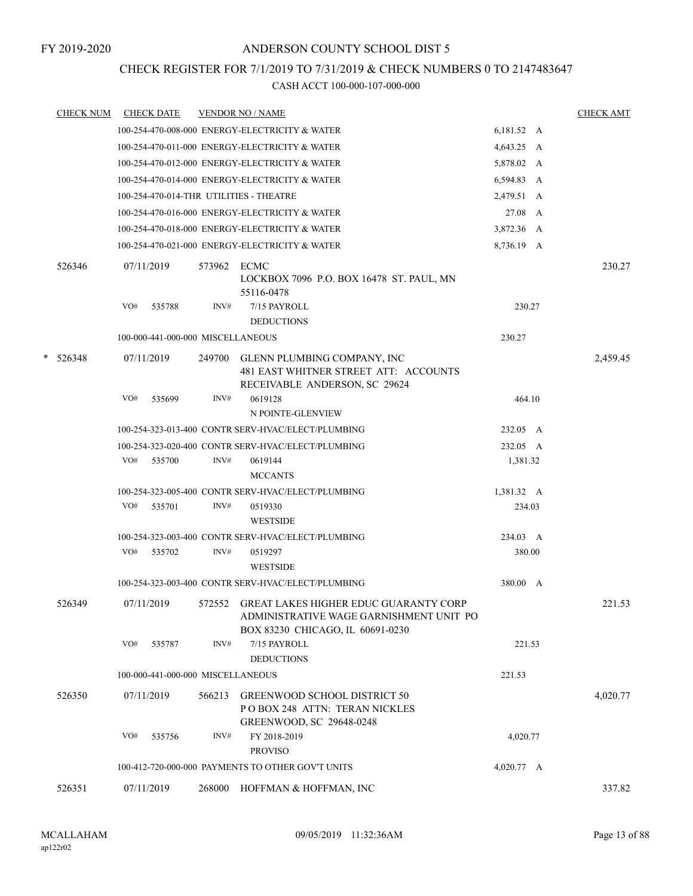FY 2019-2020

# ANDERSON COUNTY SCHOOL DIST 5

## CHECK REGISTER FOR 7/1/2019 TO 7/31/2019 & CHECK NUMBERS 0 TO 2147483647

### CASH ACCT 100-000-107-000-000

| CHECK NUM | CHECK DATE | VENDOR NO / NAME | | | CHECK AMT |
|---|---|---|---|---|---|
| | 100-254-470-008-000 ENERGY-ELECTRICITY & WATER | | | 6,181.52 A | |
| | 100-254-470-011-000 ENERGY-ELECTRICITY & WATER | | | 4,643.25 A | |
| | 100-254-470-012-000 ENERGY-ELECTRICITY & WATER | | | 5,878.02 A | |
| | 100-254-470-014-000 ENERGY-ELECTRICITY & WATER | | | 6,594.83 A | |
| | 100-254-470-014-THR UTILITIES - THEATRE | | | 2,479.51 A | |
| | 100-254-470-016-000 ENERGY-ELECTRICITY & WATER | | | 27.08 A | |
| | 100-254-470-018-000 ENERGY-ELECTRICITY & WATER | | | 3,872.36 A | |
| | 100-254-470-021-000 ENERGY-ELECTRICITY & WATER | | | 8,736.19 A | |
| 526346 | 07/11/2019 | 573962 ECMC LOCKBOX 7096 P.O. BOX 16478 ST. PAUL, MN 55116-0478 | | | 230.27 |
| | VO# 535788 | INV# 7/15 PAYROLL DEDUCTIONS | | 230.27 | |
| | 100-000-441-000-000 MISCELLANEOUS | | | 230.27 | |
| * 526348 | 07/11/2019 | 249700 GLENN PLUMBING COMPANY, INC 481 EAST WHITNER STREET ATT: ACCOUNTS RECEIVABLE ANDERSON, SC 29624 | | | 2,459.45 |
| | VO# 535699 | INV# 0619128 N POINTE-GLENVIEW | | 464.10 | |
| | 100-254-323-013-400 CONTR SERV-HVAC/ELECT/PLUMBING | | | 232.05 A | |
| | 100-254-323-020-400 CONTR SERV-HVAC/ELECT/PLUMBING | | | 232.05 A | |
| | VO# 535700 | INV# 0619144 MCCANTS | | 1,381.32 | |
| | 100-254-323-005-400 CONTR SERV-HVAC/ELECT/PLUMBING | | | 1,381.32 A | |
| | VO# 535701 | INV# 0519330 WESTSIDE | | 234.03 | |
| | 100-254-323-003-400 CONTR SERV-HVAC/ELECT/PLUMBING | | | 234.03 A | |
| | VO# 535702 | INV# 0519297 WESTSIDE | | 380.00 | |
| | 100-254-323-003-400 CONTR SERV-HVAC/ELECT/PLUMBING | | | 380.00 A | |
| 526349 | 07/11/2019 | 572552 GREAT LAKES HIGHER EDUC GUARANTY CORP ADMINISTRATIVE WAGE GARNISHMENT UNIT PO BOX 83230 CHICAGO, IL 60691-0230 | | | 221.53 |
| | VO# 535787 | INV# 7/15 PAYROLL DEDUCTIONS | | 221.53 | |
| | 100-000-441-000-000 MISCELLANEOUS | | | 221.53 | |
| 526350 | 07/11/2019 | 566213 GREENWOOD SCHOOL DISTRICT 50 P O BOX 248 ATTN: TERAN NICKLES GREENWOOD, SC 29648-0248 | | | 4,020.77 |
| | VO# 535756 | INV# FY 2018-2019 PROVISO | | 4,020.77 | |
| | 100-412-720-000-000 PAYMENTS TO OTHER GOV'T UNITS | | | 4,020.77 A | |
| 526351 | 07/11/2019 | 268000 HOFFMAN & HOFFMAN, INC | | | 337.82 |

MCALLAHAM
ap122r02

09/05/2019 11:32:36AM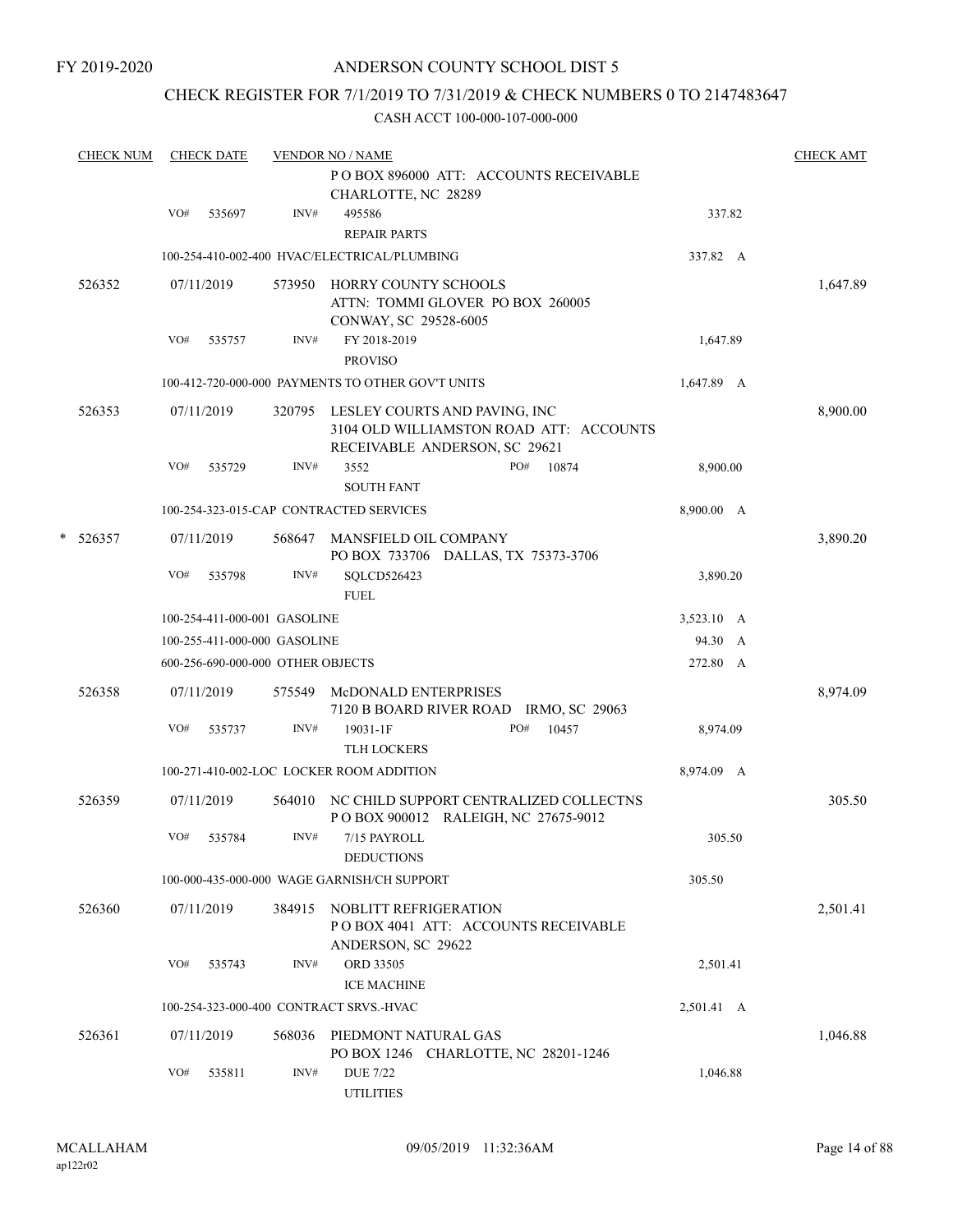FY 2019-2020

# ANDERSON COUNTY SCHOOL DIST 5

## CHECK REGISTER FOR 7/1/2019 TO 7/31/2019 & CHECK NUMBERS 0 TO 2147483647

### CASH ACCT 100-000-107-000-000

| CHECK NUM | CHECK DATE | VENDOR NO / NAME | | CHECK AMT |
|---|---|---|---|---|
| | | P O BOX 896000 ATT: ACCOUNTS RECEIVABLE CHARLOTTE, NC 28289 | | |
| | VO# 535697 | INV# 495586 REPAIR PARTS | 337.82 | |
| | | 100-254-410-002-400 HVAC/ELECTRICAL/PLUMBING | 337.82 A | |
| 526352 | 07/11/2019 | 573950 HORRY COUNTY SCHOOLS ATTN: TOMMI GLOVER PO BOX 260005 CONWAY, SC 29528-6005 | | 1,647.89 |
| | VO# 535757 | INV# FY 2018-2019 PROVISO | 1,647.89 | |
| | | 100-412-720-000-000 PAYMENTS TO OTHER GOV'T UNITS | 1,647.89 A | |
| 526353 | 07/11/2019 | 320795 LESLEY COURTS AND PAVING, INC 3104 OLD WILLIAMSTON ROAD ATT: ACCOUNTS RECEIVABLE ANDERSON, SC 29621 | | 8,900.00 |
| | VO# 535729 | INV# 3552 PO# 10874 SOUTH FANT | 8,900.00 | |
| | | 100-254-323-015-CAP CONTRACTED SERVICES | 8,900.00 A | |
| * 526357 | 07/11/2019 | 568647 MANSFIELD OIL COMPANY PO BOX 733706 DALLAS, TX 75373-3706 | | 3,890.20 |
| | VO# 535798 | INV# SQLCD526423 FUEL | 3,890.20 | |
| | | 100-254-411-000-001 GASOLINE | 3,523.10 A | |
| | | 100-255-411-000-000 GASOLINE | 94.30 A | |
| | | 600-256-690-000-000 OTHER OBJECTS | 272.80 A | |
| 526358 | 07/11/2019 | 575549 McDONALD ENTERPRISES 7120 B BOARD RIVER ROAD IRMO, SC 29063 | | 8,974.09 |
| | VO# 535737 | INV# 19031-1F PO# 10457 TLH LOCKERS | 8,974.09 | |
| | | 100-271-410-002-LOC LOCKER ROOM ADDITION | 8,974.09 A | |
| 526359 | 07/11/2019 | 564010 NC CHILD SUPPORT CENTRALIZED COLLECTNS P O BOX 900012 RALEIGH, NC 27675-9012 | | 305.50 |
| | VO# 535784 | INV# 7/15 PAYROLL DEDUCTIONS | 305.50 | |
| | | 100-000-435-000-000 WAGE GARNISH/CH SUPPORT | 305.50 | |
| 526360 | 07/11/2019 | 384915 NOBLITT REFRIGERATION P O BOX 4041 ATT: ACCOUNTS RECEIVABLE ANDERSON, SC 29622 | | 2,501.41 |
| | VO# 535743 | INV# ORD 33505 ICE MACHINE | 2,501.41 | |
| | | 100-254-323-000-400 CONTRACT SRVS.-HVAC | 2,501.41 A | |
| 526361 | 07/11/2019 | 568036 PIEDMONT NATURAL GAS PO BOX 1246 CHARLOTTE, NC 28201-1246 | | 1,046.88 |
| | VO# 535811 | INV# DUE 7/22 UTILITIES | 1,046.88 | |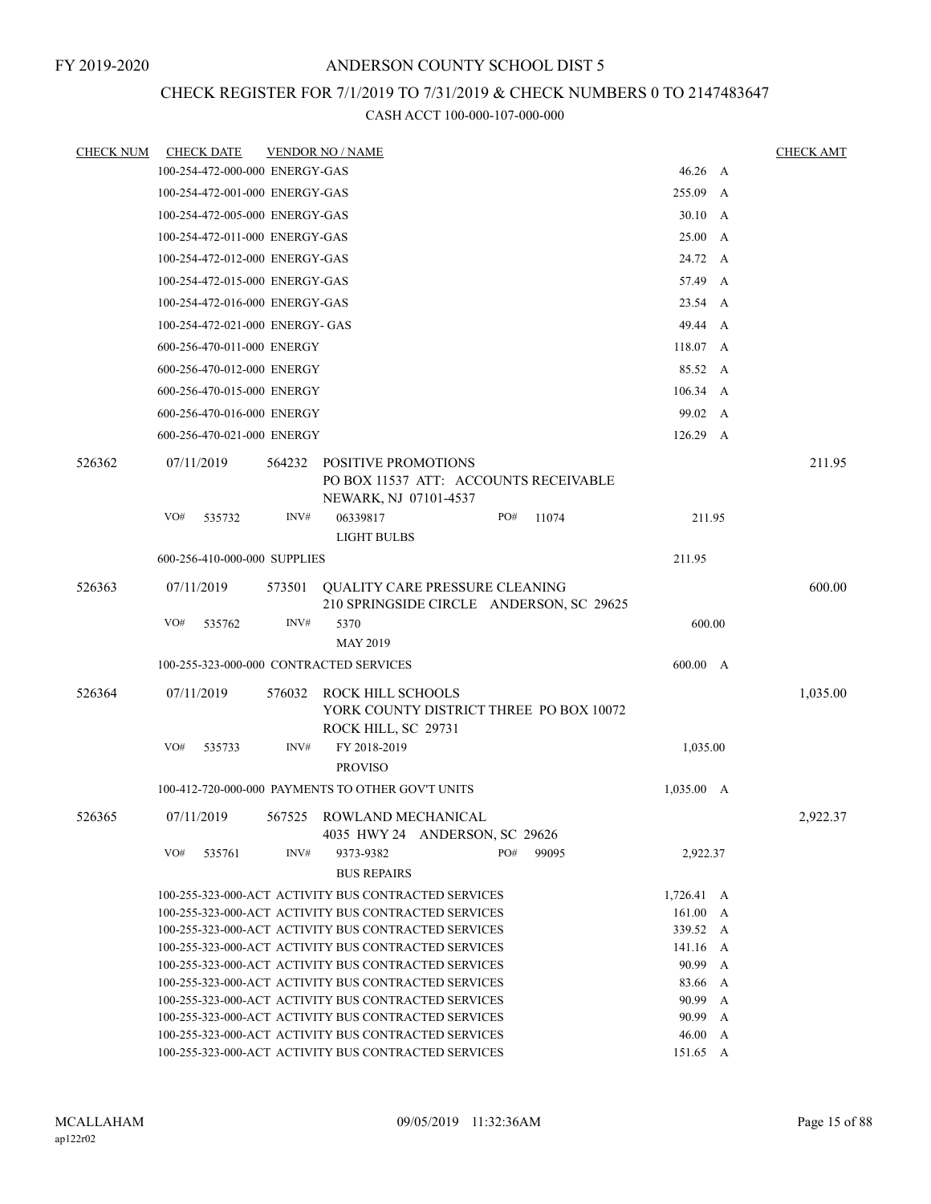FY 2019-2020

# ANDERSON COUNTY SCHOOL DIST 5

## CHECK REGISTER FOR 7/1/2019 TO 7/31/2019 & CHECK NUMBERS 0 TO 2147483647

### CASH ACCT 100-000-107-000-000

| CHECK NUM | CHECK DATE | VENDOR NO / NAME | | CHECK AMT |
|---|---|---|---|---|
| | 100-254-472-000-000 ENERGY-GAS | | 46.26 A | |
| | 100-254-472-001-000 ENERGY-GAS | | 255.09 A | |
| | 100-254-472-005-000 ENERGY-GAS | | 30.10 A | |
| | 100-254-472-011-000 ENERGY-GAS | | 25.00 A | |
| | 100-254-472-012-000 ENERGY-GAS | | 24.72 A | |
| | 100-254-472-015-000 ENERGY-GAS | | 57.49 A | |
| | 100-254-472-016-000 ENERGY-GAS | | 23.54 A | |
| | 100-254-472-021-000 ENERGY- GAS | | 49.44 A | |
| | 600-256-470-011-000 ENERGY | | 118.07 A | |
| | 600-256-470-012-000 ENERGY | | 85.52 A | |
| | 600-256-470-015-000 ENERGY | | 106.34 A | |
| | 600-256-470-016-000 ENERGY | | 99.02 A | |
| | 600-256-470-021-000 ENERGY | | 126.29 A | |
| 526362 | 07/11/2019 | 564232 POSITIVE PROMOTIONS<br>PO BOX 11537 ATT: ACCOUNTS RECEIVABLE<br>NEWARK, NJ 07101-4537 | | 211.95 |
| | VO# 535732 | INV# 06339817 PO# 11074<br>LIGHT BULBS | 211.95 | |
| | 600-256-410-000-000 SUPPLIES | | 211.95 | |
| 526363 | 07/11/2019 | 573501 QUALITY CARE PRESSURE CLEANING<br>210 SPRINGSIDE CIRCLE ANDERSON, SC 29625 | | 600.00 |
| | VO# 535762 | INV# 5370<br>MAY 2019 | 600.00 | |
| | 100-255-323-000-000 CONTRACTED SERVICES | | 600.00 A | |
| 526364 | 07/11/2019 | 576032 ROCK HILL SCHOOLS<br>YORK COUNTY DISTRICT THREE PO BOX 10072<br>ROCK HILL, SC 29731 | | 1,035.00 |
| | VO# 535733 | INV# FY 2018-2019<br>PROVISO | 1,035.00 | |
| | 100-412-720-000-000 PAYMENTS TO OTHER GOV'T UNITS | | 1,035.00 A | |
| 526365 | 07/11/2019 | 567525 ROWLAND MECHANICAL<br>4035 HWY 24 ANDERSON, SC 29626 | | 2,922.37 |
| | VO# 535761 | INV# 9373-9382 PO# 99095<br>BUS REPAIRS | 2,922.37 | |
| | 100-255-323-000-ACT ACTIVITY BUS CONTRACTED SERVICES | | 1,726.41 A | |
| | 100-255-323-000-ACT ACTIVITY BUS CONTRACTED SERVICES | | 161.00 A | |
| | 100-255-323-000-ACT ACTIVITY BUS CONTRACTED SERVICES | | 339.52 A | |
| | 100-255-323-000-ACT ACTIVITY BUS CONTRACTED SERVICES | | 141.16 A | |
| | 100-255-323-000-ACT ACTIVITY BUS CONTRACTED SERVICES | | 90.99 A | |
| | 100-255-323-000-ACT ACTIVITY BUS CONTRACTED SERVICES | | 83.66 A | |
| | 100-255-323-000-ACT ACTIVITY BUS CONTRACTED SERVICES | | 90.99 A | |
| | 100-255-323-000-ACT ACTIVITY BUS CONTRACTED SERVICES | | 90.99 A | |
| | 100-255-323-000-ACT ACTIVITY BUS CONTRACTED SERVICES | | 46.00 A | |
| | 100-255-323-000-ACT ACTIVITY BUS CONTRACTED SERVICES | | 151.65 A | |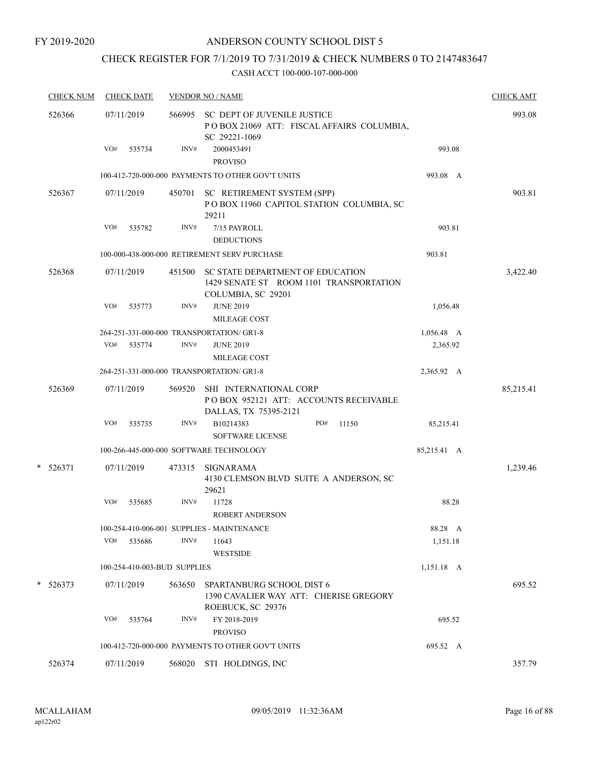FY 2019-2020

# ANDERSON COUNTY SCHOOL DIST 5

## CHECK REGISTER FOR 7/1/2019 TO 7/31/2019 & CHECK NUMBERS 0 TO 2147483647

### CASH ACCT 100-000-107-000-000

| CHECK NUM | CHECK DATE | VENDOR NO / NAME | | CHECK AMT |
|---|---|---|---|---|
| 526366 | 07/11/2019 | 566995 SC DEPT OF JUVENILE JUSTICE<br>P O BOX 21069 ATT: FISCAL AFFAIRS COLUMBIA, SC 29221-1069 | | 993.08 |
| | VO# 535734 | INV# 2000453491<br>PROVISO | 993.08 | |
| | | 100-412-720-000-000 PAYMENTS TO OTHER GOV'T UNITS | 993.08 A | |
| 526367 | 07/11/2019 | 450701 SC RETIREMENT SYSTEM (SPP)<br>P O BOX 11960 CAPITOL STATION COLUMBIA, SC 29211 | | 903.81 |
| | VO# 535782 | INV# 7/15 PAYROLL<br>DEDUCTIONS | 903.81 | |
| | | 100-000-438-000-000 RETIREMENT SERV PURCHASE | 903.81 | |
| 526368 | 07/11/2019 | 451500 SC STATE DEPARTMENT OF EDUCATION<br>1429 SENATE ST ROOM 1101 TRANSPORTATION COLUMBIA, SC 29201 | | 3,422.40 |
| | VO# 535773 | INV# JUNE 2019<br>MILEAGE COST | 1,056.48 | |
| | | 264-251-331-000-000 TRANSPORTATION/ GR1-8 | 1,056.48 A | |
| | VO# 535774 | INV# JUNE 2019<br>MILEAGE COST | 2,365.92 | |
| | | 264-251-331-000-000 TRANSPORTATION/ GR1-8 | 2,365.92 A | |
| 526369 | 07/11/2019 | 569520 SHI INTERNATIONAL CORP<br>P O BOX 952121 ATT: ACCOUNTS RECEIVABLE DALLAS, TX 75395-2121 | | 85,215.41 |
| | VO# 535735 | INV# B10214383 PO# 11150<br>SOFTWARE LICENSE | 85,215.41 | |
| | | 100-266-445-000-000 SOFTWARE TECHNOLOGY | 85,215.41 A | |
| * 526371 | 07/11/2019 | 473315 SIGNARAMA<br>4130 CLEMSON BLVD SUITE A ANDERSON, SC 29621 | | 1,239.46 |
| | VO# 535685 | INV# 11728<br>ROBERT ANDERSON | 88.28 | |
| | | 100-254-410-006-001 SUPPLIES - MAINTENANCE | 88.28 A | |
| | VO# 535686 | INV# 11643<br>WESTSIDE | 1,151.18 | |
| | | 100-254-410-003-BUD SUPPLIES | 1,151.18 A | |
| * 526373 | 07/11/2019 | 563650 SPARTANBURG SCHOOL DIST 6<br>1390 CAVALIER WAY ATT: CHERISE GREGORY ROEBUCK, SC 29376 | | 695.52 |
| | VO# 535764 | INV# FY 2018-2019<br>PROVISO | 695.52 | |
| | | 100-412-720-000-000 PAYMENTS TO OTHER GOV'T UNITS | 695.52 A | |
| 526374 | 07/11/2019 | 568020 STI HOLDINGS, INC | | 357.79 |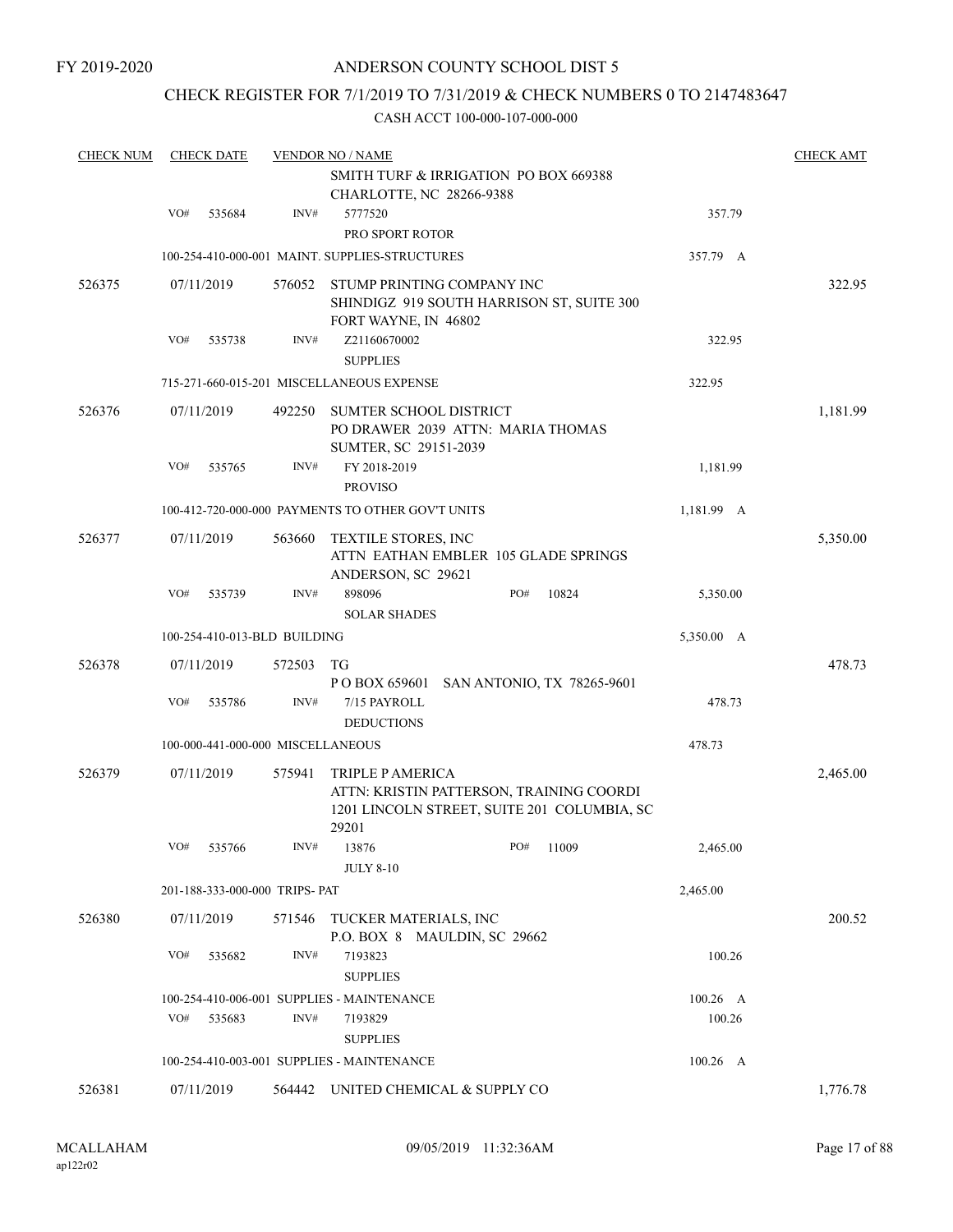FY 2019-2020

ANDERSON COUNTY SCHOOL DIST 5

CHECK REGISTER FOR 7/1/2019 TO 7/31/2019 & CHECK NUMBERS 0 TO 2147483647

CASH ACCT 100-000-107-000-000

| CHECK NUM | CHECK DATE | VENDOR NO / NAME | | CHECK AMT |
|---|---|---|---|---|
| | | SMITH TURF & IRRIGATION PO BOX 669388 CHARLOTTE, NC 28266-9388 | | |
| | VO# 535684 | INV# 5777520 PRO SPORT ROTOR | 357.79 | |
| | | 100-254-410-000-001 MAINT. SUPPLIES-STRUCTURES | 357.79 A | |
| 526375 | 07/11/2019 | 576052 STUMP PRINTING COMPANY INC SHINDIGZ 919 SOUTH HARRISON ST, SUITE 300 FORT WAYNE, IN 46802 | | 322.95 |
| | VO# 535738 | INV# Z21160670002 SUPPLIES | 322.95 | |
| | | 715-271-660-015-201 MISCELLANEOUS EXPENSE | 322.95 | |
| 526376 | 07/11/2019 | 492250 SUMTER SCHOOL DISTRICT PO DRAWER 2039 ATTN: MARIA THOMAS SUMTER, SC 29151-2039 | | 1,181.99 |
| | VO# 535765 | INV# FY 2018-2019 PROVISO | 1,181.99 | |
| | | 100-412-720-000-000 PAYMENTS TO OTHER GOV'T UNITS | 1,181.99 A | |
| 526377 | 07/11/2019 | 563660 TEXTILE STORES, INC ATTN EATHAN EMBLER 105 GLADE SPRINGS ANDERSON, SC 29621 | | 5,350.00 |
| | VO# 535739 | INV# 898096 PO# 10824 SOLAR SHADES | 5,350.00 | |
| | | 100-254-410-013-BLD BUILDING | 5,350.00 A | |
| 526378 | 07/11/2019 | 572503 TG P O BOX 659601 SAN ANTONIO, TX 78265-9601 | | 478.73 |
| | VO# 535786 | INV# 7/15 PAYROLL DEDUCTIONS | 478.73 | |
| | | 100-000-441-000-000 MISCELLANEOUS | 478.73 | |
| 526379 | 07/11/2019 | 575941 TRIPLE P AMERICA ATTN: KRISTIN PATTERSON, TRAINING COORDI 1201 LINCOLN STREET, SUITE 201 COLUMBIA, SC 29201 | | 2,465.00 |
| | VO# 535766 | INV# 13876 PO# 11009 JULY 8-10 | 2,465.00 | |
| | | 201-188-333-000-000 TRIPS- PAT | 2,465.00 | |
| 526380 | 07/11/2019 | 571546 TUCKER MATERIALS, INC P.O. BOX 8 MAULDIN, SC 29662 | | 200.52 |
| | VO# 535682 | INV# 7193823 SUPPLIES | 100.26 | |
| | | 100-254-410-006-001 SUPPLIES - MAINTENANCE | 100.26 A | |
| | VO# 535683 | INV# 7193829 SUPPLIES | 100.26 | |
| | | 100-254-410-003-001 SUPPLIES - MAINTENANCE | 100.26 A | |
| 526381 | 07/11/2019 | 564442 UNITED CHEMICAL & SUPPLY CO | | 1,776.78 |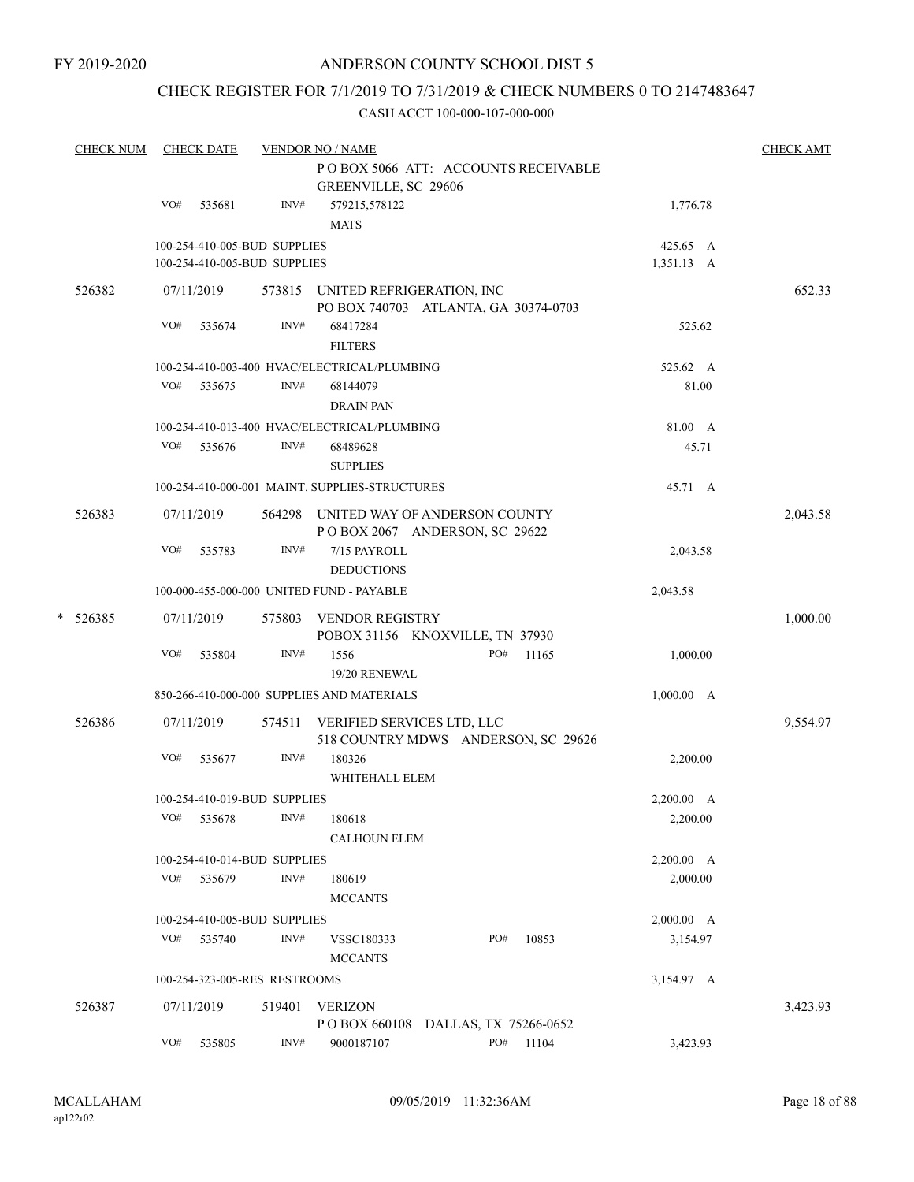FY 2019-2020

# ANDERSON COUNTY SCHOOL DIST 5

## CHECK REGISTER FOR 7/1/2019 TO 7/31/2019 & CHECK NUMBERS 0 TO 2147483647

### CASH ACCT 100-000-107-000-000

| CHECK NUM | CHECK DATE | VENDOR NO / NAME | | CHECK AMT |
|---|---|---|---|---|
| | | P O BOX 5066 ATT: ACCOUNTS RECEIVABLE GREENVILLE, SC 29606 | | |
| | VO# 535681 | INV# 579215,578122 MATS | 1,776.78 | |
| | | 100-254-410-005-BUD SUPPLIES | 425.65 A | |
| | | 100-254-410-005-BUD SUPPLIES | 1,351.13 A | |
| 526382 | 07/11/2019 | 573815 UNITED REFRIGERATION, INC PO BOX 740703 ATLANTA, GA 30374-0703 | | 652.33 |
| | VO# 535674 | INV# 68417284 FILTERS | 525.62 | |
| | | 100-254-410-003-400 HVAC/ELECTRICAL/PLUMBING | 525.62 A | |
| | VO# 535675 | INV# 68144079 DRAIN PAN | 81.00 | |
| | | 100-254-410-013-400 HVAC/ELECTRICAL/PLUMBING | 81.00 A | |
| | VO# 535676 | INV# 68489628 SUPPLIES | 45.71 | |
| | | 100-254-410-000-001 MAINT. SUPPLIES-STRUCTURES | 45.71 A | |
| 526383 | 07/11/2019 | 564298 UNITED WAY OF ANDERSON COUNTY P O BOX 2067 ANDERSON, SC 29622 | | 2,043.58 |
| | VO# 535783 | INV# 7/15 PAYROLL DEDUCTIONS | 2,043.58 | |
| | | 100-000-455-000-000 UNITED FUND - PAYABLE | 2,043.58 | |
| * 526385 | 07/11/2019 | 575803 VENDOR REGISTRY POBOX 31156 KNOXVILLE, TN 37930 | | 1,000.00 |
| | VO# 535804 | INV# 1556 PO# 11165 19/20 RENEWAL | 1,000.00 | |
| | | 850-266-410-000-000 SUPPLIES AND MATERIALS | 1,000.00 A | |
| 526386 | 07/11/2019 | 574511 VERIFIED SERVICES LTD, LLC 518 COUNTRY MDWS ANDERSON, SC 29626 | | 9,554.97 |
| | VO# 535677 | INV# 180326 WHITEHALL ELEM | 2,200.00 | |
| | | 100-254-410-019-BUD SUPPLIES | 2,200.00 A | |
| | VO# 535678 | INV# 180618 CALHOUN ELEM | 2,200.00 | |
| | | 100-254-410-014-BUD SUPPLIES | 2,200.00 A | |
| | VO# 535679 | INV# 180619 MCCANTS | 2,000.00 | |
| | | 100-254-410-005-BUD SUPPLIES | 2,000.00 A | |
| | VO# 535740 | INV# VSSC180333 PO# 10853 MCCANTS | 3,154.97 | |
| | | 100-254-323-005-RES RESTROOMS | 3,154.97 A | |
| 526387 | 07/11/2019 | 519401 VERIZON P O BOX 660108 DALLAS, TX 75266-0652 | | 3,423.93 |
| | VO# 535805 | INV# 9000187107 PO# 11104 | 3,423.93 | |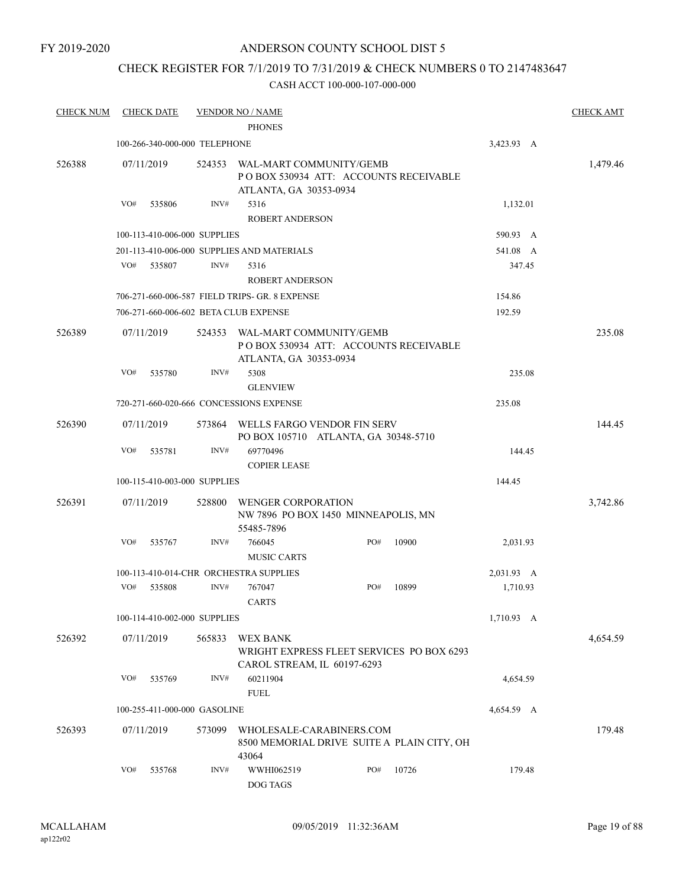FY 2019-2020

# ANDERSON COUNTY SCHOOL DIST 5

## CHECK REGISTER FOR 7/1/2019 TO 7/31/2019 & CHECK NUMBERS 0 TO 2147483647

CASH ACCT 100-000-107-000-000

| CHECK NUM | CHECK DATE | VENDOR NO / NAME | | | CHECK AMT |
|---|---|---|---|---|---|
| | | PHONES | | | |
| | 100-266-340-000-000 TELEPHONE | | | 3,423.93 A | |
| 526388 | 07/11/2019 | 524353 WAL-MART COMMUNITY/GEMB P O BOX 530934 ATT: ACCOUNTS RECEIVABLE ATLANTA, GA 30353-0934 | | | 1,479.46 |
| | VO# 535806 | INV# 5316 ROBERT ANDERSON | | 1,132.01 | |
| | 100-113-410-006-000 SUPPLIES | | | 590.93 A | |
| | 201-113-410-006-000 SUPPLIES AND MATERIALS | | | 541.08 A | |
| | VO# 535807 | INV# 5316 ROBERT ANDERSON | | 347.45 | |
| | 706-271-660-006-587 FIELD TRIPS- GR. 8 EXPENSE | | | 154.86 | |
| | 706-271-660-006-602 BETA CLUB EXPENSE | | | 192.59 | |
| 526389 | 07/11/2019 | 524353 WAL-MART COMMUNITY/GEMB P O BOX 530934 ATT: ACCOUNTS RECEIVABLE ATLANTA, GA 30353-0934 | | | 235.08 |
| | VO# 535780 | INV# 5308 GLENVIEW | | 235.08 | |
| | 720-271-660-020-666 CONCESSIONS EXPENSE | | | 235.08 | |
| 526390 | 07/11/2019 | 573864 WELLS FARGO VENDOR FIN SERV PO BOX 105710 ATLANTA, GA 30348-5710 | | | 144.45 |
| | VO# 535781 | INV# 69770496 COPIER LEASE | | 144.45 | |
| | 100-115-410-003-000 SUPPLIES | | | 144.45 | |
| 526391 | 07/11/2019 | 528800 WENGER CORPORATION NW 7896 PO BOX 1450 MINNEAPOLIS, MN 55485-7896 | | | 3,742.86 |
| | VO# 535767 | INV# 766045 MUSIC CARTS | PO# 10900 | 2,031.93 | |
| | 100-113-410-014-CHR ORCHESTRA SUPPLIES | | | 2,031.93 A | |
| | VO# 535808 | INV# 767047 CARTS | PO# 10899 | 1,710.93 | |
| | 100-114-410-002-000 SUPPLIES | | | 1,710.93 A | |
| 526392 | 07/11/2019 | 565833 WEX BANK WRIGHT EXPRESS FLEET SERVICES PO BOX 6293 CAROL STREAM, IL 60197-6293 | | | 4,654.59 |
| | VO# 535769 | INV# 60211904 FUEL | | 4,654.59 | |
| | 100-255-411-000-000 GASOLINE | | | 4,654.59 A | |
| 526393 | 07/11/2019 | 573099 WHOLESALE-CARABINERS.COM 8500 MEMORIAL DRIVE SUITE A PLAIN CITY, OH 43064 | | | 179.48 |
| | VO# 535768 | INV# WWHI062519 DOG TAGS | PO# 10726 | 179.48 | |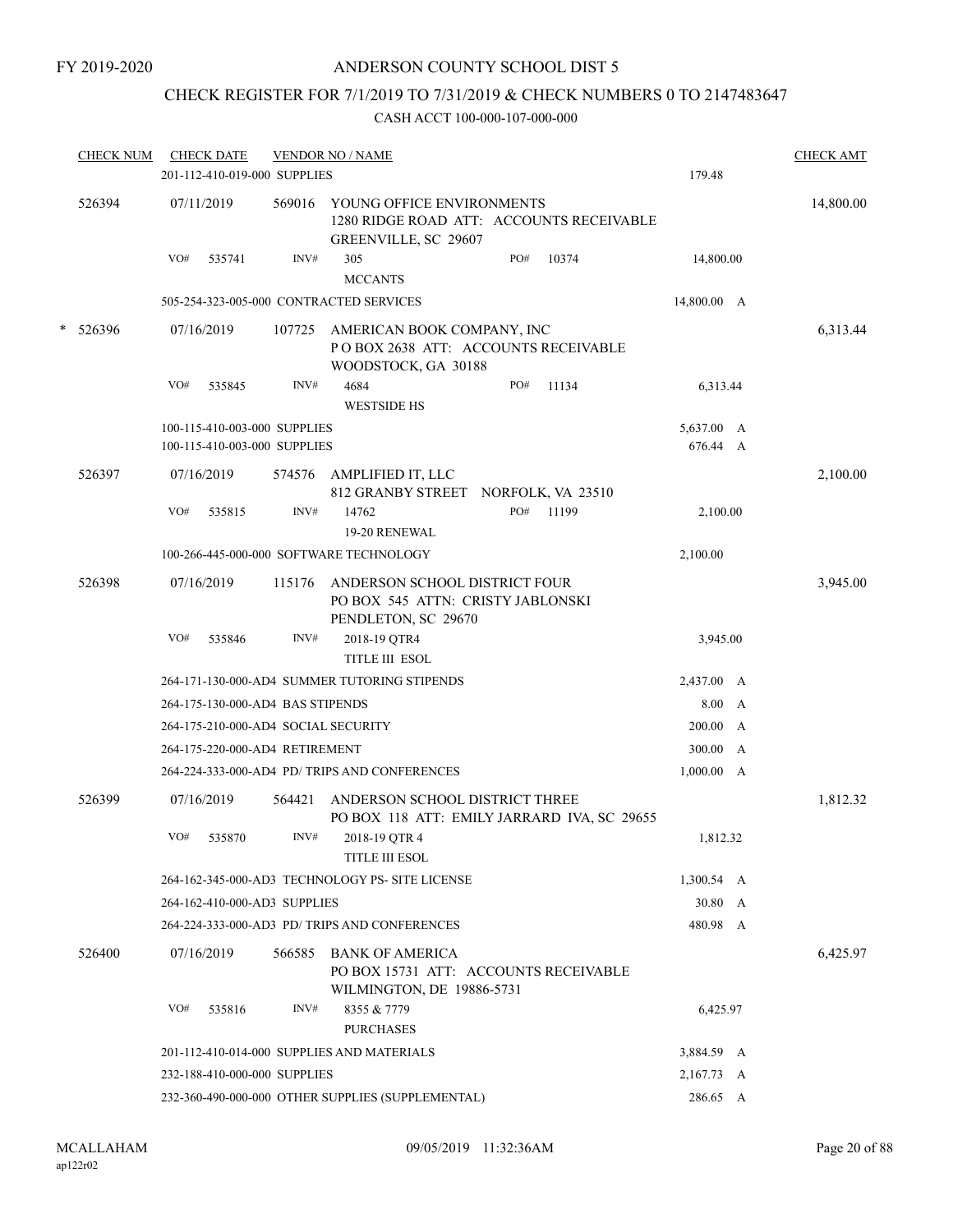FY 2019-2020

# ANDERSON COUNTY SCHOOL DIST 5

## CHECK REGISTER FOR 7/1/2019 TO 7/31/2019 & CHECK NUMBERS 0 TO 2147483647

### CASH ACCT 100-000-107-000-000

| CHECK NUM | CHECK DATE | VENDOR NO / NAME | | CHECK AMT |
|---|---|---|---|---|
| | 201-112-410-019-000 SUPPLIES | | 179.48 | |
| 526394 | 07/11/2019 | 569016 YOUNG OFFICE ENVIRONMENTS<br>1280 RIDGE ROAD ATT: ACCOUNTS RECEIVABLE<br>GREENVILLE, SC 29607 | | 14,800.00 |
| | VO# 535741 | INV# 305 PO# 10374<br>MCCANTS | 14,800.00 | |
| | 505-254-323-005-000 CONTRACTED SERVICES | | 14,800.00 A | |
| * 526396 | 07/16/2019 | 107725 AMERICAN BOOK COMPANY, INC<br>P O BOX 2638 ATT: ACCOUNTS RECEIVABLE<br>WOODSTOCK, GA 30188 | | 6,313.44 |
| | VO# 535845 | INV# 4684 PO# 11134<br>WESTSIDE HS | 6,313.44 | |
| | 100-115-410-003-000 SUPPLIES | | 5,637.00 A | |
| | 100-115-410-003-000 SUPPLIES | | 676.44 A | |
| 526397 | 07/16/2019 | 574576 AMPLIFIED IT, LLC<br>812 GRANBY STREET NORFOLK, VA 23510 | | 2,100.00 |
| | VO# 535815 | INV# 14762 PO# 11199<br>19-20 RENEWAL | 2,100.00 | |
| | 100-266-445-000-000 SOFTWARE TECHNOLOGY | | 2,100.00 | |
| 526398 | 07/16/2019 | 115176 ANDERSON SCHOOL DISTRICT FOUR<br>PO BOX 545 ATTN: CRISTY JABLONSKI<br>PENDLETON, SC 29670 | | 3,945.00 |
| | VO# 535846 | INV# 2018-19 QTR4<br>TITLE III ESOL | 3,945.00 | |
| | 264-171-130-000-AD4 SUMMER TUTORING STIPENDS | | 2,437.00 A | |
| | 264-175-130-000-AD4 BAS STIPENDS | | 8.00 A | |
| | 264-175-210-000-AD4 SOCIAL SECURITY | | 200.00 A | |
| | 264-175-220-000-AD4 RETIREMENT | | 300.00 A | |
| | 264-224-333-000-AD4 PD/ TRIPS AND CONFERENCES | | 1,000.00 A | |
| 526399 | 07/16/2019 | 564421 ANDERSON SCHOOL DISTRICT THREE<br>PO BOX 118 ATT: EMILY JARRARD IVA, SC 29655 | | 1,812.32 |
| | VO# 535870 | INV# 2018-19 QTR 4<br>TITLE III ESOL | 1,812.32 | |
| | 264-162-345-000-AD3 TECHNOLOGY PS- SITE LICENSE | | 1,300.54 A | |
| | 264-162-410-000-AD3 SUPPLIES | | 30.80 A | |
| | 264-224-333-000-AD3 PD/ TRIPS AND CONFERENCES | | 480.98 A | |
| 526400 | 07/16/2019 | 566585 BANK OF AMERICA<br>PO BOX 15731 ATT: ACCOUNTS RECEIVABLE<br>WILMINGTON, DE 19886-5731 | | 6,425.97 |
| | VO# 535816 | INV# 8355 & 7779<br>PURCHASES | 6,425.97 | |
| | 201-112-410-014-000 SUPPLIES AND MATERIALS | | 3,884.59 A | |
| | 232-188-410-000-000 SUPPLIES | | 2,167.73 A | |
| | 232-360-490-000-000 OTHER SUPPLIES (SUPPLEMENTAL) | | 286.65 A | |

MCALLAHAM
ap122r02
09/05/2019 11:32:36AM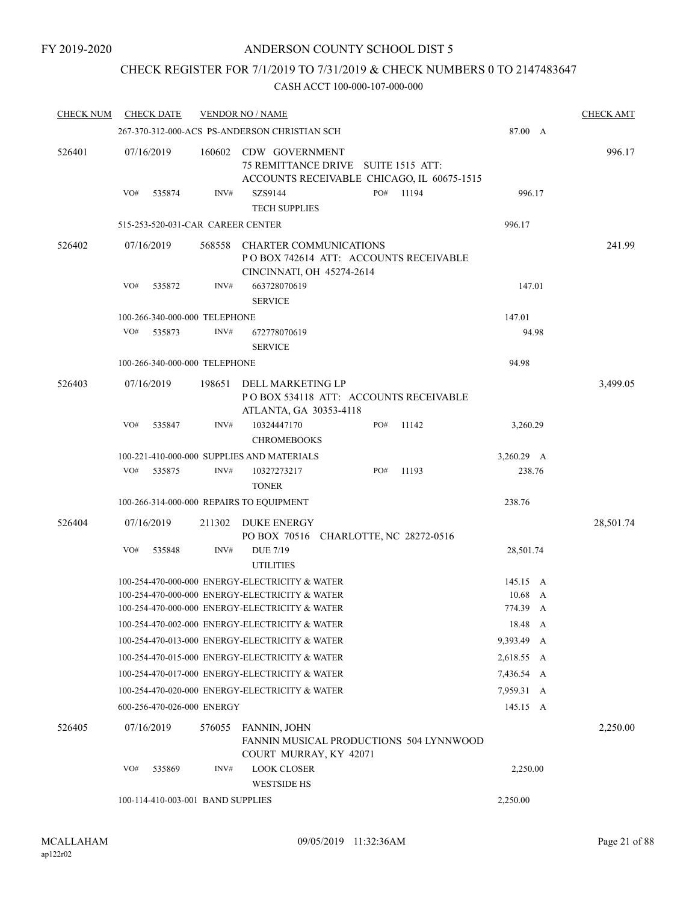FY 2019-2020

# ANDERSON COUNTY SCHOOL DIST 5

## CHECK REGISTER FOR 7/1/2019 TO 7/31/2019 & CHECK NUMBERS 0 TO 2147483647

### CASH ACCT 100-000-107-000-000

| CHECK NUM | CHECK DATE | VENDOR NO / NAME | | CHECK AMT |
|---|---|---|---|---|
| | | 267-370-312-000-ACS PS-ANDERSON CHRISTIAN SCH | 87.00 A | |
| 526401 | 07/16/2019 | 160602 CDW GOVERNMENT<br>75 REMITTANCE DRIVE SUITE 1515 ATT:<br>ACCOUNTS RECEIVABLE CHICAGO, IL 60675-1515 | | 996.17 |
| | VO# 535874 | INV# SZS9144 PO# 11194<br>TECH SUPPLIES | 996.17 | |
| | | 515-253-520-031-CAR CAREER CENTER | 996.17 | |
| 526402 | 07/16/2019 | 568558 CHARTER COMMUNICATIONS<br>P O BOX 742614 ATT: ACCOUNTS RECEIVABLE<br>CINCINNATI, OH 45274-2614 | | 241.99 |
| | VO# 535872 | INV# 663728070619<br>SERVICE | 147.01 | |
| | | 100-266-340-000-000 TELEPHONE | 147.01 | |
| | VO# 535873 | INV# 672778070619<br>SERVICE | 94.98 | |
| | | 100-266-340-000-000 TELEPHONE | 94.98 | |
| 526403 | 07/16/2019 | 198651 DELL MARKETING LP<br>P O BOX 534118 ATT: ACCOUNTS RECEIVABLE<br>ATLANTA, GA 30353-4118 | | 3,499.05 |
| | VO# 535847 | INV# 10324447170 PO# 11142<br>CHROMEBOOKS | 3,260.29 | |
| | | 100-221-410-000-000 SUPPLIES AND MATERIALS | 3,260.29 A | |
| | VO# 535875 | INV# 10327273217 PO# 11193<br>TONER | 238.76 | |
| | | 100-266-314-000-000 REPAIRS TO EQUIPMENT | 238.76 | |
| 526404 | 07/16/2019 | 211302 DUKE ENERGY<br>PO BOX 70516 CHARLOTTE, NC 28272-0516 | | 28,501.74 |
| | VO# 535848 | INV# DUE 7/19<br>UTILITIES | 28,501.74 | |
| | | 100-254-470-000-000 ENERGY-ELECTRICITY & WATER | 145.15 A | |
| | | 100-254-470-000-000 ENERGY-ELECTRICITY & WATER | 10.68 A | |
| | | 100-254-470-000-000 ENERGY-ELECTRICITY & WATER | 774.39 A | |
| | | 100-254-470-002-000 ENERGY-ELECTRICITY & WATER | 18.48 A | |
| | | 100-254-470-013-000 ENERGY-ELECTRICITY & WATER | 9,393.49 A | |
| | | 100-254-470-015-000 ENERGY-ELECTRICITY & WATER | 2,618.55 A | |
| | | 100-254-470-017-000 ENERGY-ELECTRICITY & WATER | 7,436.54 A | |
| | | 100-254-470-020-000 ENERGY-ELECTRICITY & WATER | 7,959.31 A | |
| | | 600-256-470-026-000 ENERGY | 145.15 A | |
| 526405 | 07/16/2019 | 576055 FANNIN, JOHN<br>FANNIN MUSICAL PRODUCTIONS 504 LYNNWOOD<br>COURT MURRAY, KY 42071 | | 2,250.00 |
| | VO# 535869 | INV# LOOK CLOSER<br>WESTSIDE HS | 2,250.00 | |
| | | 100-114-410-003-001 BAND SUPPLIES | 2,250.00 | |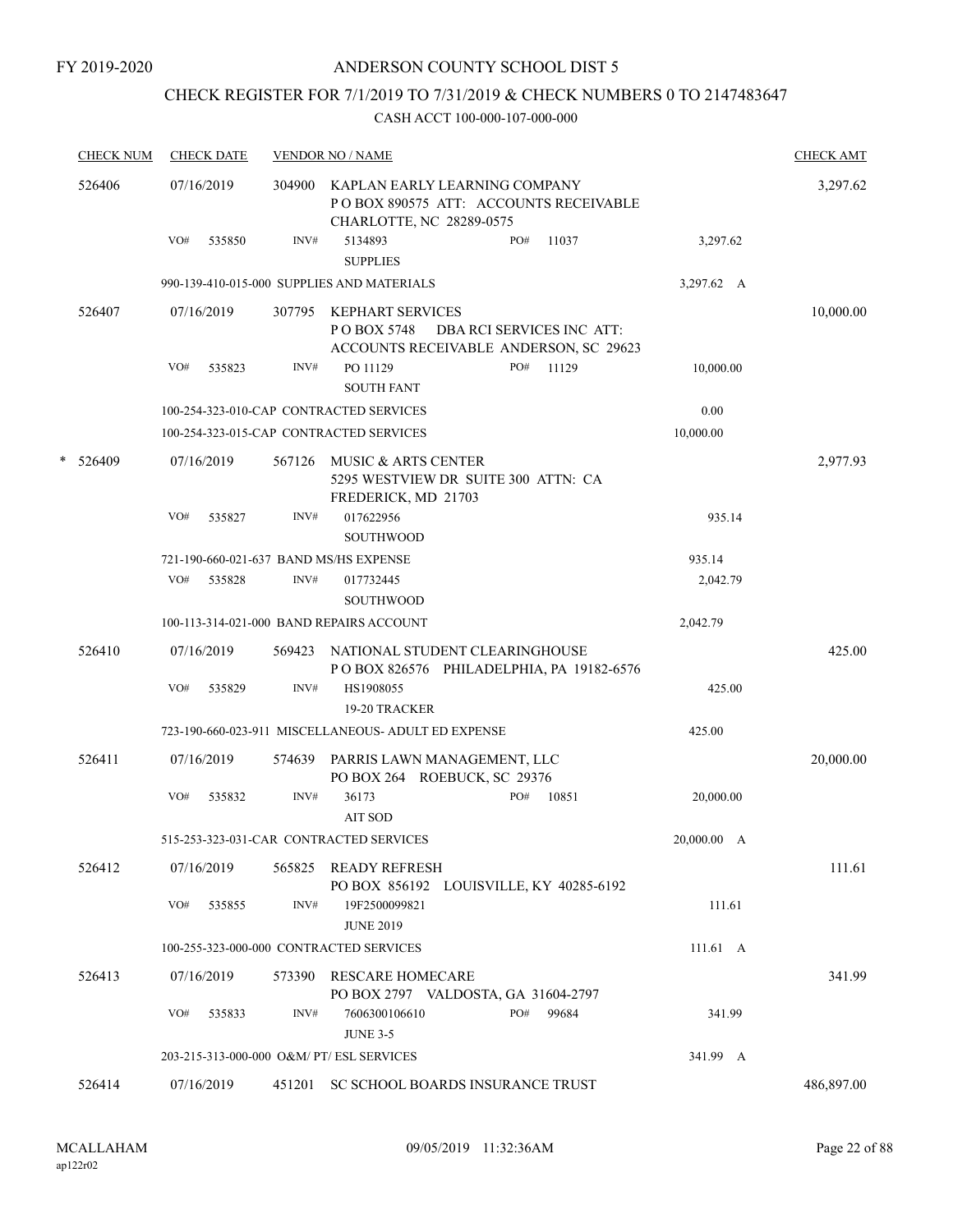FY 2019-2020

# ANDERSON COUNTY SCHOOL DIST 5

## CHECK REGISTER FOR 7/1/2019 TO 7/31/2019 & CHECK NUMBERS 0 TO 2147483647

### CASH ACCT 100-000-107-000-000

| CHECK NUM | CHECK DATE | VENDOR NO / NAME | | | CHECK AMT |
|---|---|---|---|---|---|
| 526406 | 07/16/2019 | 304900 KAPLAN EARLY LEARNING COMPANY<br>P O BOX 890575 ATT: ACCOUNTS RECEIVABLE<br>CHARLOTTE, NC 28289-0575 | | | 3,297.62 |
| | VO# 535850 | INV# 5134893<br>SUPPLIES | PO# 11037 | 3,297.62 | |
| | 990-139-410-015-000 SUPPLIES AND MATERIALS | | | 3,297.62 A | |
| 526407 | 07/16/2019 | 307795 KEPHART SERVICES<br>P O BOX 5748 DBA RCI SERVICES INC ATT:<br>ACCOUNTS RECEIVABLE ANDERSON, SC 29623 | | | 10,000.00 |
| | VO# 535823 | INV# PO 11129<br>SOUTH FANT | PO# 11129 | 10,000.00 | |
| | 100-254-323-010-CAP CONTRACTED SERVICES | | | 0.00 | |
| | 100-254-323-015-CAP CONTRACTED SERVICES | | | 10,000.00 | |
| * 526409 | 07/16/2019 | 567126 MUSIC & ARTS CENTER<br>5295 WESTVIEW DR SUITE 300 ATTN: CA<br>FREDERICK, MD 21703 | | | 2,977.93 |
| | VO# 535827 | INV# 017622956<br>SOUTHWOOD | | 935.14 | |
| | 721-190-660-021-637 BAND MS/HS EXPENSE | | | 935.14 | |
| | VO# 535828 | INV# 017732445<br>SOUTHWOOD | | 2,042.79 | |
| | 100-113-314-021-000 BAND REPAIRS ACCOUNT | | | 2,042.79 | |
| 526410 | 07/16/2019 | 569423 NATIONAL STUDENT CLEARINGHOUSE<br>P O BOX 826576 PHILADELPHIA, PA 19182-6576 | | | 425.00 |
| | VO# 535829 | INV# HS1908055<br>19-20 TRACKER | | 425.00 | |
| | 723-190-660-023-911 MISCELLANEOUS- ADULT ED EXPENSE | | | 425.00 | |
| 526411 | 07/16/2019 | 574639 PARRIS LAWN MANAGEMENT, LLC<br>PO BOX 264 ROEBUCK, SC 29376 | | | 20,000.00 |
| | VO# 535832 | INV# 36173<br>AIT SOD | PO# 10851 | 20,000.00 | |
| | 515-253-323-031-CAR CONTRACTED SERVICES | | | 20,000.00 A | |
| 526412 | 07/16/2019 | 565825 READY REFRESH<br>PO BOX 856192 LOUISVILLE, KY 40285-6192 | | | 111.61 |
| | VO# 535855 | INV# 19F2500099821<br>JUNE 2019 | | 111.61 | |
| | 100-255-323-000-000 CONTRACTED SERVICES | | | 111.61 A | |
| 526413 | 07/16/2019 | 573390 RESCARE HOMECARE<br>PO BOX 2797 VALDOSTA, GA 31604-2797 | | | 341.99 |
| | VO# 535833 | INV# 7606300106610<br>JUNE 3-5 | PO# 99684 | 341.99 | |
| | 203-215-313-000-000 O&M/ PT/ ESL SERVICES | | | 341.99 A | |
| 526414 | 07/16/2019 | 451201 SC SCHOOL BOARDS INSURANCE TRUST | | | 486,897.00 |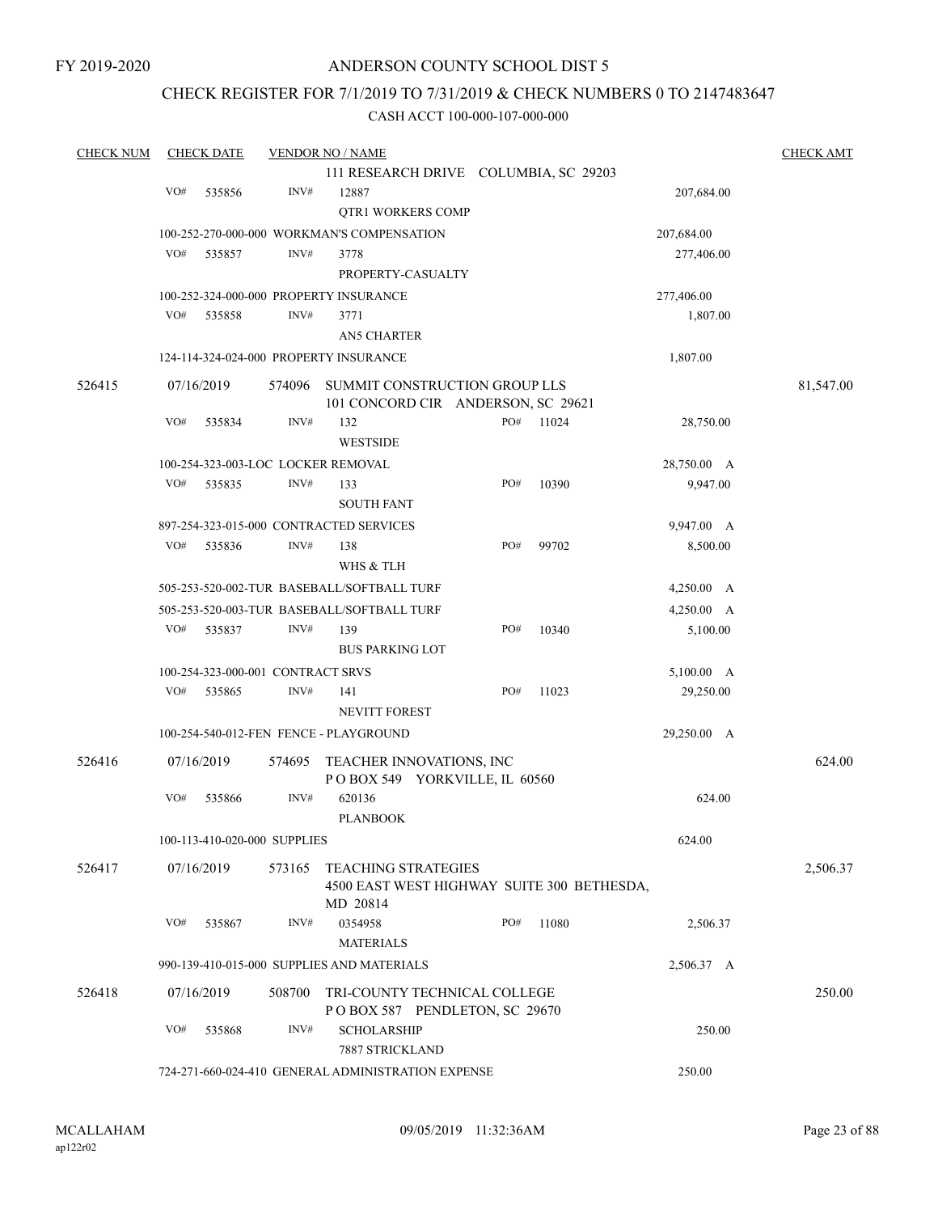FY 2019-2020

# ANDERSON COUNTY SCHOOL DIST 5

## CHECK REGISTER FOR 7/1/2019 TO 7/31/2019 & CHECK NUMBERS 0 TO 2147483647

### CASH ACCT 100-000-107-000-000

| CHECK NUM | CHECK DATE | VENDOR NO / NAME | | | | CHECK AMT |
|---|---|---|---|---|---|---|
| | | | 111 RESEARCH DRIVE COLUMBIA, SC 29203 | | | |
| | VO# 535856 | INV# | 12887 QTR1 WORKERS COMP | | 207,684.00 | |
| | 100-252-270-000-000 WORKMAN'S COMPENSATION | | | | 207,684.00 | |
| | VO# 535857 | INV# | 3778 PROPERTY-CASUALTY | | 277,406.00 | |
| | 100-252-324-000-000 PROPERTY INSURANCE | | | | 277,406.00 | |
| | VO# 535858 | INV# | 3771 AN5 CHARTER | | 1,807.00 | |
| | 124-114-324-024-000 PROPERTY INSURANCE | | | | 1,807.00 | |
| 526415 | 07/16/2019 | 574096 | SUMMIT CONSTRUCTION GROUP LLS 101 CONCORD CIR ANDERSON, SC 29621 | | | 81,547.00 |
| | VO# 535834 | INV# | 132 WESTSIDE | PO# 11024 | 28,750.00 | |
| | 100-254-323-003-LOC LOCKER REMOVAL | | | | 28,750.00 A | |
| | VO# 535835 | INV# | 133 SOUTH FANT | PO# 10390 | 9,947.00 | |
| | 897-254-323-015-000 CONTRACTED SERVICES | | | | 9,947.00 A | |
| | VO# 535836 | INV# | 138 WHS & TLH | PO# 99702 | 8,500.00 | |
| | 505-253-520-002-TUR BASEBALL/SOFTBALL TURF | | | | 4,250.00 A | |
| | 505-253-520-003-TUR BASEBALL/SOFTBALL TURF | | | | 4,250.00 A | |
| | VO# 535837 | INV# | 139 BUS PARKING LOT | PO# 10340 | 5,100.00 | |
| | 100-254-323-000-001 CONTRACT SRVS | | | | 5,100.00 A | |
| | VO# 535865 | INV# | 141 NEVITT FOREST | PO# 11023 | 29,250.00 | |
| | 100-254-540-012-FEN FENCE - PLAYGROUND | | | | 29,250.00 A | |
| 526416 | 07/16/2019 | 574695 | TEACHER INNOVATIONS, INC P O BOX 549 YORKVILLE, IL 60560 | | | 624.00 |
| | VO# 535866 | INV# | 620136 PLANBOOK | | 624.00 | |
| | 100-113-410-020-000 SUPPLIES | | | | 624.00 | |
| 526417 | 07/16/2019 | 573165 | TEACHING STRATEGIES 4500 EAST WEST HIGHWAY SUITE 300 BETHESDA, MD 20814 | | | 2,506.37 |
| | VO# 535867 | INV# | 0354958 MATERIALS | PO# 11080 | 2,506.37 | |
| | 990-139-410-015-000 SUPPLIES AND MATERIALS | | | | 2,506.37 A | |
| 526418 | 07/16/2019 | 508700 | TRI-COUNTY TECHNICAL COLLEGE P O BOX 587 PENDLETON, SC 29670 | | | 250.00 |
| | VO# 535868 | INV# | SCHOLARSHIP 7887 STRICKLAND | | 250.00 | |
| | 724-271-660-024-410 GENERAL ADMINISTRATION EXPENSE | | | | 250.00 | |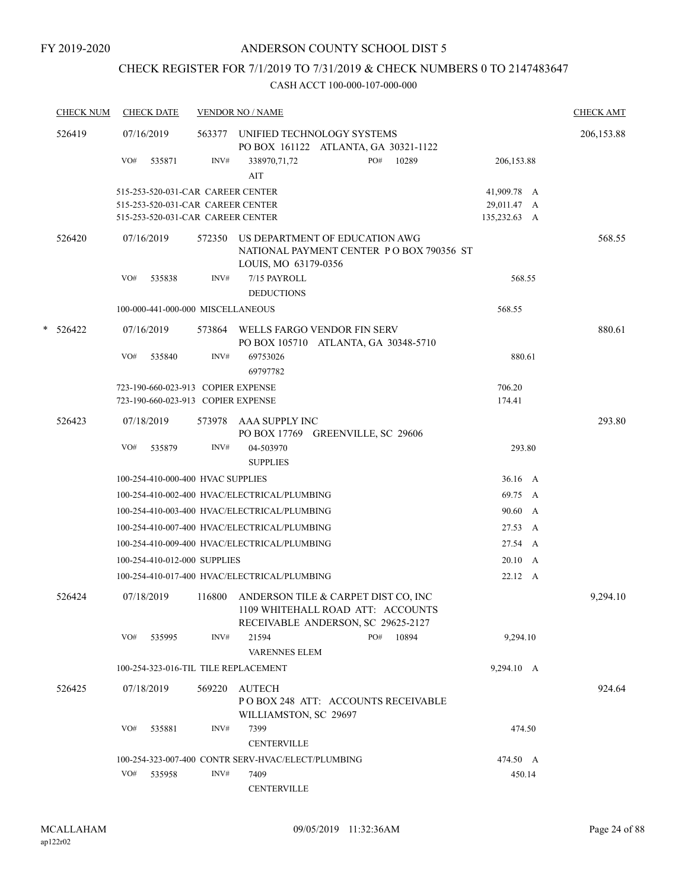FY 2019-2020

# ANDERSON COUNTY SCHOOL DIST 5

## CHECK REGISTER FOR 7/1/2019 TO 7/31/2019 & CHECK NUMBERS 0 TO 2147483647

### CASH ACCT 100-000-107-000-000

| CHECK NUM | CHECK DATE | VENDOR NO / NAME | | | CHECK AMT |
|---|---|---|---|---|---|
| 526419 | 07/16/2019 | 563377 UNIFIED TECHNOLOGY SYSTEMS<br>PO BOX 161122 ATLANTA, GA 30321-1122 | | | 206,153.88 |
| | VO# 535871 | INV# 338970,71,72<br>AIT | PO# 10289 | 206,153.88 | |
| | 515-253-520-031-CAR CAREER CENTER | | | 41,909.78 A | |
| | 515-253-520-031-CAR CAREER CENTER | | | 29,011.47 A | |
| | 515-253-520-031-CAR CAREER CENTER | | | 135,232.63 A | |
| 526420 | 07/16/2019 | 572350 US DEPARTMENT OF EDUCATION AWG<br>NATIONAL PAYMENT CENTER P O BOX 790356 ST LOUIS, MO 63179-0356 | | | 568.55 |
| | VO# 535838 | INV# 7/15 PAYROLL<br>DEDUCTIONS | | 568.55 | |
| | 100-000-441-000-000 MISCELLANEOUS | | | 568.55 | |
| * 526422 | 07/16/2019 | 573864 WELLS FARGO VENDOR FIN SERV<br>PO BOX 105710 ATLANTA, GA 30348-5710 | | | 880.61 |
| | VO# 535840 | INV# 69753026<br>69797782 | | 880.61 | |
| | 723-190-660-023-913 COPIER EXPENSE | | | 706.20 | |
| | 723-190-660-023-913 COPIER EXPENSE | | | 174.41 | |
| 526423 | 07/18/2019 | 573978 AAA SUPPLY INC<br>PO BOX 17769 GREENVILLE, SC 29606 | | | 293.80 |
| | VO# 535879 | INV# 04-503970<br>SUPPLIES | | 293.80 | |
| | 100-254-410-000-400 HVAC SUPPLIES | | | 36.16 A | |
| | 100-254-410-002-400 HVAC/ELECTRICAL/PLUMBING | | | 69.75 A | |
| | 100-254-410-003-400 HVAC/ELECTRICAL/PLUMBING | | | 90.60 A | |
| | 100-254-410-007-400 HVAC/ELECTRICAL/PLUMBING | | | 27.53 A | |
| | 100-254-410-009-400 HVAC/ELECTRICAL/PLUMBING | | | 27.54 A | |
| | 100-254-410-012-000 SUPPLIES | | | 20.10 A | |
| | 100-254-410-017-400 HVAC/ELECTRICAL/PLUMBING | | | 22.12 A | |
| 526424 | 07/18/2019 | 116800 ANDERSON TILE & CARPET DIST CO, INC<br>1109 WHITEHALL ROAD ATT: ACCOUNTS RECEIVABLE ANDERSON, SC 29625-2127 | | | 9,294.10 |
| | VO# 535995 | INV# 21594<br>VARENNES ELEM | PO# 10894 | 9,294.10 | |
| | 100-254-323-016-TIL TILE REPLACEMENT | | | 9,294.10 A | |
| 526425 | 07/18/2019 | 569220 AUTECH<br>P O BOX 248 ATT: ACCOUNTS RECEIVABLE WILLIAMSTON, SC 29697 | | | 924.64 |
| | VO# 535881 | INV# 7399<br>CENTERVILLE | | 474.50 | |
| | 100-254-323-007-400 CONTR SERV-HVAC/ELECT/PLUMBING | | | 474.50 A | |
| | VO# 535958 | INV# 7409<br>CENTERVILLE | | 450.14 | |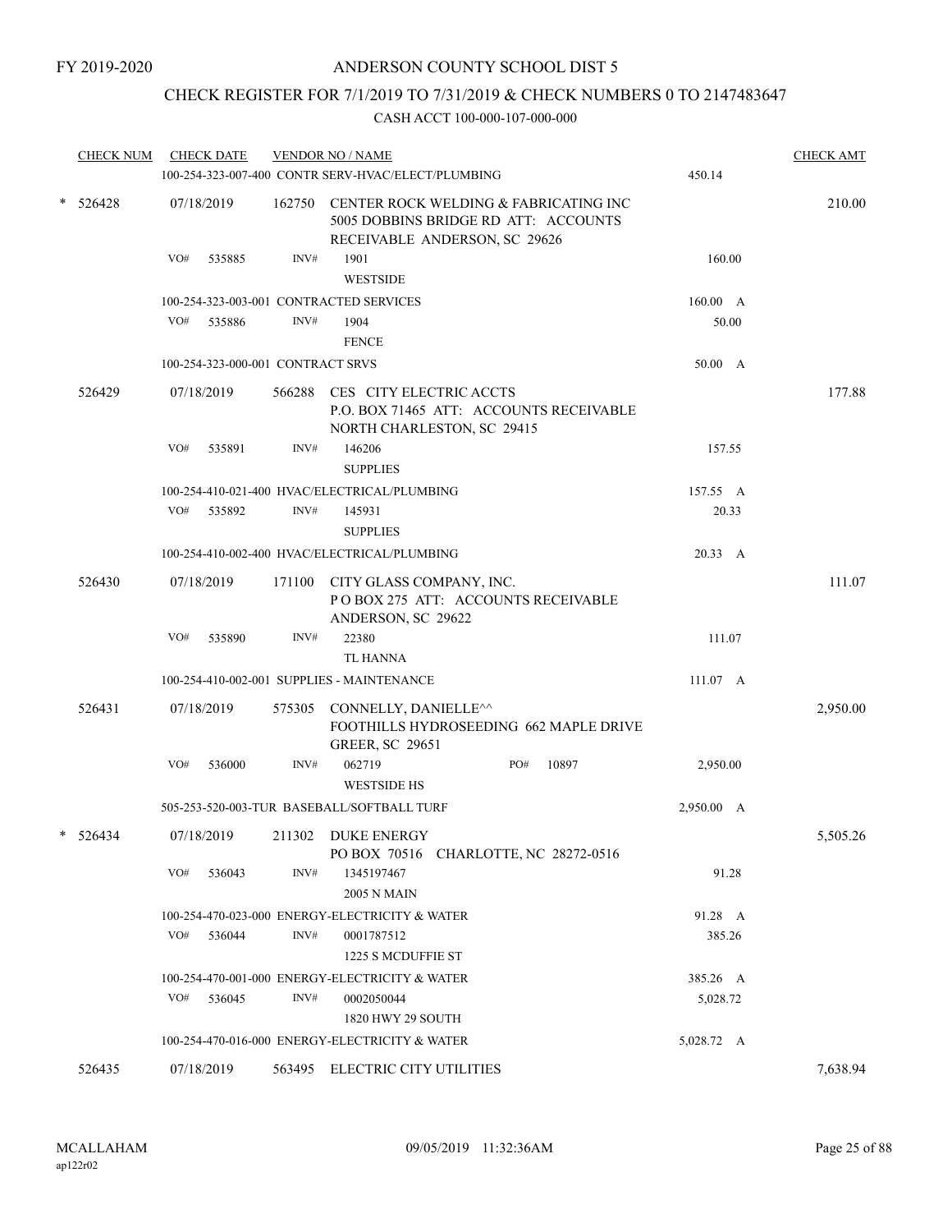FY 2019-2020

# ANDERSON COUNTY SCHOOL DIST 5

## CHECK REGISTER FOR 7/1/2019 TO 7/31/2019 & CHECK NUMBERS 0 TO 2147483647

### CASH ACCT 100-000-107-000-000

| CHECK NUM | CHECK DATE | VENDOR NO / NAME | | CHECK AMT |
|---|---|---|---|---|
| | 100-254-323-007-400 | CONTR SERV-HVAC/ELECT/PLUMBING | 450.14 | |
| * 526428 | 07/18/2019 | 162750 CENTER ROCK WELDING & FABRICATING INC 5005 DOBBINS BRIDGE RD ATT: ACCOUNTS RECEIVABLE ANDERSON, SC 29626 | | 210.00 |
| | VO# 535885 | INV# 1901 WESTSIDE | 160.00 | |
| | 100-254-323-003-001 | CONTRACTED SERVICES | 160.00 A | |
| | VO# 535886 | INV# 1904 FENCE | 50.00 | |
| | 100-254-323-000-001 | CONTRACT SRVS | 50.00 A | |
| 526429 | 07/18/2019 | 566288 CES CITY ELECTRIC ACCTS P.O. BOX 71465 ATT: ACCOUNTS RECEIVABLE NORTH CHARLESTON, SC 29415 | | 177.88 |
| | VO# 535891 | INV# 146206 SUPPLIES | 157.55 | |
| | 100-254-410-021-400 | HVAC/ELECTRICAL/PLUMBING | 157.55 A | |
| | VO# 535892 | INV# 145931 SUPPLIES | 20.33 | |
| | 100-254-410-002-400 | HVAC/ELECTRICAL/PLUMBING | 20.33 A | |
| 526430 | 07/18/2019 | 171100 CITY GLASS COMPANY, INC. P O BOX 275 ATT: ACCOUNTS RECEIVABLE ANDERSON, SC 29622 | | 111.07 |
| | VO# 535890 | INV# 22380 TL HANNA | 111.07 | |
| | 100-254-410-002-001 | SUPPLIES - MAINTENANCE | 111.07 A | |
| 526431 | 07/18/2019 | 575305 CONNELLY, DANIELLE^^ FOOTHILLS HYDROSEEDING 662 MAPLE DRIVE GREER, SC 29651 | | 2,950.00 |
| | VO# 536000 | INV# 062719 PO# 10897 WESTSIDE HS | 2,950.00 | |
| | 505-253-520-003-TUR | BASEBALL/SOFTBALL TURF | 2,950.00 A | |
| * 526434 | 07/18/2019 | 211302 DUKE ENERGY PO BOX 70516 CHARLOTTE, NC 28272-0516 | | 5,505.26 |
| | VO# 536043 | INV# 1345197467 2005 N MAIN | 91.28 | |
| | 100-254-470-023-000 | ENERGY-ELECTRICITY & WATER | 91.28 A | |
| | VO# 536044 | INV# 0001787512 1225 S MCDUFFIE ST | 385.26 | |
| | 100-254-470-001-000 | ENERGY-ELECTRICITY & WATER | 385.26 A | |
| | VO# 536045 | INV# 0002050044 1820 HWY 29 SOUTH | 5,028.72 | |
| | 100-254-470-016-000 | ENERGY-ELECTRICITY & WATER | 5,028.72 A | |
| 526435 | 07/18/2019 | 563495 ELECTRIC CITY UTILITIES | | 7,638.94 |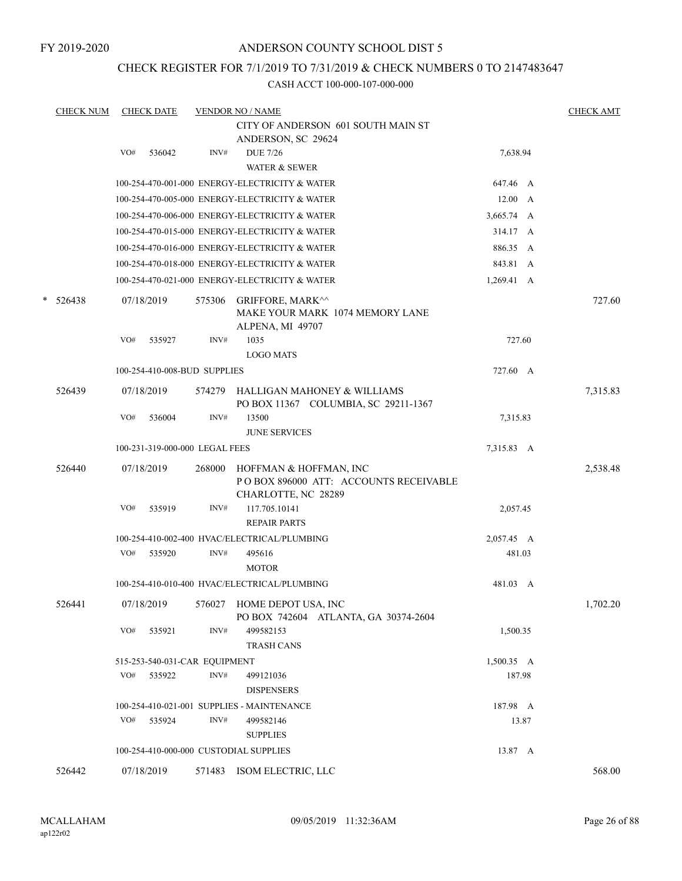FY 2019-2020

# ANDERSON COUNTY SCHOOL DIST 5

## CHECK REGISTER FOR 7/1/2019 TO 7/31/2019 & CHECK NUMBERS 0 TO 2147483647

CASH ACCT 100-000-107-000-000

| CHECK NUM | CHECK DATE | VENDOR NO / NAME | | CHECK AMT |
|---|---|---|---|---|
| | | CITY OF ANDERSON 601 SOUTH MAIN ST<br>ANDERSON, SC 29624 | | |
| | VO# 536042 | INV# DUE 7/26<br>WATER & SEWER | 7,638.94 | |
| | | 100-254-470-001-000 ENERGY-ELECTRICITY & WATER | 647.46 A | |
| | | 100-254-470-005-000 ENERGY-ELECTRICITY & WATER | 12.00 A | |
| | | 100-254-470-006-000 ENERGY-ELECTRICITY & WATER | 3,665.74 A | |
| | | 100-254-470-015-000 ENERGY-ELECTRICITY & WATER | 314.17 A | |
| | | 100-254-470-016-000 ENERGY-ELECTRICITY & WATER | 886.35 A | |
| | | 100-254-470-018-000 ENERGY-ELECTRICITY & WATER | 843.81 A | |
| | | 100-254-470-021-000 ENERGY-ELECTRICITY & WATER | 1,269.41 A | |
| * 526438 | 07/18/2019 | 575306 GRIFFORE, MARK^^<br>MAKE YOUR MARK 1074 MEMORY LANE<br>ALPENA, MI 49707 | | 727.60 |
| | VO# 535927 | INV# 1035<br>LOGO MATS | 727.60 | |
| | | 100-254-410-008-BUD SUPPLIES | 727.60 A | |
| 526439 | 07/18/2019 | 574279 HALLIGAN MAHONEY & WILLIAMS<br>PO BOX 11367 COLUMBIA, SC 29211-1367 | | 7,315.83 |
| | VO# 536004 | INV# 13500<br>JUNE SERVICES | 7,315.83 | |
| | | 100-231-319-000-000 LEGAL FEES | 7,315.83 A | |
| 526440 | 07/18/2019 | 268000 HOFFMAN & HOFFMAN, INC<br>P O BOX 896000 ATT: ACCOUNTS RECEIVABLE<br>CHARLOTTE, NC 28289 | | 2,538.48 |
| | VO# 535919 | INV# 117.705.10141<br>REPAIR PARTS | 2,057.45 | |
| | | 100-254-410-002-400 HVAC/ELECTRICAL/PLUMBING | 2,057.45 A | |
| | VO# 535920 | INV# 495616<br>MOTOR | 481.03 | |
| | | 100-254-410-010-400 HVAC/ELECTRICAL/PLUMBING | 481.03 A | |
| 526441 | 07/18/2019 | 576027 HOME DEPOT USA, INC<br>PO BOX 742604 ATLANTA, GA 30374-2604 | | 1,702.20 |
| | VO# 535921 | INV# 499582153<br>TRASH CANS | 1,500.35 | |
| | | 515-253-540-031-CAR EQUIPMENT | 1,500.35 A | |
| | VO# 535922 | INV# 499121036<br>DISPENSERS | 187.98 | |
| | | 100-254-410-021-001 SUPPLIES - MAINTENANCE | 187.98 A | |
| | VO# 535924 | INV# 499582146<br>SUPPLIES | 13.87 | |
| | | 100-254-410-000-000 CUSTODIAL SUPPLIES | 13.87 A | |
| 526442 | 07/18/2019 | 571483 ISOM ELECTRIC, LLC | | 568.00 |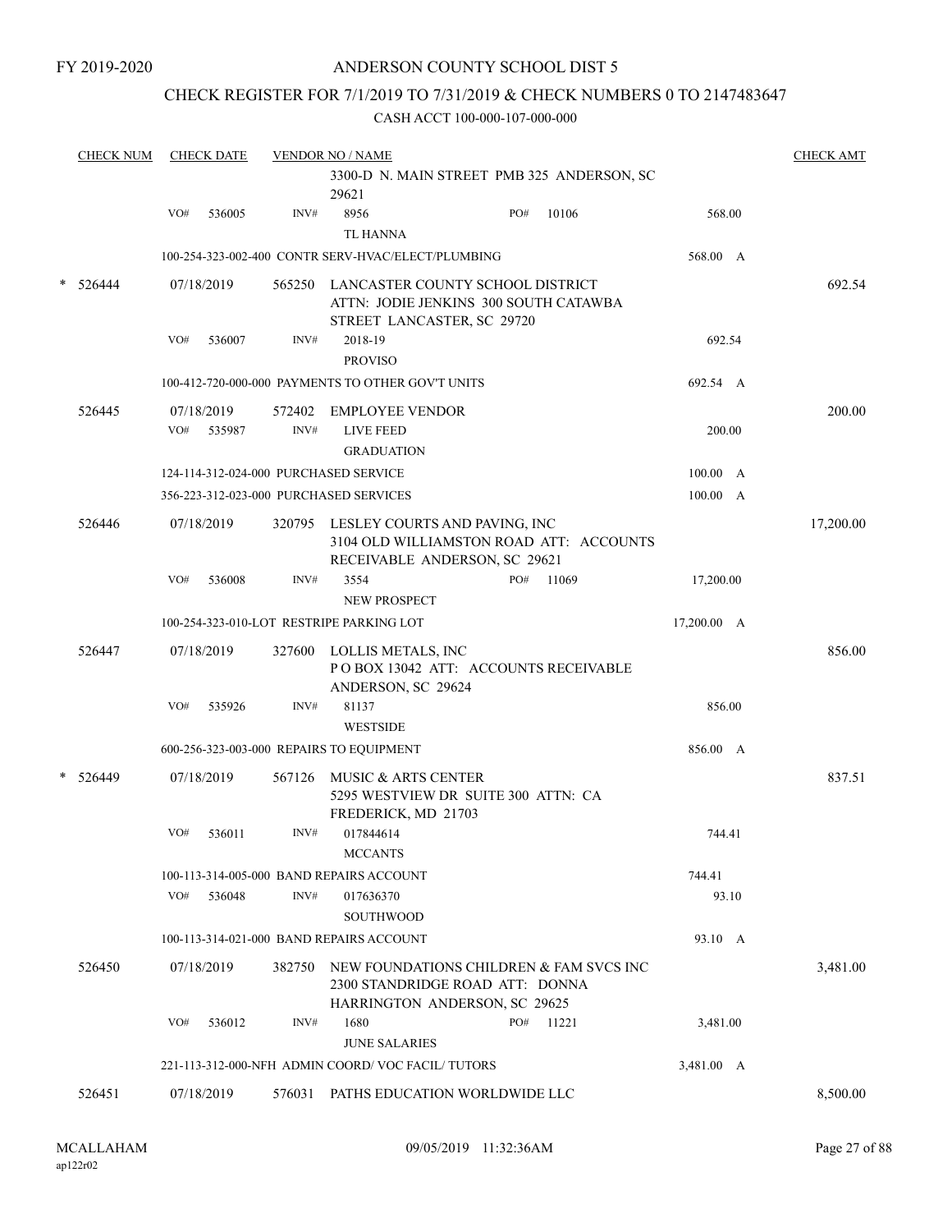FY 2019-2020

# ANDERSON COUNTY SCHOOL DIST 5

## CHECK REGISTER FOR 7/1/2019 TO 7/31/2019 & CHECK NUMBERS 0 TO 2147483647

CASH ACCT 100-000-107-000-000

| CHECK NUM | CHECK DATE | VENDOR NO / NAME | | | CHECK AMT |
|---|---|---|---|---|---|
| | | | 3300-D N. MAIN STREET PMB 325 ANDERSON, SC 29621 | | |
| | VO# 536005 | INV# | 8956 TL HANNA | PO# 10106 | 568.00 |
| | 100-254-323-002-400 CONTR SERV-HVAC/ELECT/PLUMBING | | | 568.00 A | |
| * 526444 | 07/18/2019 | 565250 | LANCASTER COUNTY SCHOOL DISTRICT ATTN: JODIE JENKINS 300 SOUTH CATAWBA STREET LANCASTER, SC 29720 | | 692.54 |
| | VO# 536007 | INV# | 2018-19 PROVISO | | 692.54 |
| | 100-412-720-000-000 PAYMENTS TO OTHER GOV'T UNITS | | | 692.54 A | |
| 526445 | 07/18/2019 | 572402 | EMPLOYEE VENDOR | | 200.00 |
| | VO# 535987 | INV# | LIVE FEED GRADUATION | | 200.00 |
| | 124-114-312-024-000 PURCHASED SERVICE | | | 100.00 A | |
| | 356-223-312-023-000 PURCHASED SERVICES | | | 100.00 A | |
| 526446 | 07/18/2019 | 320795 | LESLEY COURTS AND PAVING, INC 3104 OLD WILLIAMSTON ROAD ATT: ACCOUNTS RECEIVABLE ANDERSON, SC 29621 | | 17,200.00 |
| | VO# 536008 | INV# | 3554 NEW PROSPECT | PO# 11069 | 17,200.00 |
| | 100-254-323-010-LOT RESTRIPE PARKING LOT | | | 17,200.00 A | |
| 526447 | 07/18/2019 | 327600 | LOLLIS METALS, INC P O BOX 13042 ATT: ACCOUNTS RECEIVABLE ANDERSON, SC 29624 | | 856.00 |
| | VO# 535926 | INV# | 81137 WESTSIDE | | 856.00 |
| | 600-256-323-003-000 REPAIRS TO EQUIPMENT | | | 856.00 A | |
| * 526449 | 07/18/2019 | 567126 | MUSIC & ARTS CENTER 5295 WESTVIEW DR SUITE 300 ATTN: CA FREDERICK, MD 21703 | | 837.51 |
| | VO# 536011 | INV# | 017844614 MCCANTS | | 744.41 |
| | 100-113-314-005-000 BAND REPAIRS ACCOUNT | | | 744.41 | |
| | VO# 536048 | INV# | 017636370 SOUTHWOOD | | 93.10 |
| | 100-113-314-021-000 BAND REPAIRS ACCOUNT | | | 93.10 A | |
| 526450 | 07/18/2019 | 382750 | NEW FOUNDATIONS CHILDREN & FAM SVCS INC 2300 STANDRIDGE ROAD ATT: DONNA HARRINGTON ANDERSON, SC 29625 | | 3,481.00 |
| | VO# 536012 | INV# | 1680 JUNE SALARIES | PO# 11221 | 3,481.00 |
| | 221-113-312-000-NFH ADMIN COORD/ VOC FACIL/ TUTORS | | | 3,481.00 A | |
| 526451 | 07/18/2019 | 576031 | PATHS EDUCATION WORLDWIDE LLC | | 8,500.00 |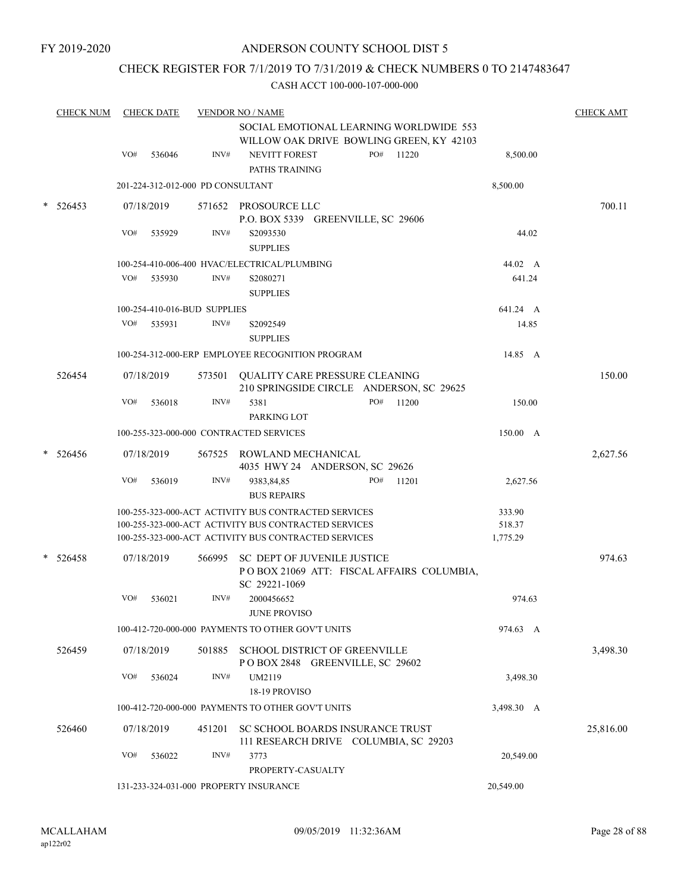FY 2019-2020

# ANDERSON COUNTY SCHOOL DIST 5

## CHECK REGISTER FOR 7/1/2019 TO 7/31/2019 & CHECK NUMBERS 0 TO 2147483647

CASH ACCT 100-000-107-000-000

| CHECK NUM | CHECK DATE | VENDOR NO / NAME | | | CHECK AMT |
|---|---|---|---|---|---|
| | | | SOCIAL EMOTIONAL LEARNING WORLDWIDE 553 WILLOW OAK DRIVE BOWLING GREEN, KY 42103 | | |
| | VO# 536046 | INV# | NEVITT FOREST PATHS TRAINING | PO# 11220 | 8,500.00 | |
| | 201-224-312-012-000 PD CONSULTANT | | | 8,500.00 | |
| * 526453 | 07/18/2019 | 571652 | PROSOURCE LLC P.O. BOX 5339 GREENVILLE, SC 29606 | | 700.11 |
| | VO# 535929 | INV# | S2093530 SUPPLIES | 44.02 | |
| | 100-254-410-006-400 HVAC/ELECTRICAL/PLUMBING | | | 44.02 A | |
| | VO# 535930 | INV# | S2080271 SUPPLIES | 641.24 | |
| | 100-254-410-016-BUD SUPPLIES | | | 641.24 A | |
| | VO# 535931 | INV# | S2092549 SUPPLIES | 14.85 | |
| | 100-254-312-000-ERP EMPLOYEE RECOGNITION PROGRAM | | | 14.85 A | |
| 526454 | 07/18/2019 | 573501 | QUALITY CARE PRESSURE CLEANING 210 SPRINGSIDE CIRCLE ANDERSON, SC 29625 | | 150.00 |
| | VO# 536018 | INV# | 5381 PARKING LOT | PO# 11200 | 150.00 | |
| | 100-255-323-000-000 CONTRACTED SERVICES | | | 150.00 A | |
| * 526456 | 07/18/2019 | 567525 | ROWLAND MECHANICAL 4035 HWY 24 ANDERSON, SC 29626 | | 2,627.56 |
| | VO# 536019 | INV# | 9383,84,85 BUS REPAIRS | PO# 11201 | 2,627.56 | |
| | 100-255-323-000-ACT ACTIVITY BUS CONTRACTED SERVICES | | | 333.90 | |
| | 100-255-323-000-ACT ACTIVITY BUS CONTRACTED SERVICES | | | 518.37 | |
| | 100-255-323-000-ACT ACTIVITY BUS CONTRACTED SERVICES | | | 1,775.29 | |
| * 526458 | 07/18/2019 | 566995 | SC DEPT OF JUVENILE JUSTICE P O BOX 21069 ATT: FISCAL AFFAIRS COLUMBIA, SC 29221-1069 | | 974.63 |
| | VO# 536021 | INV# | 2000456652 JUNE PROVISO | 974.63 | |
| | 100-412-720-000-000 PAYMENTS TO OTHER GOV'T UNITS | | | 974.63 A | |
| 526459 | 07/18/2019 | 501885 | SCHOOL DISTRICT OF GREENVILLE P O BOX 2848 GREENVILLE, SC 29602 | | 3,498.30 |
| | VO# 536024 | INV# | UM2119 18-19 PROVISO | 3,498.30 | |
| | 100-412-720-000-000 PAYMENTS TO OTHER GOV'T UNITS | | | 3,498.30 A | |
| 526460 | 07/18/2019 | 451201 | SC SCHOOL BOARDS INSURANCE TRUST 111 RESEARCH DRIVE COLUMBIA, SC 29203 | | 25,816.00 |
| | VO# 536022 | INV# | 3773 PROPERTY-CASUALTY | 20,549.00 | |
| | 131-233-324-031-000 PROPERTY INSURANCE | | | 20,549.00 | |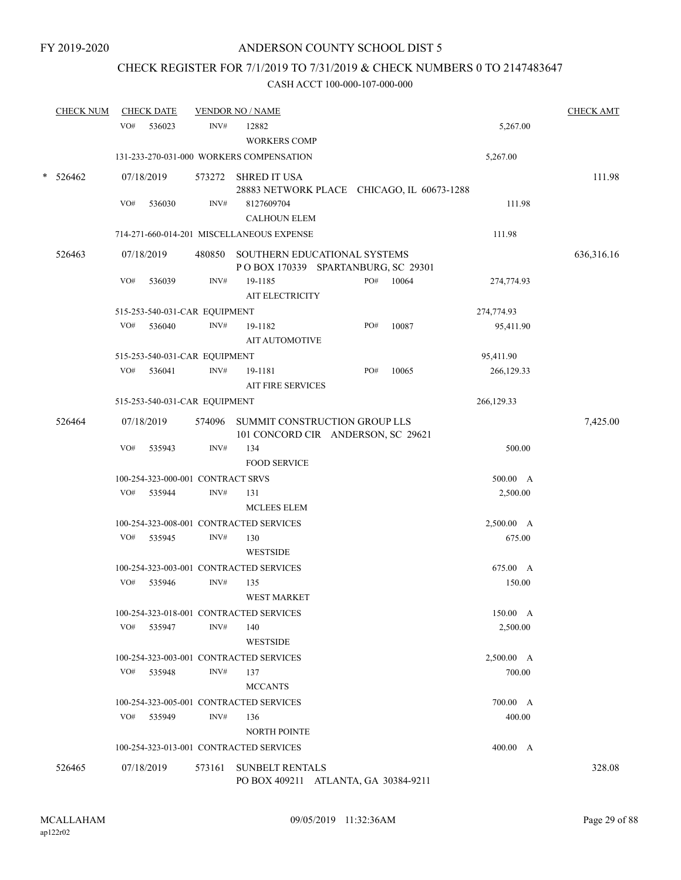FY 2019-2020

# ANDERSON COUNTY SCHOOL DIST 5

## CHECK REGISTER FOR 7/1/2019 TO 7/31/2019 & CHECK NUMBERS 0 TO 2147483647

### CASH ACCT 100-000-107-000-000

| CHECK NUM | CHECK DATE | VENDOR NO / NAME | | | CHECK AMT |
|---|---|---|---|---|---|
| | VO# 536023 | INV# 12882 WORKERS COMP | | 5,267.00 | |
| | 131-233-270-031-000 WORKERS COMPENSATION | | | 5,267.00 | |
| * 526462 | 07/18/2019 | 573272 SHRED IT USA 28883 NETWORK PLACE CHICAGO, IL 60673-1288 | | | 111.98 |
| | VO# 536030 | INV# 8127609704 CALHOUN ELEM | | 111.98 | |
| | 714-271-660-014-201 MISCELLANEOUS EXPENSE | | | 111.98 | |
| 526463 | 07/18/2019 | 480850 SOUTHERN EDUCATIONAL SYSTEMS P O BOX 170339 SPARTANBURG, SC 29301 | | | 636,316.16 |
| | VO# 536039 | INV# 19-1185 AIT ELECTRICITY | PO# 10064 | 274,774.93 | |
| | 515-253-540-031-CAR EQUIPMENT | | | 274,774.93 | |
| | VO# 536040 | INV# 19-1182 AIT AUTOMOTIVE | PO# 10087 | 95,411.90 | |
| | 515-253-540-031-CAR EQUIPMENT | | | 95,411.90 | |
| | VO# 536041 | INV# 19-1181 AIT FIRE SERVICES | PO# 10065 | 266,129.33 | |
| | 515-253-540-031-CAR EQUIPMENT | | | 266,129.33 | |
| 526464 | 07/18/2019 | 574096 SUMMIT CONSTRUCTION GROUP LLS 101 CONCORD CIR ANDERSON, SC 29621 | | | 7,425.00 |
| | VO# 535943 | INV# 134 FOOD SERVICE | | 500.00 | |
| | 100-254-323-000-001 CONTRACT SRVS | | | 500.00 A | |
| | VO# 535944 | INV# 131 MCLEES ELEM | | 2,500.00 | |
| | 100-254-323-008-001 CONTRACTED SERVICES | | | 2,500.00 A | |
| | VO# 535945 | INV# 130 WESTSIDE | | 675.00 | |
| | 100-254-323-003-001 CONTRACTED SERVICES | | | 675.00 A | |
| | VO# 535946 | INV# 135 WEST MARKET | | 150.00 | |
| | 100-254-323-018-001 CONTRACTED SERVICES | | | 150.00 A | |
| | VO# 535947 | INV# 140 WESTSIDE | | 2,500.00 | |
| | 100-254-323-003-001 CONTRACTED SERVICES | | | 2,500.00 A | |
| | VO# 535948 | INV# 137 MCCANTS | | 700.00 | |
| | 100-254-323-005-001 CONTRACTED SERVICES | | | 700.00 A | |
| | VO# 535949 | INV# 136 NORTH POINTE | | 400.00 | |
| | 100-254-323-013-001 CONTRACTED SERVICES | | | 400.00 A | |
| 526465 | 07/18/2019 | 573161 SUNBELT RENTALS PO BOX 409211 ATLANTA, GA 30384-9211 | | | 328.08 |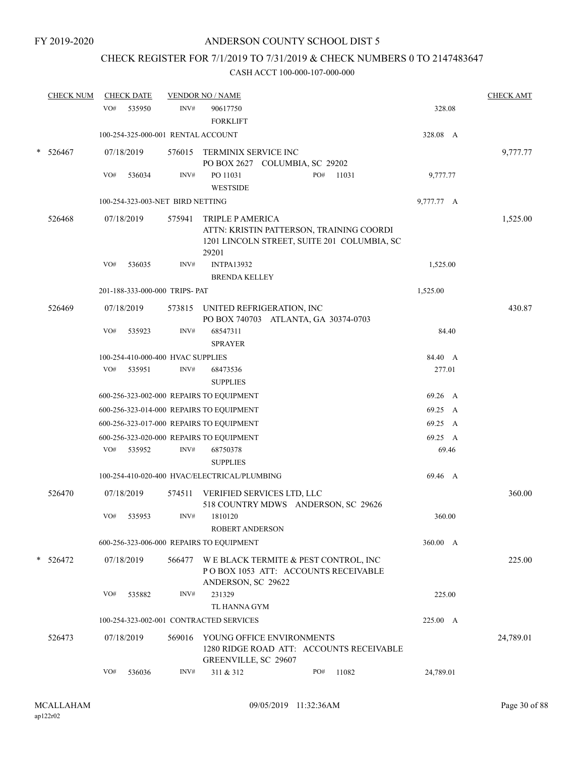FY 2019-2020

# ANDERSON COUNTY SCHOOL DIST 5

## CHECK REGISTER FOR 7/1/2019 TO 7/31/2019 & CHECK NUMBERS 0 TO 2147483647

### CASH ACCT 100-000-107-000-000

| CHECK NUM | CHECK DATE | VENDOR NO / NAME | | CHECK AMT |
|---|---|---|---|---|
| | VO# 535950 | INV# 90617750<br>FORKLIFT | 328.08 | |
| | 100-254-325-000-001 RENTAL ACCOUNT | | 328.08 A | |
| * 526467 | 07/18/2019 | 576015 TERMINIX SERVICE INC<br>PO BOX 2627 COLUMBIA, SC 29202 | | 9,777.77 |
| | VO# 536034 | INV# PO 11031 PO# 11031<br>WESTSIDE | 9,777.77 | |
| | 100-254-323-003-NET BIRD NETTING | | 9,777.77 A | |
| 526468 | 07/18/2019 | 575941 TRIPLE P AMERICA<br>ATTN: KRISTIN PATTERSON, TRAINING COORDI<br>1201 LINCOLN STREET, SUITE 201 COLUMBIA, SC 29201 | | 1,525.00 |
| | VO# 536035 | INV# INTPA13932<br>BRENDA KELLEY | 1,525.00 | |
| | 201-188-333-000-000 TRIPS- PAT | | 1,525.00 | |
| 526469 | 07/18/2019 | 573815 UNITED REFRIGERATION, INC<br>PO BOX 740703 ATLANTA, GA 30374-0703 | | 430.87 |
| | VO# 535923 | INV# 68547311<br>SPRAYER | 84.40 | |
| | 100-254-410-000-400 HVAC SUPPLIES | | 84.40 A | |
| | VO# 535951 | INV# 68473536<br>SUPPLIES | 277.01 | |
| | 600-256-323-002-000 REPAIRS TO EQUIPMENT | | 69.26 A | |
| | 600-256-323-014-000 REPAIRS TO EQUIPMENT | | 69.25 A | |
| | 600-256-323-017-000 REPAIRS TO EQUIPMENT | | 69.25 A | |
| | 600-256-323-020-000 REPAIRS TO EQUIPMENT | | 69.25 A | |
| | VO# 535952 | INV# 68750378<br>SUPPLIES | 69.46 | |
| | 100-254-410-020-400 HVAC/ELECTRICAL/PLUMBING | | 69.46 A | |
| 526470 | 07/18/2019 | 574511 VERIFIED SERVICES LTD, LLC<br>518 COUNTRY MDWS ANDERSON, SC 29626 | | 360.00 |
| | VO# 535953 | INV# 1810120<br>ROBERT ANDERSON | 360.00 | |
| | 600-256-323-006-000 REPAIRS TO EQUIPMENT | | 360.00 A | |
| * 526472 | 07/18/2019 | 566477 W E BLACK TERMITE & PEST CONTROL, INC<br>P O BOX 1053 ATT: ACCOUNTS RECEIVABLE<br>ANDERSON, SC 29622 | | 225.00 |
| | VO# 535882 | INV# 231329<br>TL HANNA GYM | 225.00 | |
| | 100-254-323-002-001 CONTRACTED SERVICES | | 225.00 A | |
| 526473 | 07/18/2019 | 569016 YOUNG OFFICE ENVIRONMENTS<br>1280 RIDGE ROAD ATT: ACCOUNTS RECEIVABLE<br>GREENVILLE, SC 29607 | | 24,789.01 |
| | VO# 536036 | INV# 311 & 312 PO# 11082 | 24,789.01 | |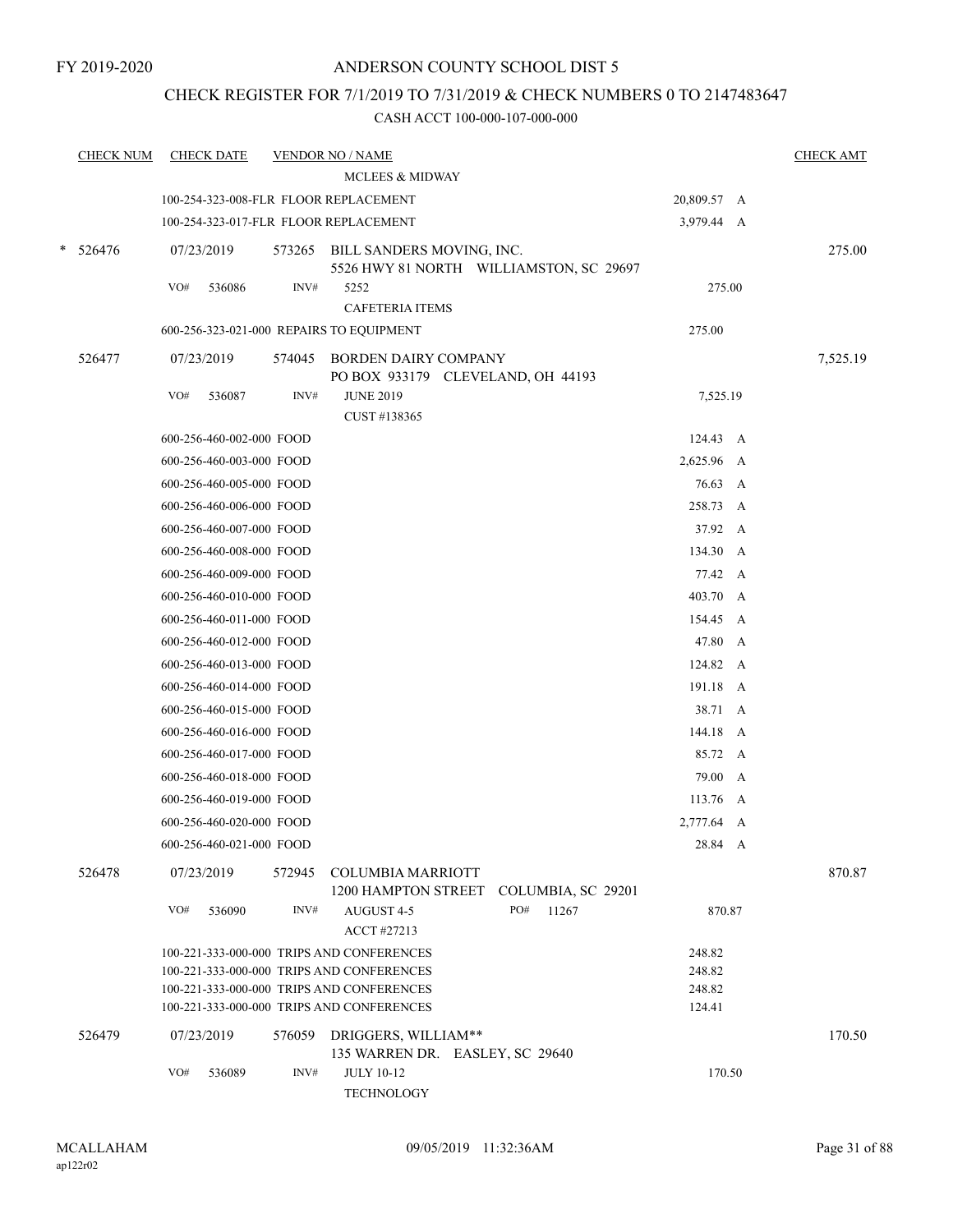FY 2019-2020

# ANDERSON COUNTY SCHOOL DIST 5

## CHECK REGISTER FOR 7/1/2019 TO 7/31/2019 & CHECK NUMBERS 0 TO 2147483647

### CASH ACCT 100-000-107-000-000

| CHECK NUM | CHECK DATE | VENDOR NO / NAME | | CHECK AMT |
|---|---|---|---|---|
| | | MCLEES & MIDWAY | | |
| | 100-254-323-008-FLR FLOOR REPLACEMENT | | 20,809.57 A | |
| | 100-254-323-017-FLR FLOOR REPLACEMENT | | 3,979.44 A | |
| * 526476 | 07/23/2019 | 573265 BILL SANDERS MOVING, INC.<br>5526 HWY 81 NORTH WILLIAMSTON, SC 29697 | | 275.00 |
| | VO# 536086 | INV# 5252<br>CAFETERIA ITEMS | 275.00 | |
| | 600-256-323-021-000 REPAIRS TO EQUIPMENT | | 275.00 | |
| 526477 | 07/23/2019 | 574045 BORDEN DAIRY COMPANY<br>PO BOX 933179 CLEVELAND, OH 44193 | | 7,525.19 |
| | VO# 536087 | INV# JUNE 2019<br>CUST #138365 | 7,525.19 | |
| | 600-256-460-002-000 FOOD | | 124.43 A | |
| | 600-256-460-003-000 FOOD | | 2,625.96 A | |
| | 600-256-460-005-000 FOOD | | 76.63 A | |
| | 600-256-460-006-000 FOOD | | 258.73 A | |
| | 600-256-460-007-000 FOOD | | 37.92 A | |
| | 600-256-460-008-000 FOOD | | 134.30 A | |
| | 600-256-460-009-000 FOOD | | 77.42 A | |
| | 600-256-460-010-000 FOOD | | 403.70 A | |
| | 600-256-460-011-000 FOOD | | 154.45 A | |
| | 600-256-460-012-000 FOOD | | 47.80 A | |
| | 600-256-460-013-000 FOOD | | 124.82 A | |
| | 600-256-460-014-000 FOOD | | 191.18 A | |
| | 600-256-460-015-000 FOOD | | 38.71 A | |
| | 600-256-460-016-000 FOOD | | 144.18 A | |
| | 600-256-460-017-000 FOOD | | 85.72 A | |
| | 600-256-460-018-000 FOOD | | 79.00 A | |
| | 600-256-460-019-000 FOOD | | 113.76 A | |
| | 600-256-460-020-000 FOOD | | 2,777.64 A | |
| | 600-256-460-021-000 FOOD | | 28.84 A | |
| 526478 | 07/23/2019 | 572945 COLUMBIA MARRIOTT<br>1200 HAMPTON STREET COLUMBIA, SC 29201 | | 870.87 |
| | VO# 536090 | INV# AUGUST 4-5 PO# 11267<br>ACCT #27213 | 870.87 | |
| | 100-221-333-000-000 TRIPS AND CONFERENCES | | 248.82 | |
| | 100-221-333-000-000 TRIPS AND CONFERENCES | | 248.82 | |
| | 100-221-333-000-000 TRIPS AND CONFERENCES | | 248.82 | |
| | 100-221-333-000-000 TRIPS AND CONFERENCES | | 124.41 | |
| 526479 | 07/23/2019 | 576059 DRIGGERS, WILLIAM**<br>135 WARREN DR. EASLEY, SC 29640 | | 170.50 |
| | VO# 536089 | INV# JULY 10-12<br>TECHNOLOGY | 170.50 | |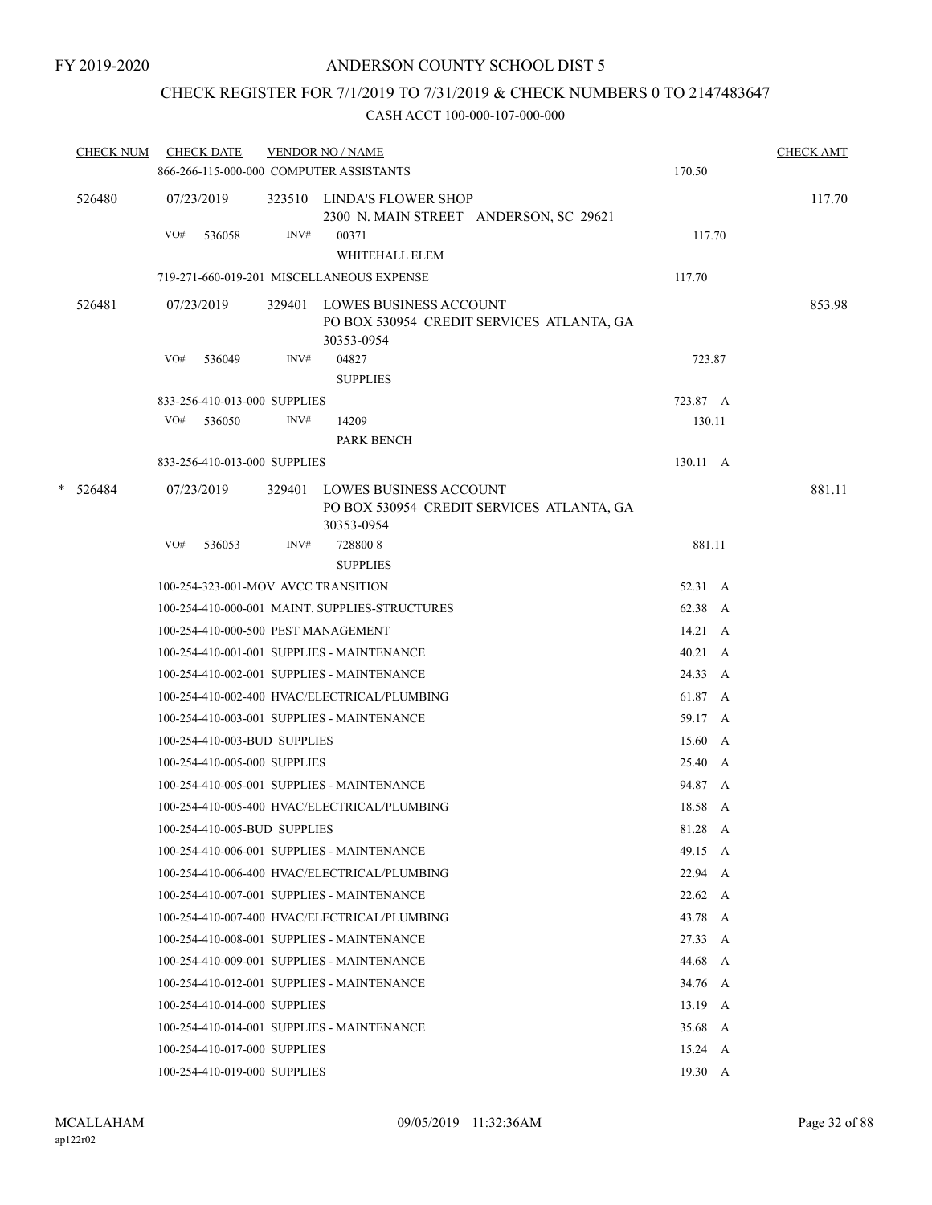FY 2019-2020

# ANDERSON COUNTY SCHOOL DIST 5

## CHECK REGISTER FOR 7/1/2019 TO 7/31/2019 & CHECK NUMBERS 0 TO 2147483647

### CASH ACCT 100-000-107-000-000

| CHECK NUM | CHECK DATE | VENDOR NO / NAME | | CHECK AMT |
|---|---|---|---|---|
| | 866-266-115-000-000 COMPUTER ASSISTANTS | | 170.50 | |
| 526480 | 07/23/2019 | 323510 LINDA'S FLOWER SHOP<br>2300 N. MAIN STREET ANDERSON, SC 29621 | | 117.70 |
| | VO# 536058 | INV# 00371<br>WHITEHALL ELEM | 117.70 | |
| | 719-271-660-019-201 MISCELLANEOUS EXPENSE | | 117.70 | |
| 526481 | 07/23/2019 | 329401 LOWES BUSINESS ACCOUNT<br>PO BOX 530954 CREDIT SERVICES ATLANTA, GA 30353-0954 | | 853.98 |
| | VO# 536049 | INV# 04827<br>SUPPLIES | 723.87 | |
| | 833-256-410-013-000 SUPPLIES | | 723.87 A | |
| | VO# 536050 | INV# 14209<br>PARK BENCH | 130.11 | |
| | 833-256-410-013-000 SUPPLIES | | 130.11 A | |
| * 526484 | 07/23/2019 | 329401 LOWES BUSINESS ACCOUNT<br>PO BOX 530954 CREDIT SERVICES ATLANTA, GA 30353-0954 | | 881.11 |
| | VO# 536053 | INV# 728800 8<br>SUPPLIES | 881.11 | |
| | 100-254-323-001-MOV AVCC TRANSITION | | 52.31 A | |
| | 100-254-410-000-001 MAINT. SUPPLIES-STRUCTURES | | 62.38 A | |
| | 100-254-410-000-500 PEST MANAGEMENT | | 14.21 A | |
| | 100-254-410-001-001 SUPPLIES - MAINTENANCE | | 40.21 A | |
| | 100-254-410-002-001 SUPPLIES - MAINTENANCE | | 24.33 A | |
| | 100-254-410-002-400 HVAC/ELECTRICAL/PLUMBING | | 61.87 A | |
| | 100-254-410-003-001 SUPPLIES - MAINTENANCE | | 59.17 A | |
| | 100-254-410-003-BUD SUPPLIES | | 15.60 A | |
| | 100-254-410-005-000 SUPPLIES | | 25.40 A | |
| | 100-254-410-005-001 SUPPLIES - MAINTENANCE | | 94.87 A | |
| | 100-254-410-005-400 HVAC/ELECTRICAL/PLUMBING | | 18.58 A | |
| | 100-254-410-005-BUD SUPPLIES | | 81.28 A | |
| | 100-254-410-006-001 SUPPLIES - MAINTENANCE | | 49.15 A | |
| | 100-254-410-006-400 HVAC/ELECTRICAL/PLUMBING | | 22.94 A | |
| | 100-254-410-007-001 SUPPLIES - MAINTENANCE | | 22.62 A | |
| | 100-254-410-007-400 HVAC/ELECTRICAL/PLUMBING | | 43.78 A | |
| | 100-254-410-008-001 SUPPLIES - MAINTENANCE | | 27.33 A | |
| | 100-254-410-009-001 SUPPLIES - MAINTENANCE | | 44.68 A | |
| | 100-254-410-012-001 SUPPLIES - MAINTENANCE | | 34.76 A | |
| | 100-254-410-014-000 SUPPLIES | | 13.19 A | |
| | 100-254-410-014-001 SUPPLIES - MAINTENANCE | | 35.68 A | |
| | 100-254-410-017-000 SUPPLIES | | 15.24 A | |
| | 100-254-410-019-000 SUPPLIES | | 19.30 A | |

MCALLAHAM
ap122r02

09/05/2019 11:32:36AM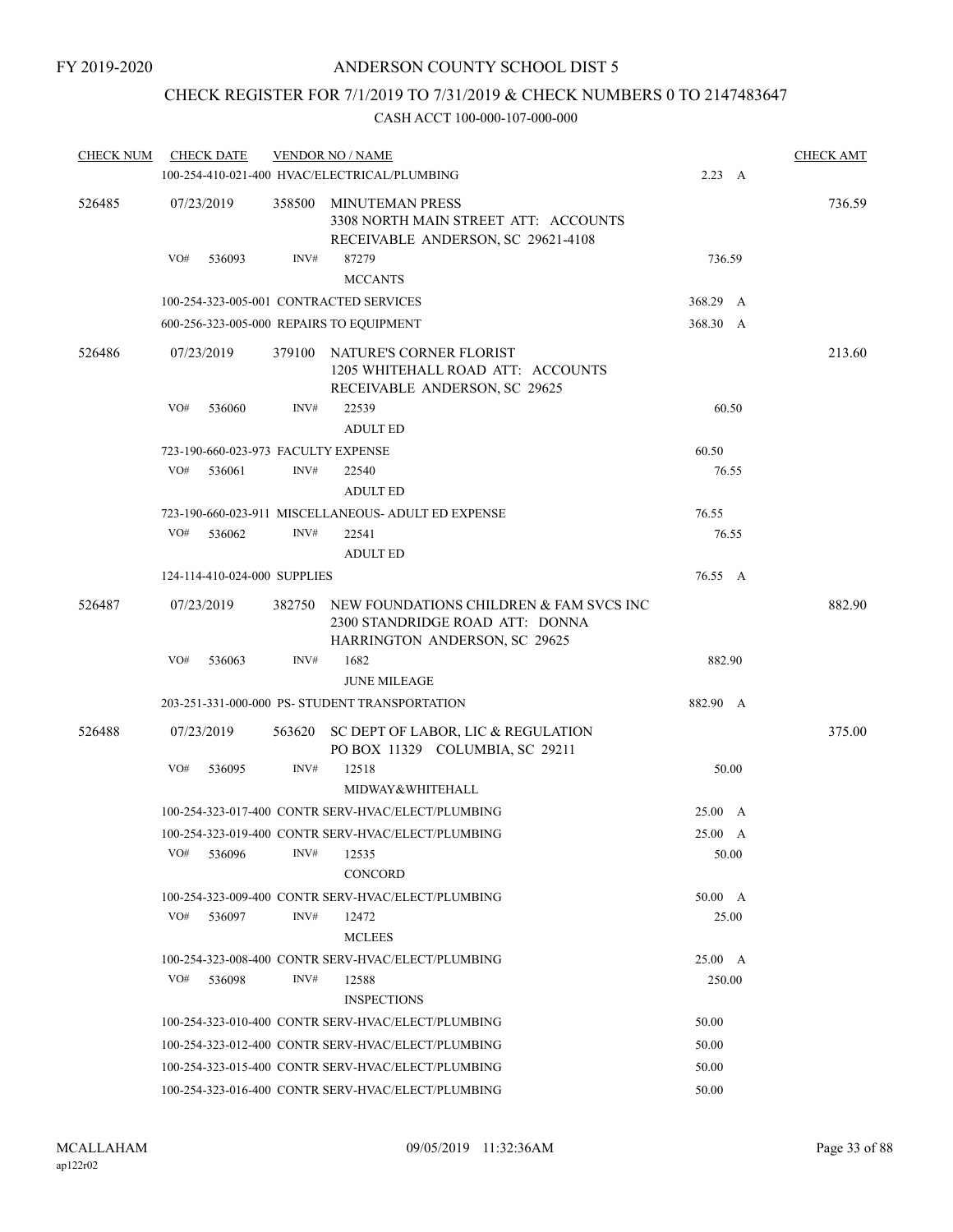FY 2019-2020

# ANDERSON COUNTY SCHOOL DIST 5

## CHECK REGISTER FOR 7/1/2019 TO 7/31/2019 & CHECK NUMBERS 0 TO 2147483647

### CASH ACCT 100-000-107-000-000

| CHECK NUM | CHECK DATE | VENDOR NO / NAME | | CHECK AMT |
|---|---|---|---|---|
| | | 100-254-410-021-400 HVAC/ELECTRICAL/PLUMBING | 2.23 A | |
| 526485 | 07/23/2019 | 358500 MINUTEMAN PRESS<br>3308 NORTH MAIN STREET ATT: ACCOUNTS RECEIVABLE ANDERSON, SC 29621-4108 | | 736.59 |
| | VO# 536093 | INV# 87279<br>MCCANTS | 736.59 | |
| | | 100-254-323-005-001 CONTRACTED SERVICES | 368.29 A | |
| | | 600-256-323-005-000 REPAIRS TO EQUIPMENT | 368.30 A | |
| 526486 | 07/23/2019 | 379100 NATURE'S CORNER FLORIST<br>1205 WHITEHALL ROAD ATT: ACCOUNTS RECEIVABLE ANDERSON, SC 29625 | | 213.60 |
| | VO# 536060 | INV# 22539<br>ADULT ED | 60.50 | |
| | | 723-190-660-023-973 FACULTY EXPENSE | 60.50 | |
| | VO# 536061 | INV# 22540<br>ADULT ED | 76.55 | |
| | | 723-190-660-023-911 MISCELLANEOUS- ADULT ED EXPENSE | 76.55 | |
| | VO# 536062 | INV# 22541<br>ADULT ED | 76.55 | |
| | | 124-114-410-024-000 SUPPLIES | 76.55 A | |
| 526487 | 07/23/2019 | 382750 NEW FOUNDATIONS CHILDREN & FAM SVCS INC<br>2300 STANDRIDGE ROAD ATT: DONNA HARRINGTON ANDERSON, SC 29625 | | 882.90 |
| | VO# 536063 | INV# 1682<br>JUNE MILEAGE | 882.90 | |
| | | 203-251-331-000-000 PS- STUDENT TRANSPORTATION | 882.90 A | |
| 526488 | 07/23/2019 | 563620 SC DEPT OF LABOR, LIC & REGULATION<br>PO BOX 11329 COLUMBIA, SC 29211 | | 375.00 |
| | VO# 536095 | INV# 12518<br>MIDWAY&WHITEHALL | 50.00 | |
| | | 100-254-323-017-400 CONTR SERV-HVAC/ELECT/PLUMBING | 25.00 A | |
| | | 100-254-323-019-400 CONTR SERV-HVAC/ELECT/PLUMBING | 25.00 A | |
| | VO# 536096 | INV# 12535<br>CONCORD | 50.00 | |
| | | 100-254-323-009-400 CONTR SERV-HVAC/ELECT/PLUMBING | 50.00 A | |
| | VO# 536097 | INV# 12472<br>MCLEES | 25.00 | |
| | | 100-254-323-008-400 CONTR SERV-HVAC/ELECT/PLUMBING | 25.00 A | |
| | VO# 536098 | INV# 12588<br>INSPECTIONS | 250.00 | |
| | | 100-254-323-010-400 CONTR SERV-HVAC/ELECT/PLUMBING | 50.00 | |
| | | 100-254-323-012-400 CONTR SERV-HVAC/ELECT/PLUMBING | 50.00 | |
| | | 100-254-323-015-400 CONTR SERV-HVAC/ELECT/PLUMBING | 50.00 | |
| | | 100-254-323-016-400 CONTR SERV-HVAC/ELECT/PLUMBING | 50.00 | |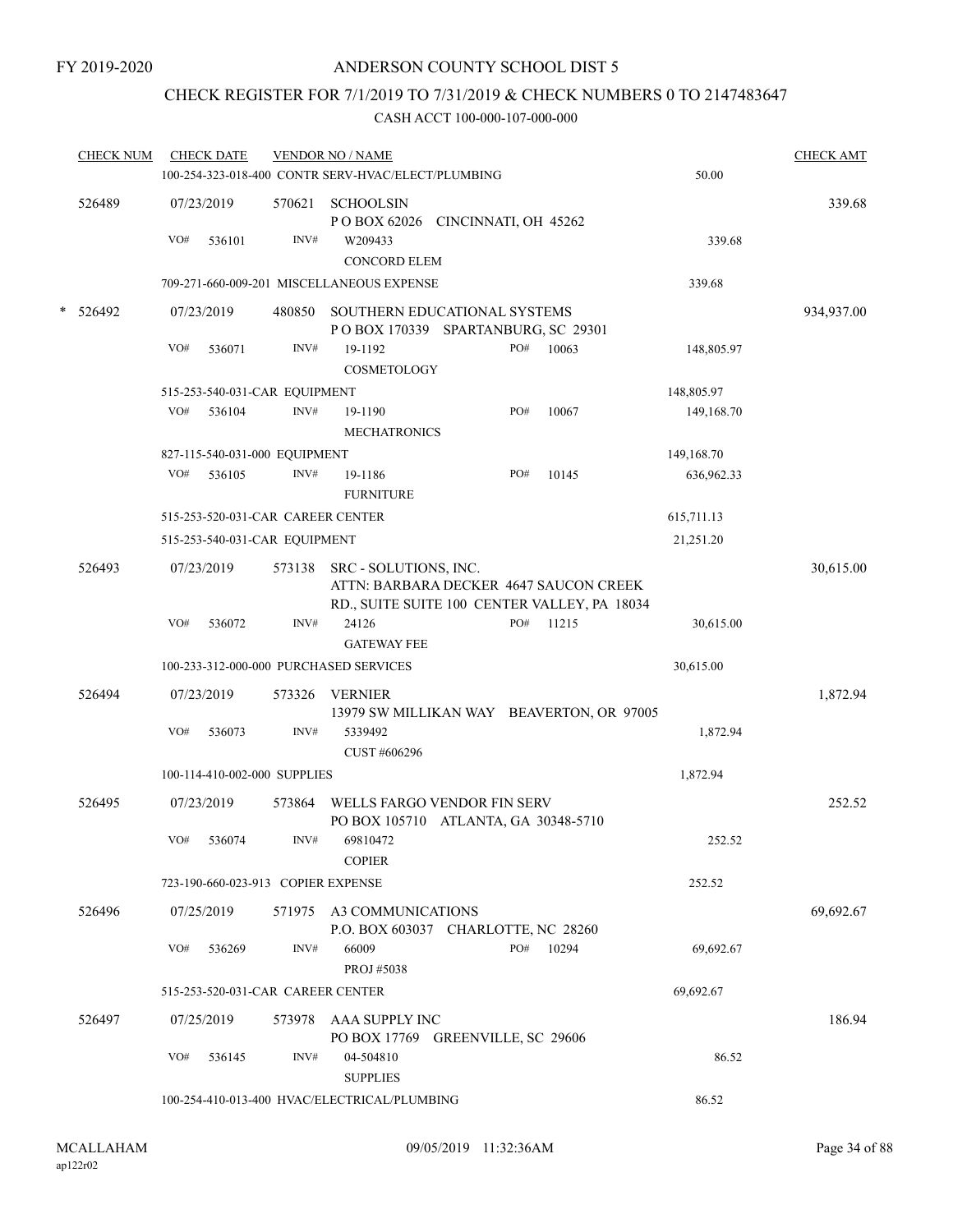FY 2019-2020

# ANDERSON COUNTY SCHOOL DIST 5

## CHECK REGISTER FOR 7/1/2019 TO 7/31/2019 & CHECK NUMBERS 0 TO 2147483647

### CASH ACCT 100-000-107-000-000

| CHECK NUM | CHECK DATE | VENDOR NO / NAME | | | CHECK AMT |
|---|---|---|---|---|---|
| | 100-254-323-018-400 CONTR SERV-HVAC/ELECT/PLUMBING | | | 50.00 | |
| 526489 | 07/23/2019 | 570621 | SCHOOLSIN<br>P O BOX 62026 CINCINNATI, OH 45262 | | 339.68 |
| | VO# 536101 | INV# | W209433<br>CONCORD ELEM | 339.68 | |
| | 709-271-660-009-201 MISCELLANEOUS EXPENSE | | | 339.68 | |
| * 526492 | 07/23/2019 | 480850 | SOUTHERN EDUCATIONAL SYSTEMS<br>P O BOX 170339 SPARTANBURG, SC 29301 | | 934,937.00 |
| | VO# 536071 | INV# | 19-1192 PO# 10063<br>COSMETOLOGY | 148,805.97 | |
| | 515-253-540-031-CAR EQUIPMENT | | | 148,805.97 | |
| | VO# 536104 | INV# | 19-1190 PO# 10067<br>MECHATRONICS | 149,168.70 | |
| | 827-115-540-031-000 EQUIPMENT | | | 149,168.70 | |
| | VO# 536105 | INV# | 19-1186 PO# 10145<br>FURNITURE | 636,962.33 | |
| | 515-253-520-031-CAR CAREER CENTER | | | 615,711.13 | |
| | 515-253-540-031-CAR EQUIPMENT | | | 21,251.20 | |
| 526493 | 07/23/2019 | 573138 | SRC - SOLUTIONS, INC.<br>ATTN: BARBARA DECKER 4647 SAUCON CREEK RD., SUITE SUITE 100 CENTER VALLEY, PA 18034 | | 30,615.00 |
| | VO# 536072 | INV# | 24126 PO# 11215<br>GATEWAY FEE | 30,615.00 | |
| | 100-233-312-000-000 PURCHASED SERVICES | | | 30,615.00 | |
| 526494 | 07/23/2019 | 573326 | VERNIER<br>13979 SW MILLIKAN WAY BEAVERTON, OR 97005 | | 1,872.94 |
| | VO# 536073 | INV# | 5339492<br>CUST #606296 | 1,872.94 | |
| | 100-114-410-002-000 SUPPLIES | | | 1,872.94 | |
| 526495 | 07/23/2019 | 573864 | WELLS FARGO VENDOR FIN SERV<br>PO BOX 105710 ATLANTA, GA 30348-5710 | | 252.52 |
| | VO# 536074 | INV# | 69810472<br>COPIER | 252.52 | |
| | 723-190-660-023-913 COPIER EXPENSE | | | 252.52 | |
| 526496 | 07/25/2019 | 571975 | A3 COMMUNICATIONS<br>P.O. BOX 603037 CHARLOTTE, NC 28260 | | 69,692.67 |
| | VO# 536269 | INV# | 66009 PO# 10294<br>PROJ #5038 | 69,692.67 | |
| | 515-253-520-031-CAR CAREER CENTER | | | 69,692.67 | |
| 526497 | 07/25/2019 | 573978 | AAA SUPPLY INC<br>PO BOX 17769 GREENVILLE, SC 29606 | | 186.94 |
| | VO# 536145 | INV# | 04-504810<br>SUPPLIES | 86.52 | |
| | 100-254-410-013-400 HVAC/ELECTRICAL/PLUMBING | | | 86.52 | |

MCALLAHAM
ap122r02
09/05/2019 11:32:36AM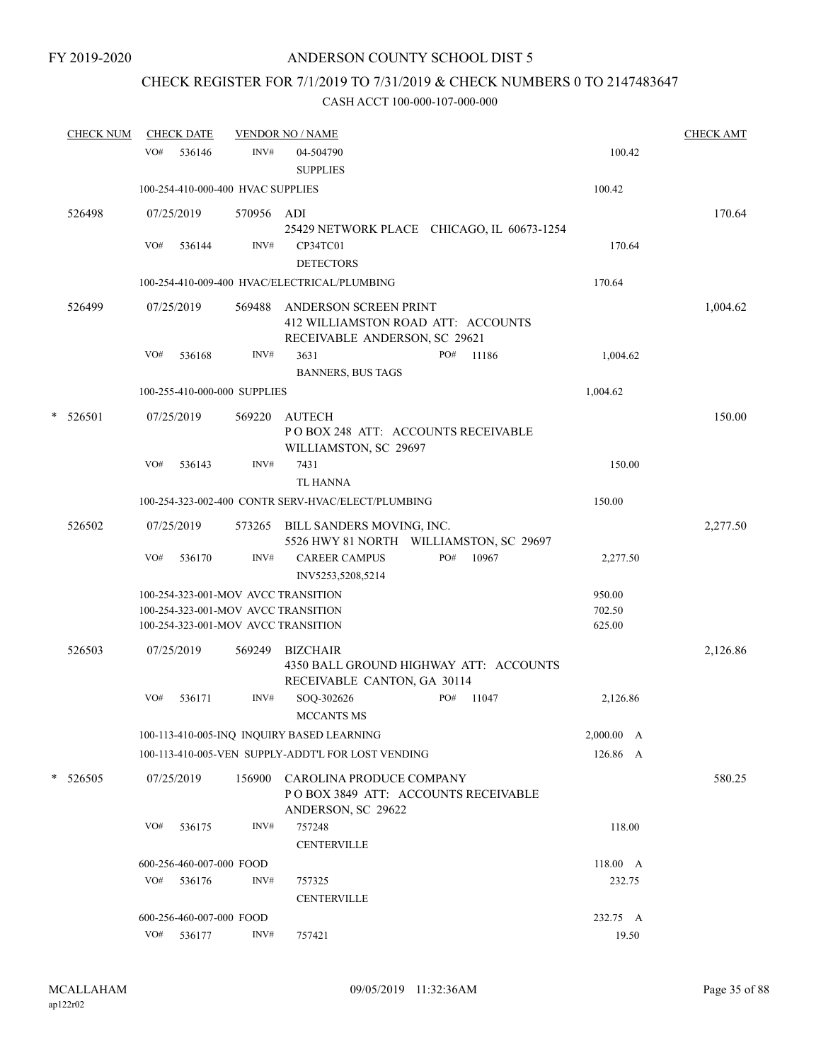FY 2019-2020

# ANDERSON COUNTY SCHOOL DIST 5

## CHECK REGISTER FOR 7/1/2019 TO 7/31/2019 & CHECK NUMBERS 0 TO 2147483647

### CASH ACCT 100-000-107-000-000

| CHECK NUM | CHECK DATE | VENDOR NO / NAME | | | CHECK AMT |
|---|---|---|---|---|---|
| | VO# 536146 | INV# | 04-504790<br>SUPPLIES | 100.42 | |
| | 100-254-410-000-400 HVAC SUPPLIES | | | 100.42 | |
| 526498 | 07/25/2019 | 570956 | ADI<br>25429 NETWORK PLACE CHICAGO, IL 60673-1254 | | 170.64 |
| | VO# 536144 | INV# | CP34TC01<br>DETECTORS | 170.64 | |
| | 100-254-410-009-400 HVAC/ELECTRICAL/PLUMBING | | | 170.64 | |
| 526499 | 07/25/2019 | 569488 | ANDERSON SCREEN PRINT<br>412 WILLIAMSTON ROAD ATT: ACCOUNTS RECEIVABLE ANDERSON, SC 29621 | | 1,004.62 |
| | VO# 536168 | INV# | 3631 PO# 11186<br>BANNERS, BUS TAGS | 1,004.62 | |
| | 100-255-410-000-000 SUPPLIES | | | 1,004.62 | |
| * 526501 | 07/25/2019 | 569220 | AUTECH<br>P O BOX 248 ATT: ACCOUNTS RECEIVABLE WILLIAMSTON, SC 29697 | | 150.00 |
| | VO# 536143 | INV# | 7431<br>TL HANNA | 150.00 | |
| | 100-254-323-002-400 CONTR SERV-HVAC/ELECT/PLUMBING | | | 150.00 | |
| 526502 | 07/25/2019 | 573265 | BILL SANDERS MOVING, INC.<br>5526 HWY 81 NORTH WILLIAMSTON, SC 29697 | | 2,277.50 |
| | VO# 536170 | INV# | CAREER CAMPUS PO# 10967<br>INV5253,5208,5214 | 2,277.50 | |
| | 100-254-323-001-MOV AVCC TRANSITION | | | 950.00 | |
| | 100-254-323-001-MOV AVCC TRANSITION | | | 702.50 | |
| | 100-254-323-001-MOV AVCC TRANSITION | | | 625.00 | |
| 526503 | 07/25/2019 | 569249 | BIZCHAIR<br>4350 BALL GROUND HIGHWAY ATT: ACCOUNTS RECEIVABLE CANTON, GA 30114 | | 2,126.86 |
| | VO# 536171 | INV# | SOQ-302626 PO# 11047<br>MCCANTS MS | 2,126.86 | |
| | 100-113-410-005-INQ INQUIRY BASED LEARNING | | | 2,000.00 A | |
| | 100-113-410-005-VEN SUPPLY-ADDT'L FOR LOST VENDING | | | 126.86 A | |
| * 526505 | 07/25/2019 | 156900 | CAROLINA PRODUCE COMPANY<br>P O BOX 3849 ATT: ACCOUNTS RECEIVABLE ANDERSON, SC 29622 | | 580.25 |
| | VO# 536175 | INV# | 757248<br>CENTERVILLE | 118.00 | |
| | 600-256-460-007-000 FOOD | | | 118.00 A | |
| | VO# 536176 | INV# | 757325<br>CENTERVILLE | 232.75 | |
| | 600-256-460-007-000 FOOD | | | 232.75 A | |
| | VO# 536177 | INV# | 757421 | 19.50 | |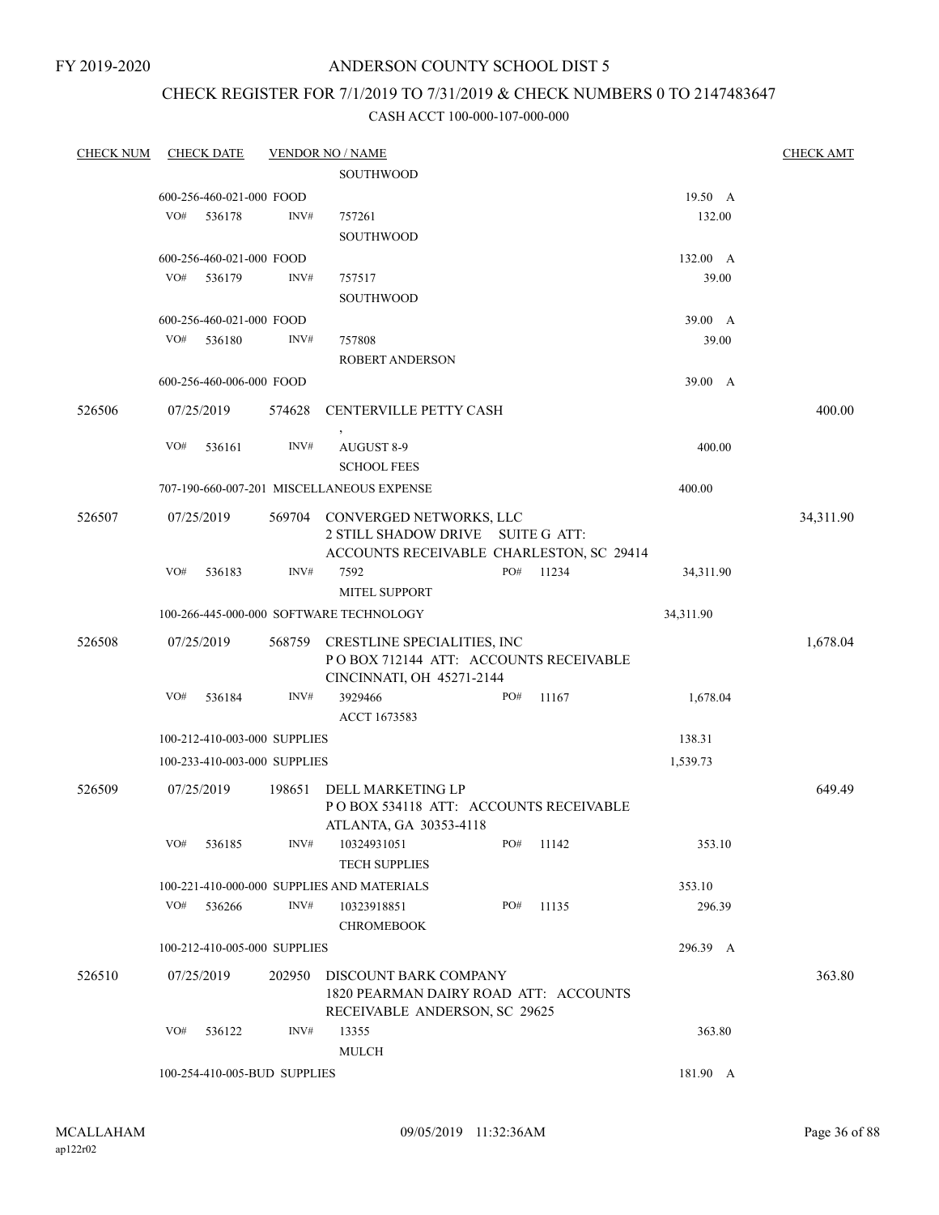FY 2019-2020

# ANDERSON COUNTY SCHOOL DIST 5

## CHECK REGISTER FOR 7/1/2019 TO 7/31/2019 & CHECK NUMBERS 0 TO 2147483647

### CASH ACCT 100-000-107-000-000

| CHECK NUM | CHECK DATE | VENDOR NO / NAME | | | CHECK AMT |
|---|---|---|---|---|---|
| | | SOUTHWOOD | | | |
| | 600-256-460-021-000 FOOD | | | 19.50 A | |
| | VO# 536178 INV# | 757261 | | 132.00 | |
| | | SOUTHWOOD | | | |
| | 600-256-460-021-000 FOOD | | | 132.00 A | |
| | VO# 536179 INV# | 757517 | | 39.00 | |
| | | SOUTHWOOD | | | |
| | 600-256-460-021-000 FOOD | | | 39.00 A | |
| | VO# 536180 INV# | 757808 | | 39.00 | |
| | | ROBERT ANDERSON | | | |
| | 600-256-460-006-000 FOOD | | | 39.00 A | |
| 526506 | 07/25/2019 | 574628 CENTERVILLE PETTY CASH<br>, | | | 400.00 |
| | VO# 536161 INV# | AUGUST 8-9 | | 400.00 | |
| | | SCHOOL FEES | | | |
| | 707-190-660-007-201 MISCELLANEOUS EXPENSE | | | 400.00 | |
| 526507 | 07/25/2019 | 569704 CONVERGED NETWORKS, LLC<br>2 STILL SHADOW DRIVE SUITE G ATT:<br>ACCOUNTS RECEIVABLE CHARLESTON, SC 29414 | | | 34,311.90 |
| | VO# 536183 INV# | 7592 | PO# 11234 | 34,311.90 | |
| | | MITEL SUPPORT | | | |
| | 100-266-445-000-000 SOFTWARE TECHNOLOGY | | | 34,311.90 | |
| 526508 | 07/25/2019 | 568759 CRESTLINE SPECIALITIES, INC<br>P O BOX 712144 ATT: ACCOUNTS RECEIVABLE<br>CINCINNATI, OH 45271-2144 | | | 1,678.04 |
| | VO# 536184 INV# | 3929466 | PO# 11167 | 1,678.04 | |
| | | ACCT 1673583 | | | |
| | 100-212-410-003-000 SUPPLIES | | | 138.31 | |
| | 100-233-410-003-000 SUPPLIES | | | 1,539.73 | |
| 526509 | 07/25/2019 | 198651 DELL MARKETING LP<br>P O BOX 534118 ATT: ACCOUNTS RECEIVABLE<br>ATLANTA, GA 30353-4118 | | | 649.49 |
| | VO# 536185 INV# | 10324931051 | PO# 11142 | 353.10 | |
| | | TECH SUPPLIES | | | |
| | 100-221-410-000-000 SUPPLIES AND MATERIALS | | | 353.10 | |
| | VO# 536266 INV# | 10323918851 | PO# 11135 | 296.39 | |
| | | CHROMEBOOK | | | |
| | 100-212-410-005-000 SUPPLIES | | | 296.39 A | |
| 526510 | 07/25/2019 | 202950 DISCOUNT BARK COMPANY<br>1820 PEARMAN DAIRY ROAD ATT: ACCOUNTS<br>RECEIVABLE ANDERSON, SC 29625 | | | 363.80 |
| | VO# 536122 INV# | 13355 | | 363.80 | |
| | | MULCH | | | |
| | 100-254-410-005-BUD SUPPLIES | | | 181.90 A | |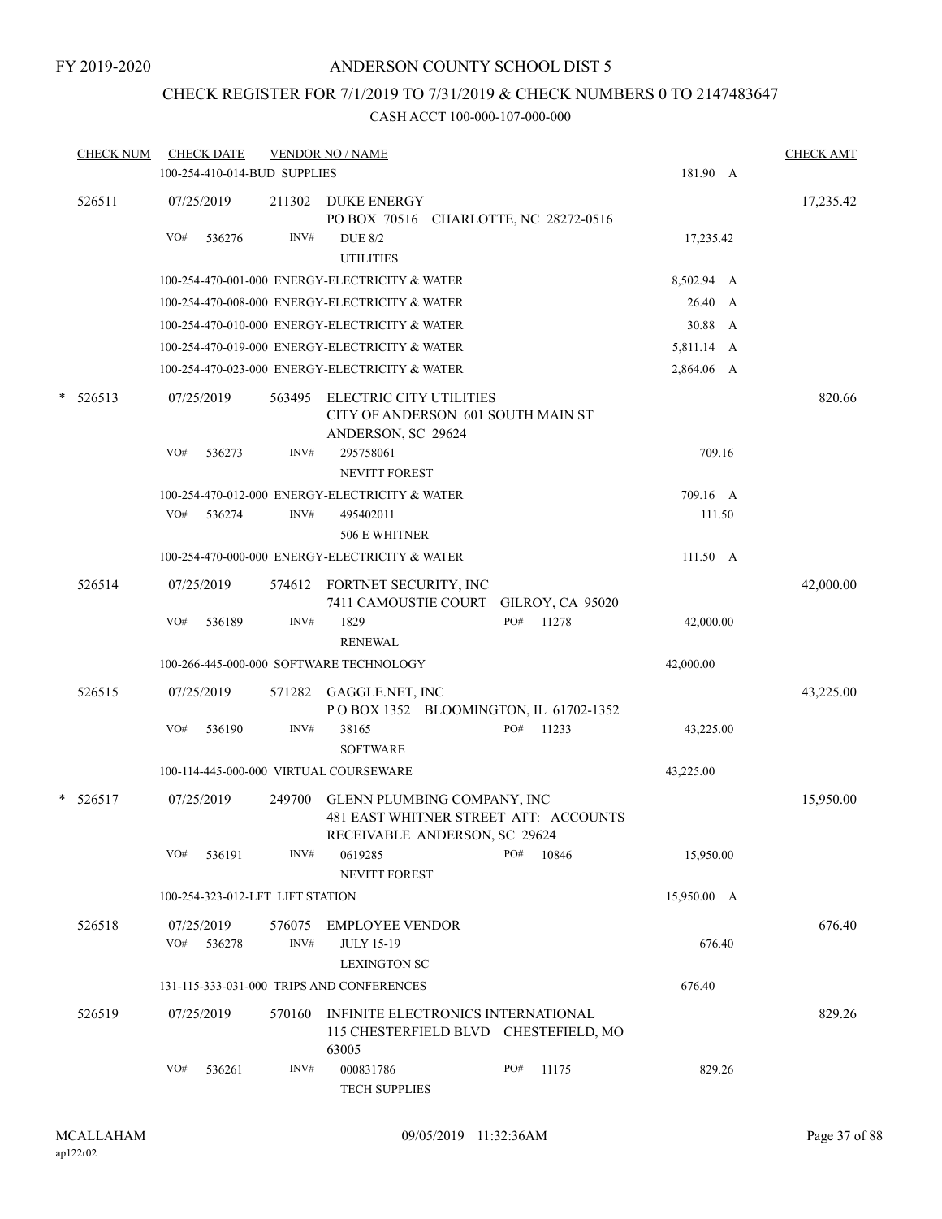FY 2019-2020

# ANDERSON COUNTY SCHOOL DIST 5

## CHECK REGISTER FOR 7/1/2019 TO 7/31/2019 & CHECK NUMBERS 0 TO 2147483647

### CASH ACCT 100-000-107-000-000

| CHECK NUM | CHECK DATE | VENDOR NO / NAME | | CHECK AMT |
|---|---|---|---|---|
| | 100-254-410-014-BUD SUPPLIES | | 181.90 A | |
| 526511 | 07/25/2019 | 211302 DUKE ENERGY<br>PO BOX 70516 CHARLOTTE, NC 28272-0516 | | 17,235.42 |
| | VO# 536276 | INV# DUE 8/2<br>UTILITIES | 17,235.42 | |
| | 100-254-470-001-000 ENERGY-ELECTRICITY & WATER | | 8,502.94 A | |
| | 100-254-470-008-000 ENERGY-ELECTRICITY & WATER | | 26.40 A | |
| | 100-254-470-010-000 ENERGY-ELECTRICITY & WATER | | 30.88 A | |
| | 100-254-470-019-000 ENERGY-ELECTRICITY & WATER | | 5,811.14 A | |
| | 100-254-470-023-000 ENERGY-ELECTRICITY & WATER | | 2,864.06 A | |
| * 526513 | 07/25/2019 | 563495 ELECTRIC CITY UTILITIES<br>CITY OF ANDERSON 601 SOUTH MAIN ST<br>ANDERSON, SC 29624 | | 820.66 |
| | VO# 536273 | INV# 295758061<br>NEVITT FOREST | 709.16 | |
| | 100-254-470-012-000 ENERGY-ELECTRICITY & WATER | | 709.16 A | |
| | VO# 536274 | INV# 495402011<br>506 E WHITNER | 111.50 | |
| | 100-254-470-000-000 ENERGY-ELECTRICITY & WATER | | 111.50 A | |
| 526514 | 07/25/2019 | 574612 FORTNET SECURITY, INC<br>7411 CAMOUSTIE COURT GILROY, CA 95020 | | 42,000.00 |
| | VO# 536189 | INV# 1829 PO# 11278<br>RENEWAL | 42,000.00 | |
| | 100-266-445-000-000 SOFTWARE TECHNOLOGY | | 42,000.00 | |
| 526515 | 07/25/2019 | 571282 GAGGLE.NET, INC<br>P O BOX 1352 BLOOMINGTON, IL 61702-1352 | | 43,225.00 |
| | VO# 536190 | INV# 38165 PO# 11233<br>SOFTWARE | 43,225.00 | |
| | 100-114-445-000-000 VIRTUAL COURSEWARE | | 43,225.00 | |
| * 526517 | 07/25/2019 | 249700 GLENN PLUMBING COMPANY, INC<br>481 EAST WHITNER STREET ATT: ACCOUNTS<br>RECEIVABLE ANDERSON, SC 29624 | | 15,950.00 |
| | VO# 536191 | INV# 0619285 PO# 10846<br>NEVITT FOREST | 15,950.00 | |
| | 100-254-323-012-LFT LIFT STATION | | 15,950.00 A | |
| 526518 | 07/25/2019 | 576075 EMPLOYEE VENDOR | | 676.40 |
| | VO# 536278 | INV# JULY 15-19<br>LEXINGTON SC | 676.40 | |
| | 131-115-333-031-000 TRIPS AND CONFERENCES | | 676.40 | |
| 526519 | 07/25/2019 | 570160 INFINITE ELECTRONICS INTERNATIONAL<br>115 CHESTERFIELD BLVD CHESTEFIELD, MO<br>63005 | | 829.26 |
| | VO# 536261 | INV# 000831786 PO# 11175<br>TECH SUPPLIES | 829.26 | |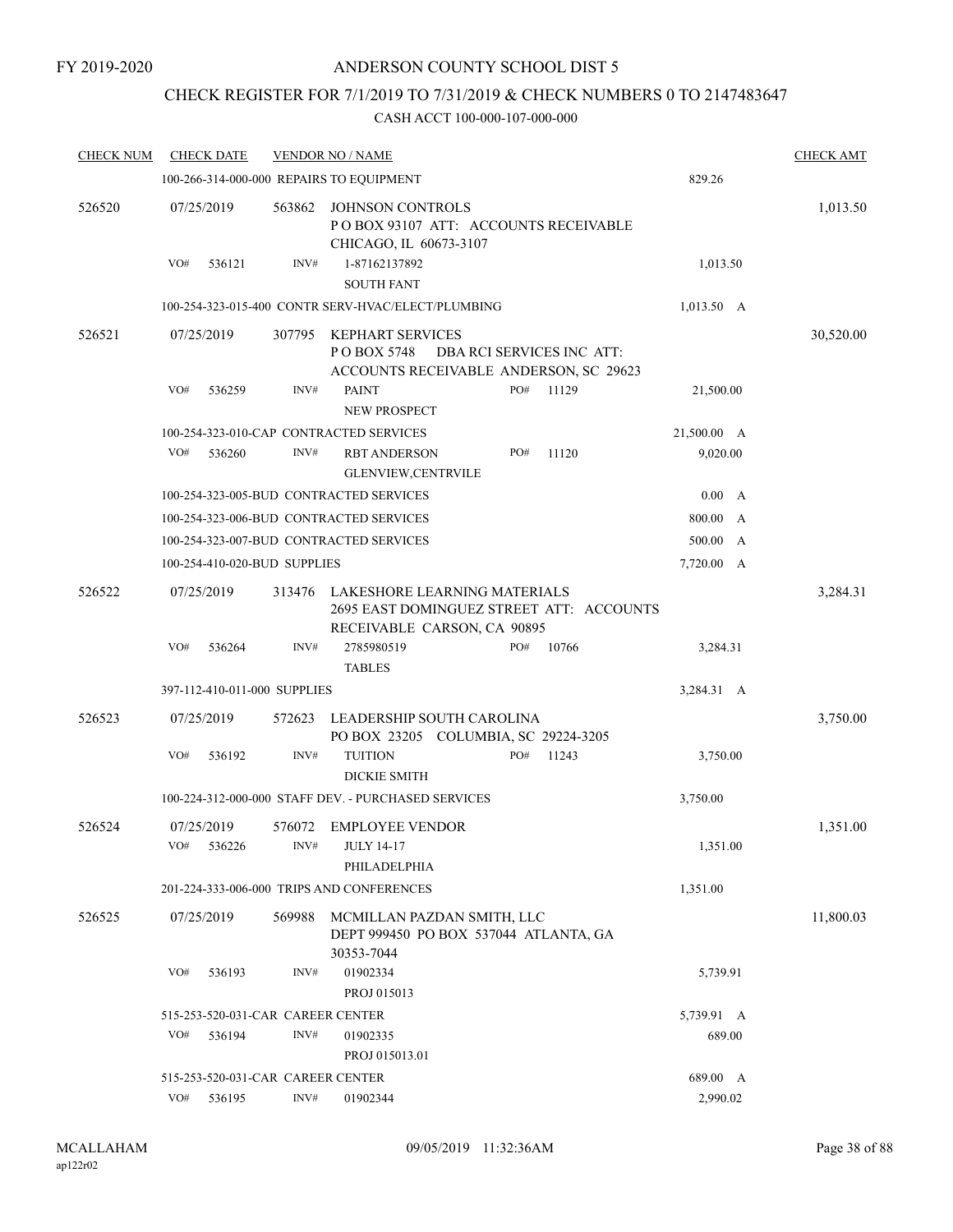FY 2019-2020

# ANDERSON COUNTY SCHOOL DIST 5

## CHECK REGISTER FOR 7/1/2019 TO 7/31/2019 & CHECK NUMBERS 0 TO 2147483647

### CASH ACCT 100-000-107-000-000

| CHECK NUM | CHECK DATE | VENDOR NO / NAME | | | CHECK AMT |
|---|---|---|---|---|---|
| | 100-266-314-000-000 REPAIRS TO EQUIPMENT | | | 829.26 | |
| 526520 | 07/25/2019 | 563862 | JOHNSON CONTROLS<br>P O BOX 93107 ATT: ACCOUNTS RECEIVABLE<br>CHICAGO, IL 60673-3107 | | 1,013.50 |
| | VO# 536121 | INV# | 1-87162137892<br>SOUTH FANT | 1,013.50 | |
| | 100-254-323-015-400 CONTR SERV-HVAC/ELECT/PLUMBING | | | 1,013.50 A | |
| 526521 | 07/25/2019 | 307795 | KEPHART SERVICES<br>P O BOX 5748 DBA RCI SERVICES INC ATT:<br>ACCOUNTS RECEIVABLE ANDERSON, SC 29623 | | 30,520.00 |
| | VO# 536259 | INV# | PAINT PO# 11129<br>NEW PROSPECT | 21,500.00 | |
| | 100-254-323-010-CAP CONTRACTED SERVICES | | | 21,500.00 A | |
| | VO# 536260 | INV# | RBT ANDERSON PO# 11120<br>GLENVIEW,CENTRVILE | 9,020.00 | |
| | 100-254-323-005-BUD CONTRACTED SERVICES | | | 0.00 A | |
| | 100-254-323-006-BUD CONTRACTED SERVICES | | | 800.00 A | |
| | 100-254-323-007-BUD CONTRACTED SERVICES | | | 500.00 A | |
| | 100-254-410-020-BUD SUPPLIES | | | 7,720.00 A | |
| 526522 | 07/25/2019 | 313476 | LAKESHORE LEARNING MATERIALS<br>2695 EAST DOMINGUEZ STREET ATT: ACCOUNTS<br>RECEIVABLE CARSON, CA 90895 | | 3,284.31 |
| | VO# 536264 | INV# | 2785980519 PO# 10766<br>TABLES | 3,284.31 | |
| | 397-112-410-011-000 SUPPLIES | | | 3,284.31 A | |
| 526523 | 07/25/2019 | 572623 | LEADERSHIP SOUTH CAROLINA<br>PO BOX 23205 COLUMBIA, SC 29224-3205 | | 3,750.00 |
| | VO# 536192 | INV# | TUITION PO# 11243<br>DICKIE SMITH | 3,750.00 | |
| | 100-224-312-000-000 STAFF DEV. - PURCHASED SERVICES | | | 3,750.00 | |
| 526524 | 07/25/2019 | 576072 | EMPLOYEE VENDOR | | 1,351.00 |
| | VO# 536226 | INV# | JULY 14-17<br>PHILADELPHIA | 1,351.00 | |
| | 201-224-333-006-000 TRIPS AND CONFERENCES | | | 1,351.00 | |
| 526525 | 07/25/2019 | 569988 | MCMILLAN PAZDAN SMITH, LLC<br>DEPT 999450 PO BOX 537044 ATLANTA, GA<br>30353-7044 | | 11,800.03 |
| | VO# 536193 | INV# | 01902334<br>PROJ 015013 | 5,739.91 | |
| | 515-253-520-031-CAR CAREER CENTER | | | 5,739.91 A | |
| | VO# 536194 | INV# | 01902335<br>PROJ 015013.01 | 689.00 | |
| | 515-253-520-031-CAR CAREER CENTER | | | 689.00 A | |
| | VO# 536195 | INV# | 01902344 | 2,990.02 | |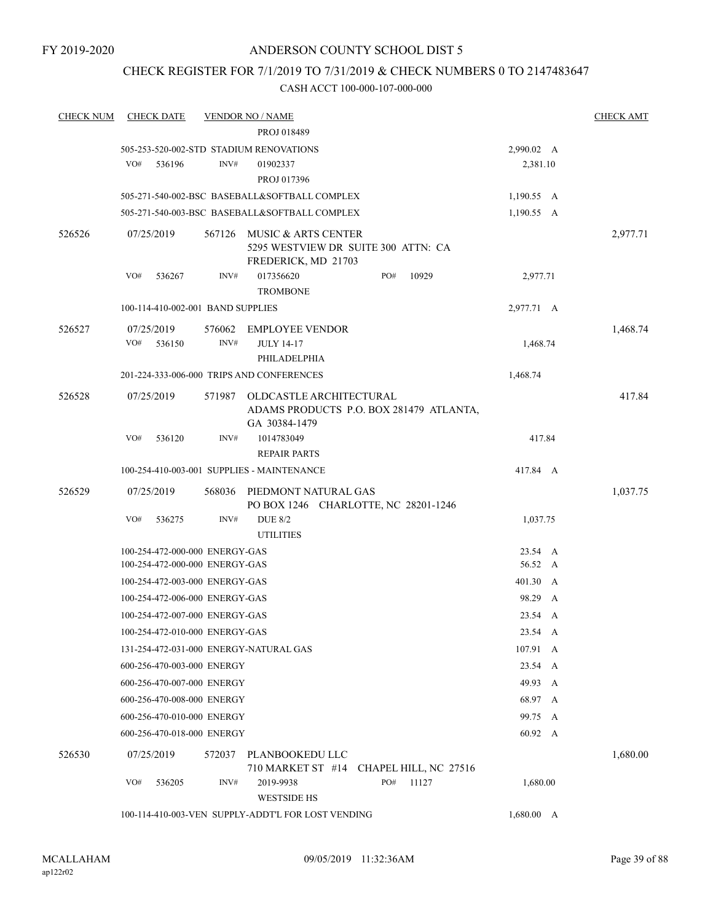FY 2019-2020

# ANDERSON COUNTY SCHOOL DIST 5

## CHECK REGISTER FOR 7/1/2019 TO 7/31/2019 & CHECK NUMBERS 0 TO 2147483647

### CASH ACCT 100-000-107-000-000

| CHECK NUM | CHECK DATE | VENDOR NO / NAME | | CHECK AMT |
|---|---|---|---|---|
| | | PROJ 018489 | | |
| | | 505-253-520-002-STD STADIUM RENOVATIONS | 2,990.02 A | |
| | VO# 536196 | INV# 01902337 | 2,381.10 | |
| | | PROJ 017396 | | |
| | | 505-271-540-002-BSC BASEBALL&SOFTBALL COMPLEX | 1,190.55 A | |
| | | 505-271-540-003-BSC BASEBALL&SOFTBALL COMPLEX | 1,190.55 A | |
| 526526 | 07/25/2019 | 567126 MUSIC & ARTS CENTER 5295 WESTVIEW DR SUITE 300 ATTN: CA FREDERICK, MD 21703 | | 2,977.71 |
| | VO# 536267 | INV# 017356620 PO# 10929 | 2,977.71 | |
| | | TROMBONE | | |
| | | 100-114-410-002-001 BAND SUPPLIES | 2,977.71 A | |
| 526527 | 07/25/2019 | 576062 EMPLOYEE VENDOR | | 1,468.74 |
| | VO# 536150 | INV# JULY 14-17 | 1,468.74 | |
| | | PHILADELPHIA | | |
| | | 201-224-333-006-000 TRIPS AND CONFERENCES | 1,468.74 | |
| 526528 | 07/25/2019 | 571987 OLDCASTLE ARCHITECTURAL ADAMS PRODUCTS P.O. BOX 281479 ATLANTA, GA 30384-1479 | | 417.84 |
| | VO# 536120 | INV# 1014783049 | 417.84 | |
| | | REPAIR PARTS | | |
| | | 100-254-410-003-001 SUPPLIES - MAINTENANCE | 417.84 A | |
| 526529 | 07/25/2019 | 568036 PIEDMONT NATURAL GAS PO BOX 1246 CHARLOTTE, NC 28201-1246 | | 1,037.75 |
| | VO# 536275 | INV# DUE 8/2 | 1,037.75 | |
| | | UTILITIES | | |
| | | 100-254-472-000-000 ENERGY-GAS | 23.54 A | |
| | | 100-254-472-000-000 ENERGY-GAS | 56.52 A | |
| | | 100-254-472-003-000 ENERGY-GAS | 401.30 A | |
| | | 100-254-472-006-000 ENERGY-GAS | 98.29 A | |
| | | 100-254-472-007-000 ENERGY-GAS | 23.54 A | |
| | | 100-254-472-010-000 ENERGY-GAS | 23.54 A | |
| | | 131-254-472-031-000 ENERGY-NATURAL GAS | 107.91 A | |
| | | 600-256-470-003-000 ENERGY | 23.54 A | |
| | | 600-256-470-007-000 ENERGY | 49.93 A | |
| | | 600-256-470-008-000 ENERGY | 68.97 A | |
| | | 600-256-470-010-000 ENERGY | 99.75 A | |
| | | 600-256-470-018-000 ENERGY | 60.92 A | |
| 526530 | 07/25/2019 | 572037 PLANBOOKEDU LLC 710 MARKET ST #14 CHAPEL HILL, NC 27516 | | 1,680.00 |
| | VO# 536205 | INV# 2019-9938 PO# 11127 | 1,680.00 | |
| | | WESTSIDE HS | | |
| | | 100-114-410-003-VEN SUPPLY-ADDT'L FOR LOST VENDING | 1,680.00 A | |

MCALLAHAM ap122r02 | 09/05/2019 11:32:36AM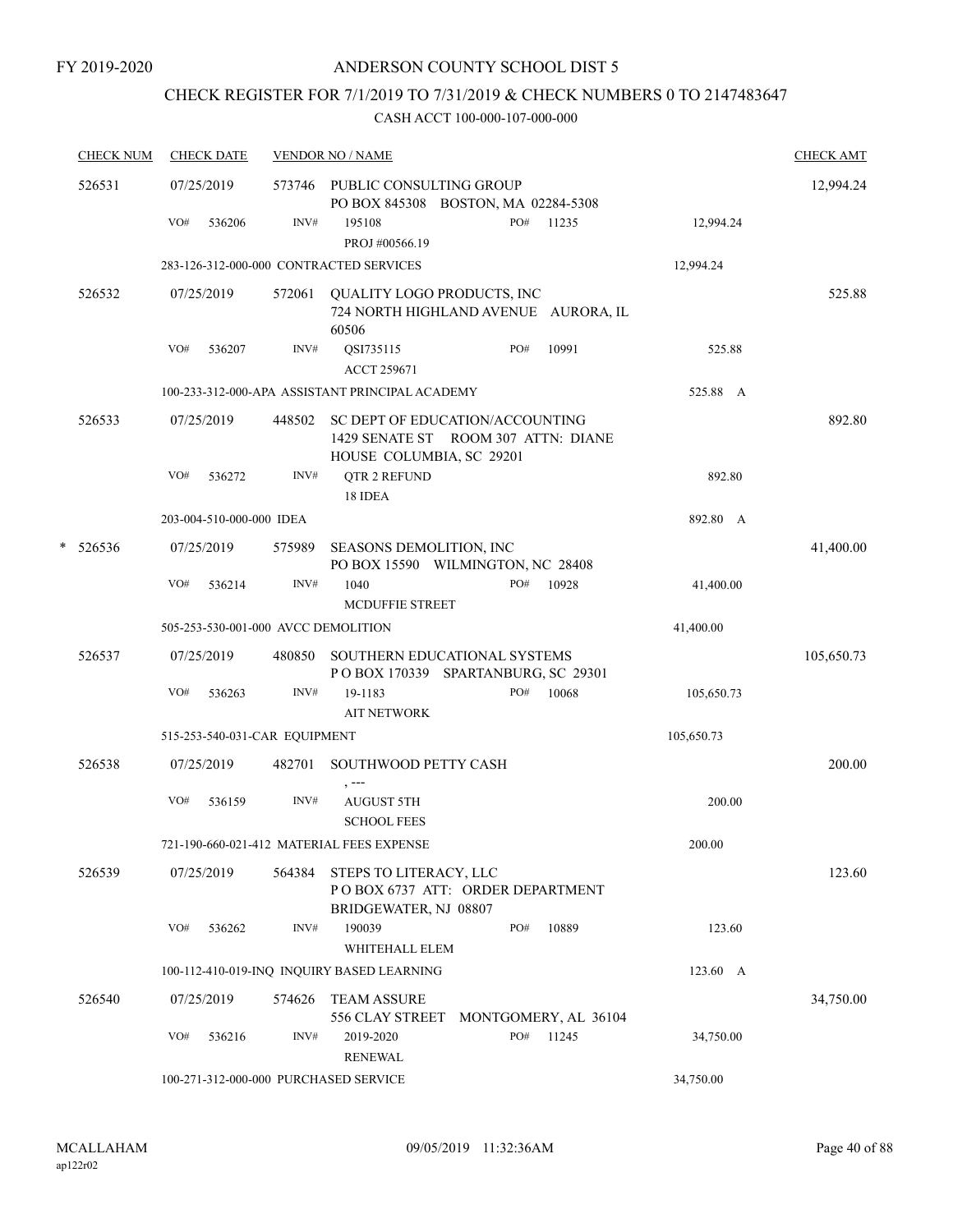FY 2019-2020

# ANDERSON COUNTY SCHOOL DIST 5

## CHECK REGISTER FOR 7/1/2019 TO 7/31/2019 & CHECK NUMBERS 0 TO 2147483647

### CASH ACCT 100-000-107-000-000

| CHECK NUM | CHECK DATE | VENDOR NO / NAME | | | CHECK AMT |
|---|---|---|---|---|---|
| 526531 | 07/25/2019 | 573746 PUBLIC CONSULTING GROUP<br>PO BOX 845308 BOSTON, MA 02284-5308 | | | 12,994.24 |
| | VO# 536206 | INV# 195108<br>PROJ #00566.19 | PO# 11235 | 12,994.24 | |
| | 283-126-312-000-000 CONTRACTED SERVICES | | | 12,994.24 | |
| 526532 | 07/25/2019 | 572061 QUALITY LOGO PRODUCTS, INC<br>724 NORTH HIGHLAND AVENUE AURORA, IL 60506 | | | 525.88 |
| | VO# 536207 | INV# QSI735115<br>ACCT 259671 | PO# 10991 | 525.88 | |
| | 100-233-312-000-APA ASSISTANT PRINCIPAL ACADEMY | | | 525.88 A | |
| 526533 | 07/25/2019 | 448502 SC DEPT OF EDUCATION/ACCOUNTING<br>1429 SENATE ST ROOM 307 ATTN: DIANE HOUSE COLUMBIA, SC 29201 | | | 892.80 |
| | VO# 536272 | INV# QTR 2 REFUND<br>18 IDEA | | 892.80 | |
| | 203-004-510-000-000 IDEA | | | 892.80 A | |
| * 526536 | 07/25/2019 | 575989 SEASONS DEMOLITION, INC<br>PO BOX 15590 WILMINGTON, NC 28408 | | | 41,400.00 |
| | VO# 536214 | INV# 1040<br>MCDUFFIE STREET | PO# 10928 | 41,400.00 | |
| | 505-253-530-001-000 AVCC DEMOLITION | | | 41,400.00 | |
| 526537 | 07/25/2019 | 480850 SOUTHERN EDUCATIONAL SYSTEMS<br>P O BOX 170339 SPARTANBURG, SC 29301 | | | 105,650.73 |
| | VO# 536263 | INV# 19-1183<br>AIT NETWORK | PO# 10068 | 105,650.73 | |
| | 515-253-540-031-CAR EQUIPMENT | | | 105,650.73 | |
| 526538 | 07/25/2019 | 482701 SOUTHWOOD PETTY CASH<br>, --- | | | 200.00 |
| | VO# 536159 | INV# AUGUST 5TH<br>SCHOOL FEES | | 200.00 | |
| | 721-190-660-021-412 MATERIAL FEES EXPENSE | | | 200.00 | |
| 526539 | 07/25/2019 | 564384 STEPS TO LITERACY, LLC<br>P O BOX 6737 ATT: ORDER DEPARTMENT BRIDGEWATER, NJ 08807 | | | 123.60 |
| | VO# 536262 | INV# 190039<br>WHITEHALL ELEM | PO# 10889 | 123.60 | |
| | 100-112-410-019-INQ INQUIRY BASED LEARNING | | | 123.60 A | |
| 526540 | 07/25/2019 | 574626 TEAM ASSURE<br>556 CLAY STREET MONTGOMERY, AL 36104 | | | 34,750.00 |
| | VO# 536216 | INV# 2019-2020<br>RENEWAL | PO# 11245 | 34,750.00 | |
| | 100-271-312-000-000 PURCHASED SERVICE | | | 34,750.00 | |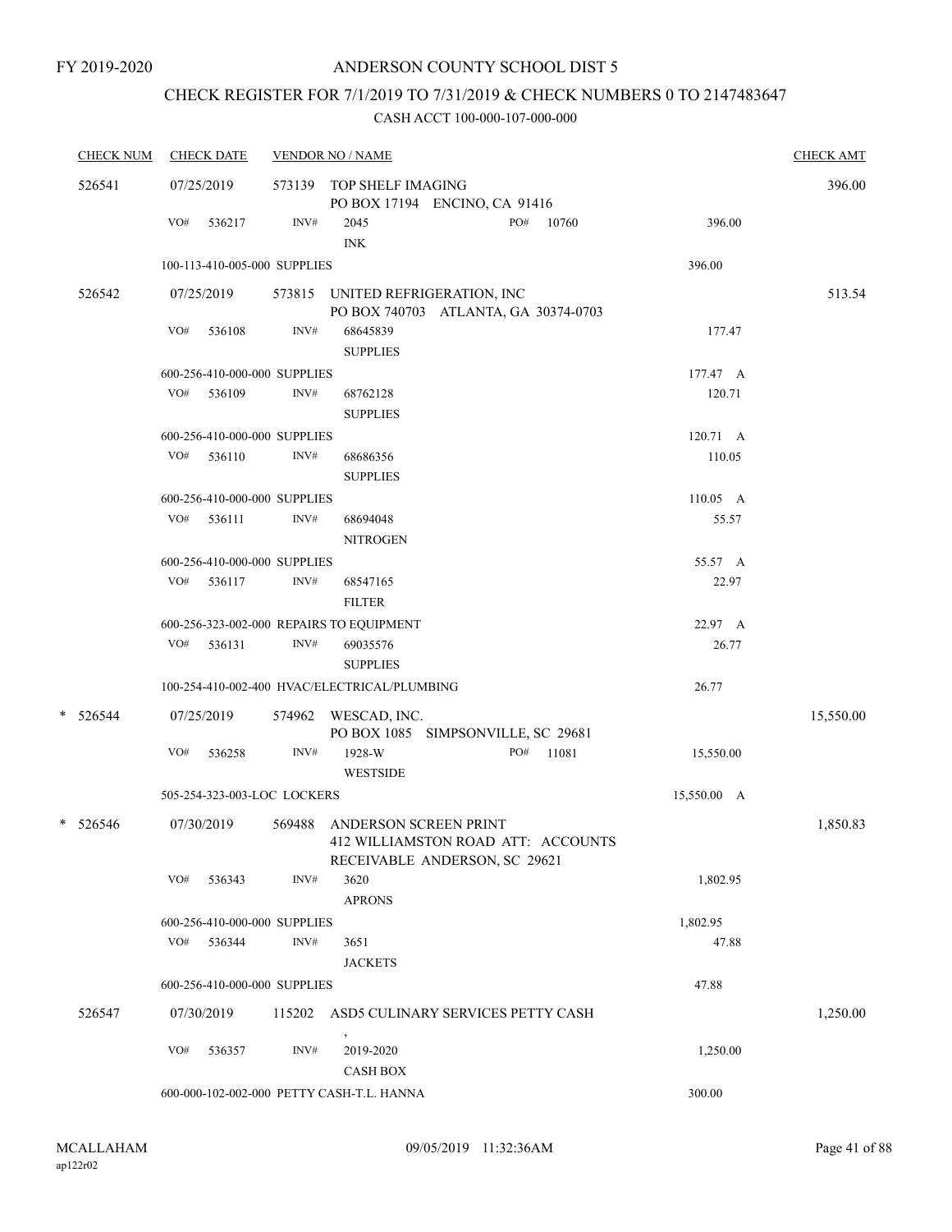FY 2019-2020

# ANDERSON COUNTY SCHOOL DIST 5

## CHECK REGISTER FOR 7/1/2019 TO 7/31/2019 & CHECK NUMBERS 0 TO 2147483647

### CASH ACCT 100-000-107-000-000

| CHECK NUM | CHECK DATE | VENDOR NO / NAME | | CHECK AMT |
|---|---|---|---|---|
| 526541 | 07/25/2019 | 573139 TOP SHELF IMAGING<br>PO BOX 17194 ENCINO, CA 91416 | | 396.00 |
| | VO# 536217 | INV# 2045 INK | PO# 10760 | 396.00 |
| | 100-113-410-005-000 SUPPLIES | | | 396.00 |
| 526542 | 07/25/2019 | 573815 UNITED REFRIGERATION, INC<br>PO BOX 740703 ATLANTA, GA 30374-0703 | | 513.54 |
| | VO# 536108 | INV# 68645839 SUPPLIES | | 177.47 |
| | 600-256-410-000-000 SUPPLIES | | | 177.47 A |
| | VO# 536109 | INV# 68762128 SUPPLIES | | 120.71 |
| | 600-256-410-000-000 SUPPLIES | | | 120.71 A |
| | VO# 536110 | INV# 68686356 SUPPLIES | | 110.05 |
| | 600-256-410-000-000 SUPPLIES | | | 110.05 A |
| | VO# 536111 | INV# 68694048 NITROGEN | | 55.57 |
| | 600-256-410-000-000 SUPPLIES | | | 55.57 A |
| | VO# 536117 | INV# 68547165 FILTER | | 22.97 |
| | 600-256-323-002-000 REPAIRS TO EQUIPMENT | | | 22.97 A |
| | VO# 536131 | INV# 69035576 SUPPLIES | | 26.77 |
| | 100-254-410-002-400 HVAC/ELECTRICAL/PLUMBING | | | 26.77 |
| * 526544 | 07/25/2019 | 574962 WESCAD, INC.<br>PO BOX 1085 SIMPSONVILLE, SC 29681 | | 15,550.00 |
| | VO# 536258 | INV# 1928-W WESTSIDE | PO# 11081 | 15,550.00 |
| | 505-254-323-003-LOC LOCKERS | | | 15,550.00 A |
| * 526546 | 07/30/2019 | 569488 ANDERSON SCREEN PRINT<br>412 WILLIAMSTON ROAD ATT: ACCOUNTS RECEIVABLE ANDERSON, SC 29621 | | 1,850.83 |
| | VO# 536343 | INV# 3620 APRONS | | 1,802.95 |
| | 600-256-410-000-000 SUPPLIES | | | 1,802.95 |
| | VO# 536344 | INV# 3651 JACKETS | | 47.88 |
| | 600-256-410-000-000 SUPPLIES | | | 47.88 |
| 526547 | 07/30/2019 | 115202 ASD5 CULINARY SERVICES PETTY CASH<br>, | | 1,250.00 |
| | VO# 536357 | INV# 2019-2020 CASH BOX | | 1,250.00 |
| | 600-000-102-002-000 PETTY CASH-T.L. HANNA | | | 300.00 |

MCALLAHAM
ap122r02

09/05/2019 11:32:36AM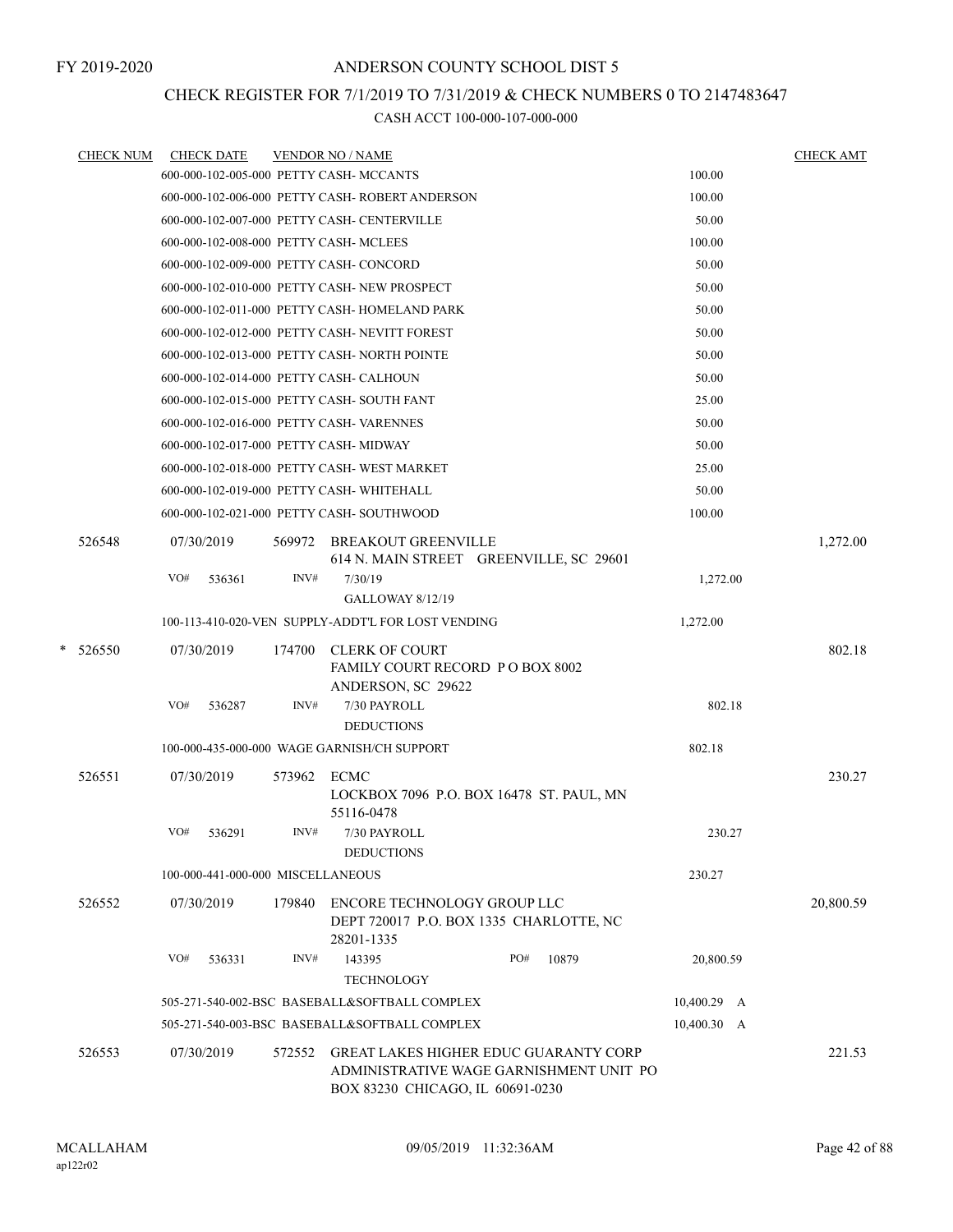FY 2019-2020

# ANDERSON COUNTY SCHOOL DIST 5

## CHECK REGISTER FOR 7/1/2019 TO 7/31/2019 & CHECK NUMBERS 0 TO 2147483647

### CASH ACCT 100-000-107-000-000

| CHECK NUM | CHECK DATE | VENDOR NO / NAME | | CHECK AMT |
|---|---|---|---|---|
| | 600-000-102-005-000 | PETTY CASH- MCCANTS | 100.00 | |
| | 600-000-102-006-000 | PETTY CASH- ROBERT ANDERSON | 100.00 | |
| | 600-000-102-007-000 | PETTY CASH- CENTERVILLE | 50.00 | |
| | 600-000-102-008-000 | PETTY CASH- MCLEES | 100.00 | |
| | 600-000-102-009-000 | PETTY CASH- CONCORD | 50.00 | |
| | 600-000-102-010-000 | PETTY CASH- NEW PROSPECT | 50.00 | |
| | 600-000-102-011-000 | PETTY CASH- HOMELAND PARK | 50.00 | |
| | 600-000-102-012-000 | PETTY CASH- NEVITT FOREST | 50.00 | |
| | 600-000-102-013-000 | PETTY CASH- NORTH POINTE | 50.00 | |
| | 600-000-102-014-000 | PETTY CASH- CALHOUN | 50.00 | |
| | 600-000-102-015-000 | PETTY CASH- SOUTH FANT | 25.00 | |
| | 600-000-102-016-000 | PETTY CASH- VARENNES | 50.00 | |
| | 600-000-102-017-000 | PETTY CASH- MIDWAY | 50.00 | |
| | 600-000-102-018-000 | PETTY CASH- WEST MARKET | 25.00 | |
| | 600-000-102-019-000 | PETTY CASH- WHITEHALL | 50.00 | |
| | 600-000-102-021-000 | PETTY CASH- SOUTHWOOD | 100.00 | |
| 526548 | 07/30/2019 | 569972 BREAKOUT GREENVILLE<br>614 N. MAIN STREET GREENVILLE, SC 29601 | | 1,272.00 |
| | VO# 536361 | INV# 7/30/19<br>GALLOWAY 8/12/19 | 1,272.00 | |
| | 100-113-410-020-VEN | SUPPLY-ADDT'L FOR LOST VENDING | 1,272.00 | |
| * 526550 | 07/30/2019 | 174700 CLERK OF COURT<br>FAMILY COURT RECORD P O BOX 8002<br>ANDERSON, SC 29622 | | 802.18 |
| | VO# 536287 | INV# 7/30 PAYROLL<br>DEDUCTIONS | 802.18 | |
| | 100-000-435-000-000 | WAGE GARNISH/CH SUPPORT | 802.18 | |
| 526551 | 07/30/2019 | 573962 ECMC<br>LOCKBOX 7096 P.O. BOX 16478 ST. PAUL, MN<br>55116-0478 | | 230.27 |
| | VO# 536291 | INV# 7/30 PAYROLL<br>DEDUCTIONS | 230.27 | |
| | 100-000-441-000-000 | MISCELLANEOUS | 230.27 | |
| 526552 | 07/30/2019 | 179840 ENCORE TECHNOLOGY GROUP LLC<br>DEPT 720017 P.O. BOX 1335 CHARLOTTE, NC<br>28201-1335 | | 20,800.59 |
| | VO# 536331 | INV# 143395 PO# 10879<br>TECHNOLOGY | 20,800.59 | |
| | 505-271-540-002-BSC | BASEBALL&SOFTBALL COMPLEX | 10,400.29 A | |
| | 505-271-540-003-BSC | BASEBALL&SOFTBALL COMPLEX | 10,400.30 A | |
| 526553 | 07/30/2019 | 572552 GREAT LAKES HIGHER EDUC GUARANTY CORP<br>ADMINISTRATIVE WAGE GARNISHMENT UNIT PO<br>BOX 83230 CHICAGO, IL 60691-0230 | | 221.53 |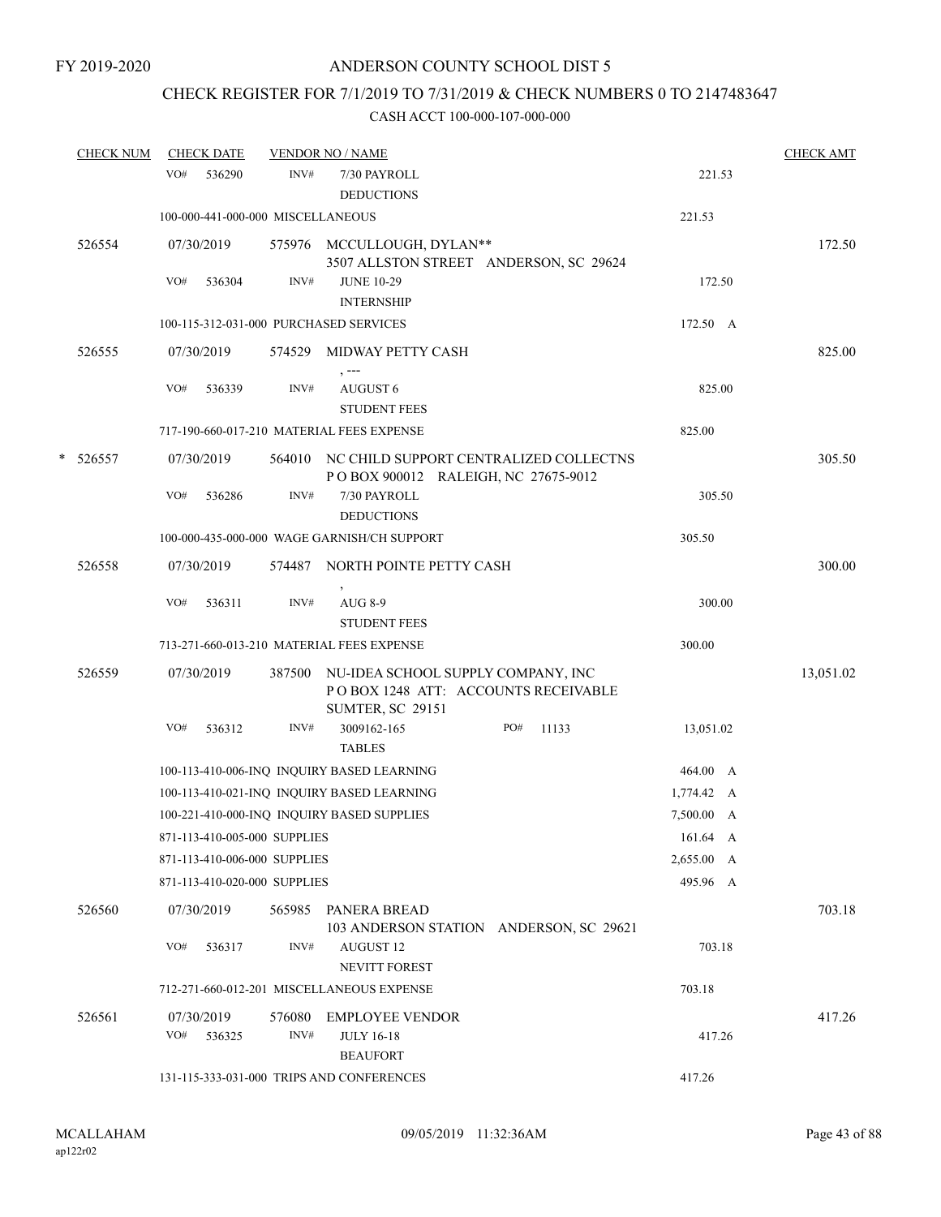FY 2019-2020

# ANDERSON COUNTY SCHOOL DIST 5

## CHECK REGISTER FOR 7/1/2019 TO 7/31/2019 & CHECK NUMBERS 0 TO 2147483647

### CASH ACCT 100-000-107-000-000

| CHECK NUM | CHECK DATE | VENDOR NO / NAME | | CHECK AMT |
|---|---|---|---|---|
| | VO# 536290 | INV# 7/30 PAYROLL DEDUCTIONS | 221.53 | |
| | 100-000-441-000-000 MISCELLANEOUS | | 221.53 | |
| 526554 | 07/30/2019 | 575976 MCCULLOUGH, DYLAN** 3507 ALLSTON STREET ANDERSON, SC 29624 | | 172.50 |
| | VO# 536304 | INV# JUNE 10-29 INTERNSHIP | 172.50 | |
| | 100-115-312-031-000 PURCHASED SERVICES | | 172.50 A | |
| 526555 | 07/30/2019 | 574529 MIDWAY PETTY CASH , --- | | 825.00 |
| | VO# 536339 | INV# AUGUST 6 STUDENT FEES | 825.00 | |
| | 717-190-660-017-210 MATERIAL FEES EXPENSE | | 825.00 | |
| * 526557 | 07/30/2019 | 564010 NC CHILD SUPPORT CENTRALIZED COLLECTNS P O BOX 900012 RALEIGH, NC 27675-9012 | | 305.50 |
| | VO# 536286 | INV# 7/30 PAYROLL DEDUCTIONS | 305.50 | |
| | 100-000-435-000-000 WAGE GARNISH/CH SUPPORT | | 305.50 | |
| 526558 | 07/30/2019 | 574487 NORTH POINTE PETTY CASH , | | 300.00 |
| | VO# 536311 | INV# AUG 8-9 STUDENT FEES | 300.00 | |
| | 713-271-660-013-210 MATERIAL FEES EXPENSE | | 300.00 | |
| 526559 | 07/30/2019 | 387500 NU-IDEA SCHOOL SUPPLY COMPANY, INC P O BOX 1248 ATT: ACCOUNTS RECEIVABLE SUMTER, SC 29151 | | 13,051.02 |
| | VO# 536312 | INV# 3009162-165 TABLES PO# 11133 | 13,051.02 | |
| | 100-113-410-006-INQ INQUIRY BASED LEARNING | | 464.00 A | |
| | 100-113-410-021-INQ INQUIRY BASED LEARNING | | 1,774.42 A | |
| | 100-221-410-000-INQ INQUIRY BASED SUPPLIES | | 7,500.00 A | |
| | 871-113-410-005-000 SUPPLIES | | 161.64 A | |
| | 871-113-410-006-000 SUPPLIES | | 2,655.00 A | |
| | 871-113-410-020-000 SUPPLIES | | 495.96 A | |
| 526560 | 07/30/2019 | 565985 PANERA BREAD 103 ANDERSON STATION ANDERSON, SC 29621 | | 703.18 |
| | VO# 536317 | INV# AUGUST 12 NEVITT FOREST | 703.18 | |
| | 712-271-660-012-201 MISCELLANEOUS EXPENSE | | 703.18 | |
| 526561 | 07/30/2019 | 576080 EMPLOYEE VENDOR | | 417.26 |
| | VO# 536325 | INV# JULY 16-18 BEAUFORT | 417.26 | |
| | 131-115-333-031-000 TRIPS AND CONFERENCES | | 417.26 | |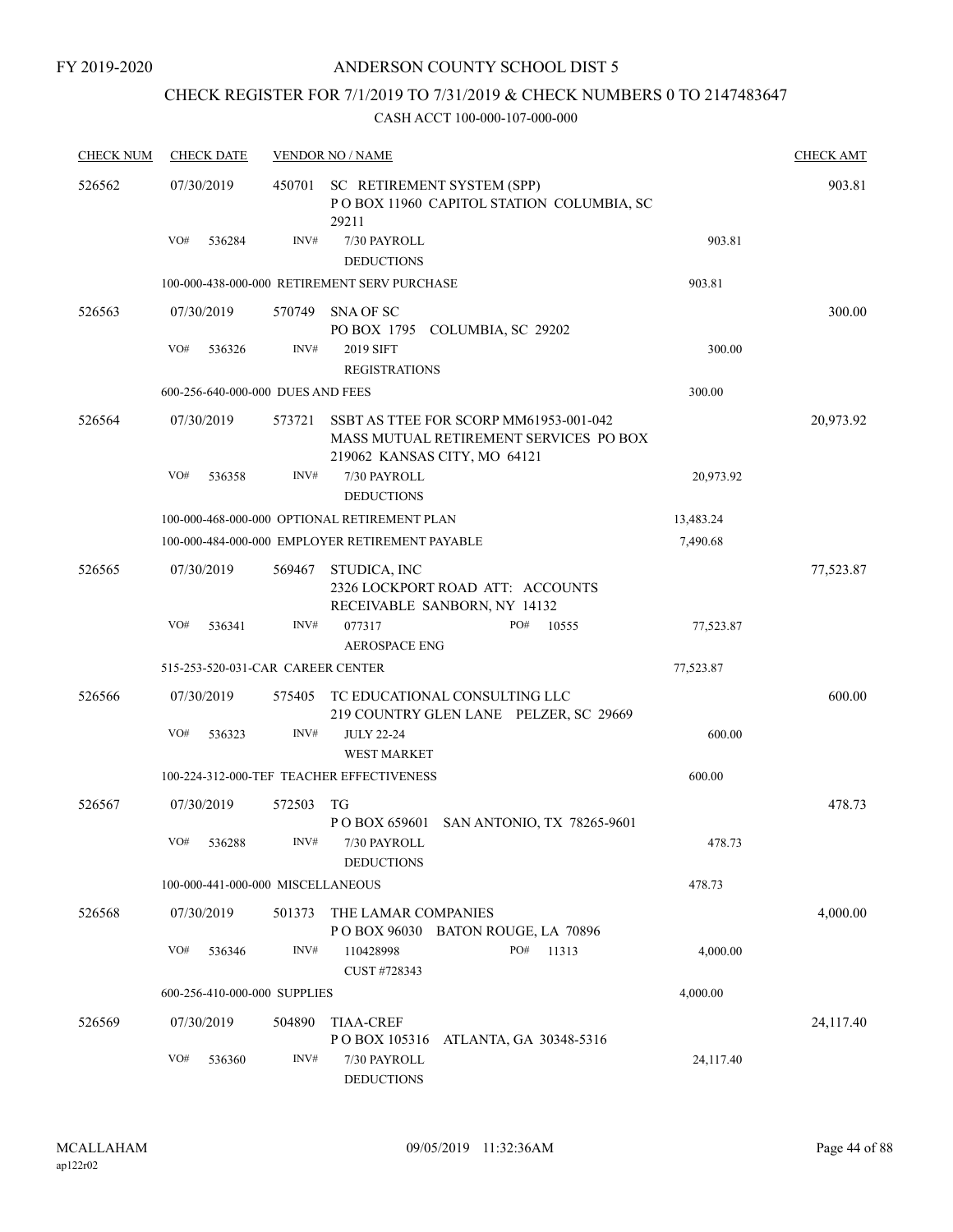FY 2019-2020

# ANDERSON COUNTY SCHOOL DIST 5

## CHECK REGISTER FOR 7/1/2019 TO 7/31/2019 & CHECK NUMBERS 0 TO 2147483647

CASH ACCT 100-000-107-000-000

| CHECK NUM | CHECK DATE | VENDOR NO / NAME | | | CHECK AMT |
|---|---|---|---|---|---|
| 526562 | 07/30/2019 | 450701 | SC RETIREMENT SYSTEM (SPP) P O BOX 11960 CAPITOL STATION COLUMBIA, SC 29211 | | 903.81 |
| | VO# 536284 | INV# | 7/30 PAYROLL DEDUCTIONS | 903.81 | |
| | 100-000-438-000-000 RETIREMENT SERV PURCHASE | | | 903.81 | |
| 526563 | 07/30/2019 | 570749 | SNA OF SC PO BOX 1795 COLUMBIA, SC 29202 | | 300.00 |
| | VO# 536326 | INV# | 2019 SIFT REGISTRATIONS | 300.00 | |
| | 600-256-640-000-000 DUES AND FEES | | | 300.00 | |
| 526564 | 07/30/2019 | 573721 | SSBT AS TTEE FOR SCORP MM61953-001-042 MASS MUTUAL RETIREMENT SERVICES PO BOX 219062 KANSAS CITY, MO 64121 | | 20,973.92 |
| | VO# 536358 | INV# | 7/30 PAYROLL DEDUCTIONS | 20,973.92 | |
| | 100-000-468-000-000 OPTIONAL RETIREMENT PLAN | | | 13,483.24 | |
| | 100-000-484-000-000 EMPLOYER RETIREMENT PAYABLE | | | 7,490.68 | |
| 526565 | 07/30/2019 | 569467 | STUDICA, INC 2326 LOCKPORT ROAD ATT: ACCOUNTS RECEIVABLE SANBORN, NY 14132 | | 77,523.87 |
| | VO# 536341 | INV# | 077317 PO# 10555 AEROSPACE ENG | 77,523.87 | |
| | 515-253-520-031-CAR CAREER CENTER | | | 77,523.87 | |
| 526566 | 07/30/2019 | 575405 | TC EDUCATIONAL CONSULTING LLC 219 COUNTRY GLEN LANE PELZER, SC 29669 | | 600.00 |
| | VO# 536323 | INV# | JULY 22-24 WEST MARKET | 600.00 | |
| | 100-224-312-000-TEF TEACHER EFFECTIVENESS | | | 600.00 | |
| 526567 | 07/30/2019 | 572503 | TG P O BOX 659601 SAN ANTONIO, TX 78265-9601 | | 478.73 |
| | VO# 536288 | INV# | 7/30 PAYROLL DEDUCTIONS | 478.73 | |
| | 100-000-441-000-000 MISCELLANEOUS | | | 478.73 | |
| 526568 | 07/30/2019 | 501373 | THE LAMAR COMPANIES P O BOX 96030 BATON ROUGE, LA 70896 | | 4,000.00 |
| | VO# 536346 | INV# | 110428998 PO# 11313 CUST #728343 | 4,000.00 | |
| | 600-256-410-000-000 SUPPLIES | | | 4,000.00 | |
| 526569 | 07/30/2019 | 504890 | TIAA-CREF P O BOX 105316 ATLANTA, GA 30348-5316 | | 24,117.40 |
| | VO# 536360 | INV# | 7/30 PAYROLL DEDUCTIONS | 24,117.40 | |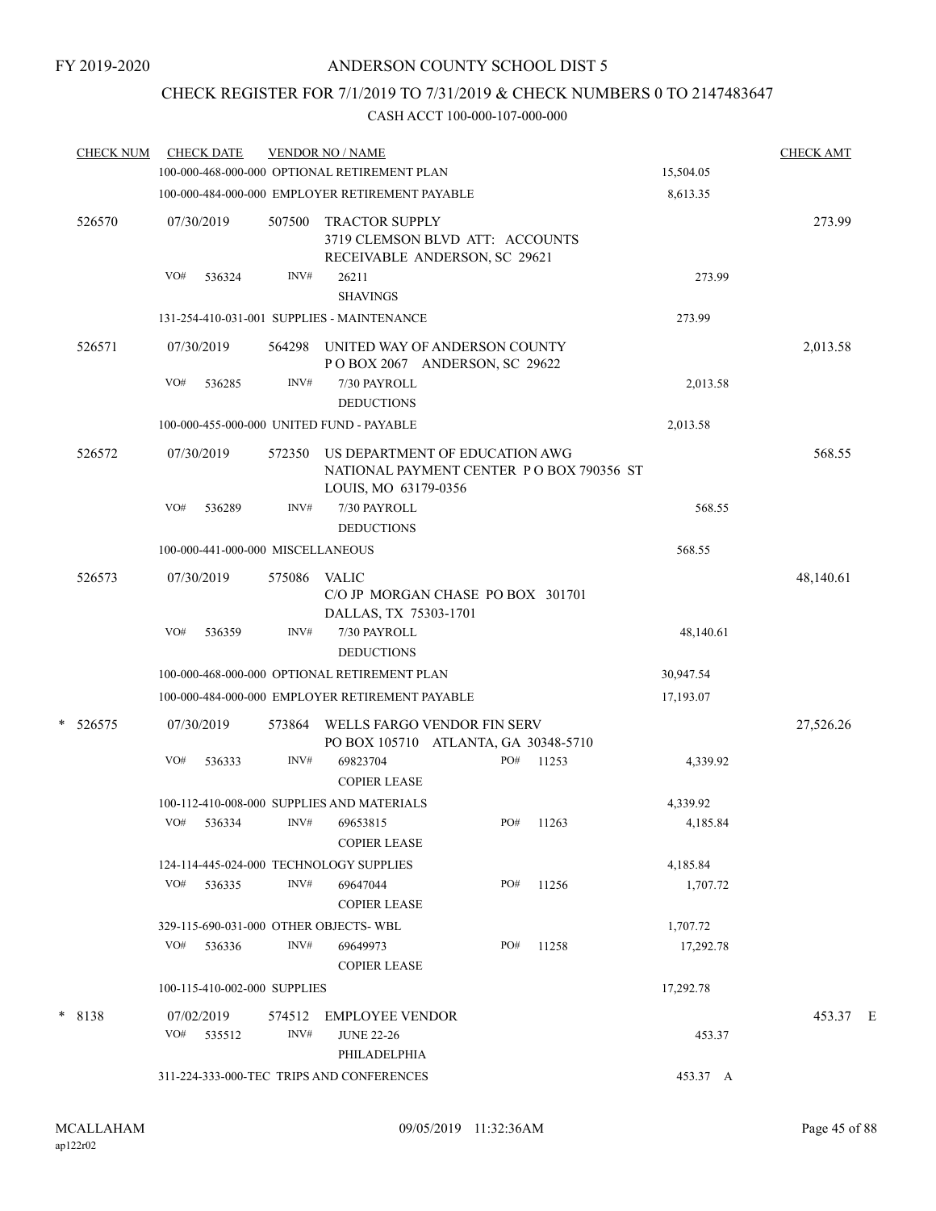FY 2019-2020

# ANDERSON COUNTY SCHOOL DIST 5

## CHECK REGISTER FOR 7/1/2019 TO 7/31/2019 & CHECK NUMBERS 0 TO 2147483647

### CASH ACCT 100-000-107-000-000

| CHECK NUM | CHECK DATE | VENDOR NO / NAME | | | CHECK AMT |
|---|---|---|---|---|---|
| | 100-000-468-000-000 OPTIONAL RETIREMENT PLAN | | | 15,504.05 | |
| | 100-000-484-000-000 EMPLOYER RETIREMENT PAYABLE | | | 8,613.35 | |
| 526570 | 07/30/2019 | 507500 TRACTOR SUPPLY 3719 CLEMSON BLVD ATT: ACCOUNTS RECEIVABLE ANDERSON, SC 29621 | | | 273.99 |
| | VO# 536324 | INV# 26211 SHAVINGS | | 273.99 | |
| | 131-254-410-031-001 SUPPLIES - MAINTENANCE | | | 273.99 | |
| 526571 | 07/30/2019 | 564298 UNITED WAY OF ANDERSON COUNTY P O BOX 2067 ANDERSON, SC 29622 | | | 2,013.58 |
| | VO# 536285 | INV# 7/30 PAYROLL DEDUCTIONS | | 2,013.58 | |
| | 100-000-455-000-000 UNITED FUND - PAYABLE | | | 2,013.58 | |
| 526572 | 07/30/2019 | 572350 US DEPARTMENT OF EDUCATION AWG NATIONAL PAYMENT CENTER P O BOX 790356 ST LOUIS, MO 63179-0356 | | | 568.55 |
| | VO# 536289 | INV# 7/30 PAYROLL DEDUCTIONS | | 568.55 | |
| | 100-000-441-000-000 MISCELLANEOUS | | | 568.55 | |
| 526573 | 07/30/2019 | 575086 VALIC C/O JP MORGAN CHASE PO BOX 301701 DALLAS, TX 75303-1701 | | | 48,140.61 |
| | VO# 536359 | INV# 7/30 PAYROLL DEDUCTIONS | | 48,140.61 | |
| | 100-000-468-000-000 OPTIONAL RETIREMENT PLAN | | | 30,947.54 | |
| | 100-000-484-000-000 EMPLOYER RETIREMENT PAYABLE | | | 17,193.07 | |
| * 526575 | 07/30/2019 | 573864 WELLS FARGO VENDOR FIN SERV PO BOX 105710 ATLANTA, GA 30348-5710 | | | 27,526.26 |
| | VO# 536333 | INV# 69823704 COPIER LEASE | PO# 11253 | 4,339.92 | |
| | 100-112-410-008-000 SUPPLIES AND MATERIALS | | | 4,339.92 | |
| | VO# 536334 | INV# 69653815 COPIER LEASE | PO# 11263 | 4,185.84 | |
| | 124-114-445-024-000 TECHNOLOGY SUPPLIES | | | 4,185.84 | |
| | VO# 536335 | INV# 69647044 COPIER LEASE | PO# 11256 | 1,707.72 | |
| | 329-115-690-031-000 OTHER OBJECTS- WBL | | | 1,707.72 | |
| | VO# 536336 | INV# 69649973 COPIER LEASE | PO# 11258 | 17,292.78 | |
| | 100-115-410-002-000 SUPPLIES | | | 17,292.78 | |
| * 8138 | 07/02/2019 | 574512 EMPLOYEE VENDOR | | | 453.37 E |
| | VO# 535512 | INV# JUNE 22-26 PHILADELPHIA | | 453.37 | |
| | 311-224-333-000-TEC TRIPS AND CONFERENCES | | | 453.37 A | |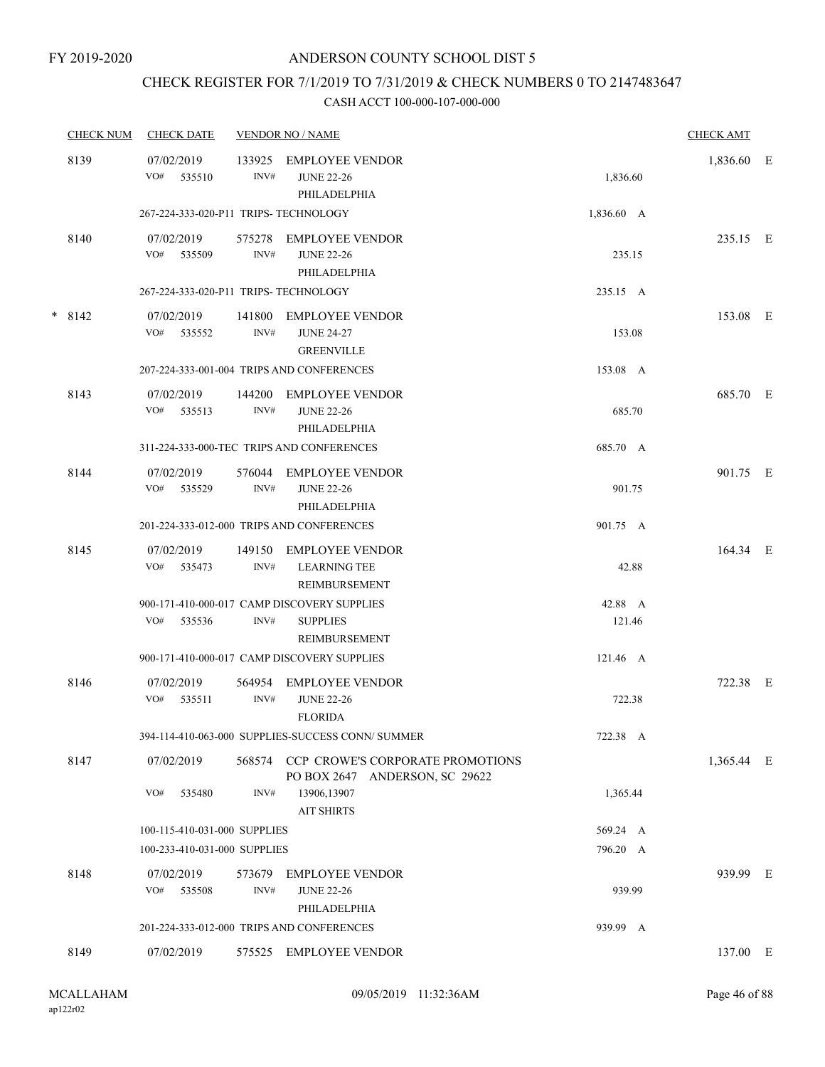FY 2019-2020

# ANDERSON COUNTY SCHOOL DIST 5

## CHECK REGISTER FOR 7/1/2019 TO 7/31/2019 & CHECK NUMBERS 0 TO 2147483647

### CASH ACCT 100-000-107-000-000

| CHECK NUM | CHECK DATE | VENDOR NO / NAME | | CHECK AMT | |
|---|---|---|---|---|---|
| 8139 | 07/02/2019 | 133925 EMPLOYEE VENDOR | | 1,836.60 | E |
| | VO# 535510 | INV# JUNE 22-26 PHILADELPHIA | 1,836.60 | | |
| | 267-224-333-020-P11 TRIPS- TECHNOLOGY | | 1,836.60 A | | |
| 8140 | 07/02/2019 | 575278 EMPLOYEE VENDOR | | 235.15 | E |
| | VO# 535509 | INV# JUNE 22-26 PHILADELPHIA | 235.15 | | |
| | 267-224-333-020-P11 TRIPS- TECHNOLOGY | | 235.15 A | | |
| * 8142 | 07/02/2019 | 141800 EMPLOYEE VENDOR | | 153.08 | E |
| | VO# 535552 | INV# JUNE 24-27 GREENVILLE | 153.08 | | |
| | 207-224-333-001-004 TRIPS AND CONFERENCES | | 153.08 A | | |
| 8143 | 07/02/2019 | 144200 EMPLOYEE VENDOR | | 685.70 | E |
| | VO# 535513 | INV# JUNE 22-26 PHILADELPHIA | 685.70 | | |
| | 311-224-333-000-TEC TRIPS AND CONFERENCES | | 685.70 A | | |
| 8144 | 07/02/2019 | 576044 EMPLOYEE VENDOR | | 901.75 | E |
| | VO# 535529 | INV# JUNE 22-26 PHILADELPHIA | 901.75 | | |
| | 201-224-333-012-000 TRIPS AND CONFERENCES | | 901.75 A | | |
| 8145 | 07/02/2019 | 149150 EMPLOYEE VENDOR | | 164.34 | E |
| | VO# 535473 | INV# LEARNING TEE REIMBURSEMENT | 42.88 | | |
| | 900-171-410-000-017 CAMP DISCOVERY SUPPLIES | | 42.88 A | | |
| | VO# 535536 | INV# SUPPLIES REIMBURSEMENT | 121.46 | | |
| | 900-171-410-000-017 CAMP DISCOVERY SUPPLIES | | 121.46 A | | |
| 8146 | 07/02/2019 | 564954 EMPLOYEE VENDOR | | 722.38 | E |
| | VO# 535511 | INV# JUNE 22-26 FLORIDA | 722.38 | | |
| | 394-114-410-063-000 SUPPLIES-SUCCESS CONN/ SUMMER | | 722.38 A | | |
| 8147 | 07/02/2019 | 568574 CCP CROWE'S CORPORATE PROMOTIONS PO BOX 2647 ANDERSON, SC 29622 | | 1,365.44 | E |
| | VO# 535480 | INV# 13906,13907 AIT SHIRTS | 1,365.44 | | |
| | 100-115-410-031-000 SUPPLIES | | 569.24 A | | |
| | 100-233-410-031-000 SUPPLIES | | 796.20 A | | |
| 8148 | 07/02/2019 | 573679 EMPLOYEE VENDOR | | 939.99 | E |
| | VO# 535508 | INV# JUNE 22-26 PHILADELPHIA | 939.99 | | |
| | 201-224-333-012-000 TRIPS AND CONFERENCES | | 939.99 A | | |
| 8149 | 07/02/2019 | 575525 EMPLOYEE VENDOR | | 137.00 | E |

MCALLAHAM ap122r02 09/05/2019 11:32:36AM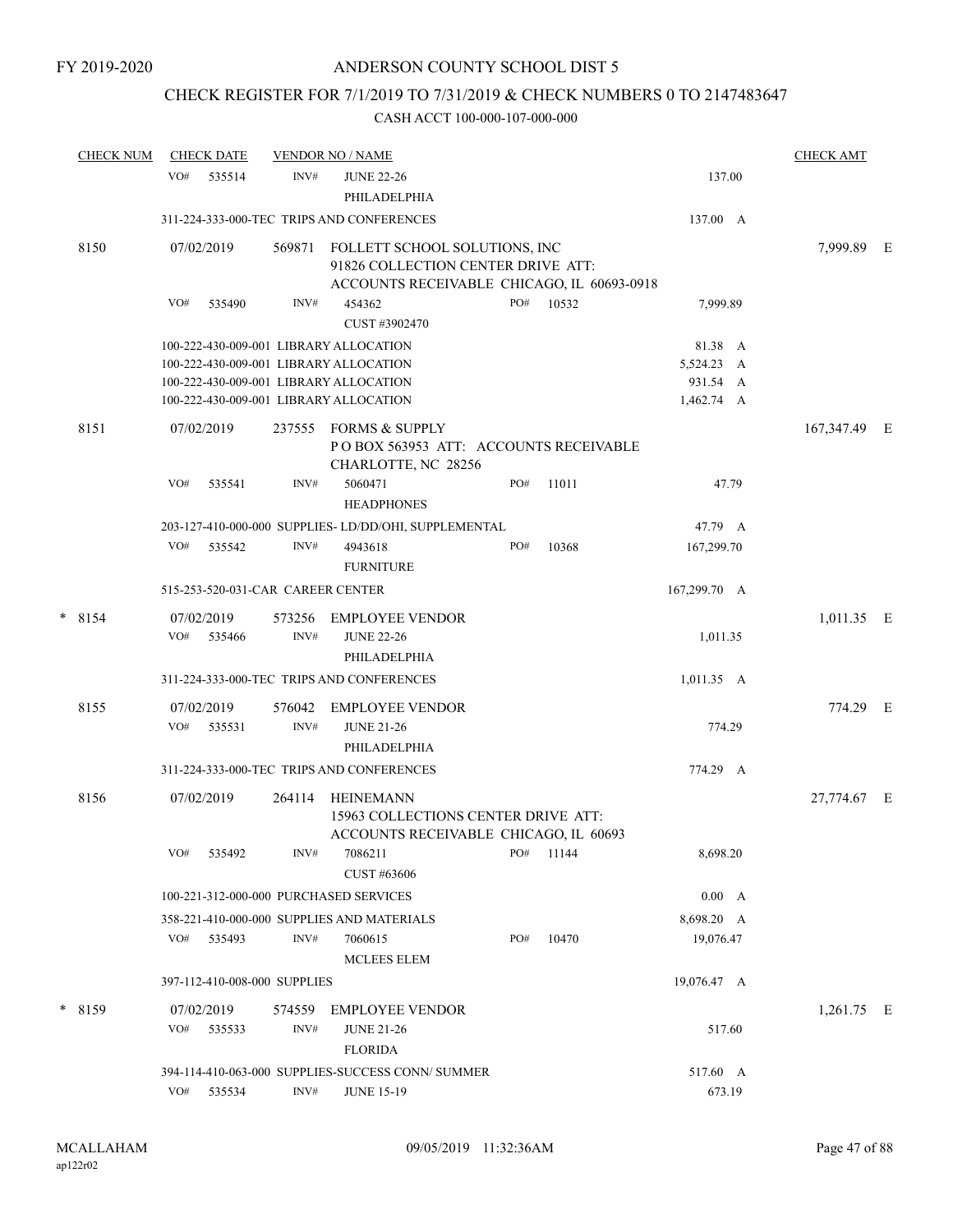FY 2019-2020

# ANDERSON COUNTY SCHOOL DIST 5

## CHECK REGISTER FOR 7/1/2019 TO 7/31/2019 & CHECK NUMBERS 0 TO 2147483647

### CASH ACCT 100-000-107-000-000

| CHECK NUM | CHECK DATE | VENDOR NO / NAME | | | | CHECK AMT | |
|---|---|---|---|---|---|---|---|
| | VO# 535514 | INV# | JUNE 22-26<br>PHILADELPHIA | | 137.00 | | |
| | 311-224-333-000-TEC TRIPS AND CONFERENCES | | | | 137.00 A | | |
| 8150 | 07/02/2019 | 569871 | FOLLETT SCHOOL SOLUTIONS, INC<br>91826 COLLECTION CENTER DRIVE ATT:<br>ACCOUNTS RECEIVABLE CHICAGO, IL 60693-0918 | | | 7,999.89 | E |
| | VO# 535490 | INV# | 454362<br>CUST #3902470 | PO# 10532 | 7,999.89 | | |
| | 100-222-430-009-001 LIBRARY ALLOCATION | | | | 81.38 A | | |
| | 100-222-430-009-001 LIBRARY ALLOCATION | | | | 5,524.23 A | | |
| | 100-222-430-009-001 LIBRARY ALLOCATION | | | | 931.54 A | | |
| | 100-222-430-009-001 LIBRARY ALLOCATION | | | | 1,462.74 A | | |
| 8151 | 07/02/2019 | 237555 | FORMS & SUPPLY<br>P O BOX 563953 ATT: ACCOUNTS RECEIVABLE<br>CHARLOTTE, NC 28256 | | | 167,347.49 | E |
| | VO# 535541 | INV# | 5060471<br>HEADPHONES | PO# 11011 | 47.79 | | |
| | 203-127-410-000-000 SUPPLIES- LD/DD/OHI, SUPPLEMENTAL | | | | 47.79 A | | |
| | VO# 535542 | INV# | 4943618<br>FURNITURE | PO# 10368 | 167,299.70 | | |
| | 515-253-520-031-CAR CAREER CENTER | | | | 167,299.70 A | | |
| * 8154 | 07/02/2019 | 573256 | EMPLOYEE VENDOR | | | 1,011.35 | E |
| | VO# 535466 | INV# | JUNE 22-26<br>PHILADELPHIA | | 1,011.35 | | |
| | 311-224-333-000-TEC TRIPS AND CONFERENCES | | | | 1,011.35 A | | |
| 8155 | 07/02/2019 | 576042 | EMPLOYEE VENDOR | | | 774.29 | E |
| | VO# 535531 | INV# | JUNE 21-26<br>PHILADELPHIA | | 774.29 | | |
| | 311-224-333-000-TEC TRIPS AND CONFERENCES | | | | 774.29 A | | |
| 8156 | 07/02/2019 | 264114 | HEINEMANN<br>15963 COLLECTIONS CENTER DRIVE ATT:<br>ACCOUNTS RECEIVABLE CHICAGO, IL 60693 | | | 27,774.67 | E |
| | VO# 535492 | INV# | 7086211<br>CUST #63606 | PO# 11144 | 8,698.20 | | |
| | 100-221-312-000-000 PURCHASED SERVICES | | | | 0.00 A | | |
| | 358-221-410-000-000 SUPPLIES AND MATERIALS | | | | 8,698.20 A | | |
| | VO# 535493 | INV# | 7060615<br>MCLEES ELEM | PO# 10470 | 19,076.47 | | |
| | 397-112-410-008-000 SUPPLIES | | | | 19,076.47 A | | |
| * 8159 | 07/02/2019 | 574559 | EMPLOYEE VENDOR | | | 1,261.75 | E |
| | VO# 535533 | INV# | JUNE 21-26<br>FLORIDA | | 517.60 | | |
| | 394-114-410-063-000 SUPPLIES-SUCCESS CONN/ SUMMER | | | | 517.60 A | | |
| | VO# 535534 | INV# | JUNE 15-19 | | 673.19 | | |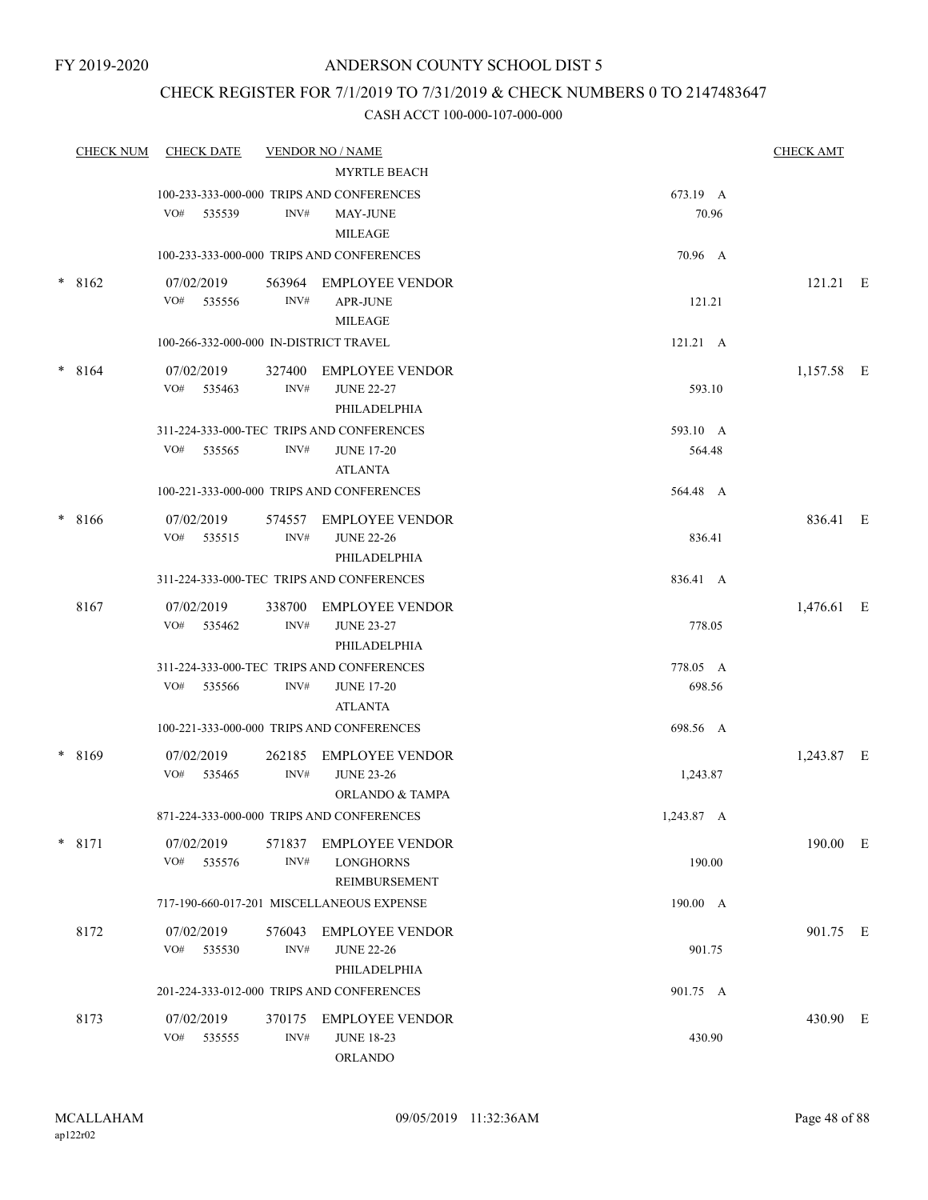FY 2019-2020

# ANDERSON COUNTY SCHOOL DIST 5

## CHECK REGISTER FOR 7/1/2019 TO 7/31/2019 & CHECK NUMBERS 0 TO 2147483647

### CASH ACCT 100-000-107-000-000

| CHECK NUM | CHECK DATE | VENDOR NO / NAME | | CHECK AMT |
|---|---|---|---|---|
| | | MYRTLE BEACH | | |
| | 100-233-333-000-000 TRIPS AND CONFERENCES | | 673.19 A | |
| | VO# 535539 | INV# MAY-JUNE MILEAGE | 70.96 | |
| | 100-233-333-000-000 TRIPS AND CONFERENCES | | 70.96 A | |
| * 8162 | 07/02/2019 | 563964 EMPLOYEE VENDOR | | 121.21 E |
| | VO# 535556 | INV# APR-JUNE MILEAGE | 121.21 | |
| | 100-266-332-000-000 IN-DISTRICT TRAVEL | | 121.21 A | |
| * 8164 | 07/02/2019 | 327400 EMPLOYEE VENDOR | | 1,157.58 E |
| | VO# 535463 | INV# JUNE 22-27 PHILADELPHIA | 593.10 | |
| | 311-224-333-000-TEC TRIPS AND CONFERENCES | | 593.10 A | |
| | VO# 535565 | INV# JUNE 17-20 ATLANTA | 564.48 | |
| | 100-221-333-000-000 TRIPS AND CONFERENCES | | 564.48 A | |
| * 8166 | 07/02/2019 | 574557 EMPLOYEE VENDOR | | 836.41 E |
| | VO# 535515 | INV# JUNE 22-26 PHILADELPHIA | 836.41 | |
| | 311-224-333-000-TEC TRIPS AND CONFERENCES | | 836.41 A | |
| 8167 | 07/02/2019 | 338700 EMPLOYEE VENDOR | | 1,476.61 E |
| | VO# 535462 | INV# JUNE 23-27 PHILADELPHIA | 778.05 | |
| | 311-224-333-000-TEC TRIPS AND CONFERENCES | | 778.05 A | |
| | VO# 535566 | INV# JUNE 17-20 ATLANTA | 698.56 | |
| | 100-221-333-000-000 TRIPS AND CONFERENCES | | 698.56 A | |
| * 8169 | 07/02/2019 | 262185 EMPLOYEE VENDOR | | 1,243.87 E |
| | VO# 535465 | INV# JUNE 23-26 ORLANDO & TAMPA | 1,243.87 | |
| | 871-224-333-000-000 TRIPS AND CONFERENCES | | 1,243.87 A | |
| * 8171 | 07/02/2019 | 571837 EMPLOYEE VENDOR | | 190.00 E |
| | VO# 535576 | INV# LONGHORNS REIMBURSEMENT | 190.00 | |
| | 717-190-660-017-201 MISCELLANEOUS EXPENSE | | 190.00 A | |
| 8172 | 07/02/2019 | 576043 EMPLOYEE VENDOR | | 901.75 E |
| | VO# 535530 | INV# JUNE 22-26 PHILADELPHIA | 901.75 | |
| | 201-224-333-012-000 TRIPS AND CONFERENCES | | 901.75 A | |
| 8173 | 07/02/2019 | 370175 EMPLOYEE VENDOR | | 430.90 E |
| | VO# 535555 | INV# JUNE 18-23 ORLANDO | 430.90 | |

MCALLAHAM
ap122r02

09/05/2019 11:32:36AM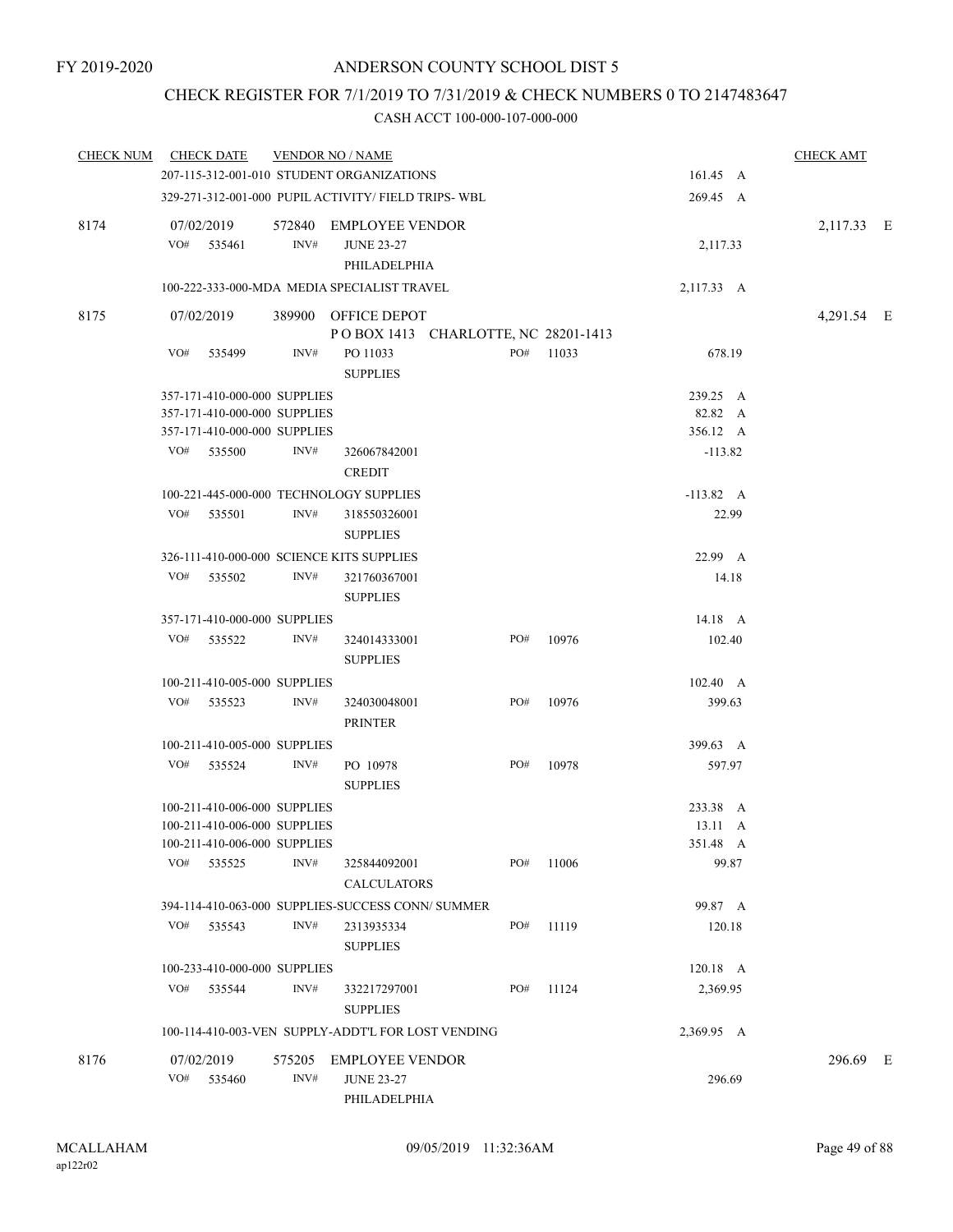FY 2019-2020

# ANDERSON COUNTY SCHOOL DIST 5

## CHECK REGISTER FOR 7/1/2019 TO 7/31/2019 & CHECK NUMBERS 0 TO 2147483647

### CASH ACCT 100-000-107-000-000

| CHECK NUM | CHECK DATE | VENDOR NO / NAME | | | CHECK AMT |
|---|---|---|---|---|---|
| | 207-115-312-001-010 STUDENT ORGANIZATIONS | | | 161.45 A | |
| | 329-271-312-001-000 PUPIL ACTIVITY/ FIELD TRIPS- WBL | | | 269.45 A | |
| 8174 | 07/02/2019 | 572840 EMPLOYEE VENDOR | | | 2,117.33 E |
| | VO# 535461 | INV# JUNE 23-27 PHILADELPHIA | | 2,117.33 | |
| | 100-222-333-000-MDA MEDIA SPECIALIST TRAVEL | | | 2,117.33 A | |
| 8175 | 07/02/2019 | 389900 OFFICE DEPOT P O BOX 1413 CHARLOTTE, NC 28201-1413 | | | 4,291.54 E |
| | VO# 535499 | INV# PO 11033 SUPPLIES | PO# 11033 | 678.19 | |
| | 357-171-410-000-000 SUPPLIES | | | 239.25 A | |
| | 357-171-410-000-000 SUPPLIES | | | 82.82 A | |
| | 357-171-410-000-000 SUPPLIES | | | 356.12 A | |
| | VO# 535500 | INV# 326067842001 CREDIT | | -113.82 | |
| | 100-221-445-000-000 TECHNOLOGY SUPPLIES | | | -113.82 A | |
| | VO# 535501 | INV# 318550326001 SUPPLIES | | 22.99 | |
| | 326-111-410-000-000 SCIENCE KITS SUPPLIES | | | 22.99 A | |
| | VO# 535502 | INV# 321760367001 SUPPLIES | | 14.18 | |
| | 357-171-410-000-000 SUPPLIES | | | 14.18 A | |
| | VO# 535522 | INV# 324014333001 SUPPLIES | PO# 10976 | 102.40 | |
| | 100-211-410-005-000 SUPPLIES | | | 102.40 A | |
| | VO# 535523 | INV# 324030048001 PRINTER | PO# 10976 | 399.63 | |
| | 100-211-410-005-000 SUPPLIES | | | 399.63 A | |
| | VO# 535524 | INV# PO 10978 SUPPLIES | PO# 10978 | 597.97 | |
| | 100-211-410-006-000 SUPPLIES | | | 233.38 A | |
| | 100-211-410-006-000 SUPPLIES | | | 13.11 A | |
| | 100-211-410-006-000 SUPPLIES | | | 351.48 A | |
| | VO# 535525 | INV# 325844092001 CALCULATORS | PO# 11006 | 99.87 | |
| | 394-114-410-063-000 SUPPLIES-SUCCESS CONN/ SUMMER | | | 99.87 A | |
| | VO# 535543 | INV# 2313935334 SUPPLIES | PO# 11119 | 120.18 | |
| | 100-233-410-000-000 SUPPLIES | | | 120.18 A | |
| | VO# 535544 | INV# 332217297001 SUPPLIES | PO# 11124 | 2,369.95 | |
| | 100-114-410-003-VEN SUPPLY-ADDT'L FOR LOST VENDING | | | 2,369.95 A | |
| 8176 | 07/02/2019 | 575205 EMPLOYEE VENDOR | | | 296.69 E |
| | VO# 535460 | INV# JUNE 23-27 PHILADELPHIA | | 296.69 | |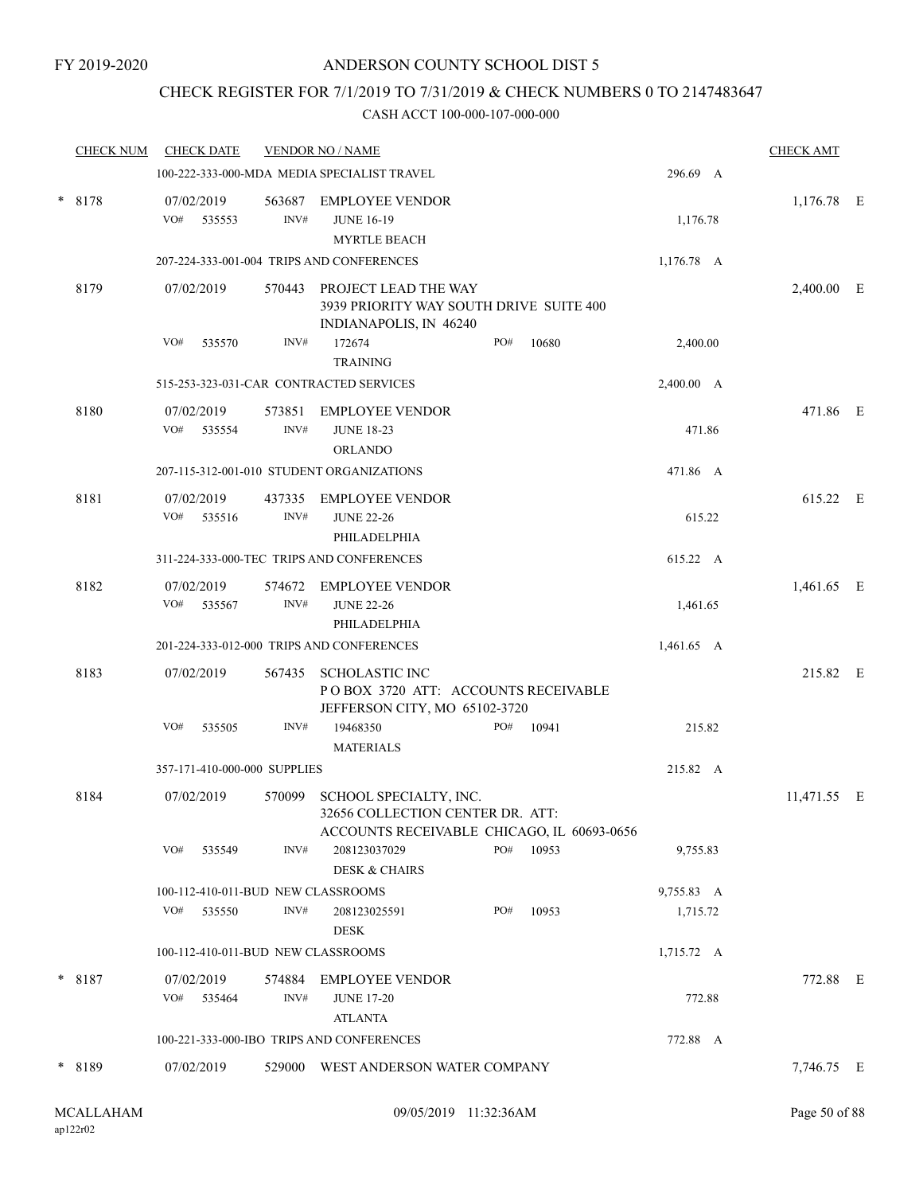FY 2019-2020

ANDERSON COUNTY SCHOOL DIST 5

CHECK REGISTER FOR 7/1/2019 TO 7/31/2019 & CHECK NUMBERS 0 TO 2147483647

CASH ACCT 100-000-107-000-000

| CHECK NUM | CHECK DATE | VENDOR NO / NAME | | | CHECK AMT |
|---|---|---|---|---|---|
| | 100-222-333-000-MDA MEDIA SPECIALIST TRAVEL | | | 296.69 A | |
| * 8178 | 07/02/2019 | 563687 EMPLOYEE VENDOR | | | 1,176.78 E |
| | VO# 535553 | INV# JUNE 16-19 MYRTLE BEACH | | 1,176.78 | |
| | 207-224-333-001-004 TRIPS AND CONFERENCES | | | 1,176.78 A | |
| 8179 | 07/02/2019 | 570443 PROJECT LEAD THE WAY 3939 PRIORITY WAY SOUTH DRIVE SUITE 400 INDIANAPOLIS, IN 46240 | | | 2,400.00 E |
| | VO# 535570 | INV# 172674 TRAINING | PO# 10680 | 2,400.00 | |
| | 515-253-323-031-CAR CONTRACTED SERVICES | | | 2,400.00 A | |
| 8180 | 07/02/2019 | 573851 EMPLOYEE VENDOR | | | 471.86 E |
| | VO# 535554 | INV# JUNE 18-23 ORLANDO | | 471.86 | |
| | 207-115-312-001-010 STUDENT ORGANIZATIONS | | | 471.86 A | |
| 8181 | 07/02/2019 | 437335 EMPLOYEE VENDOR | | | 615.22 E |
| | VO# 535516 | INV# JUNE 22-26 PHILADELPHIA | | 615.22 | |
| | 311-224-333-000-TEC TRIPS AND CONFERENCES | | | 615.22 A | |
| 8182 | 07/02/2019 | 574672 EMPLOYEE VENDOR | | | 1,461.65 E |
| | VO# 535567 | INV# JUNE 22-26 PHILADELPHIA | | 1,461.65 | |
| | 201-224-333-012-000 TRIPS AND CONFERENCES | | | 1,461.65 A | |
| 8183 | 07/02/2019 | 567435 SCHOLASTIC INC P O BOX 3720 ATT: ACCOUNTS RECEIVABLE JEFFERSON CITY, MO 65102-3720 | | | 215.82 E |
| | VO# 535505 | INV# 19468350 MATERIALS | PO# 10941 | 215.82 | |
| | 357-171-410-000-000 SUPPLIES | | | 215.82 A | |
| 8184 | 07/02/2019 | 570099 SCHOOL SPECIALTY, INC. 32656 COLLECTION CENTER DR. ATT: ACCOUNTS RECEIVABLE CHICAGO, IL 60693-0656 | | | 11,471.55 E |
| | VO# 535549 | INV# 208123037029 DESK & CHAIRS | PO# 10953 | 9,755.83 | |
| | 100-112-410-011-BUD NEW CLASSROOMS | | | 9,755.83 A | |
| | VO# 535550 | INV# 208123025591 DESK | PO# 10953 | 1,715.72 | |
| | 100-112-410-011-BUD NEW CLASSROOMS | | | 1,715.72 A | |
| * 8187 | 07/02/2019 | 574884 EMPLOYEE VENDOR | | | 772.88 E |
| | VO# 535464 | INV# JUNE 17-20 ATLANTA | | 772.88 | |
| | 100-221-333-000-IBO TRIPS AND CONFERENCES | | | 772.88 A | |
| * 8189 | 07/02/2019 | 529000 WEST ANDERSON WATER COMPANY | | | 7,746.75 E |

MCALLAHAM ap122r02 09/05/2019 11:32:36AM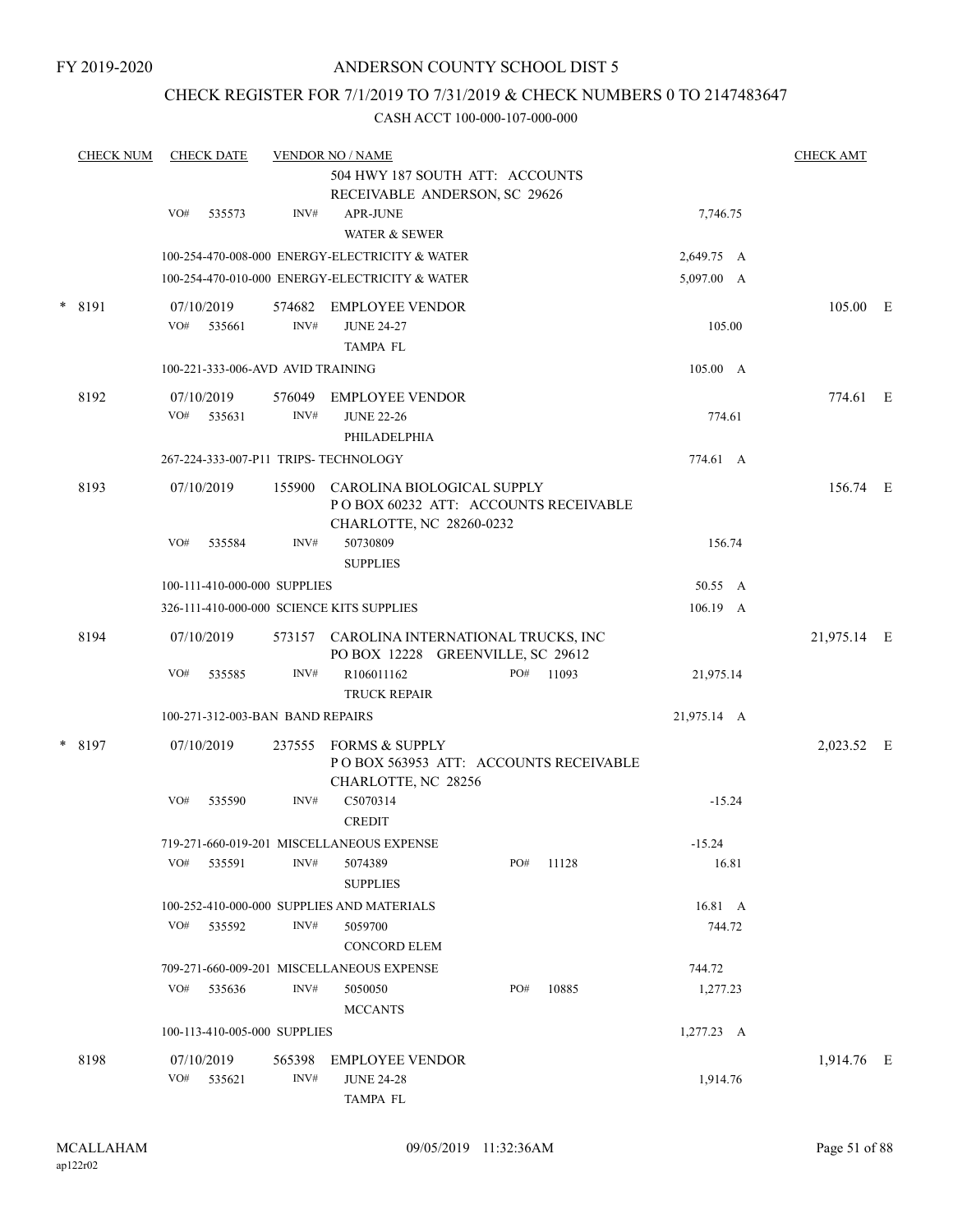FY 2019-2020

# ANDERSON COUNTY SCHOOL DIST 5

## CHECK REGISTER FOR 7/1/2019 TO 7/31/2019 & CHECK NUMBERS 0 TO 2147483647

CASH ACCT 100-000-107-000-000

| CHECK NUM | CHECK DATE | VENDOR NO / NAME | | | CHECK AMT |
|---|---|---|---|---|---|
| | | 504 HWY 187 SOUTH ATT: ACCOUNTS RECEIVABLE ANDERSON, SC 29626 | | | |
| | VO# 535573 | INV# APR-JUNE WATER & SEWER | | 7,746.75 | |
| | 100-254-470-008-000 ENERGY-ELECTRICITY & WATER | | | 2,649.75 A | |
| | 100-254-470-010-000 ENERGY-ELECTRICITY & WATER | | | 5,097.00 A | |
| * 8191 | 07/10/2019 | 574682 EMPLOYEE VENDOR | | | 105.00 E |
| | VO# 535661 | INV# JUNE 24-27 TAMPA FL | | 105.00 | |
| | 100-221-333-006-AVD AVID TRAINING | | | 105.00 A | |
| 8192 | 07/10/2019 | 576049 EMPLOYEE VENDOR | | | 774.61 E |
| | VO# 535631 | INV# JUNE 22-26 PHILADELPHIA | | 774.61 | |
| | 267-224-333-007-P11 TRIPS- TECHNOLOGY | | | 774.61 A | |
| 8193 | 07/10/2019 | 155900 CAROLINA BIOLOGICAL SUPPLY P O BOX 60232 ATT: ACCOUNTS RECEIVABLE CHARLOTTE, NC 28260-0232 | | | 156.74 E |
| | VO# 535584 | INV# 50730809 SUPPLIES | | 156.74 | |
| | 100-111-410-000-000 SUPPLIES | | | 50.55 A | |
| | 326-111-410-000-000 SCIENCE KITS SUPPLIES | | | 106.19 A | |
| 8194 | 07/10/2019 | 573157 CAROLINA INTERNATIONAL TRUCKS, INC PO BOX 12228 GREENVILLE, SC 29612 | | | 21,975.14 E |
| | VO# 535585 | INV# R106011162 TRUCK REPAIR | PO# 11093 | 21,975.14 | |
| | 100-271-312-003-BAN BAND REPAIRS | | | 21,975.14 A | |
| * 8197 | 07/10/2019 | 237555 FORMS & SUPPLY P O BOX 563953 ATT: ACCOUNTS RECEIVABLE CHARLOTTE, NC 28256 | | | 2,023.52 E |
| | VO# 535590 | INV# C5070314 CREDIT | | -15.24 | |
| | 719-271-660-019-201 MISCELLANEOUS EXPENSE | | | -15.24 | |
| | VO# 535591 | INV# 5074389 SUPPLIES | PO# 11128 | 16.81 | |
| | 100-252-410-000-000 SUPPLIES AND MATERIALS | | | 16.81 A | |
| | VO# 535592 | INV# 5059700 CONCORD ELEM | | 744.72 | |
| | 709-271-660-009-201 MISCELLANEOUS EXPENSE | | | 744.72 | |
| | VO# 535636 | INV# 5050050 MCCANTS | PO# 10885 | 1,277.23 | |
| | 100-113-410-005-000 SUPPLIES | | | 1,277.23 A | |
| 8198 | 07/10/2019 | 565398 EMPLOYEE VENDOR | | | 1,914.76 E |
| | VO# 535621 | INV# JUNE 24-28 TAMPA FL | | 1,914.76 | |

MCALLAHAM
ap122r02

09/05/2019 11:32:36AM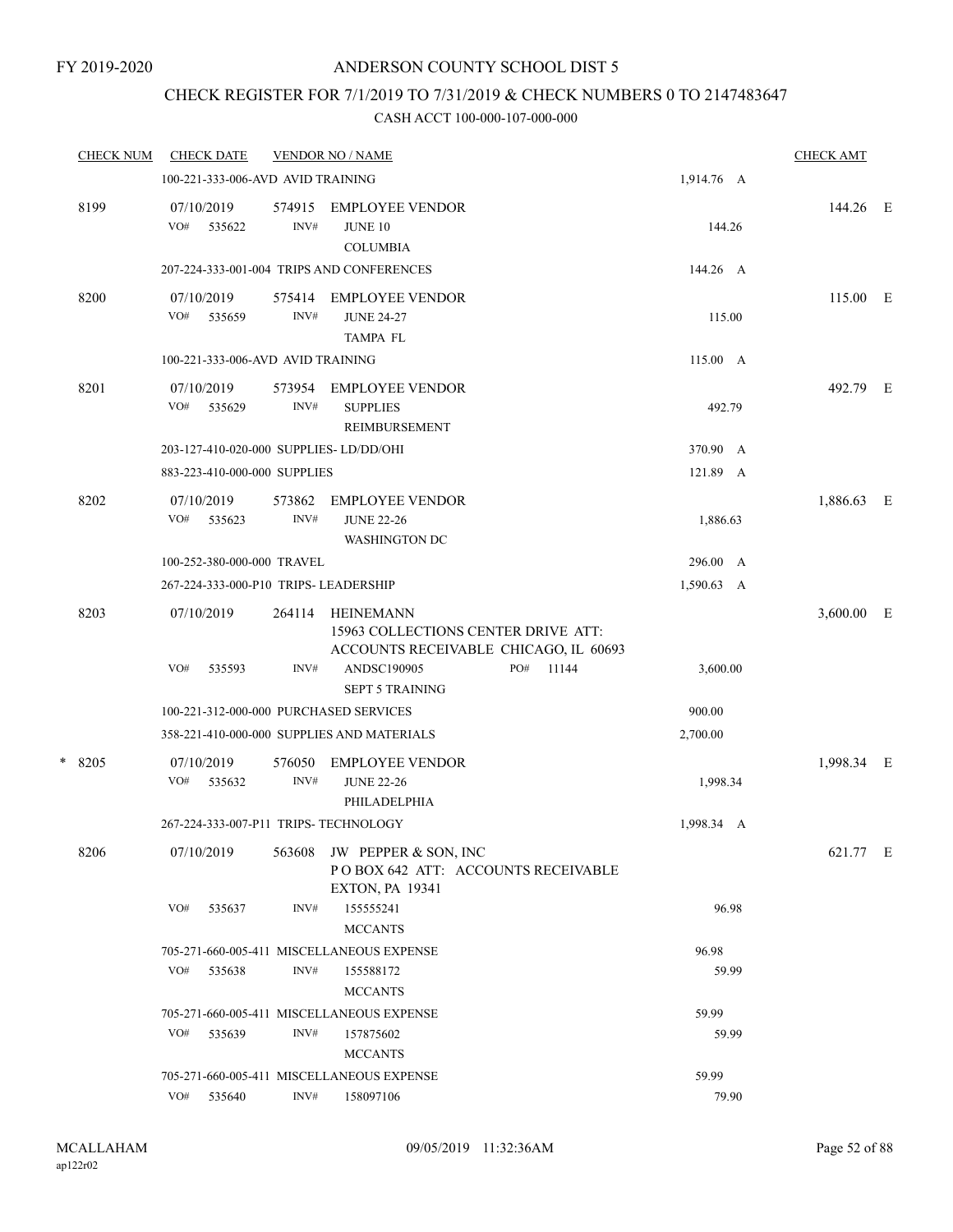FY 2019-2020

# ANDERSON COUNTY SCHOOL DIST 5

## CHECK REGISTER FOR 7/1/2019 TO 7/31/2019 & CHECK NUMBERS 0 TO 2147483647

### CASH ACCT 100-000-107-000-000

| CHECK NUM | CHECK DATE | VENDOR NO / NAME | | CHECK AMT | |
|---|---|---|---|---|---|
| | 100-221-333-006-AVD AVID TRAINING | | 1,914.76 A | | |
| 8199 | 07/10/2019 | 574915 EMPLOYEE VENDOR | | 144.26 | E |
| | VO# 535622 INV# | JUNE 10 COLUMBIA | 144.26 | | |
| | 207-224-333-001-004 TRIPS AND CONFERENCES | | 144.26 A | | |
| 8200 | 07/10/2019 | 575414 EMPLOYEE VENDOR | | 115.00 | E |
| | VO# 535659 INV# | JUNE 24-27 TAMPA FL | 115.00 | | |
| | 100-221-333-006-AVD AVID TRAINING | | 115.00 A | | |
| 8201 | 07/10/2019 | 573954 EMPLOYEE VENDOR | | 492.79 | E |
| | VO# 535629 INV# | SUPPLIES REIMBURSEMENT | 492.79 | | |
| | 203-127-410-020-000 SUPPLIES- LD/DD/OHI | | 370.90 A | | |
| | 883-223-410-000-000 SUPPLIES | | 121.89 A | | |
| 8202 | 07/10/2019 | 573862 EMPLOYEE VENDOR | | 1,886.63 | E |
| | VO# 535623 INV# | JUNE 22-26 WASHINGTON DC | 1,886.63 | | |
| | 100-252-380-000-000 TRAVEL | | 296.00 A | | |
| | 267-224-333-000-P10 TRIPS- LEADERSHIP | | 1,590.63 A | | |
| 8203 | 07/10/2019 | 264114 HEINEMANN 15963 COLLECTIONS CENTER DRIVE ATT: ACCOUNTS RECEIVABLE CHICAGO, IL 60693 | | 3,600.00 | E |
| | VO# 535593 INV# | ANDSC190905 PO# 11144 SEPT 5 TRAINING | 3,600.00 | | |
| | 100-221-312-000-000 PURCHASED SERVICES | | 900.00 | | |
| | 358-221-410-000-000 SUPPLIES AND MATERIALS | | 2,700.00 | | |
| * 8205 | 07/10/2019 | 576050 EMPLOYEE VENDOR | | 1,998.34 | E |
| | VO# 535632 INV# | JUNE 22-26 PHILADELPHIA | 1,998.34 | | |
| | 267-224-333-007-P11 TRIPS- TECHNOLOGY | | 1,998.34 A | | |
| 8206 | 07/10/2019 | 563608 JW PEPPER & SON, INC P O BOX 642 ATT: ACCOUNTS RECEIVABLE EXTON, PA 19341 | | 621.77 | E |
| | VO# 535637 INV# | 155555241 MCCANTS | 96.98 | | |
| | 705-271-660-005-411 MISCELLANEOUS EXPENSE | | 96.98 | | |
| | VO# 535638 INV# | 155588172 MCCANTS | 59.99 | | |
| | 705-271-660-005-411 MISCELLANEOUS EXPENSE | | 59.99 | | |
| | VO# 535639 INV# | 157875602 MCCANTS | 59.99 | | |
| | 705-271-660-005-411 MISCELLANEOUS EXPENSE | | 59.99 | | |
| | VO# 535640 INV# | 158097106 | 79.90 | | |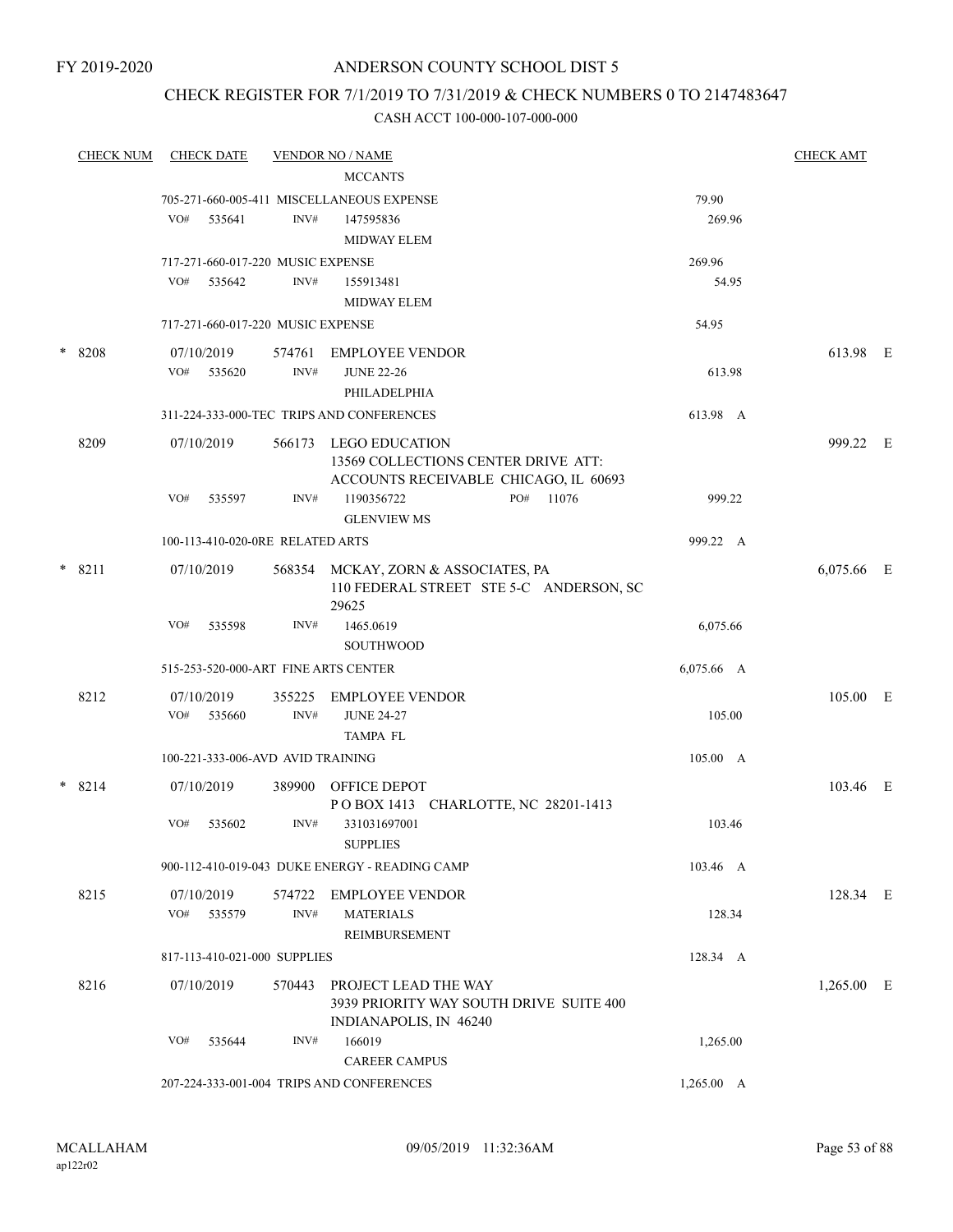FY 2019-2020

# ANDERSON COUNTY SCHOOL DIST 5

## CHECK REGISTER FOR 7/1/2019 TO 7/31/2019 & CHECK NUMBERS 0 TO 2147483647

### CASH ACCT 100-000-107-000-000

| CHECK NUM | CHECK DATE | VENDOR NO / NAME | | CHECK AMT | |
|---|---|---|---|---|---|
| | | MCCANTS | | | |
| | | 705-271-660-005-411 MISCELLANEOUS EXPENSE | 79.90 | | |
| | VO# 535641 | INV# 147595836 | 269.96 | | |
| | | MIDWAY ELEM | | | |
| | | 717-271-660-017-220 MUSIC EXPENSE | 269.96 | | |
| | VO# 535642 | INV# 155913481 | 54.95 | | |
| | | MIDWAY ELEM | | | |
| | | 717-271-660-017-220 MUSIC EXPENSE | 54.95 | | |
| * 8208 | 07/10/2019 | 574761 EMPLOYEE VENDOR | | 613.98 | E |
| | VO# 535620 | INV# JUNE 22-26 | 613.98 | | |
| | | PHILADELPHIA | | | |
| | | 311-224-333-000-TEC TRIPS AND CONFERENCES | 613.98 A | | |
| 8209 | 07/10/2019 | 566173 LEGO EDUCATION<br>13569 COLLECTIONS CENTER DRIVE ATT:<br>ACCOUNTS RECEIVABLE CHICAGO, IL 60693 | | 999.22 | E |
| | VO# 535597 | INV# 1190356722 PO# 11076 | 999.22 | | |
| | | GLENVIEW MS | | | |
| | | 100-113-410-020-0RE RELATED ARTS | 999.22 A | | |
| * 8211 | 07/10/2019 | 568354 MCKAY, ZORN & ASSOCIATES, PA<br>110 FEDERAL STREET STE 5-C ANDERSON, SC 29625 | | 6,075.66 | E |
| | VO# 535598 | INV# 1465.0619 | 6,075.66 | | |
| | | SOUTHWOOD | | | |
| | | 515-253-520-000-ART FINE ARTS CENTER | 6,075.66 A | | |
| 8212 | 07/10/2019 | 355225 EMPLOYEE VENDOR | | 105.00 | E |
| | VO# 535660 | INV# JUNE 24-27 | 105.00 | | |
| | | TAMPA FL | | | |
| | | 100-221-333-006-AVD AVID TRAINING | 105.00 A | | |
| * 8214 | 07/10/2019 | 389900 OFFICE DEPOT<br>P O BOX 1413 CHARLOTTE, NC 28201-1413 | | 103.46 | E |
| | VO# 535602 | INV# 331031697001 | 103.46 | | |
| | | SUPPLIES | | | |
| | | 900-112-410-019-043 DUKE ENERGY - READING CAMP | 103.46 A | | |
| 8215 | 07/10/2019 | 574722 EMPLOYEE VENDOR | | 128.34 | E |
| | VO# 535579 | INV# MATERIALS | 128.34 | | |
| | | REIMBURSEMENT | | | |
| | | 817-113-410-021-000 SUPPLIES | 128.34 A | | |
| 8216 | 07/10/2019 | 570443 PROJECT LEAD THE WAY<br>3939 PRIORITY WAY SOUTH DRIVE SUITE 400<br>INDIANAPOLIS, IN 46240 | | 1,265.00 | E |
| | VO# 535644 | INV# 166019 | 1,265.00 | | |
| | | CAREER CAMPUS | | | |
| | | 207-224-333-001-004 TRIPS AND CONFERENCES | 1,265.00 A | | |

MCALLAHAM
ap122r02

09/05/2019 11:32:36AM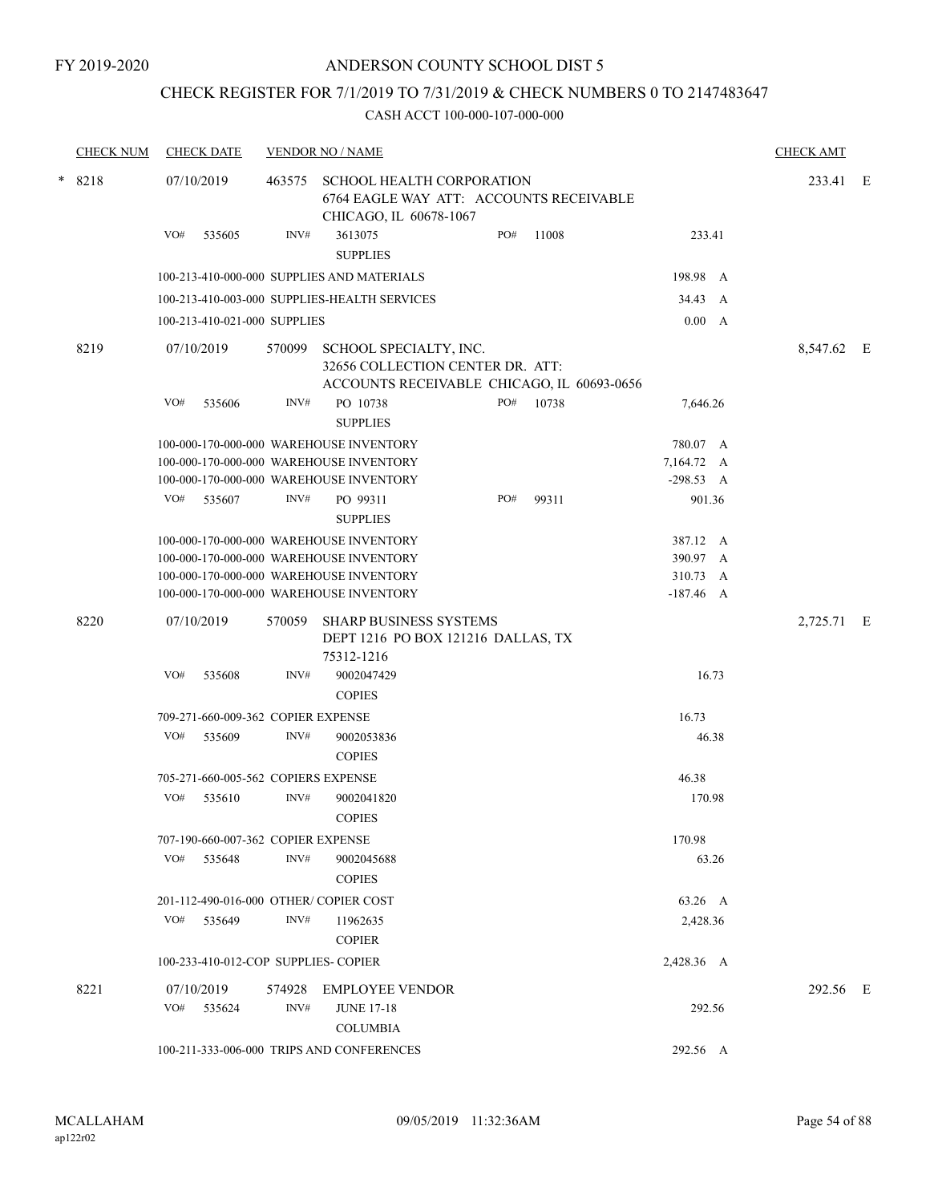FY 2019-2020

ANDERSON COUNTY SCHOOL DIST 5

CHECK REGISTER FOR 7/1/2019 TO 7/31/2019 & CHECK NUMBERS 0 TO 2147483647

CASH ACCT 100-000-107-000-000

| CHECK NUM | CHECK DATE | VENDOR NO / NAME | | | CHECK AMT | |
|---|---|---|---|---|---|---|
| * 8218 | 07/10/2019 | 463575 SCHOOL HEALTH CORPORATION 6764 EAGLE WAY ATT: ACCOUNTS RECEIVABLE CHICAGO, IL 60678-1067 | | | 233.41 | E |
| | VO# 535605 | INV# 3613075 SUPPLIES | PO# 11008 | 233.41 | | |
| | 100-213-410-000-000 SUPPLIES AND MATERIALS | | | 198.98 A | | |
| | 100-213-410-003-000 SUPPLIES-HEALTH SERVICES | | | 34.43 A | | |
| | 100-213-410-021-000 SUPPLIES | | | 0.00 A | | |
| 8219 | 07/10/2019 | 570099 SCHOOL SPECIALTY, INC. 32656 COLLECTION CENTER DR. ATT: ACCOUNTS RECEIVABLE CHICAGO, IL 60693-0656 | | | 8,547.62 | E |
| | VO# 535606 | INV# PO 10738 SUPPLIES | PO# 10738 | 7,646.26 | | |
| | 100-000-170-000-000 WAREHOUSE INVENTORY | | | 780.07 A | | |
| | 100-000-170-000-000 WAREHOUSE INVENTORY | | | 7,164.72 A | | |
| | 100-000-170-000-000 WAREHOUSE INVENTORY | | | -298.53 A | | |
| | VO# 535607 | INV# PO 99311 SUPPLIES | PO# 99311 | 901.36 | | |
| | 100-000-170-000-000 WAREHOUSE INVENTORY | | | 387.12 A | | |
| | 100-000-170-000-000 WAREHOUSE INVENTORY | | | 390.97 A | | |
| | 100-000-170-000-000 WAREHOUSE INVENTORY | | | 310.73 A | | |
| | 100-000-170-000-000 WAREHOUSE INVENTORY | | | -187.46 A | | |
| 8220 | 07/10/2019 | 570059 SHARP BUSINESS SYSTEMS DEPT 1216 PO BOX 121216 DALLAS, TX 75312-1216 | | | 2,725.71 | E |
| | VO# 535608 | INV# 9002047429 COPIES | | 16.73 | | |
| | 709-271-660-009-362 COPIER EXPENSE | | | 16.73 | | |
| | VO# 535609 | INV# 9002053836 COPIES | | 46.38 | | |
| | 705-271-660-005-562 COPIERS EXPENSE | | | 46.38 | | |
| | VO# 535610 | INV# 9002041820 COPIES | | 170.98 | | |
| | 707-190-660-007-362 COPIER EXPENSE | | | 170.98 | | |
| | VO# 535648 | INV# 9002045688 COPIES | | 63.26 | | |
| | 201-112-490-016-000 OTHER/ COPIER COST | | | 63.26 A | | |
| | VO# 535649 | INV# 11962635 COPIER | | 2,428.36 | | |
| | 100-233-410-012-COP SUPPLIES- COPIER | | | 2,428.36 A | | |
| 8221 | 07/10/2019 | 574928 EMPLOYEE VENDOR | | | 292.56 | E |
| | VO# 535624 | INV# JUNE 17-18 COLUMBIA | | 292.56 | | |
| | 100-211-333-006-000 TRIPS AND CONFERENCES | | | 292.56 A | | |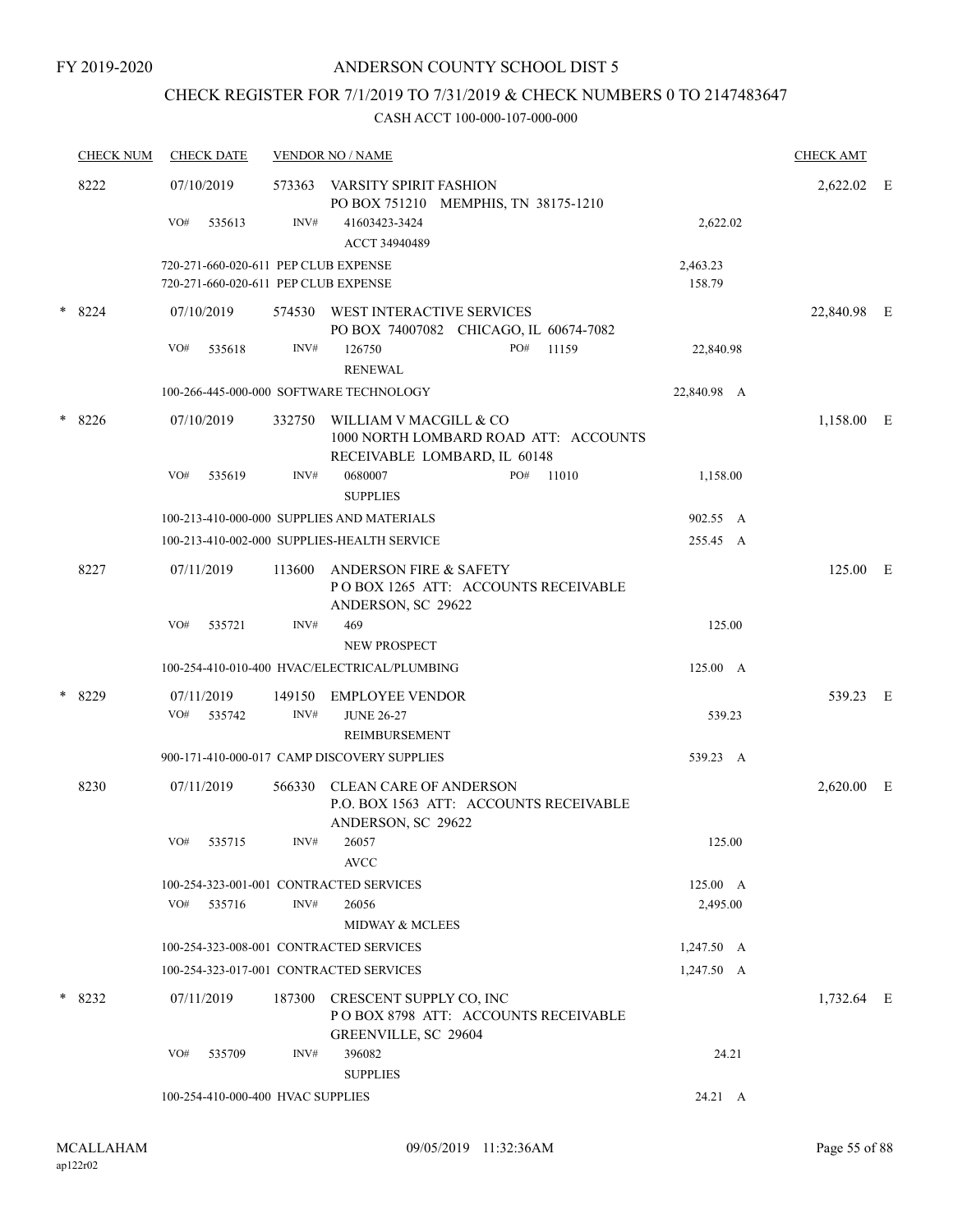FY 2019-2020

# ANDERSON COUNTY SCHOOL DIST 5

## CHECK REGISTER FOR 7/1/2019 TO 7/31/2019 & CHECK NUMBERS 0 TO 2147483647

### CASH ACCT 100-000-107-000-000

| CHECK NUM | CHECK DATE | VENDOR NO / NAME | | CHECK AMT | |
|---|---|---|---|---|---|
| 8222 | 07/10/2019 | 573363 VARSITY SPIRIT FASHION<br>PO BOX 751210 MEMPHIS, TN 38175-1210 | | 2,622.02 | E |
| | VO# 535613 | INV# 41603423-3424<br>ACCT 34940489 | 2,622.02 | | |
| | 720-271-660-020-611 PEP CLUB EXPENSE | | 2,463.23 | | |
| | 720-271-660-020-611 PEP CLUB EXPENSE | | 158.79 | | |
| * 8224 | 07/10/2019 | 574530 WEST INTERACTIVE SERVICES<br>PO BOX 74007082 CHICAGO, IL 60674-7082 | | 22,840.98 | E |
| | VO# 535618 | INV# 126750 PO# 11159<br>RENEWAL | 22,840.98 | | |
| | 100-266-445-000-000 SOFTWARE TECHNOLOGY | | 22,840.98 A | | |
| * 8226 | 07/10/2019 | 332750 WILLIAM V MACGILL & CO<br>1000 NORTH LOMBARD ROAD ATT: ACCOUNTS RECEIVABLE LOMBARD, IL 60148 | | 1,158.00 | E |
| | VO# 535619 | INV# 0680007 PO# 11010<br>SUPPLIES | 1,158.00 | | |
| | 100-213-410-000-000 SUPPLIES AND MATERIALS | | 902.55 A | | |
| | 100-213-410-002-000 SUPPLIES-HEALTH SERVICE | | 255.45 A | | |
| 8227 | 07/11/2019 | 113600 ANDERSON FIRE & SAFETY<br>P O BOX 1265 ATT: ACCOUNTS RECEIVABLE ANDERSON, SC 29622 | | 125.00 | E |
| | VO# 535721 | INV# 469<br>NEW PROSPECT | 125.00 | | |
| | 100-254-410-010-400 HVAC/ELECTRICAL/PLUMBING | | 125.00 A | | |
| * 8229 | 07/11/2019 | 149150 EMPLOYEE VENDOR | | 539.23 | E |
| | VO# 535742 | INV# JUNE 26-27<br>REIMBURSEMENT | 539.23 | | |
| | 900-171-410-000-017 CAMP DISCOVERY SUPPLIES | | 539.23 A | | |
| 8230 | 07/11/2019 | 566330 CLEAN CARE OF ANDERSON<br>P.O. BOX 1563 ATT: ACCOUNTS RECEIVABLE ANDERSON, SC 29622 | | 2,620.00 | E |
| | VO# 535715 | INV# 26057<br>AVCC | 125.00 | | |
| | 100-254-323-001-001 CONTRACTED SERVICES | | 125.00 A | | |
| | VO# 535716 | INV# 26056<br>MIDWAY & MCLEES | 2,495.00 | | |
| | 100-254-323-008-001 CONTRACTED SERVICES | | 1,247.50 A | | |
| | 100-254-323-017-001 CONTRACTED SERVICES | | 1,247.50 A | | |
| * 8232 | 07/11/2019 | 187300 CRESCENT SUPPLY CO, INC<br>P O BOX 8798 ATT: ACCOUNTS RECEIVABLE GREENVILLE, SC 29604 | | 1,732.64 | E |
| | VO# 535709 | INV# 396082<br>SUPPLIES | 24.21 | | |
| | 100-254-410-000-400 HVAC SUPPLIES | | 24.21 A | | |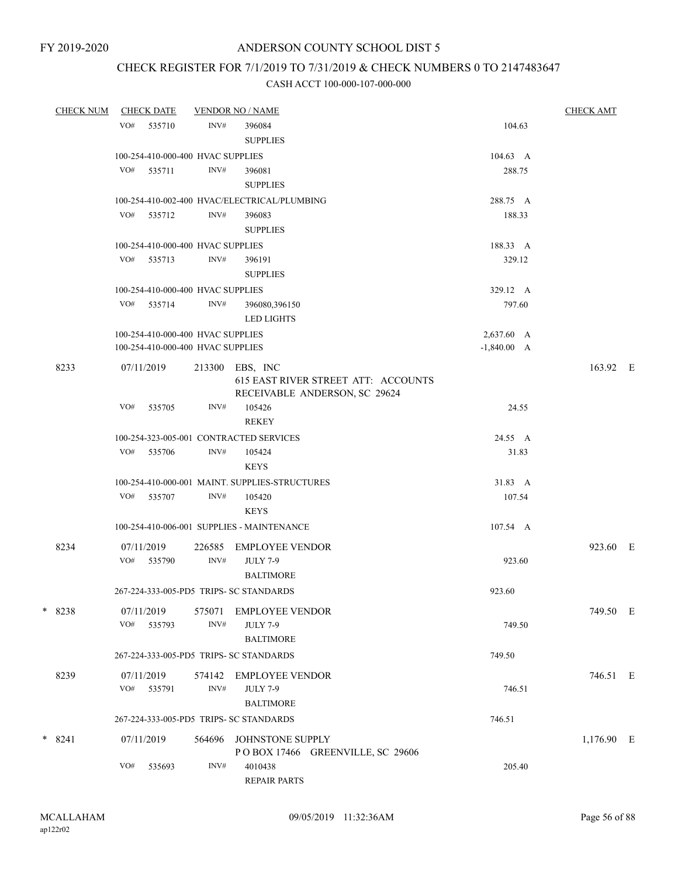FY 2019-2020

# ANDERSON COUNTY SCHOOL DIST 5

## CHECK REGISTER FOR 7/1/2019 TO 7/31/2019 & CHECK NUMBERS 0 TO 2147483647

### CASH ACCT 100-000-107-000-000

| CHECK NUM | CHECK DATE | VENDOR NO / NAME | | CHECK AMT |
|---|---|---|---|---|
| | VO# 535710 | INV# 396084 SUPPLIES | 104.63 | |
| | 100-254-410-000-400 HVAC SUPPLIES | | 104.63 A | |
| | VO# 535711 | INV# 396081 SUPPLIES | 288.75 | |
| | 100-254-410-002-400 HVAC/ELECTRICAL/PLUMBING | | 288.75 A | |
| | VO# 535712 | INV# 396083 SUPPLIES | 188.33 | |
| | 100-254-410-000-400 HVAC SUPPLIES | | 188.33 A | |
| | VO# 535713 | INV# 396191 SUPPLIES | 329.12 | |
| | 100-254-410-000-400 HVAC SUPPLIES | | 329.12 A | |
| | VO# 535714 | INV# 396080,396150 LED LIGHTS | 797.60 | |
| | 100-254-410-000-400 HVAC SUPPLIES | | 2,637.60 A | |
| | 100-254-410-000-400 HVAC SUPPLIES | | -1,840.00 A | |
| 8233 | 07/11/2019 | 213300 EBS, INC 615 EAST RIVER STREET ATT: ACCOUNTS RECEIVABLE ANDERSON, SC 29624 | | 163.92 E |
| | VO# 535705 | INV# 105426 REKEY | 24.55 | |
| | 100-254-323-005-001 CONTRACTED SERVICES | | 24.55 A | |
| | VO# 535706 | INV# 105424 KEYS | 31.83 | |
| | 100-254-410-000-001 MAINT. SUPPLIES-STRUCTURES | | 31.83 A | |
| | VO# 535707 | INV# 105420 KEYS | 107.54 | |
| | 100-254-410-006-001 SUPPLIES - MAINTENANCE | | 107.54 A | |
| 8234 | 07/11/2019 | 226585 EMPLOYEE VENDOR | | 923.60 E |
| | VO# 535790 | INV# JULY 7-9 BALTIMORE | 923.60 | |
| | 267-224-333-005-PD5 TRIPS- SC STANDARDS | | 923.60 | |
| * 8238 | 07/11/2019 | 575071 EMPLOYEE VENDOR | | 749.50 E |
| | VO# 535793 | INV# JULY 7-9 BALTIMORE | 749.50 | |
| | 267-224-333-005-PD5 TRIPS- SC STANDARDS | | 749.50 | |
| 8239 | 07/11/2019 | 574142 EMPLOYEE VENDOR | | 746.51 E |
| | VO# 535791 | INV# JULY 7-9 BALTIMORE | 746.51 | |
| | 267-224-333-005-PD5 TRIPS- SC STANDARDS | | 746.51 | |
| * 8241 | 07/11/2019 | 564696 JOHNSTONE SUPPLY P O BOX 17466 GREENVILLE, SC 29606 | | 1,176.90 E |
| | VO# 535693 | INV# 4010438 REPAIR PARTS | 205.40 | |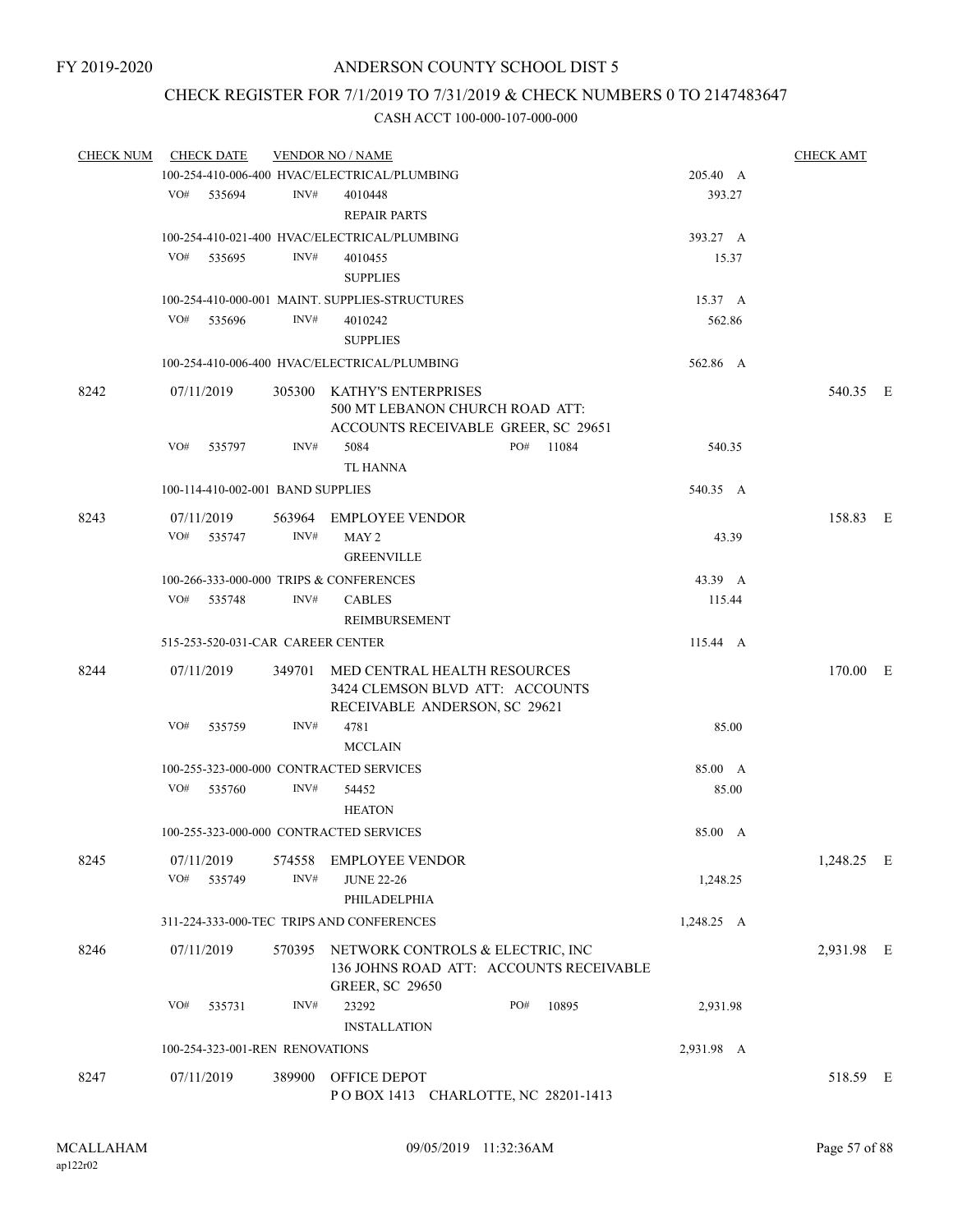# ANDERSON COUNTY SCHOOL DIST 5

FY 2019-2020

## CHECK REGISTER FOR 7/1/2019 TO 7/31/2019 & CHECK NUMBERS 0 TO 2147483647

CASH ACCT 100-000-107-000-000

| CHECK NUM | CHECK DATE | VENDOR NO / NAME | | CHECK AMT | |
|---|---|---|---|---|---|
| | 100-254-410-006-400 HVAC/ELECTRICAL/PLUMBING | | 205.40 A | | |
| | VO# 535694 | INV# 4010448 REPAIR PARTS | 393.27 | | |
| | 100-254-410-021-400 HVAC/ELECTRICAL/PLUMBING | | 393.27 A | | |
| | VO# 535695 | INV# 4010455 SUPPLIES | 15.37 | | |
| | 100-254-410-000-001 MAINT. SUPPLIES-STRUCTURES | | 15.37 A | | |
| | VO# 535696 | INV# 4010242 SUPPLIES | 562.86 | | |
| | 100-254-410-006-400 HVAC/ELECTRICAL/PLUMBING | | 562.86 A | | |
| 8242 | 07/11/2019 | 305300 KATHY'S ENTERPRISES 500 MT LEBANON CHURCH ROAD ATT: ACCOUNTS RECEIVABLE GREER, SC 29651 | | 540.35 | E |
| | VO# 535797 | INV# 5084 PO# 11084 TL HANNA | 540.35 | | |
| | 100-114-410-002-001 BAND SUPPLIES | | 540.35 A | | |
| 8243 | 07/11/2019 | 563964 EMPLOYEE VENDOR | | 158.83 | E |
| | VO# 535747 | INV# MAY 2 GREENVILLE | 43.39 | | |
| | 100-266-333-000-000 TRIPS & CONFERENCES | | 43.39 A | | |
| | VO# 535748 | INV# CABLES REIMBURSEMENT | 115.44 | | |
| | 515-253-520-031-CAR CAREER CENTER | | 115.44 A | | |
| 8244 | 07/11/2019 | 349701 MED CENTRAL HEALTH RESOURCES 3424 CLEMSON BLVD ATT: ACCOUNTS RECEIVABLE ANDERSON, SC 29621 | | 170.00 | E |
| | VO# 535759 | INV# 4781 MCCLAIN | 85.00 | | |
| | 100-255-323-000-000 CONTRACTED SERVICES | | 85.00 A | | |
| | VO# 535760 | INV# 54452 HEATON | 85.00 | | |
| | 100-255-323-000-000 CONTRACTED SERVICES | | 85.00 A | | |
| 8245 | 07/11/2019 | 574558 EMPLOYEE VENDOR | | 1,248.25 | E |
| | VO# 535749 | INV# JUNE 22-26 PHILADELPHIA | 1,248.25 | | |
| | 311-224-333-000-TEC TRIPS AND CONFERENCES | | 1,248.25 A | | |
| 8246 | 07/11/2019 | 570395 NETWORK CONTROLS & ELECTRIC, INC 136 JOHNS ROAD ATT: ACCOUNTS RECEIVABLE GREER, SC 29650 | | 2,931.98 | E |
| | VO# 535731 | INV# 23292 PO# 10895 INSTALLATION | 2,931.98 | | |
| | 100-254-323-001-REN RENOVATIONS | | 2,931.98 A | | |
| 8247 | 07/11/2019 | 389900 OFFICE DEPOT P O BOX 1413 CHARLOTTE, NC 28201-1413 | | 518.59 | E |

MCALLAHAM ap122r02 09/05/2019 11:32:36AM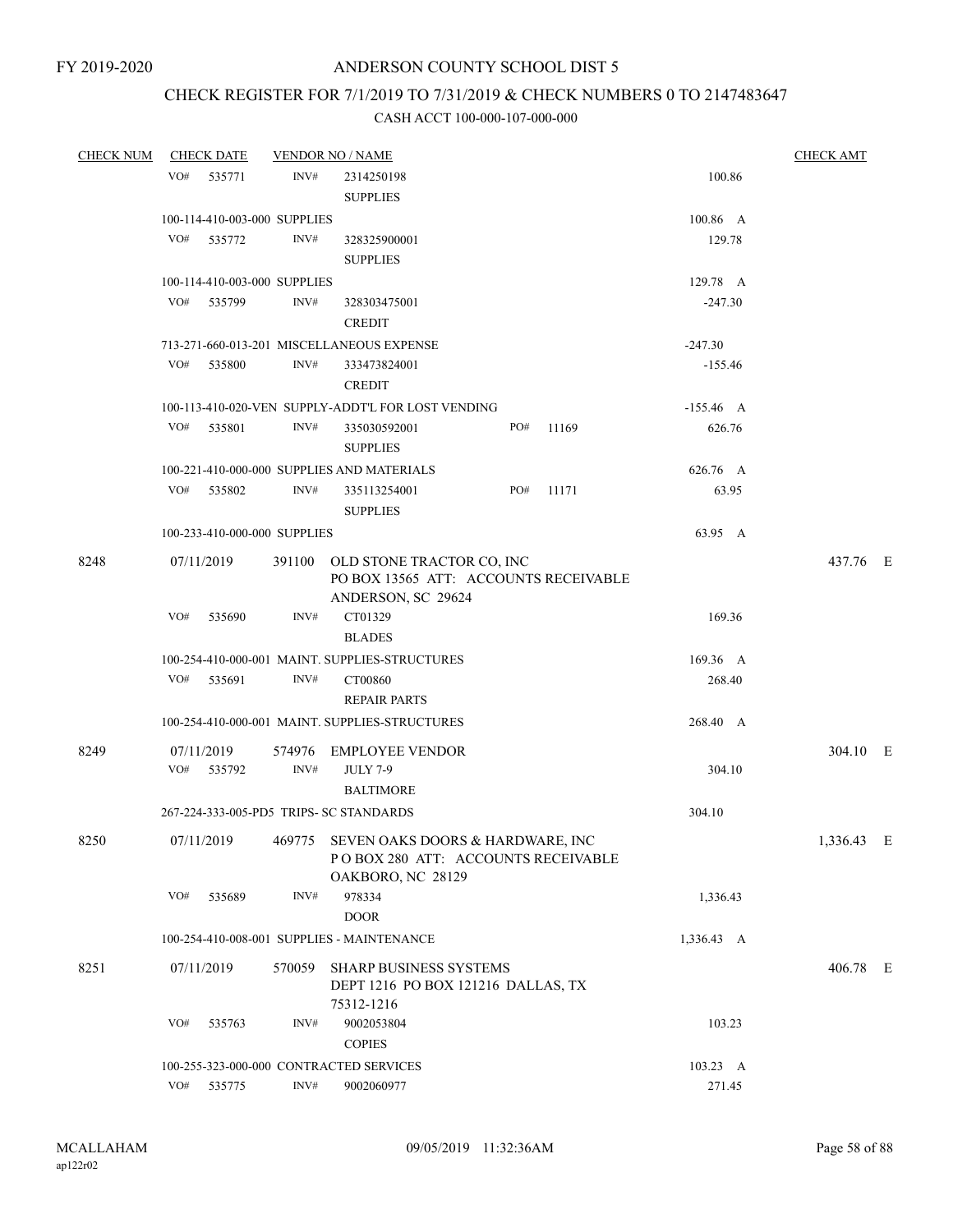FY 2019-2020

# ANDERSON COUNTY SCHOOL DIST 5

## CHECK REGISTER FOR 7/1/2019 TO 7/31/2019 & CHECK NUMBERS 0 TO 2147483647

CASH ACCT 100-000-107-000-000

| CHECK NUM | CHECK DATE | VENDOR NO / NAME | | | CHECK AMT |
|---|---|---|---|---|---|
| | VO# 535771 | INV# 2314250198 SUPPLIES | | 100.86 | |
| | 100-114-410-003-000 SUPPLIES | | | 100.86 A | |
| | VO# 535772 | INV# 328325900001 SUPPLIES | | 129.78 | |
| | 100-114-410-003-000 SUPPLIES | | | 129.78 A | |
| | VO# 535799 | INV# 328303475001 CREDIT | | -247.30 | |
| | 713-271-660-013-201 MISCELLANEOUS EXPENSE | | | -247.30 | |
| | VO# 535800 | INV# 333473824001 CREDIT | | -155.46 | |
| | 100-113-410-020-VEN SUPPLY-ADDT'L FOR LOST VENDING | | | -155.46 A | |
| | VO# 535801 | INV# 335030592001 SUPPLIES | PO# 11169 | 626.76 | |
| | 100-221-410-000-000 SUPPLIES AND MATERIALS | | | 626.76 A | |
| | VO# 535802 | INV# 335113254001 SUPPLIES | PO# 11171 | 63.95 | |
| | 100-233-410-000-000 SUPPLIES | | | 63.95 A | |
| 8248 | 07/11/2019 | 391100 OLD STONE TRACTOR CO, INC PO BOX 13565 ATT: ACCOUNTS RECEIVABLE ANDERSON, SC 29624 | | | 437.76 E |
| | VO# 535690 | INV# CT01329 BLADES | | 169.36 | |
| | 100-254-410-000-001 MAINT. SUPPLIES-STRUCTURES | | | 169.36 A | |
| | VO# 535691 | INV# CT00860 REPAIR PARTS | | 268.40 | |
| | 100-254-410-000-001 MAINT. SUPPLIES-STRUCTURES | | | 268.40 A | |
| 8249 | 07/11/2019 | 574976 EMPLOYEE VENDOR | | | 304.10 E |
| | VO# 535792 | INV# JULY 7-9 BALTIMORE | | 304.10 | |
| | 267-224-333-005-PD5 TRIPS- SC STANDARDS | | | 304.10 | |
| 8250 | 07/11/2019 | 469775 SEVEN OAKS DOORS & HARDWARE, INC P O BOX 280 ATT: ACCOUNTS RECEIVABLE OAKBORO, NC 28129 | | | 1,336.43 E |
| | VO# 535689 | INV# 978334 DOOR | | 1,336.43 | |
| | 100-254-410-008-001 SUPPLIES - MAINTENANCE | | | 1,336.43 A | |
| 8251 | 07/11/2019 | 570059 SHARP BUSINESS SYSTEMS DEPT 1216 PO BOX 121216 DALLAS, TX 75312-1216 | | | 406.78 E |
| | VO# 535763 | INV# 9002053804 COPIES | | 103.23 | |
| | 100-255-323-000-000 CONTRACTED SERVICES | | | 103.23 A | |
| | VO# 535775 | INV# 9002060977 | | 271.45 | |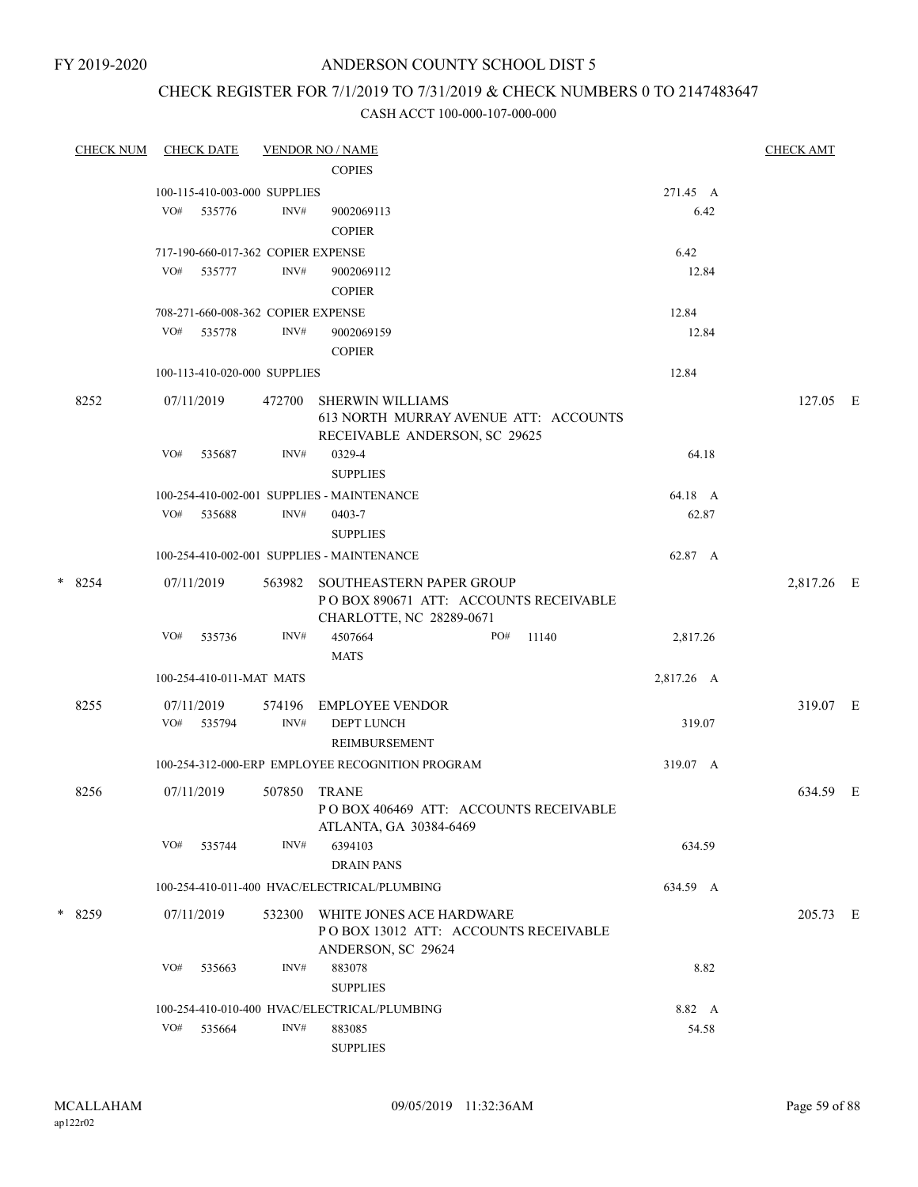FY 2019-2020

# ANDERSON COUNTY SCHOOL DIST 5

## CHECK REGISTER FOR 7/1/2019 TO 7/31/2019 & CHECK NUMBERS 0 TO 2147483647

### CASH ACCT 100-000-107-000-000

| CHECK NUM | CHECK DATE | VENDOR NO / NAME | | CHECK AMT |
|---|---|---|---|---|
| | | COPIES | | |
| | 100-115-410-003-000 SUPPLIES | | 271.45 A | |
| | VO# 535776 | INV# 9002069113 COPIER | 6.42 | |
| | 717-190-660-017-362 COPIER EXPENSE | | 6.42 | |
| | VO# 535777 | INV# 9002069112 COPIER | 12.84 | |
| | 708-271-660-008-362 COPIER EXPENSE | | 12.84 | |
| | VO# 535778 | INV# 9002069159 COPIER | 12.84 | |
| | 100-113-410-020-000 SUPPLIES | | 12.84 | |
| 8252 | 07/11/2019 | 472700 SHERWIN WILLIAMS 613 NORTH MURRAY AVENUE ATT: ACCOUNTS RECEIVABLE ANDERSON, SC 29625 | | 127.05 E |
| | VO# 535687 | INV# 0329-4 SUPPLIES | 64.18 | |
| | 100-254-410-002-001 SUPPLIES - MAINTENANCE | | 64.18 A | |
| | VO# 535688 | INV# 0403-7 SUPPLIES | 62.87 | |
| | 100-254-410-002-001 SUPPLIES - MAINTENANCE | | 62.87 A | |
| * 8254 | 07/11/2019 | 563982 SOUTHEASTERN PAPER GROUP P O BOX 890671 ATT: ACCOUNTS RECEIVABLE CHARLOTTE, NC 28289-0671 | | 2,817.26 E |
| | VO# 535736 | INV# 4507664 PO# 11140 MATS | 2,817.26 | |
| | 100-254-410-011-MAT MATS | | 2,817.26 A | |
| 8255 | 07/11/2019 | 574196 EMPLOYEE VENDOR | | 319.07 E |
| | VO# 535794 | INV# DEPT LUNCH REIMBURSEMENT | 319.07 | |
| | 100-254-312-000-ERP EMPLOYEE RECOGNITION PROGRAM | | 319.07 A | |
| 8256 | 07/11/2019 | 507850 TRANE P O BOX 406469 ATT: ACCOUNTS RECEIVABLE ATLANTA, GA 30384-6469 | | 634.59 E |
| | VO# 535744 | INV# 6394103 DRAIN PANS | 634.59 | |
| | 100-254-410-011-400 HVAC/ELECTRICAL/PLUMBING | | 634.59 A | |
| * 8259 | 07/11/2019 | 532300 WHITE JONES ACE HARDWARE P O BOX 13012 ATT: ACCOUNTS RECEIVABLE ANDERSON, SC 29624 | | 205.73 E |
| | VO# 535663 | INV# 883078 SUPPLIES | 8.82 | |
| | 100-254-410-010-400 HVAC/ELECTRICAL/PLUMBING | | 8.82 A | |
| | VO# 535664 | INV# 883085 SUPPLIES | 54.58 | |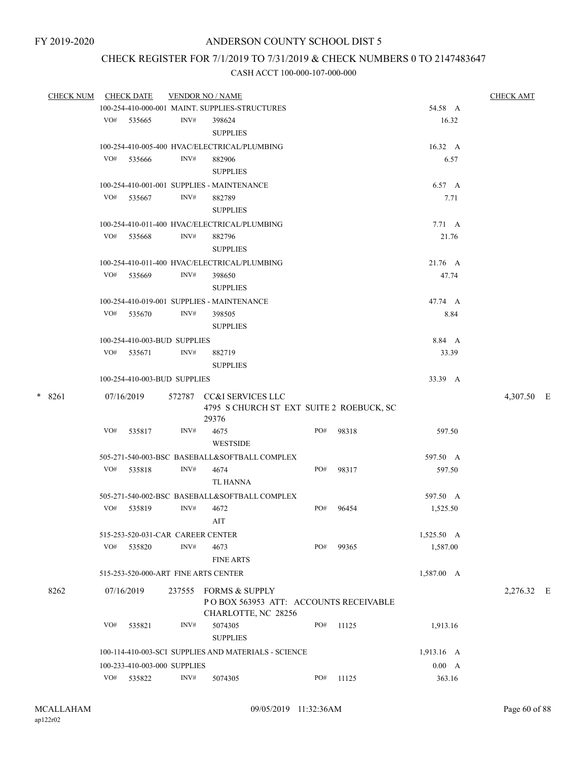FY 2019-2020

ANDERSON COUNTY SCHOOL DIST 5

CHECK REGISTER FOR 7/1/2019 TO 7/31/2019 & CHECK NUMBERS 0 TO 2147483647

CASH ACCT 100-000-107-000-000

| CHECK NUM | CHECK DATE | VENDOR NO / NAME | | | CHECK AMT |
|---|---|---|---|---|---|
| | 100-254-410-000-001 MAINT. SUPPLIES-STRUCTURES | | | 54.58 A | |
| | VO# 535665 | INV# 398624 SUPPLIES | | 16.32 | |
| | 100-254-410-005-400 HVAC/ELECTRICAL/PLUMBING | | | 16.32 A | |
| | VO# 535666 | INV# 882906 SUPPLIES | | 6.57 | |
| | 100-254-410-001-001 SUPPLIES - MAINTENANCE | | | 6.57 A | |
| | VO# 535667 | INV# 882789 SUPPLIES | | 7.71 | |
| | 100-254-410-011-400 HVAC/ELECTRICAL/PLUMBING | | | 7.71 A | |
| | VO# 535668 | INV# 882796 SUPPLIES | | 21.76 | |
| | 100-254-410-011-400 HVAC/ELECTRICAL/PLUMBING | | | 21.76 A | |
| | VO# 535669 | INV# 398650 SUPPLIES | | 47.74 | |
| | 100-254-410-019-001 SUPPLIES - MAINTENANCE | | | 47.74 A | |
| | VO# 535670 | INV# 398505 SUPPLIES | | 8.84 | |
| | 100-254-410-003-BUD SUPPLIES | | | 8.84 A | |
| | VO# 535671 | INV# 882719 SUPPLIES | | 33.39 | |
| | 100-254-410-003-BUD SUPPLIES | | | 33.39 A | |
| * 8261 | 07/16/2019 | 572787 CC&I SERVICES LLC 4795 S CHURCH ST EXT SUITE 2 ROEBUCK, SC 29376 | | | 4,307.50 E |
| | VO# 535817 | INV# 4675 WESTSIDE | PO# 98318 | 597.50 | |
| | 505-271-540-003-BSC BASEBALL&SOFTBALL COMPLEX | | | 597.50 A | |
| | VO# 535818 | INV# 4674 TL HANNA | PO# 98317 | 597.50 | |
| | 505-271-540-002-BSC BASEBALL&SOFTBALL COMPLEX | | | 597.50 A | |
| | VO# 535819 | INV# 4672 AIT | PO# 96454 | 1,525.50 | |
| | 515-253-520-031-CAR CAREER CENTER | | | 1,525.50 A | |
| | VO# 535820 | INV# 4673 FINE ARTS | PO# 99365 | 1,587.00 | |
| | 515-253-520-000-ART FINE ARTS CENTER | | | 1,587.00 A | |
| 8262 | 07/16/2019 | 237555 FORMS & SUPPLY P O BOX 563953 ATT: ACCOUNTS RECEIVABLE CHARLOTTE, NC 28256 | | | 2,276.32 E |
| | VO# 535821 | INV# 5074305 SUPPLIES | PO# 11125 | 1,913.16 | |
| | 100-114-410-003-SCI SUPPLIES AND MATERIALS - SCIENCE | | | 1,913.16 A | |
| | 100-233-410-003-000 SUPPLIES | | | 0.00 A | |
| | VO# 535822 | INV# 5074305 | PO# 11125 | 363.16 | |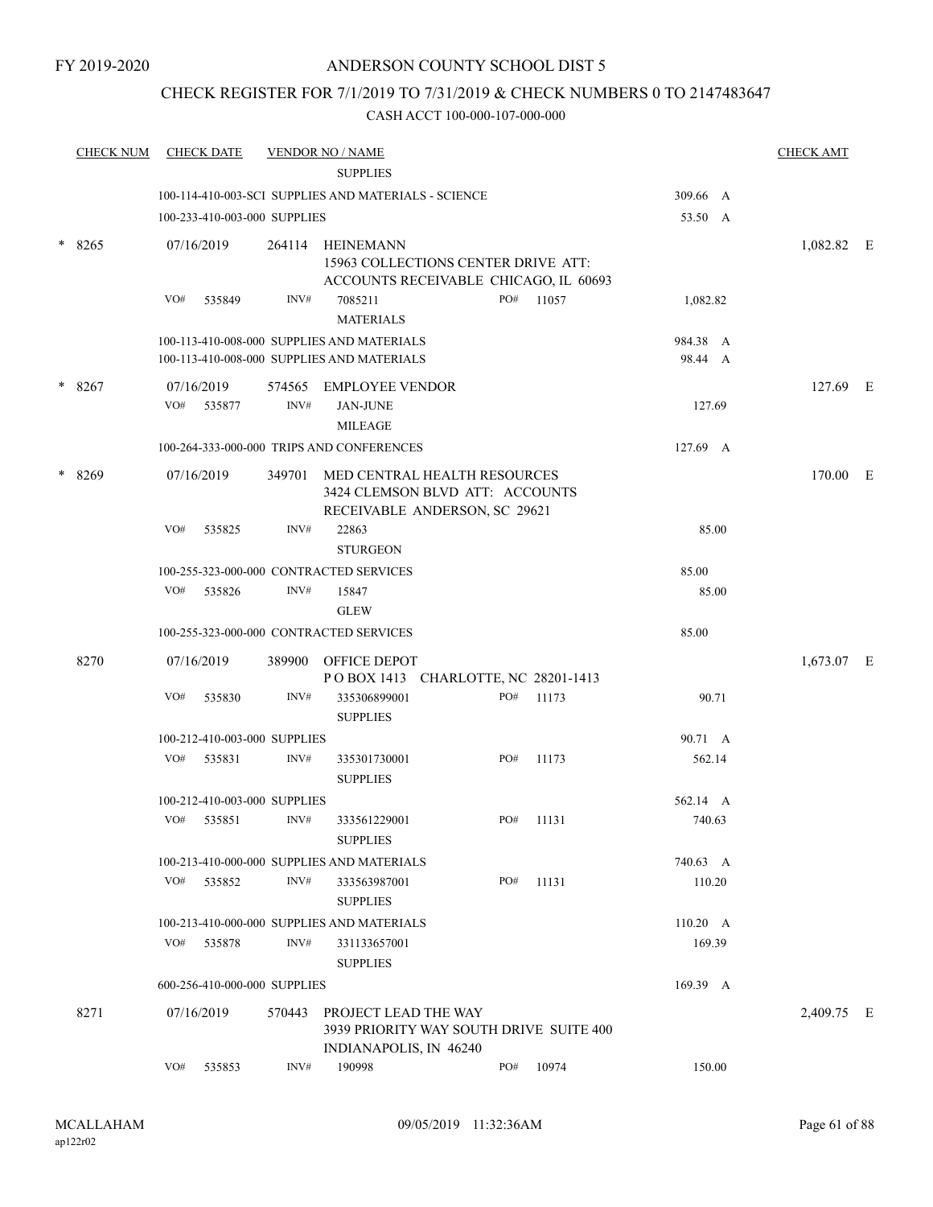FY 2019-2020

# ANDERSON COUNTY SCHOOL DIST 5

## CHECK REGISTER FOR 7/1/2019 TO 7/31/2019 & CHECK NUMBERS 0 TO 2147483647

### CASH ACCT 100-000-107-000-000

| CHECK NUM | CHECK DATE | VENDOR NO / NAME | | | CHECK AMT |
|---|---|---|---|---|---|
| | | SUPPLIES | | | |
| | | 100-114-410-003-SCI SUPPLIES AND MATERIALS - SCIENCE | | 309.66 A | |
| | | 100-233-410-003-000 SUPPLIES | | 53.50 A | |
| * 8265 | 07/16/2019 | 264114 HEINEMANN 15963 COLLECTIONS CENTER DRIVE ATT: ACCOUNTS RECEIVABLE CHICAGO, IL 60693 | | | 1,082.82 E |
| | VO# 535849 | INV# 7085211 MATERIALS | PO# 11057 | 1,082.82 | |
| | | 100-113-410-008-000 SUPPLIES AND MATERIALS | | 984.38 A | |
| | | 100-113-410-008-000 SUPPLIES AND MATERIALS | | 98.44 A | |
| * 8267 | 07/16/2019 | 574565 EMPLOYEE VENDOR | | | 127.69 E |
| | VO# 535877 | INV# JAN-JUNE MILEAGE | | 127.69 | |
| | | 100-264-333-000-000 TRIPS AND CONFERENCES | | 127.69 A | |
| * 8269 | 07/16/2019 | 349701 MED CENTRAL HEALTH RESOURCES 3424 CLEMSON BLVD ATT: ACCOUNTS RECEIVABLE ANDERSON, SC 29621 | | | 170.00 E |
| | VO# 535825 | INV# 22863 STURGEON | | 85.00 | |
| | | 100-255-323-000-000 CONTRACTED SERVICES | | 85.00 | |
| | VO# 535826 | INV# 15847 GLEW | | 85.00 | |
| | | 100-255-323-000-000 CONTRACTED SERVICES | | 85.00 | |
| 8270 | 07/16/2019 | 389900 OFFICE DEPOT P O BOX 1413 CHARLOTTE, NC 28201-1413 | | | 1,673.07 E |
| | VO# 535830 | INV# 335306899001 SUPPLIES | PO# 11173 | 90.71 | |
| | | 100-212-410-003-000 SUPPLIES | | 90.71 A | |
| | VO# 535831 | INV# 335301730001 SUPPLIES | PO# 11173 | 562.14 | |
| | | 100-212-410-003-000 SUPPLIES | | 562.14 A | |
| | VO# 535851 | INV# 333561229001 SUPPLIES | PO# 11131 | 740.63 | |
| | | 100-213-410-000-000 SUPPLIES AND MATERIALS | | 740.63 A | |
| | VO# 535852 | INV# 333563987001 SUPPLIES | PO# 11131 | 110.20 | |
| | | 100-213-410-000-000 SUPPLIES AND MATERIALS | | 110.20 A | |
| | VO# 535878 | INV# 331133657001 SUPPLIES | | 169.39 | |
| | | 600-256-410-000-000 SUPPLIES | | 169.39 A | |
| 8271 | 07/16/2019 | 570443 PROJECT LEAD THE WAY 3939 PRIORITY WAY SOUTH DRIVE SUITE 400 INDIANAPOLIS, IN 46240 | | | 2,409.75 E |
| | VO# 535853 | INV# 190998 | PO# 10974 | 150.00 | |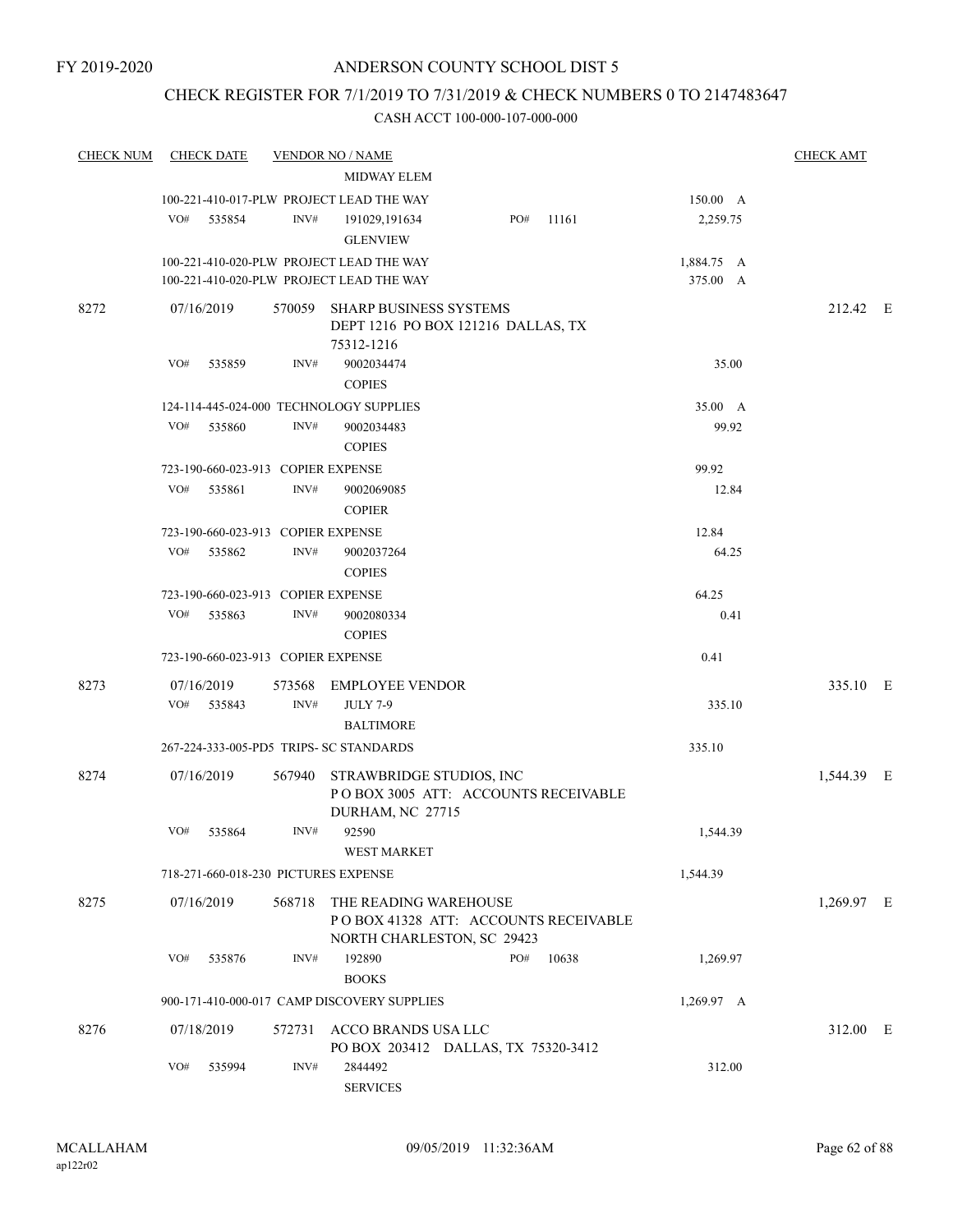FY 2019-2020

# ANDERSON COUNTY SCHOOL DIST 5

## CHECK REGISTER FOR 7/1/2019 TO 7/31/2019 & CHECK NUMBERS 0 TO 2147483647

### CASH ACCT 100-000-107-000-000

| CHECK NUM | CHECK DATE | VENDOR NO / NAME | | | CHECK AMT |
|---|---|---|---|---|---|
| | | MIDWAY ELEM | | | |
| | 100-221-410-017-PLW PROJECT LEAD THE WAY | | | 150.00 A | |
| | VO# 535854 | INV# 191029,191634 | PO# 11161 | 2,259.75 | |
| | | GLENVIEW | | | |
| | 100-221-410-020-PLW PROJECT LEAD THE WAY | | | 1,884.75 A | |
| | 100-221-410-020-PLW PROJECT LEAD THE WAY | | | 375.00 A | |
| 8272 | 07/16/2019 | 570059 SHARP BUSINESS SYSTEMS<br>DEPT 1216 PO BOX 121216 DALLAS, TX 75312-1216 | | | 212.42 E |
| | VO# 535859 | INV# 9002034474 | | 35.00 | |
| | | COPIES | | | |
| | 124-114-445-024-000 TECHNOLOGY SUPPLIES | | | 35.00 A | |
| | VO# 535860 | INV# 9002034483 | | 99.92 | |
| | | COPIES | | | |
| | 723-190-660-023-913 COPIER EXPENSE | | | 99.92 | |
| | VO# 535861 | INV# 9002069085 | | 12.84 | |
| | | COPIER | | | |
| | 723-190-660-023-913 COPIER EXPENSE | | | 12.84 | |
| | VO# 535862 | INV# 9002037264 | | 64.25 | |
| | | COPIES | | | |
| | 723-190-660-023-913 COPIER EXPENSE | | | 64.25 | |
| | VO# 535863 | INV# 9002080334 | | 0.41 | |
| | | COPIES | | | |
| | 723-190-660-023-913 COPIER EXPENSE | | | 0.41 | |
| 8273 | 07/16/2019 | 573568 EMPLOYEE VENDOR | | | 335.10 E |
| | VO# 535843 | INV# JULY 7-9 | | 335.10 | |
| | | BALTIMORE | | | |
| | 267-224-333-005-PD5 TRIPS- SC STANDARDS | | | 335.10 | |
| 8274 | 07/16/2019 | 567940 STRAWBRIDGE STUDIOS, INC<br>P O BOX 3005 ATT: ACCOUNTS RECEIVABLE<br>DURHAM, NC 27715 | | | 1,544.39 E |
| | VO# 535864 | INV# 92590 | | 1,544.39 | |
| | | WEST MARKET | | | |
| | 718-271-660-018-230 PICTURES EXPENSE | | | 1,544.39 | |
| 8275 | 07/16/2019 | 568718 THE READING WAREHOUSE<br>P O BOX 41328 ATT: ACCOUNTS RECEIVABLE<br>NORTH CHARLESTON, SC 29423 | | | 1,269.97 E |
| | VO# 535876 | INV# 192890 | PO# 10638 | 1,269.97 | |
| | | BOOKS | | | |
| | 900-171-410-000-017 CAMP DISCOVERY SUPPLIES | | | 1,269.97 A | |
| 8276 | 07/18/2019 | 572731 ACCO BRANDS USA LLC<br>PO BOX 203412 DALLAS, TX 75320-3412 | | | 312.00 E |
| | VO# 535994 | INV# 2844492 | | 312.00 | |
| | | SERVICES | | | |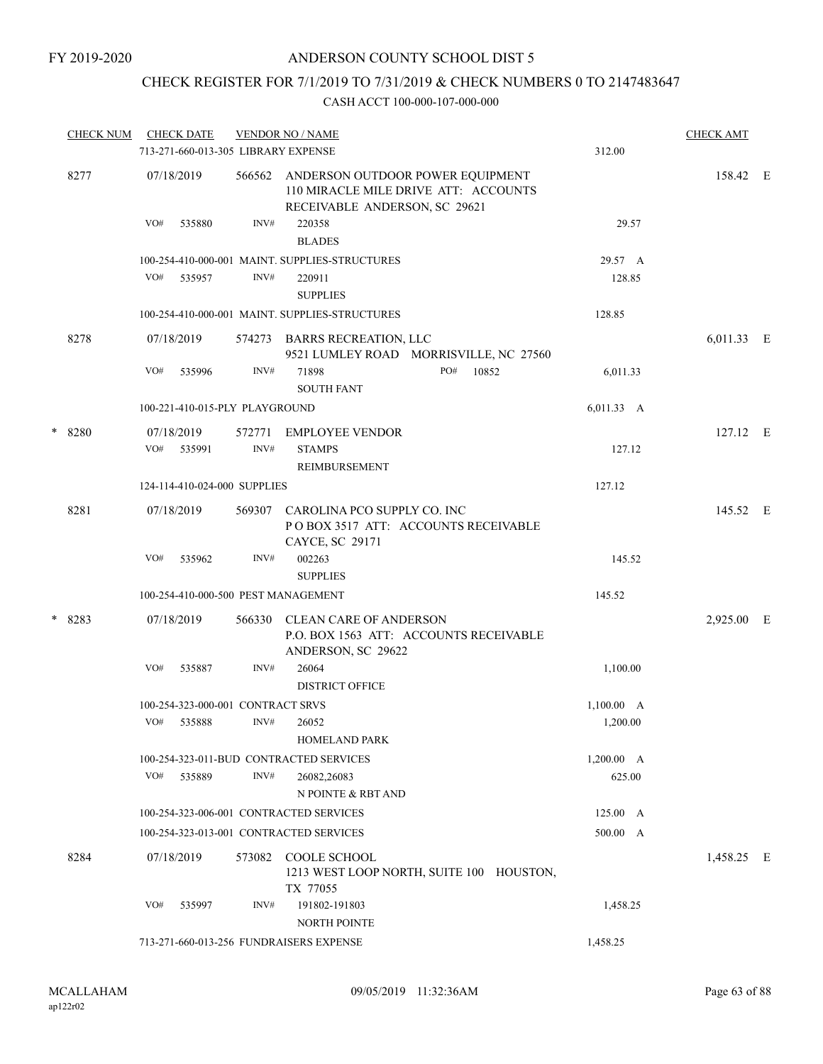FY 2019-2020

# ANDERSON COUNTY SCHOOL DIST 5

## CHECK REGISTER FOR 7/1/2019 TO 7/31/2019 & CHECK NUMBERS 0 TO 2147483647

CASH ACCT 100-000-107-000-000

| CHECK NUM | CHECK DATE | VENDOR NO / NAME | | CHECK AMT |
|---|---|---|---|---|
| | 713-271-660-013-305 LIBRARY EXPENSE | | 312.00 | |
| 8277 | 07/18/2019 | 566562 ANDERSON OUTDOOR POWER EQUIPMENT 110 MIRACLE MILE DRIVE ATT: ACCOUNTS RECEIVABLE ANDERSON, SC 29621 | | 158.42 E |
| | VO# 535880 | INV# 220358 BLADES | 29.57 | |
| | 100-254-410-000-001 MAINT. SUPPLIES-STRUCTURES | | 29.57 A | |
| | VO# 535957 | INV# 220911 SUPPLIES | 128.85 | |
| | 100-254-410-000-001 MAINT. SUPPLIES-STRUCTURES | | 128.85 | |
| 8278 | 07/18/2019 | 574273 BARRS RECREATION, LLC 9521 LUMLEY ROAD MORRISVILLE, NC 27560 | | 6,011.33 E |
| | VO# 535996 | INV# 71898 PO# 10852 SOUTH FANT | 6,011.33 | |
| | 100-221-410-015-PLY PLAYGROUND | | 6,011.33 A | |
| * 8280 | 07/18/2019 | 572771 EMPLOYEE VENDOR | | 127.12 E |
| | VO# 535991 | INV# STAMPS REIMBURSEMENT | 127.12 | |
| | 124-114-410-024-000 SUPPLIES | | 127.12 | |
| 8281 | 07/18/2019 | 569307 CAROLINA PCO SUPPLY CO. INC P O BOX 3517 ATT: ACCOUNTS RECEIVABLE CAYCE, SC 29171 | | 145.52 E |
| | VO# 535962 | INV# 002263 SUPPLIES | 145.52 | |
| | 100-254-410-000-500 PEST MANAGEMENT | | 145.52 | |
| * 8283 | 07/18/2019 | 566330 CLEAN CARE OF ANDERSON P.O. BOX 1563 ATT: ACCOUNTS RECEIVABLE ANDERSON, SC 29622 | | 2,925.00 E |
| | VO# 535887 | INV# 26064 DISTRICT OFFICE | 1,100.00 | |
| | 100-254-323-000-001 CONTRACT SRVS | | 1,100.00 A | |
| | VO# 535888 | INV# 26052 HOMELAND PARK | 1,200.00 | |
| | 100-254-323-011-BUD CONTRACTED SERVICES | | 1,200.00 A | |
| | VO# 535889 | INV# 26082,26083 N POINTE & RBT AND | 625.00 | |
| | 100-254-323-006-001 CONTRACTED SERVICES | | 125.00 A | |
| | 100-254-323-013-001 CONTRACTED SERVICES | | 500.00 A | |
| 8284 | 07/18/2019 | 573082 COOLE SCHOOL 1213 WEST LOOP NORTH, SUITE 100 HOUSTON, TX 77055 | | 1,458.25 E |
| | VO# 535997 | INV# 191802-191803 NORTH POINTE | 1,458.25 | |
| | 713-271-660-013-256 FUNDRAISERS EXPENSE | | 1,458.25 | |

MCALLAHAM ap122r02 09/05/2019 11:32:36AM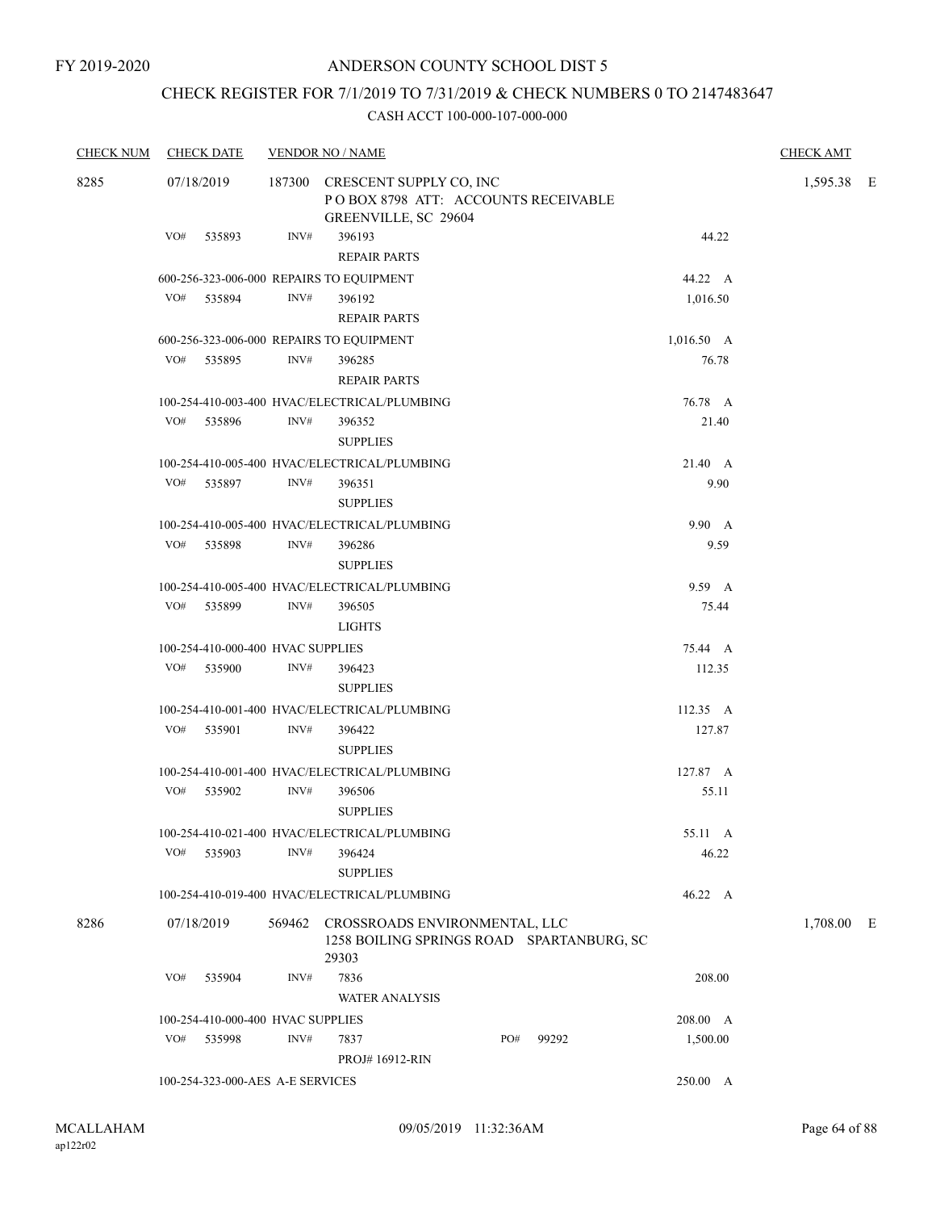FY 2019-2020

# ANDERSON COUNTY SCHOOL DIST 5

## CHECK REGISTER FOR 7/1/2019 TO 7/31/2019 & CHECK NUMBERS 0 TO 2147483647

### CASH ACCT 100-000-107-000-000

| CHECK NUM | CHECK DATE | VENDOR NO / NAME | | CHECK AMT |
|---|---|---|---|---|
| 8285 | 07/18/2019 | 187300 CRESCENT SUPPLY CO, INC<br>P O BOX 8798 ATT: ACCOUNTS RECEIVABLE<br>GREENVILLE, SC 29604 | | 1,595.38 E |
| | VO# 535893 | INV# 396193<br>REPAIR PARTS | 44.22 | |
| | 600-256-323-006-000 REPAIRS TO EQUIPMENT | | 44.22 A | |
| | VO# 535894 | INV# 396192<br>REPAIR PARTS | 1,016.50 | |
| | 600-256-323-006-000 REPAIRS TO EQUIPMENT | | 1,016.50 A | |
| | VO# 535895 | INV# 396285<br>REPAIR PARTS | 76.78 | |
| | 100-254-410-003-400 HVAC/ELECTRICAL/PLUMBING | | 76.78 A | |
| | VO# 535896 | INV# 396352<br>SUPPLIES | 21.40 | |
| | 100-254-410-005-400 HVAC/ELECTRICAL/PLUMBING | | 21.40 A | |
| | VO# 535897 | INV# 396351<br>SUPPLIES | 9.90 | |
| | 100-254-410-005-400 HVAC/ELECTRICAL/PLUMBING | | 9.90 A | |
| | VO# 535898 | INV# 396286<br>SUPPLIES | 9.59 | |
| | 100-254-410-005-400 HVAC/ELECTRICAL/PLUMBING | | 9.59 A | |
| | VO# 535899 | INV# 396505<br>LIGHTS | 75.44 | |
| | 100-254-410-000-400 HVAC SUPPLIES | | 75.44 A | |
| | VO# 535900 | INV# 396423<br>SUPPLIES | 112.35 | |
| | 100-254-410-001-400 HVAC/ELECTRICAL/PLUMBING | | 112.35 A | |
| | VO# 535901 | INV# 396422<br>SUPPLIES | 127.87 | |
| | 100-254-410-001-400 HVAC/ELECTRICAL/PLUMBING | | 127.87 A | |
| | VO# 535902 | INV# 396506<br>SUPPLIES | 55.11 | |
| | 100-254-410-021-400 HVAC/ELECTRICAL/PLUMBING | | 55.11 A | |
| | VO# 535903 | INV# 396424<br>SUPPLIES | 46.22 | |
| | 100-254-410-019-400 HVAC/ELECTRICAL/PLUMBING | | 46.22 A | |
| 8286 | 07/18/2019 | 569462 CROSSROADS ENVIRONMENTAL, LLC<br>1258 BOILING SPRINGS ROAD SPARTANBURG, SC 29303 | | 1,708.00 E |
| | VO# 535904 | INV# 7836<br>WATER ANALYSIS | 208.00 | |
| | 100-254-410-000-400 HVAC SUPPLIES | | 208.00 A | |
| | VO# 535998 | INV# 7837 PO# 99292<br>PROJ# 16912-RIN | 1,500.00 | |
| | 100-254-323-000-AES A-E SERVICES | | 250.00 A | |

MCALLAHAM
ap122r02

09/05/2019 11:32:36AM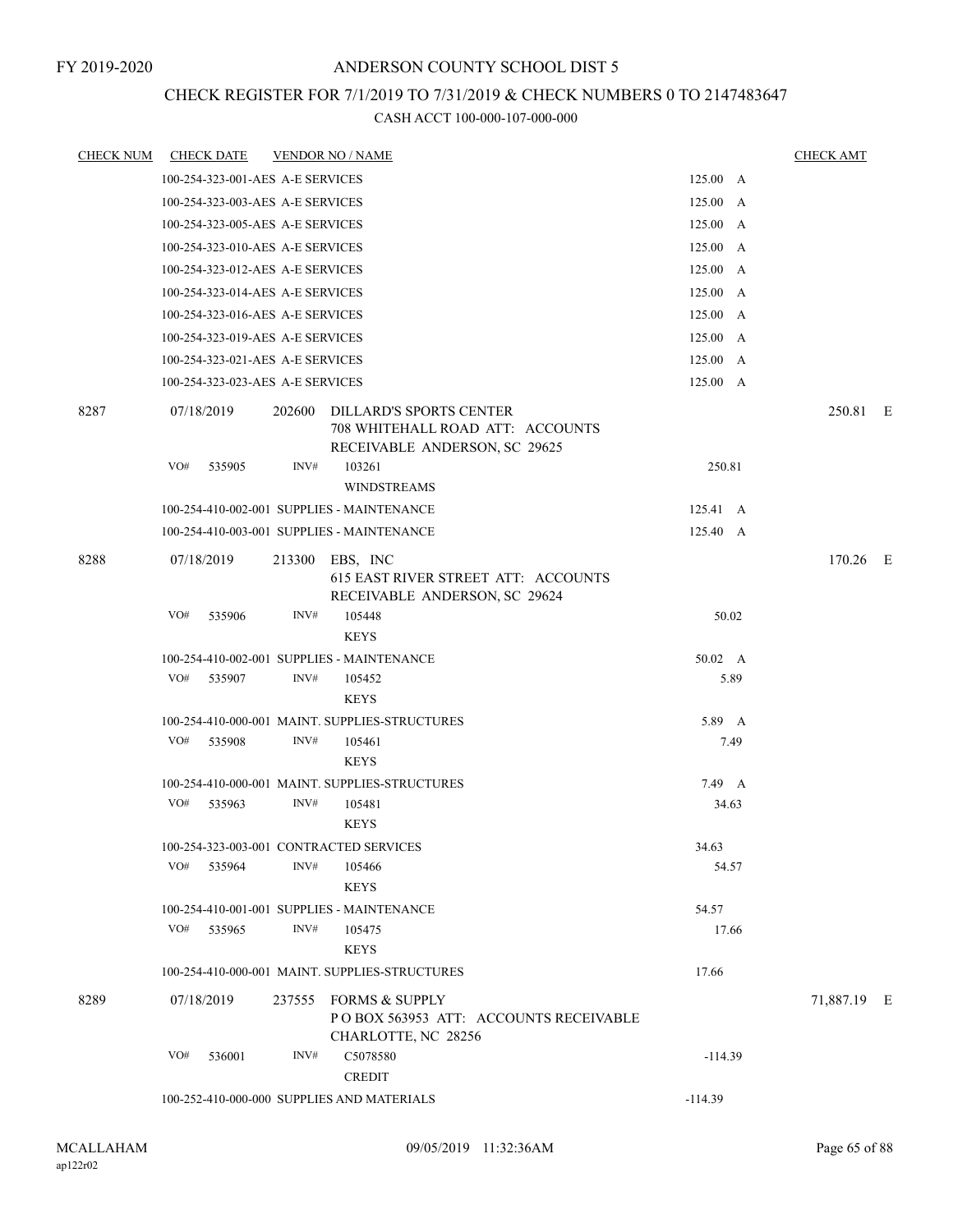FY 2019-2020

# ANDERSON COUNTY SCHOOL DIST 5

## CHECK REGISTER FOR 7/1/2019 TO 7/31/2019 & CHECK NUMBERS 0 TO 2147483647

CASH ACCT 100-000-107-000-000

| CHECK NUM | CHECK DATE | VENDOR NO / NAME | | CHECK AMT |
|---|---|---|---|---|
| | 100-254-323-001-AES A-E SERVICES | | 125.00 A | |
| | 100-254-323-003-AES A-E SERVICES | | 125.00 A | |
| | 100-254-323-005-AES A-E SERVICES | | 125.00 A | |
| | 100-254-323-010-AES A-E SERVICES | | 125.00 A | |
| | 100-254-323-012-AES A-E SERVICES | | 125.00 A | |
| | 100-254-323-014-AES A-E SERVICES | | 125.00 A | |
| | 100-254-323-016-AES A-E SERVICES | | 125.00 A | |
| | 100-254-323-019-AES A-E SERVICES | | 125.00 A | |
| | 100-254-323-021-AES A-E SERVICES | | 125.00 A | |
| | 100-254-323-023-AES A-E SERVICES | | 125.00 A | |
| 8287 | 07/18/2019 | 202600 DILLARD'S SPORTS CENTER 708 WHITEHALL ROAD ATT: ACCOUNTS RECEIVABLE ANDERSON, SC 29625 | | 250.81 E |
| | VO# 535905 | INV# 103261 WINDSTREAMS | 250.81 | |
| | 100-254-410-002-001 SUPPLIES - MAINTENANCE | | 125.41 A | |
| | 100-254-410-003-001 SUPPLIES - MAINTENANCE | | 125.40 A | |
| 8288 | 07/18/2019 | 213300 EBS, INC 615 EAST RIVER STREET ATT: ACCOUNTS RECEIVABLE ANDERSON, SC 29624 | | 170.26 E |
| | VO# 535906 | INV# 105448 KEYS | 50.02 | |
| | 100-254-410-002-001 SUPPLIES - MAINTENANCE | | 50.02 A | |
| | VO# 535907 | INV# 105452 KEYS | 5.89 | |
| | 100-254-410-000-001 MAINT. SUPPLIES-STRUCTURES | | 5.89 A | |
| | VO# 535908 | INV# 105461 KEYS | 7.49 | |
| | 100-254-410-000-001 MAINT. SUPPLIES-STRUCTURES | | 7.49 A | |
| | VO# 535963 | INV# 105481 KEYS | 34.63 | |
| | 100-254-323-003-001 CONTRACTED SERVICES | | 34.63 | |
| | VO# 535964 | INV# 105466 KEYS | 54.57 | |
| | 100-254-410-001-001 SUPPLIES - MAINTENANCE | | 54.57 | |
| | VO# 535965 | INV# 105475 KEYS | 17.66 | |
| | 100-254-410-000-001 MAINT. SUPPLIES-STRUCTURES | | 17.66 | |
| 8289 | 07/18/2019 | 237555 FORMS & SUPPLY P O BOX 563953 ATT: ACCOUNTS RECEIVABLE CHARLOTTE, NC 28256 | | 71,887.19 E |
| | VO# 536001 | INV# C5078580 CREDIT | -114.39 | |
| | 100-252-410-000-000 SUPPLIES AND MATERIALS | | -114.39 | |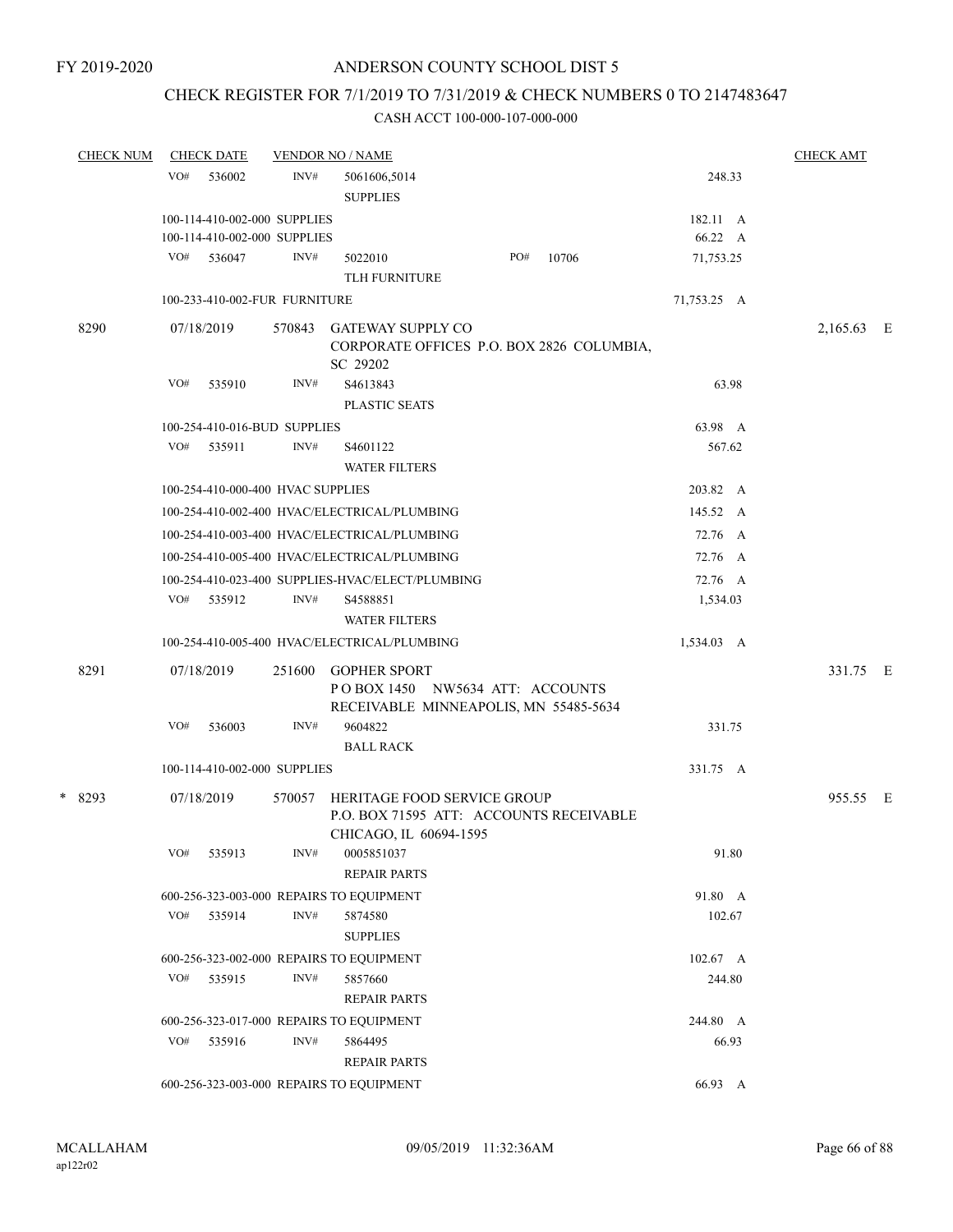FY 2019-2020

# ANDERSON COUNTY SCHOOL DIST 5

## CHECK REGISTER FOR 7/1/2019 TO 7/31/2019 & CHECK NUMBERS 0 TO 2147483647

CASH ACCT 100-000-107-000-000

| CHECK NUM | CHECK DATE | VENDOR NO / NAME | | CHECK AMT |
|---|---|---|---|---|
| | VO# 536002 | INV# 5061606,5014 SUPPLIES | 248.33 | |
| | 100-114-410-002-000 SUPPLIES | | 182.11 A | |
| | 100-114-410-002-000 SUPPLIES | | 66.22 A | |
| | VO# 536047 | INV# 5022010 PO# 10706 TLH FURNITURE | 71,753.25 | |
| | 100-233-410-002-FUR FURNITURE | | 71,753.25 A | |
| 8290 | 07/18/2019 | 570843 GATEWAY SUPPLY CO CORPORATE OFFICES P.O. BOX 2826 COLUMBIA, SC 29202 | | 2,165.63 E |
| | VO# 535910 | INV# S4613843 PLASTIC SEATS | 63.98 | |
| | 100-254-410-016-BUD SUPPLIES | | 63.98 A | |
| | VO# 535911 | INV# S4601122 WATER FILTERS | 567.62 | |
| | 100-254-410-000-400 HVAC SUPPLIES | | 203.82 A | |
| | 100-254-410-002-400 HVAC/ELECTRICAL/PLUMBING | | 145.52 A | |
| | 100-254-410-003-400 HVAC/ELECTRICAL/PLUMBING | | 72.76 A | |
| | 100-254-410-005-400 HVAC/ELECTRICAL/PLUMBING | | 72.76 A | |
| | 100-254-410-023-400 SUPPLIES-HVAC/ELECT/PLUMBING | | 72.76 A | |
| | VO# 535912 | INV# S4588851 WATER FILTERS | 1,534.03 | |
| | 100-254-410-005-400 HVAC/ELECTRICAL/PLUMBING | | 1,534.03 A | |
| 8291 | 07/18/2019 | 251600 GOPHER SPORT P O BOX 1450 NW5634 ATT: ACCOUNTS RECEIVABLE MINNEAPOLIS, MN 55485-5634 | | 331.75 E |
| | VO# 536003 | INV# 9604822 BALL RACK | 331.75 | |
| | 100-114-410-002-000 SUPPLIES | | 331.75 A | |
| * 8293 | 07/18/2019 | 570057 HERITAGE FOOD SERVICE GROUP P.O. BOX 71595 ATT: ACCOUNTS RECEIVABLE CHICAGO, IL 60694-1595 | | 955.55 E |
| | VO# 535913 | INV# 0005851037 REPAIR PARTS | 91.80 | |
| | 600-256-323-003-000 REPAIRS TO EQUIPMENT | | 91.80 A | |
| | VO# 535914 | INV# 5874580 SUPPLIES | 102.67 | |
| | 600-256-323-002-000 REPAIRS TO EQUIPMENT | | 102.67 A | |
| | VO# 535915 | INV# 5857660 REPAIR PARTS | 244.80 | |
| | 600-256-323-017-000 REPAIRS TO EQUIPMENT | | 244.80 A | |
| | VO# 535916 | INV# 5864495 REPAIR PARTS | 66.93 | |
| | 600-256-323-003-000 REPAIRS TO EQUIPMENT | | 66.93 A | |

MCALLAHAM ap122r02 09/05/2019 11:32:36AM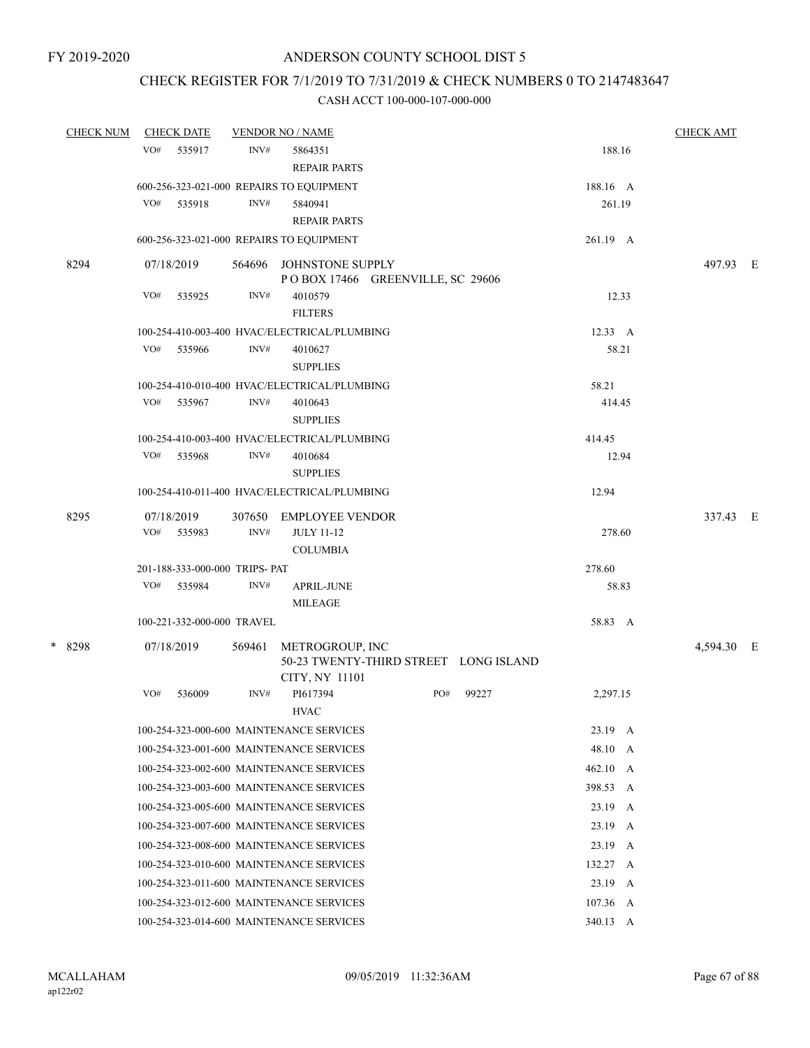FY 2019-2020

# ANDERSON COUNTY SCHOOL DIST 5

## CHECK REGISTER FOR 7/1/2019 TO 7/31/2019 & CHECK NUMBERS 0 TO 2147483647

### CASH ACCT 100-000-107-000-000

| CHECK NUM | CHECK DATE | VENDOR NO / NAME | | CHECK AMT |
|---|---|---|---|---|
| | VO# 535917 | INV# 5864351 REPAIR PARTS | 188.16 | |
| | 600-256-323-021-000 REPAIRS TO EQUIPMENT | | 188.16 A | |
| | VO# 535918 | INV# 5840941 REPAIR PARTS | 261.19 | |
| | 600-256-323-021-000 REPAIRS TO EQUIPMENT | | 261.19 A | |
| 8294 | 07/18/2019 | 564696 JOHNSTONE SUPPLY P O BOX 17466 GREENVILLE, SC 29606 | | 497.93 E |
| | VO# 535925 | INV# 4010579 FILTERS | 12.33 | |
| | 100-254-410-003-400 HVAC/ELECTRICAL/PLUMBING | | 12.33 A | |
| | VO# 535966 | INV# 4010627 SUPPLIES | 58.21 | |
| | 100-254-410-010-400 HVAC/ELECTRICAL/PLUMBING | | 58.21 | |
| | VO# 535967 | INV# 4010643 SUPPLIES | 414.45 | |
| | 100-254-410-003-400 HVAC/ELECTRICAL/PLUMBING | | 414.45 | |
| | VO# 535968 | INV# 4010684 SUPPLIES | 12.94 | |
| | 100-254-410-011-400 HVAC/ELECTRICAL/PLUMBING | | 12.94 | |
| 8295 | 07/18/2019 | 307650 EMPLOYEE VENDOR | | 337.43 E |
| | VO# 535983 | INV# JULY 11-12 COLUMBIA | 278.60 | |
| | 201-188-333-000-000 TRIPS- PAT | | 278.60 | |
| | VO# 535984 | INV# APRIL-JUNE MILEAGE | 58.83 | |
| | 100-221-332-000-000 TRAVEL | | 58.83 A | |
| * 8298 | 07/18/2019 | 569461 METROGROUP, INC 50-23 TWENTY-THIRD STREET LONG ISLAND CITY, NY 11101 | | 4,594.30 E |
| | VO# 536009 | INV# PI617394 HVAC PO# 99227 | 2,297.15 | |
| | 100-254-323-000-600 MAINTENANCE SERVICES | | 23.19 A | |
| | 100-254-323-001-600 MAINTENANCE SERVICES | | 48.10 A | |
| | 100-254-323-002-600 MAINTENANCE SERVICES | | 462.10 A | |
| | 100-254-323-003-600 MAINTENANCE SERVICES | | 398.53 A | |
| | 100-254-323-005-600 MAINTENANCE SERVICES | | 23.19 A | |
| | 100-254-323-007-600 MAINTENANCE SERVICES | | 23.19 A | |
| | 100-254-323-008-600 MAINTENANCE SERVICES | | 23.19 A | |
| | 100-254-323-010-600 MAINTENANCE SERVICES | | 132.27 A | |
| | 100-254-323-011-600 MAINTENANCE SERVICES | | 23.19 A | |
| | 100-254-323-012-600 MAINTENANCE SERVICES | | 107.36 A | |
| | 100-254-323-014-600 MAINTENANCE SERVICES | | 340.13 A | |

MCALLAHAM
ap122r02

09/05/2019 11:32:36AM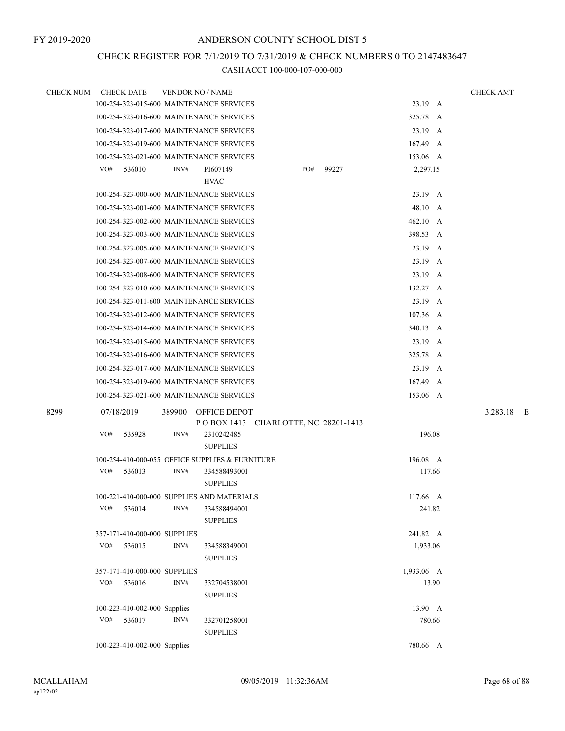FY 2019-2020

# ANDERSON COUNTY SCHOOL DIST 5

## CHECK REGISTER FOR 7/1/2019 TO 7/31/2019 & CHECK NUMBERS 0 TO 2147483647

### CASH ACCT 100-000-107-000-000

| CHECK NUM | CHECK DATE | VENDOR NO / NAME | | CHECK AMT |
|---|---|---|---|---|
| | 100-254-323-015-600 MAINTENANCE SERVICES | | 23.19 A | |
| | 100-254-323-016-600 MAINTENANCE SERVICES | | 325.78 A | |
| | 100-254-323-017-600 MAINTENANCE SERVICES | | 23.19 A | |
| | 100-254-323-019-600 MAINTENANCE SERVICES | | 167.49 A | |
| | 100-254-323-021-600 MAINTENANCE SERVICES | | 153.06 A | |
| | VO# 536010 INV# PI607149 PO# 99227 | HVAC | 2,297.15 | |
| | 100-254-323-000-600 MAINTENANCE SERVICES | | 23.19 A | |
| | 100-254-323-001-600 MAINTENANCE SERVICES | | 48.10 A | |
| | 100-254-323-002-600 MAINTENANCE SERVICES | | 462.10 A | |
| | 100-254-323-003-600 MAINTENANCE SERVICES | | 398.53 A | |
| | 100-254-323-005-600 MAINTENANCE SERVICES | | 23.19 A | |
| | 100-254-323-007-600 MAINTENANCE SERVICES | | 23.19 A | |
| | 100-254-323-008-600 MAINTENANCE SERVICES | | 23.19 A | |
| | 100-254-323-010-600 MAINTENANCE SERVICES | | 132.27 A | |
| | 100-254-323-011-600 MAINTENANCE SERVICES | | 23.19 A | |
| | 100-254-323-012-600 MAINTENANCE SERVICES | | 107.36 A | |
| | 100-254-323-014-600 MAINTENANCE SERVICES | | 340.13 A | |
| | 100-254-323-015-600 MAINTENANCE SERVICES | | 23.19 A | |
| | 100-254-323-016-600 MAINTENANCE SERVICES | | 325.78 A | |
| | 100-254-323-017-600 MAINTENANCE SERVICES | | 23.19 A | |
| | 100-254-323-019-600 MAINTENANCE SERVICES | | 167.49 A | |
| | 100-254-323-021-600 MAINTENANCE SERVICES | | 153.06 A | |
| 8299 | 07/18/2019 | 389900 OFFICE DEPOT<br>P O BOX 1413 CHARLOTTE, NC 28201-1413 | | 3,283.18 E |
| | VO# 535928 INV# 2310242485 | SUPPLIES | 196.08 | |
| | 100-254-410-000-055 OFFICE SUPPLIES & FURNITURE | | 196.08 A | |
| | VO# 536013 INV# 334588493001 | SUPPLIES | 117.66 | |
| | 100-221-410-000-000 SUPPLIES AND MATERIALS | | 117.66 A | |
| | VO# 536014 INV# 334588494001 | SUPPLIES | 241.82 | |
| | 357-171-410-000-000 SUPPLIES | | 241.82 A | |
| | VO# 536015 INV# 334588349001 | SUPPLIES | 1,933.06 | |
| | 357-171-410-000-000 SUPPLIES | | 1,933.06 A | |
| | VO# 536016 INV# 332704538001 | SUPPLIES | 13.90 | |
| | 100-223-410-002-000 Supplies | | 13.90 A | |
| | VO# 536017 INV# 332701258001 | SUPPLIES | 780.66 | |
| | 100-223-410-002-000 Supplies | | 780.66 A | |

MCALLAHAM
ap122r02

09/05/2019 11:32:36AM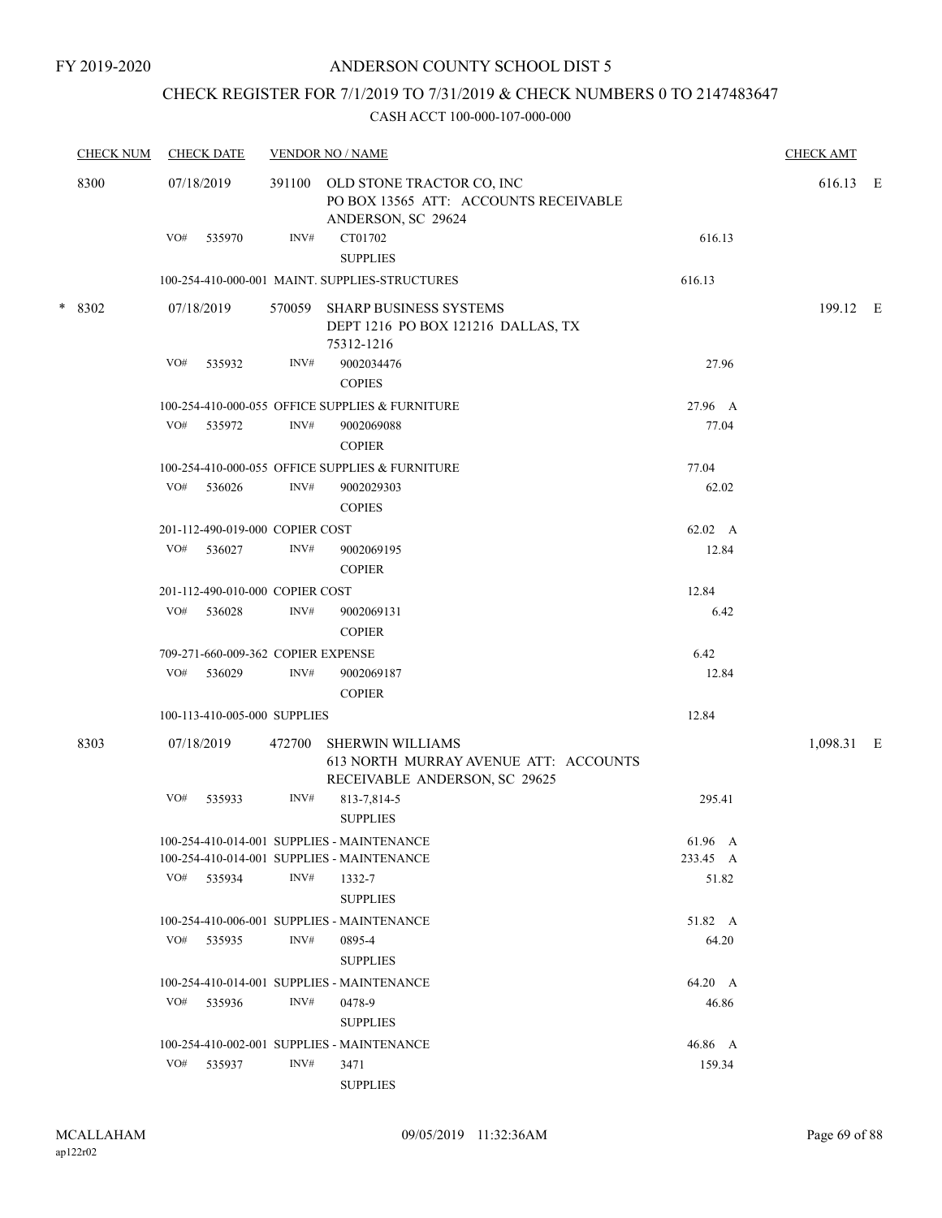FY 2019-2020

# ANDERSON COUNTY SCHOOL DIST 5

## CHECK REGISTER FOR 7/1/2019 TO 7/31/2019 & CHECK NUMBERS 0 TO 2147483647

CASH ACCT 100-000-107-000-000

| CHECK NUM | CHECK DATE | VENDOR NO / NAME | | CHECK AMT |
|---|---|---|---|---|
| 8300 | 07/18/2019 | 391100 OLD STONE TRACTOR CO, INC<br>PO BOX 13565 ATT: ACCOUNTS RECEIVABLE<br>ANDERSON, SC 29624 | | 616.13 E |
| | VO# 535970 | INV# CT01702<br>SUPPLIES | 616.13 | |
| | 100-254-410-000-001 MAINT. SUPPLIES-STRUCTURES | | 616.13 | |
| * 8302 | 07/18/2019 | 570059 SHARP BUSINESS SYSTEMS<br>DEPT 1216 PO BOX 121216 DALLAS, TX<br>75312-1216 | | 199.12 E |
| | VO# 535932 | INV# 9002034476<br>COPIES | 27.96 | |
| | 100-254-410-000-055 OFFICE SUPPLIES & FURNITURE | | 27.96 A | |
| | VO# 535972 | INV# 9002069088<br>COPIER | 77.04 | |
| | 100-254-410-000-055 OFFICE SUPPLIES & FURNITURE | | 77.04 | |
| | VO# 536026 | INV# 9002029303<br>COPIES | 62.02 | |
| | 201-112-490-019-000 COPIER COST | | 62.02 A | |
| | VO# 536027 | INV# 9002069195<br>COPIER | 12.84 | |
| | 201-112-490-010-000 COPIER COST | | 12.84 | |
| | VO# 536028 | INV# 9002069131<br>COPIER | 6.42 | |
| | 709-271-660-009-362 COPIER EXPENSE | | 6.42 | |
| | VO# 536029 | INV# 9002069187<br>COPIER | 12.84 | |
| | 100-113-410-005-000 SUPPLIES | | 12.84 | |
| 8303 | 07/18/2019 | 472700 SHERWIN WILLIAMS<br>613 NORTH MURRAY AVENUE ATT: ACCOUNTS<br>RECEIVABLE ANDERSON, SC 29625 | | 1,098.31 E |
| | VO# 535933 | INV# 813-7,814-5<br>SUPPLIES | 295.41 | |
| | 100-254-410-014-001 SUPPLIES - MAINTENANCE | | 61.96 A | |
| | 100-254-410-014-001 SUPPLIES - MAINTENANCE | | 233.45 A | |
| | VO# 535934 | INV# 1332-7<br>SUPPLIES | 51.82 | |
| | 100-254-410-006-001 SUPPLIES - MAINTENANCE | | 51.82 A | |
| | VO# 535935 | INV# 0895-4<br>SUPPLIES | 64.20 | |
| | 100-254-410-014-001 SUPPLIES - MAINTENANCE | | 64.20 A | |
| | VO# 535936 | INV# 0478-9<br>SUPPLIES | 46.86 | |
| | 100-254-410-002-001 SUPPLIES - MAINTENANCE | | 46.86 A | |
| | VO# 535937 | INV# 3471<br>SUPPLIES | 159.34 | |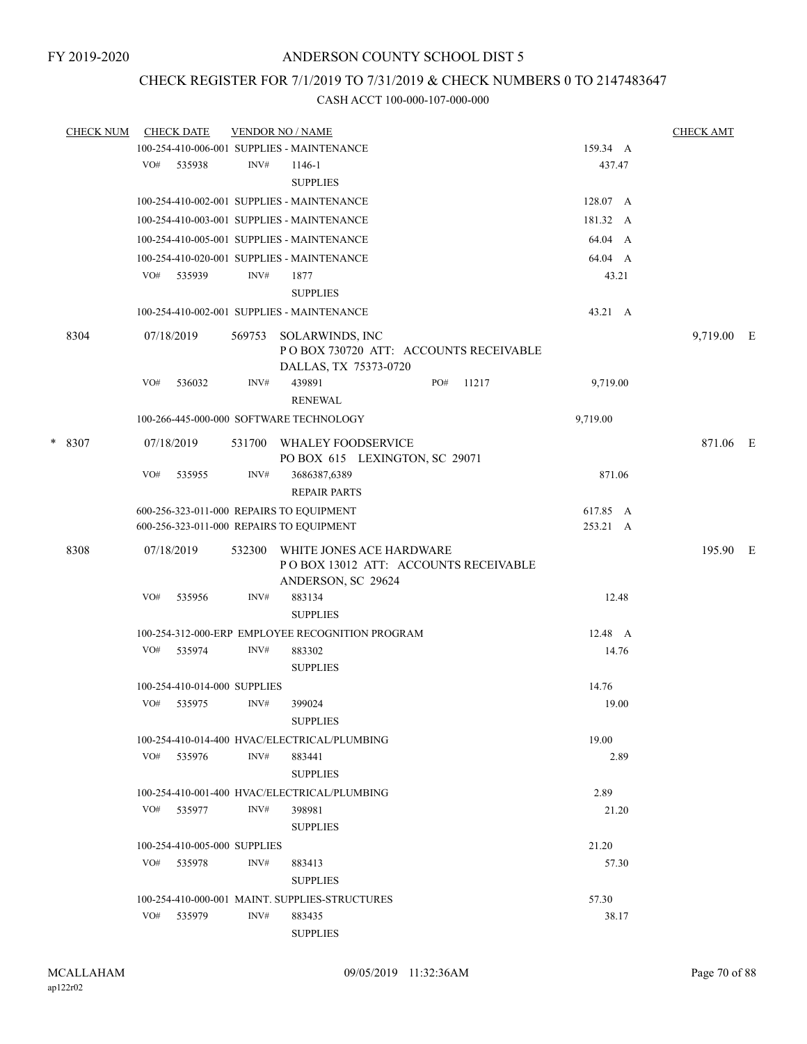FY 2019-2020

# ANDERSON COUNTY SCHOOL DIST 5

## CHECK REGISTER FOR 7/1/2019 TO 7/31/2019 & CHECK NUMBERS 0 TO 2147483647

### CASH ACCT 100-000-107-000-000

| CHECK NUM | CHECK DATE | VENDOR NO / NAME | | CHECK AMT |
|---|---|---|---|---|
| | | 100-254-410-006-001 SUPPLIES - MAINTENANCE | 159.34 A | |
| | VO# 535938 | INV# 1146-1 SUPPLIES | 437.47 | |
| | | 100-254-410-002-001 SUPPLIES - MAINTENANCE | 128.07 A | |
| | | 100-254-410-003-001 SUPPLIES - MAINTENANCE | 181.32 A | |
| | | 100-254-410-005-001 SUPPLIES - MAINTENANCE | 64.04 A | |
| | | 100-254-410-020-001 SUPPLIES - MAINTENANCE | 64.04 A | |
| | VO# 535939 | INV# 1877 SUPPLIES | 43.21 | |
| | | 100-254-410-002-001 SUPPLIES - MAINTENANCE | 43.21 A | |
| 8304 | 07/18/2019 | 569753 SOLARWINDS, INC P O BOX 730720 ATT: ACCOUNTS RECEIVABLE DALLAS, TX 75373-0720 | | 9,719.00 E |
| | VO# 536032 | INV# 439891 PO# 11217 RENEWAL | 9,719.00 | |
| | | 100-266-445-000-000 SOFTWARE TECHNOLOGY | 9,719.00 | |
| * 8307 | 07/18/2019 | 531700 WHALEY FOODSERVICE PO BOX 615 LEXINGTON, SC 29071 | | 871.06 E |
| | VO# 535955 | INV# 3686387,6389 REPAIR PARTS | 871.06 | |
| | | 600-256-323-011-000 REPAIRS TO EQUIPMENT | 617.85 A | |
| | | 600-256-323-011-000 REPAIRS TO EQUIPMENT | 253.21 A | |
| 8308 | 07/18/2019 | 532300 WHITE JONES ACE HARDWARE P O BOX 13012 ATT: ACCOUNTS RECEIVABLE ANDERSON, SC 29624 | | 195.90 E |
| | VO# 535956 | INV# 883134 SUPPLIES | 12.48 | |
| | | 100-254-312-000-ERP EMPLOYEE RECOGNITION PROGRAM | 12.48 A | |
| | VO# 535974 | INV# 883302 SUPPLIES | 14.76 | |
| | | 100-254-410-014-000 SUPPLIES | 14.76 | |
| | VO# 535975 | INV# 399024 SUPPLIES | 19.00 | |
| | | 100-254-410-014-400 HVAC/ELECTRICAL/PLUMBING | 19.00 | |
| | VO# 535976 | INV# 883441 SUPPLIES | 2.89 | |
| | | 100-254-410-001-400 HVAC/ELECTRICAL/PLUMBING | 2.89 | |
| | VO# 535977 | INV# 398981 SUPPLIES | 21.20 | |
| | | 100-254-410-005-000 SUPPLIES | 21.20 | |
| | VO# 535978 | INV# 883413 SUPPLIES | 57.30 | |
| | | 100-254-410-000-001 MAINT. SUPPLIES-STRUCTURES | 57.30 | |
| | VO# 535979 | INV# 883435 SUPPLIES | 38.17 | |

MCALLAHAM
ap122r02

09/05/2019 11:32:36AM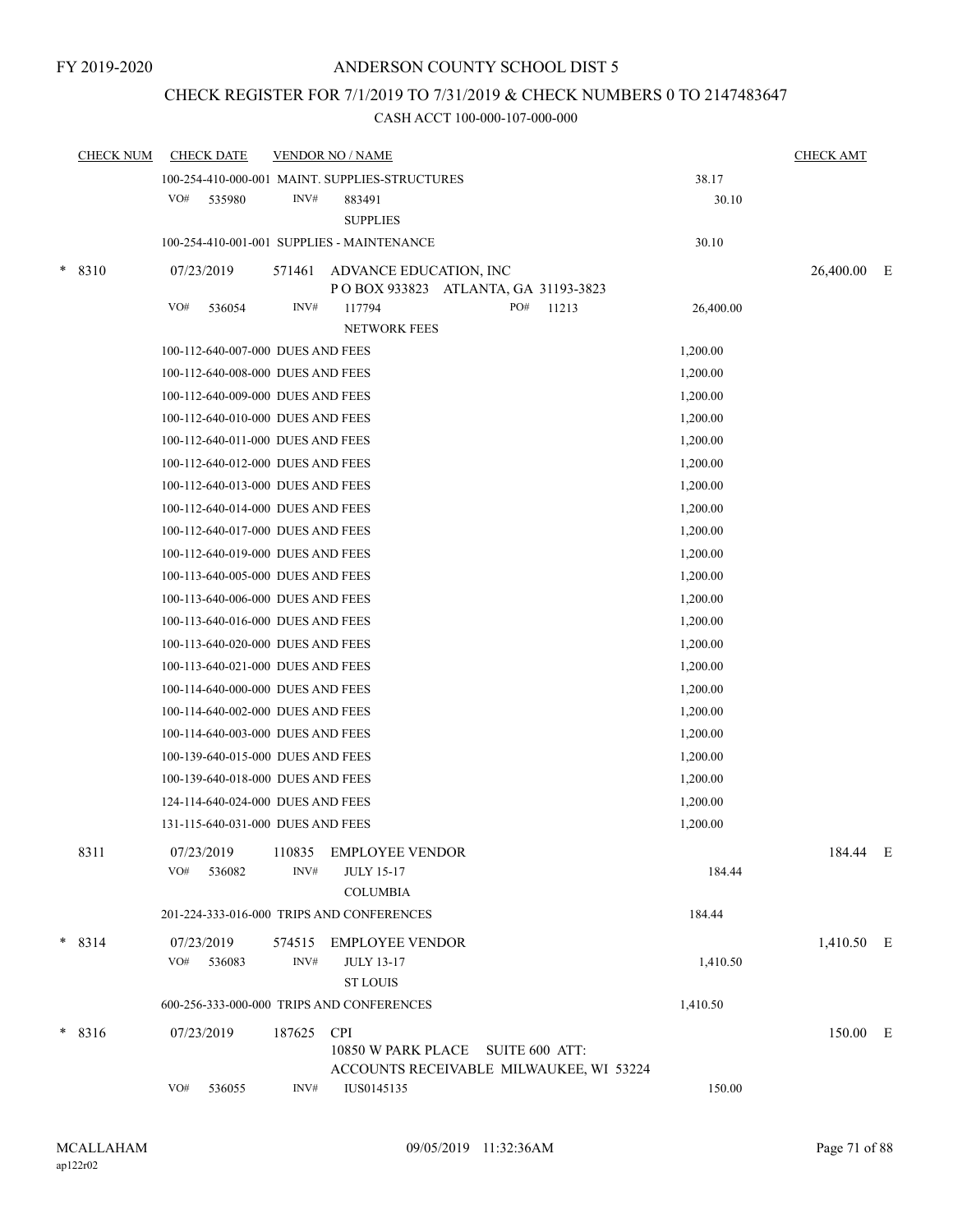FY 2019-2020

ANDERSON COUNTY SCHOOL DIST 5

CHECK REGISTER FOR 7/1/2019 TO 7/31/2019 & CHECK NUMBERS 0 TO 2147483647

CASH ACCT 100-000-107-000-000

| CHECK NUM | CHECK DATE | VENDOR NO / NAME | | CHECK AMT | |
|---|---|---|---|---|---|
| | 100-254-410-000-001 MAINT. SUPPLIES-STRUCTURES | | 38.17 | | |
| | VO# 535980 | INV# 883491 SUPPLIES | 30.10 | | |
| | 100-254-410-001-001 SUPPLIES - MAINTENANCE | | 30.10 | | |
| * 8310 | 07/23/2019 | 571461 ADVANCE EDUCATION, INC P O BOX 933823 ATLANTA, GA 31193-3823 | | 26,400.00 | E |
| | VO# 536054 | INV# 117794 PO# 11213 NETWORK FEES | 26,400.00 | | |
| | 100-112-640-007-000 DUES AND FEES | | 1,200.00 | | |
| | 100-112-640-008-000 DUES AND FEES | | 1,200.00 | | |
| | 100-112-640-009-000 DUES AND FEES | | 1,200.00 | | |
| | 100-112-640-010-000 DUES AND FEES | | 1,200.00 | | |
| | 100-112-640-011-000 DUES AND FEES | | 1,200.00 | | |
| | 100-112-640-012-000 DUES AND FEES | | 1,200.00 | | |
| | 100-112-640-013-000 DUES AND FEES | | 1,200.00 | | |
| | 100-112-640-014-000 DUES AND FEES | | 1,200.00 | | |
| | 100-112-640-017-000 DUES AND FEES | | 1,200.00 | | |
| | 100-112-640-019-000 DUES AND FEES | | 1,200.00 | | |
| | 100-113-640-005-000 DUES AND FEES | | 1,200.00 | | |
| | 100-113-640-006-000 DUES AND FEES | | 1,200.00 | | |
| | 100-113-640-016-000 DUES AND FEES | | 1,200.00 | | |
| | 100-113-640-020-000 DUES AND FEES | | 1,200.00 | | |
| | 100-113-640-021-000 DUES AND FEES | | 1,200.00 | | |
| | 100-114-640-000-000 DUES AND FEES | | 1,200.00 | | |
| | 100-114-640-002-000 DUES AND FEES | | 1,200.00 | | |
| | 100-114-640-003-000 DUES AND FEES | | 1,200.00 | | |
| | 100-139-640-015-000 DUES AND FEES | | 1,200.00 | | |
| | 100-139-640-018-000 DUES AND FEES | | 1,200.00 | | |
| | 124-114-640-024-000 DUES AND FEES | | 1,200.00 | | |
| | 131-115-640-031-000 DUES AND FEES | | 1,200.00 | | |
| 8311 | 07/23/2019 | 110835 EMPLOYEE VENDOR | | 184.44 | E |
| | VO# 536082 | INV# JULY 15-17 COLUMBIA | 184.44 | | |
| | 201-224-333-016-000 TRIPS AND CONFERENCES | | 184.44 | | |
| * 8314 | 07/23/2019 | 574515 EMPLOYEE VENDOR | | 1,410.50 | E |
| | VO# 536083 | INV# JULY 13-17 ST LOUIS | 1,410.50 | | |
| | 600-256-333-000-000 TRIPS AND CONFERENCES | | 1,410.50 | | |
| * 8316 | 07/23/2019 | 187625 CPI 10850 W PARK PLACE SUITE 600 ATT: ACCOUNTS RECEIVABLE MILWAUKEE, WI 53224 | | 150.00 | E |
| | VO# 536055 | INV# IUS0145135 | 150.00 | | |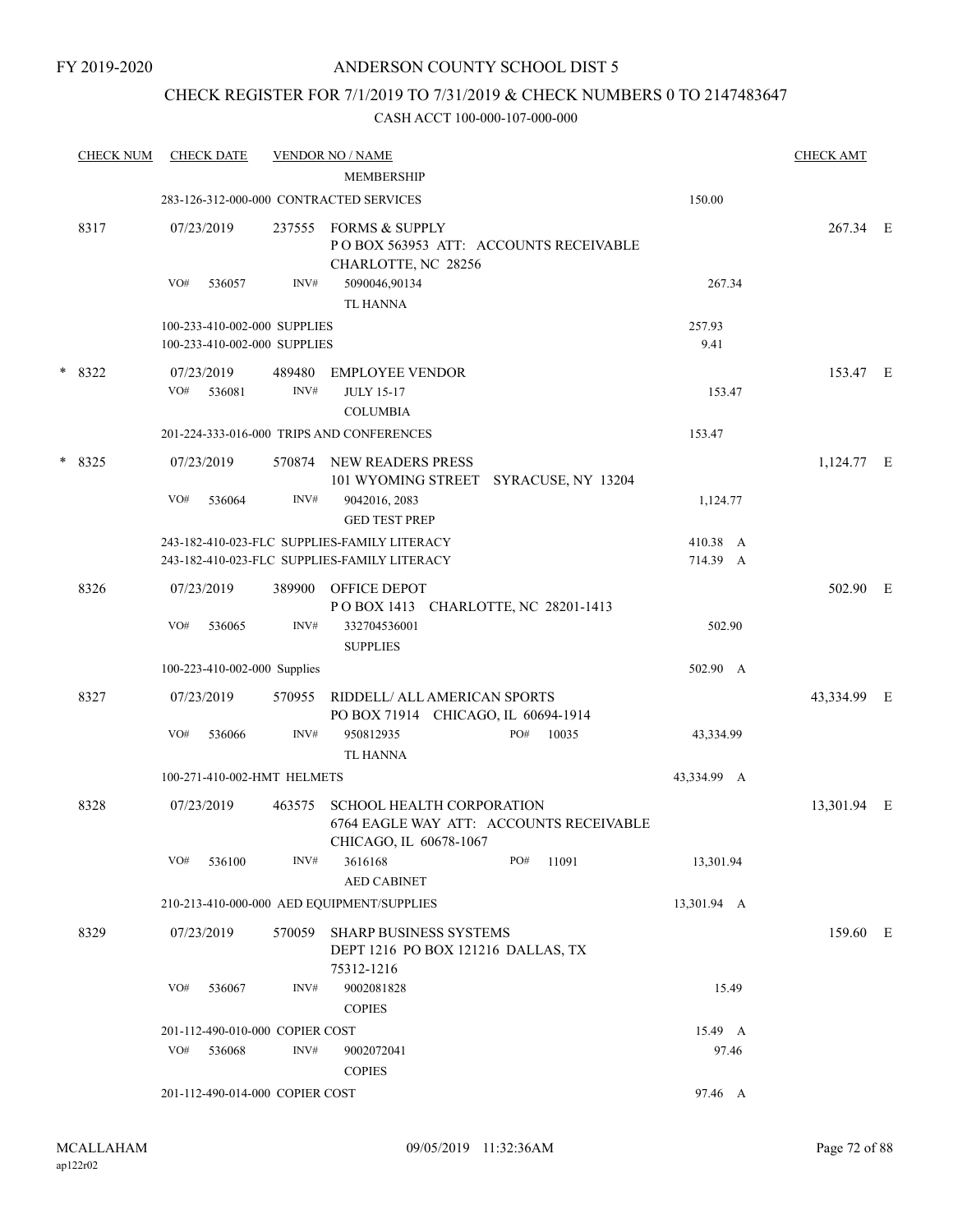FY 2019-2020

# ANDERSON COUNTY SCHOOL DIST 5

## CHECK REGISTER FOR 7/1/2019 TO 7/31/2019 & CHECK NUMBERS 0 TO 2147483647

CASH ACCT 100-000-107-000-000

| CHECK NUM | CHECK DATE | VENDOR NO / NAME | | CHECK AMT |
|---|---|---|---|---|
| | | MEMBERSHIP | | |
| | 283-126-312-000-000 CONTRACTED SERVICES | | 150.00 | |
| 8317 | 07/23/2019 | 237555 FORMS & SUPPLY<br>P O BOX 563953 ATT: ACCOUNTS RECEIVABLE<br>CHARLOTTE, NC 28256 | | 267.34 E |
| | VO# 536057 | INV# 5090046,90134<br>TL HANNA | 267.34 | |
| | 100-233-410-002-000 SUPPLIES | | 257.93 | |
| | 100-233-410-002-000 SUPPLIES | | 9.41 | |
| * 8322 | 07/23/2019 | 489480 EMPLOYEE VENDOR | | 153.47 E |
| | VO# 536081 | INV# JULY 15-17<br>COLUMBIA | 153.47 | |
| | 201-224-333-016-000 TRIPS AND CONFERENCES | | 153.47 | |
| * 8325 | 07/23/2019 | 570874 NEW READERS PRESS<br>101 WYOMING STREET SYRACUSE, NY 13204 | | 1,124.77 E |
| | VO# 536064 | INV# 9042016, 2083<br>GED TEST PREP | 1,124.77 | |
| | 243-182-410-023-FLC SUPPLIES-FAMILY LITERACY | | 410.38 A | |
| | 243-182-410-023-FLC SUPPLIES-FAMILY LITERACY | | 714.39 A | |
| 8326 | 07/23/2019 | 389900 OFFICE DEPOT<br>P O BOX 1413 CHARLOTTE, NC 28201-1413 | | 502.90 E |
| | VO# 536065 | INV# 332704536001<br>SUPPLIES | 502.90 | |
| | 100-223-410-002-000 Supplies | | 502.90 A | |
| 8327 | 07/23/2019 | 570955 RIDDELL/ ALL AMERICAN SPORTS<br>PO BOX 71914 CHICAGO, IL 60694-1914 | | 43,334.99 E |
| | VO# 536066 | INV# 950812935 PO# 10035<br>TL HANNA | 43,334.99 | |
| | 100-271-410-002-HMT HELMETS | | 43,334.99 A | |
| 8328 | 07/23/2019 | 463575 SCHOOL HEALTH CORPORATION<br>6764 EAGLE WAY ATT: ACCOUNTS RECEIVABLE<br>CHICAGO, IL 60678-1067 | | 13,301.94 E |
| | VO# 536100 | INV# 3616168 PO# 11091<br>AED CABINET | 13,301.94 | |
| | 210-213-410-000-000 AED EQUIPMENT/SUPPLIES | | 13,301.94 A | |
| 8329 | 07/23/2019 | 570059 SHARP BUSINESS SYSTEMS<br>DEPT 1216 PO BOX 121216 DALLAS, TX<br>75312-1216 | | 159.60 E |
| | VO# 536067 | INV# 9002081828<br>COPIES | 15.49 | |
| | 201-112-490-010-000 COPIER COST | | 15.49 A | |
| | VO# 536068 | INV# 9002072041<br>COPIES | 97.46 | |
| | 201-112-490-014-000 COPIER COST | | 97.46 A | |

MCALLAHAM
ap122r02
09/05/2019 11:32:36AM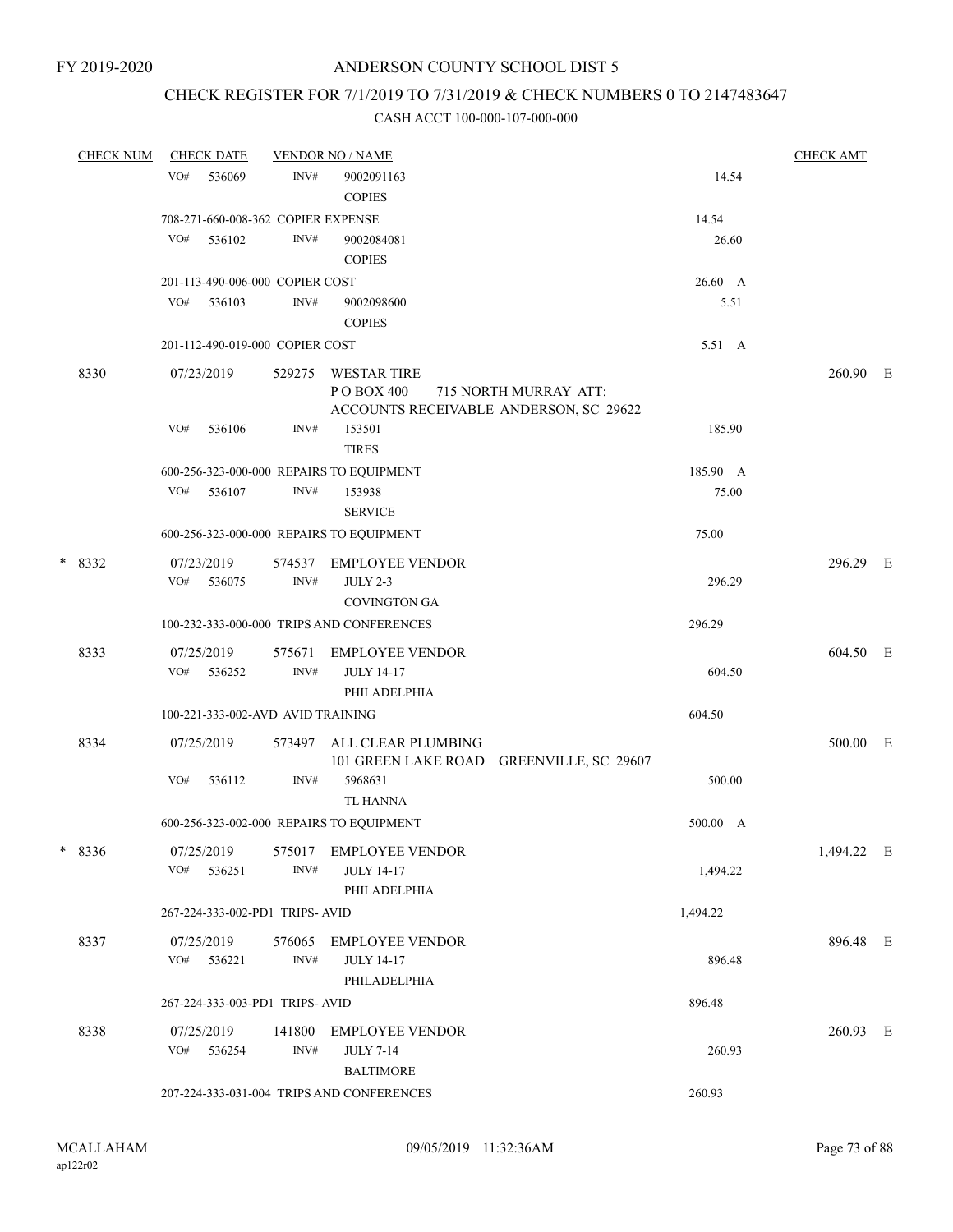FY 2019-2020

# ANDERSON COUNTY SCHOOL DIST 5

## CHECK REGISTER FOR 7/1/2019 TO 7/31/2019 & CHECK NUMBERS 0 TO 2147483647

### CASH ACCT 100-000-107-000-000

| CHECK NUM | CHECK DATE | VENDOR NO / NAME | | CHECK AMT | |
|---|---|---|---|---|---|
| | VO# 536069 | INV# 9002091163 COPIES | 14.54 | | |
| | 708-271-660-008-362 COPIER EXPENSE | | 14.54 | | |
| | VO# 536102 | INV# 9002084081 COPIES | 26.60 | | |
| | 201-113-490-006-000 COPIER COST | | 26.60 A | | |
| | VO# 536103 | INV# 9002098600 COPIES | 5.51 | | |
| | 201-112-490-019-000 COPIER COST | | 5.51 A | | |
| 8330 | 07/23/2019 | 529275 WESTAR TIRE P O BOX 400 715 NORTH MURRAY ATT: ACCOUNTS RECEIVABLE ANDERSON, SC 29622 | | 260.90 | E |
| | VO# 536106 | INV# 153501 TIRES | 185.90 | | |
| | 600-256-323-000-000 REPAIRS TO EQUIPMENT | | 185.90 A | | |
| | VO# 536107 | INV# 153938 SERVICE | 75.00 | | |
| | 600-256-323-000-000 REPAIRS TO EQUIPMENT | | 75.00 | | |
| * 8332 | 07/23/2019 | 574537 EMPLOYEE VENDOR | | 296.29 | E |
| | VO# 536075 | INV# JULY 2-3 COVINGTON GA | 296.29 | | |
| | 100-232-333-000-000 TRIPS AND CONFERENCES | | 296.29 | | |
| 8333 | 07/25/2019 | 575671 EMPLOYEE VENDOR | | 604.50 | E |
| | VO# 536252 | INV# JULY 14-17 PHILADELPHIA | 604.50 | | |
| | 100-221-333-002-AVD AVID TRAINING | | 604.50 | | |
| 8334 | 07/25/2019 | 573497 ALL CLEAR PLUMBING 101 GREEN LAKE ROAD GREENVILLE, SC 29607 | | 500.00 | E |
| | VO# 536112 | INV# 5968631 TL HANNA | 500.00 | | |
| | 600-256-323-002-000 REPAIRS TO EQUIPMENT | | 500.00 A | | |
| * 8336 | 07/25/2019 | 575017 EMPLOYEE VENDOR | | 1,494.22 | E |
| | VO# 536251 | INV# JULY 14-17 PHILADELPHIA | 1,494.22 | | |
| | 267-224-333-002-PD1 TRIPS- AVID | | 1,494.22 | | |
| 8337 | 07/25/2019 | 576065 EMPLOYEE VENDOR | | 896.48 | E |
| | VO# 536221 | INV# JULY 14-17 PHILADELPHIA | 896.48 | | |
| | 267-224-333-003-PD1 TRIPS- AVID | | 896.48 | | |
| 8338 | 07/25/2019 | 141800 EMPLOYEE VENDOR | | 260.93 | E |
| | VO# 536254 | INV# JULY 7-14 BALTIMORE | 260.93 | | |
| | 207-224-333-031-004 TRIPS AND CONFERENCES | | 260.93 | | |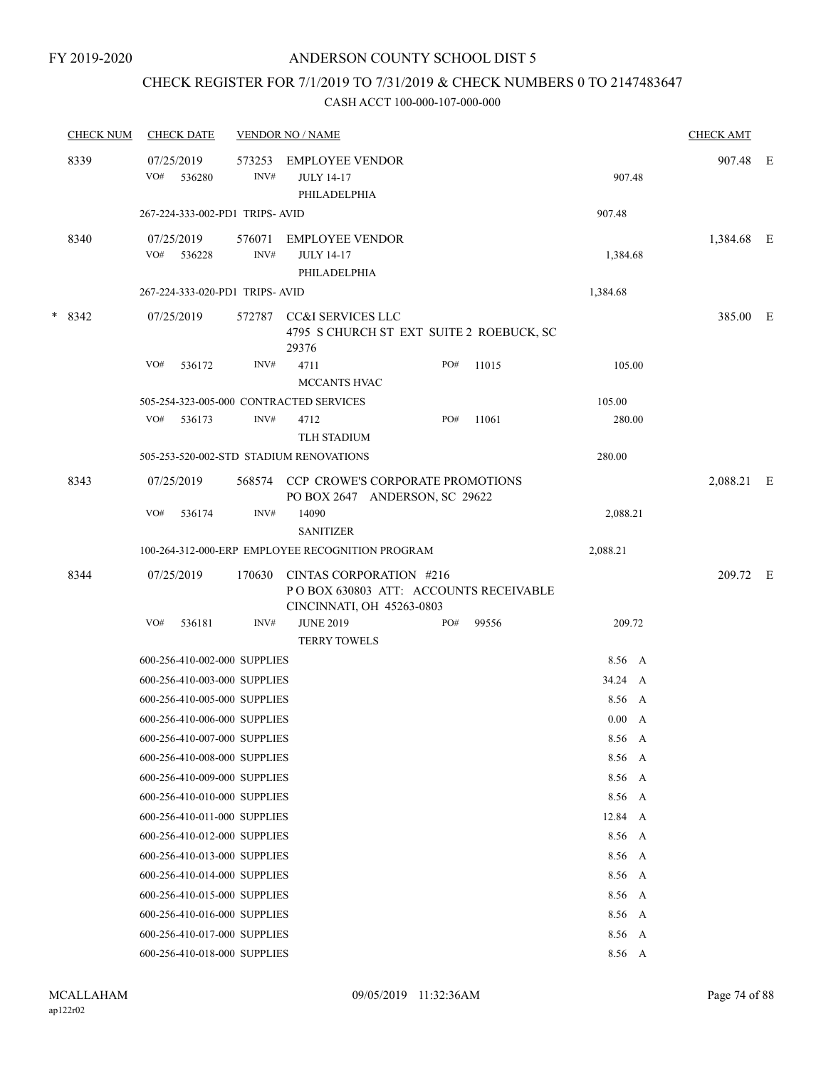FY 2019-2020

# ANDERSON COUNTY SCHOOL DIST 5

## CHECK REGISTER FOR 7/1/2019 TO 7/31/2019 & CHECK NUMBERS 0 TO 2147483647

### CASH ACCT 100-000-107-000-000

| CHECK NUM | CHECK DATE | VENDOR NO / NAME | | | CHECK AMT | |
|---|---|---|---|---|---|---|
| 8339 | 07/25/2019 | 573253 EMPLOYEE VENDOR | | | 907.48 | E |
| | VO# 536280 | INV# JULY 14-17 PHILADELPHIA | | 907.48 | | |
| | 267-224-333-002-PD1 TRIPS- AVID | | | 907.48 | | |
| 8340 | 07/25/2019 | 576071 EMPLOYEE VENDOR | | | 1,384.68 | E |
| | VO# 536228 | INV# JULY 14-17 PHILADELPHIA | | 1,384.68 | | |
| | 267-224-333-020-PD1 TRIPS- AVID | | | 1,384.68 | | |
| * 8342 | 07/25/2019 | 572787 CC&I SERVICES LLC 4795 S CHURCH ST EXT SUITE 2 ROEBUCK, SC 29376 | | | 385.00 | E |
| | VO# 536172 | INV# 4711 MCCANTS HVAC | PO# 11015 | 105.00 | | |
| | 505-254-323-005-000 CONTRACTED SERVICES | | | 105.00 | | |
| | VO# 536173 | INV# 4712 TLH STADIUM | PO# 11061 | 280.00 | | |
| | 505-253-520-002-STD STADIUM RENOVATIONS | | | 280.00 | | |
| 8343 | 07/25/2019 | 568574 CCP CROWE'S CORPORATE PROMOTIONS PO BOX 2647 ANDERSON, SC 29622 | | | 2,088.21 | E |
| | VO# 536174 | INV# 14090 SANITIZER | | 2,088.21 | | |
| | 100-264-312-000-ERP EMPLOYEE RECOGNITION PROGRAM | | | 2,088.21 | | |
| 8344 | 07/25/2019 | 170630 CINTAS CORPORATION #216 P O BOX 630803 ATT: ACCOUNTS RECEIVABLE CINCINNATI, OH 45263-0803 | | | 209.72 | E |
| | VO# 536181 | INV# JUNE 2019 TERRY TOWELS | PO# 99556 | 209.72 | | |
| | 600-256-410-002-000 SUPPLIES | | | 8.56 A | | |
| | 600-256-410-003-000 SUPPLIES | | | 34.24 A | | |
| | 600-256-410-005-000 SUPPLIES | | | 8.56 A | | |
| | 600-256-410-006-000 SUPPLIES | | | 0.00 A | | |
| | 600-256-410-007-000 SUPPLIES | | | 8.56 A | | |
| | 600-256-410-008-000 SUPPLIES | | | 8.56 A | | |
| | 600-256-410-009-000 SUPPLIES | | | 8.56 A | | |
| | 600-256-410-010-000 SUPPLIES | | | 8.56 A | | |
| | 600-256-410-011-000 SUPPLIES | | | 12.84 A | | |
| | 600-256-410-012-000 SUPPLIES | | | 8.56 A | | |
| | 600-256-410-013-000 SUPPLIES | | | 8.56 A | | |
| | 600-256-410-014-000 SUPPLIES | | | 8.56 A | | |
| | 600-256-410-015-000 SUPPLIES | | | 8.56 A | | |
| | 600-256-410-016-000 SUPPLIES | | | 8.56 A | | |
| | 600-256-410-017-000 SUPPLIES | | | 8.56 A | | |
| | 600-256-410-018-000 SUPPLIES | | | 8.56 A | | |

MCALLAHAM
ap122r02

09/05/2019 11:32:36AM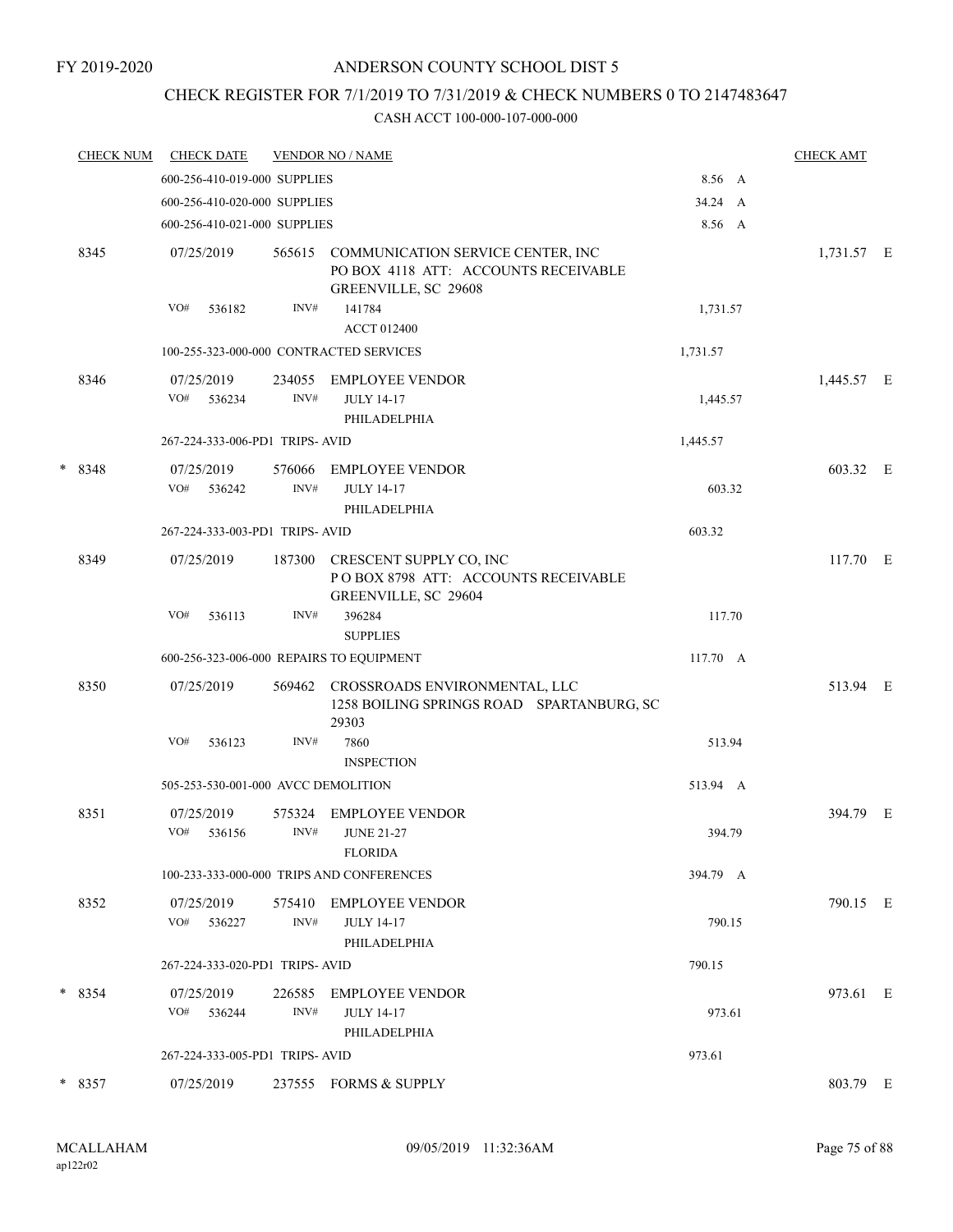FY 2019-2020

# ANDERSON COUNTY SCHOOL DIST 5

## CHECK REGISTER FOR 7/1/2019 TO 7/31/2019 & CHECK NUMBERS 0 TO 2147483647

### CASH ACCT 100-000-107-000-000

| CHECK NUM | CHECK DATE | VENDOR NO / NAME | | CHECK AMT |
|---|---|---|---|---|
| | 600-256-410-019-000 SUPPLIES | | 8.56 A | |
| | 600-256-410-020-000 SUPPLIES | | 34.24 A | |
| | 600-256-410-021-000 SUPPLIES | | 8.56 A | |
| 8345 | 07/25/2019 | 565615 COMMUNICATION SERVICE CENTER, INC PO BOX 4118 ATT: ACCOUNTS RECEIVABLE GREENVILLE, SC 29608 | | 1,731.57 E |
| | VO# 536182 INV# | 141784 ACCT 012400 | 1,731.57 | |
| | 100-255-323-000-000 CONTRACTED SERVICES | | 1,731.57 | |
| 8346 | 07/25/2019 | 234055 EMPLOYEE VENDOR | | 1,445.57 E |
| | VO# 536234 INV# | JULY 14-17 PHILADELPHIA | 1,445.57 | |
| | 267-224-333-006-PD1 TRIPS- AVID | | 1,445.57 | |
| * 8348 | 07/25/2019 | 576066 EMPLOYEE VENDOR | | 603.32 E |
| | VO# 536242 INV# | JULY 14-17 PHILADELPHIA | 603.32 | |
| | 267-224-333-003-PD1 TRIPS- AVID | | 603.32 | |
| 8349 | 07/25/2019 | 187300 CRESCENT SUPPLY CO, INC P O BOX 8798 ATT: ACCOUNTS RECEIVABLE GREENVILLE, SC 29604 | | 117.70 E |
| | VO# 536113 INV# | 396284 SUPPLIES | 117.70 | |
| | 600-256-323-006-000 REPAIRS TO EQUIPMENT | | 117.70 A | |
| 8350 | 07/25/2019 | 569462 CROSSROADS ENVIRONMENTAL, LLC 1258 BOILING SPRINGS ROAD SPARTANBURG, SC 29303 | | 513.94 E |
| | VO# 536123 INV# | 7860 INSPECTION | 513.94 | |
| | 505-253-530-001-000 AVCC DEMOLITION | | 513.94 A | |
| 8351 | 07/25/2019 | 575324 EMPLOYEE VENDOR | | 394.79 E |
| | VO# 536156 INV# | JUNE 21-27 FLORIDA | 394.79 | |
| | 100-233-333-000-000 TRIPS AND CONFERENCES | | 394.79 A | |
| 8352 | 07/25/2019 | 575410 EMPLOYEE VENDOR | | 790.15 E |
| | VO# 536227 INV# | JULY 14-17 PHILADELPHIA | 790.15 | |
| | 267-224-333-020-PD1 TRIPS- AVID | | 790.15 | |
| * 8354 | 07/25/2019 | 226585 EMPLOYEE VENDOR | | 973.61 E |
| | VO# 536244 INV# | JULY 14-17 PHILADELPHIA | 973.61 | |
| | 267-224-333-005-PD1 TRIPS- AVID | | 973.61 | |
| * 8357 | 07/25/2019 | 237555 FORMS & SUPPLY | | 803.79 E |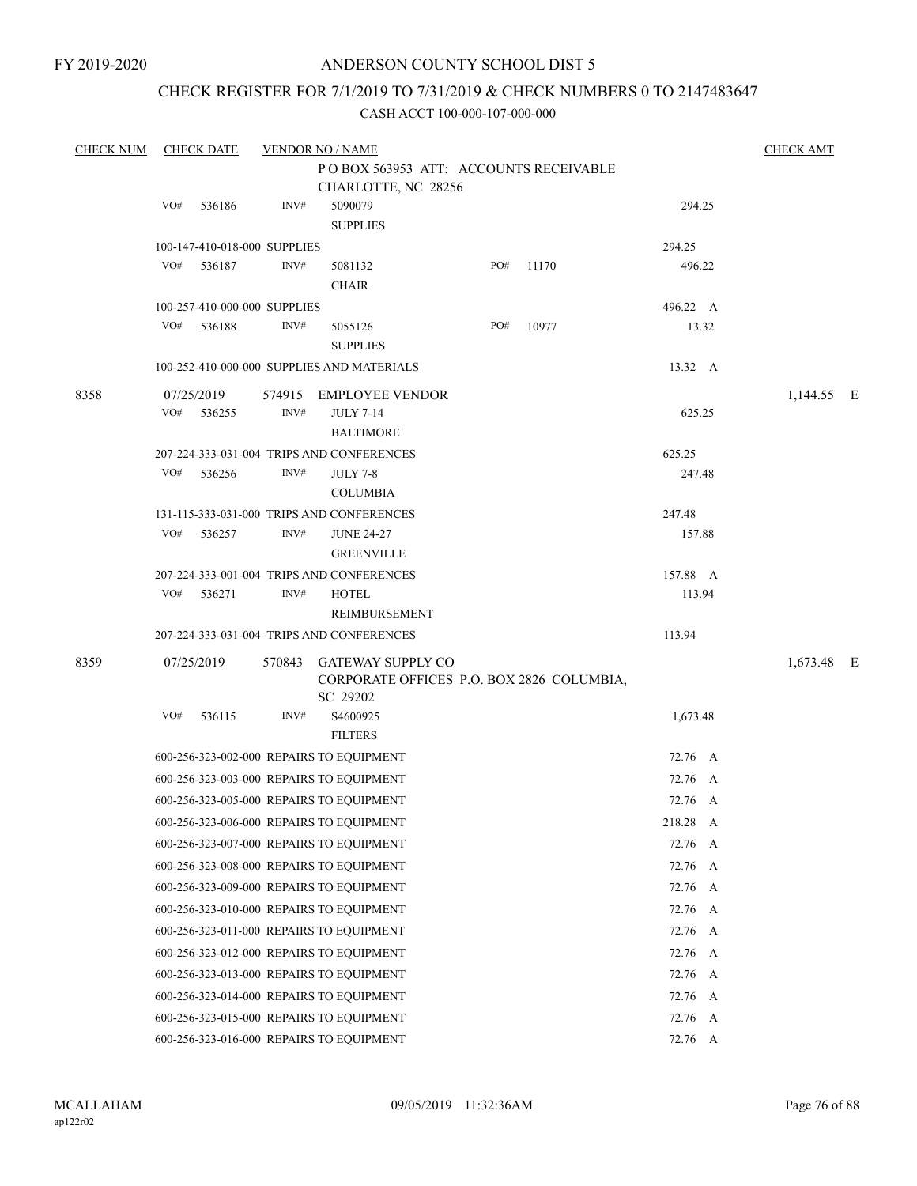FY 2019-2020

# ANDERSON COUNTY SCHOOL DIST 5

## CHECK REGISTER FOR 7/1/2019 TO 7/31/2019 & CHECK NUMBERS 0 TO 2147483647

### CASH ACCT 100-000-107-000-000

| CHECK NUM | CHECK DATE | VENDOR NO / NAME | | | | CHECK AMT |
|---|---|---|---|---|---|---|
| | | P O BOX 563953 ATT: ACCOUNTS RECEIVABLE CHARLOTTE, NC 28256 | | | | |
| | VO# 536186 | INV# 5090079 SUPPLIES | | | 294.25 | |
| | 100-147-410-018-000 SUPPLIES | | | | 294.25 | |
| | VO# 536187 | INV# 5081132 CHAIR | PO# | 11170 | 496.22 | |
| | 100-257-410-000-000 SUPPLIES | | | | 496.22 A | |
| | VO# 536188 | INV# 5055126 SUPPLIES | PO# | 10977 | 13.32 | |
| | 100-252-410-000-000 SUPPLIES AND MATERIALS | | | | 13.32 A | |
| 8358 | 07/25/2019 | 574915 EMPLOYEE VENDOR | | | | 1,144.55 E |
| | VO# 536255 | INV# JULY 7-14 BALTIMORE | | | 625.25 | |
| | 207-224-333-031-004 TRIPS AND CONFERENCES | | | | 625.25 | |
| | VO# 536256 | INV# JULY 7-8 COLUMBIA | | | 247.48 | |
| | 131-115-333-031-000 TRIPS AND CONFERENCES | | | | 247.48 | |
| | VO# 536257 | INV# JUNE 24-27 GREENVILLE | | | 157.88 | |
| | 207-224-333-001-004 TRIPS AND CONFERENCES | | | | 157.88 A | |
| | VO# 536271 | INV# HOTEL REIMBURSEMENT | | | 113.94 | |
| | 207-224-333-031-004 TRIPS AND CONFERENCES | | | | 113.94 | |
| 8359 | 07/25/2019 | 570843 GATEWAY SUPPLY CO CORPORATE OFFICES P.O. BOX 2826 COLUMBIA, SC 29202 | | | | 1,673.48 E |
| | VO# 536115 | INV# S4600925 FILTERS | | | 1,673.48 | |
| | 600-256-323-002-000 REPAIRS TO EQUIPMENT | | | | 72.76 A | |
| | 600-256-323-003-000 REPAIRS TO EQUIPMENT | | | | 72.76 A | |
| | 600-256-323-005-000 REPAIRS TO EQUIPMENT | | | | 72.76 A | |
| | 600-256-323-006-000 REPAIRS TO EQUIPMENT | | | | 218.28 A | |
| | 600-256-323-007-000 REPAIRS TO EQUIPMENT | | | | 72.76 A | |
| | 600-256-323-008-000 REPAIRS TO EQUIPMENT | | | | 72.76 A | |
| | 600-256-323-009-000 REPAIRS TO EQUIPMENT | | | | 72.76 A | |
| | 600-256-323-010-000 REPAIRS TO EQUIPMENT | | | | 72.76 A | |
| | 600-256-323-011-000 REPAIRS TO EQUIPMENT | | | | 72.76 A | |
| | 600-256-323-012-000 REPAIRS TO EQUIPMENT | | | | 72.76 A | |
| | 600-256-323-013-000 REPAIRS TO EQUIPMENT | | | | 72.76 A | |
| | 600-256-323-014-000 REPAIRS TO EQUIPMENT | | | | 72.76 A | |
| | 600-256-323-015-000 REPAIRS TO EQUIPMENT | | | | 72.76 A | |
| | 600-256-323-016-000 REPAIRS TO EQUIPMENT | | | | 72.76 A | |

MCALLAHAM
ap122r02

09/05/2019 11:32:36AM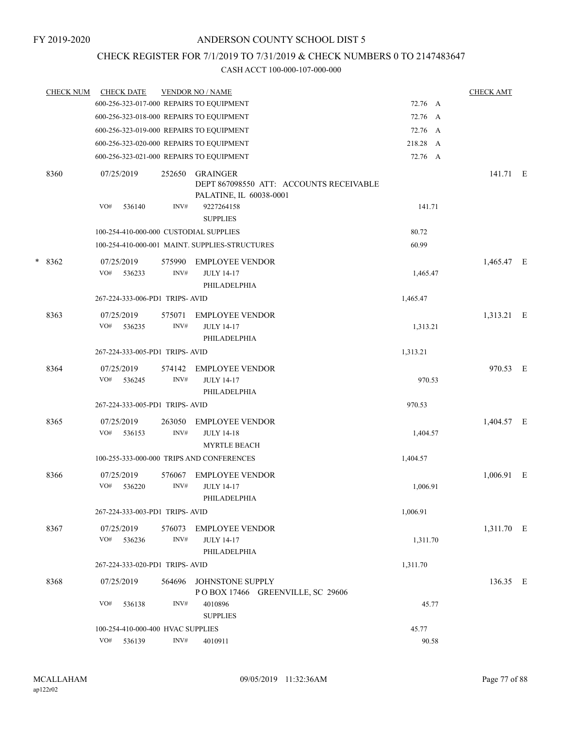FY 2019-2020

# ANDERSON COUNTY SCHOOL DIST 5

## CHECK REGISTER FOR 7/1/2019 TO 7/31/2019 & CHECK NUMBERS 0 TO 2147483647

### CASH ACCT 100-000-107-000-000

| CHECK NUM | CHECK DATE | VENDOR NO / NAME | | CHECK AMT | |
|---|---|---|---|---|---|
| | 600-256-323-017-000 REPAIRS TO EQUIPMENT | | 72.76 A | | |
| | 600-256-323-018-000 REPAIRS TO EQUIPMENT | | 72.76 A | | |
| | 600-256-323-019-000 REPAIRS TO EQUIPMENT | | 72.76 A | | |
| | 600-256-323-020-000 REPAIRS TO EQUIPMENT | | 218.28 A | | |
| | 600-256-323-021-000 REPAIRS TO EQUIPMENT | | 72.76 A | | |
| 8360 | 07/25/2019 | 252650 GRAINGER<br>DEPT 867098550 ATT: ACCOUNTS RECEIVABLE<br>PALATINE, IL 60038-0001 | | 141.71 | E |
| | VO# 536140 INV# | 9227264158<br>SUPPLIES | 141.71 | | |
| | 100-254-410-000-000 CUSTODIAL SUPPLIES | | 80.72 | | |
| | 100-254-410-000-001 MAINT. SUPPLIES-STRUCTURES | | 60.99 | | |
| * 8362 | 07/25/2019 | 575990 EMPLOYEE VENDOR | | 1,465.47 | E |
| | VO# 536233 INV# | JULY 14-17<br>PHILADELPHIA | 1,465.47 | | |
| | 267-224-333-006-PD1 TRIPS- AVID | | 1,465.47 | | |
| 8363 | 07/25/2019 | 575071 EMPLOYEE VENDOR | | 1,313.21 | E |
| | VO# 536235 INV# | JULY 14-17<br>PHILADELPHIA | 1,313.21 | | |
| | 267-224-333-005-PD1 TRIPS- AVID | | 1,313.21 | | |
| 8364 | 07/25/2019 | 574142 EMPLOYEE VENDOR | | 970.53 | E |
| | VO# 536245 INV# | JULY 14-17<br>PHILADELPHIA | 970.53 | | |
| | 267-224-333-005-PD1 TRIPS- AVID | | 970.53 | | |
| 8365 | 07/25/2019 | 263050 EMPLOYEE VENDOR | | 1,404.57 | E |
| | VO# 536153 INV# | JULY 14-18<br>MYRTLE BEACH | 1,404.57 | | |
| | 100-255-333-000-000 TRIPS AND CONFERENCES | | 1,404.57 | | |
| 8366 | 07/25/2019 | 576067 EMPLOYEE VENDOR | | 1,006.91 | E |
| | VO# 536220 INV# | JULY 14-17<br>PHILADELPHIA | 1,006.91 | | |
| | 267-224-333-003-PD1 TRIPS- AVID | | 1,006.91 | | |
| 8367 | 07/25/2019 | 576073 EMPLOYEE VENDOR | | 1,311.70 | E |
| | VO# 536236 INV# | JULY 14-17<br>PHILADELPHIA | 1,311.70 | | |
| | 267-224-333-020-PD1 TRIPS- AVID | | 1,311.70 | | |
| 8368 | 07/25/2019 | 564696 JOHNSTONE SUPPLY<br>P O BOX 17466 GREENVILLE, SC 29606 | | 136.35 | E |
| | VO# 536138 INV# | 4010896<br>SUPPLIES | 45.77 | | |
| | 100-254-410-000-400 HVAC SUPPLIES | | 45.77 | | |
| | VO# 536139 INV# | 4010911 | 90.58 | | |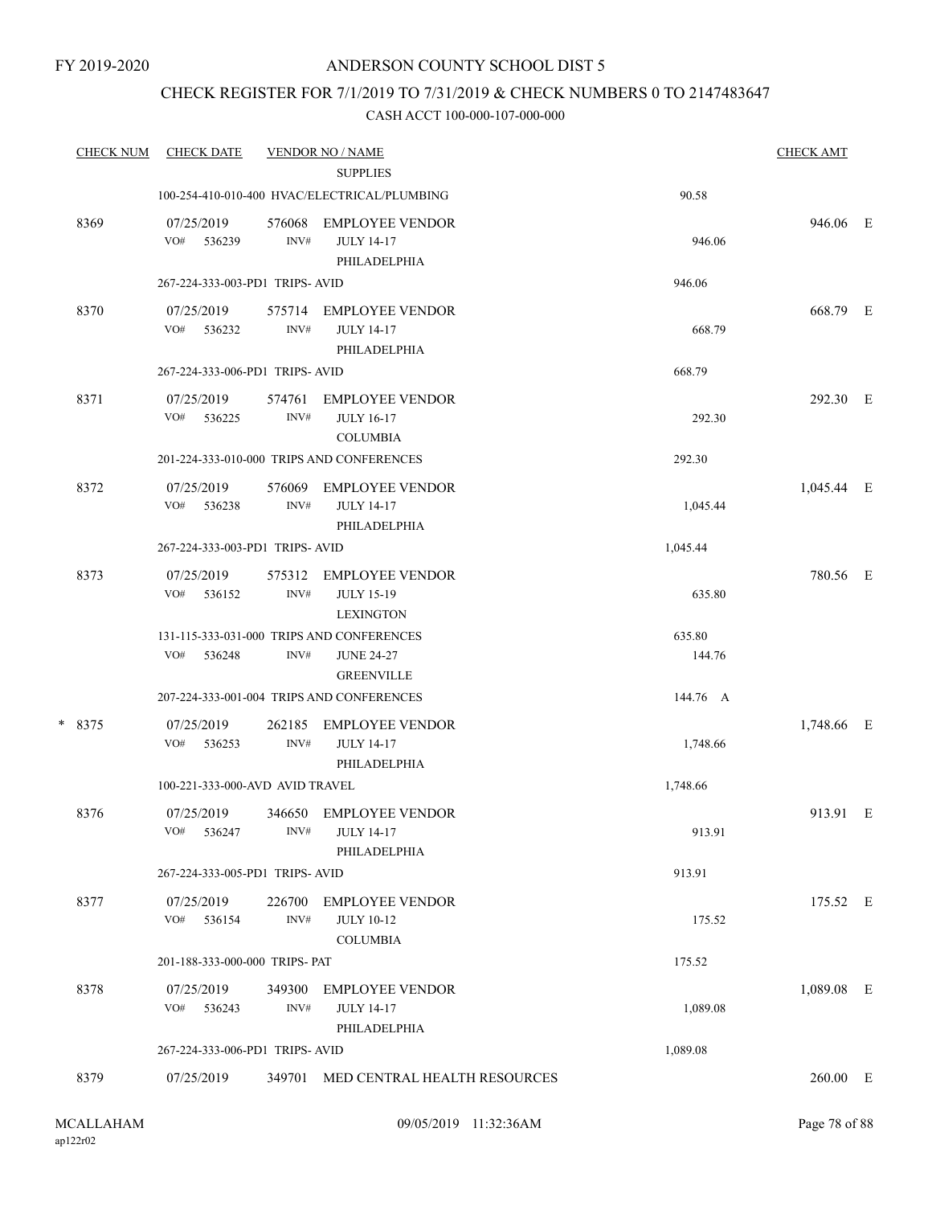FY 2019-2020

# ANDERSON COUNTY SCHOOL DIST 5

## CHECK REGISTER FOR 7/1/2019 TO 7/31/2019 & CHECK NUMBERS 0 TO 2147483647

### CASH ACCT 100-000-107-000-000

| CHECK NUM | CHECK DATE | VENDOR NO / NAME | | CHECK AMT | |
|---|---|---|---|---|---|
| | | SUPPLIES | | | |
| | 100-254-410-010-400 HVAC/ELECTRICAL/PLUMBING | | 90.58 | | |
| 8369 | 07/25/2019 | 576068 EMPLOYEE VENDOR | | 946.06 | E |
| | VO# 536239 | INV# JULY 14-17 PHILADELPHIA | 946.06 | | |
| | 267-224-333-003-PD1 TRIPS- AVID | | 946.06 | | |
| 8370 | 07/25/2019 | 575714 EMPLOYEE VENDOR | | 668.79 | E |
| | VO# 536232 | INV# JULY 14-17 PHILADELPHIA | 668.79 | | |
| | 267-224-333-006-PD1 TRIPS- AVID | | 668.79 | | |
| 8371 | 07/25/2019 | 574761 EMPLOYEE VENDOR | | 292.30 | E |
| | VO# 536225 | INV# JULY 16-17 COLUMBIA | 292.30 | | |
| | 201-224-333-010-000 TRIPS AND CONFERENCES | | 292.30 | | |
| 8372 | 07/25/2019 | 576069 EMPLOYEE VENDOR | | 1,045.44 | E |
| | VO# 536238 | INV# JULY 14-17 PHILADELPHIA | 1,045.44 | | |
| | 267-224-333-003-PD1 TRIPS- AVID | | 1,045.44 | | |
| 8373 | 07/25/2019 | 575312 EMPLOYEE VENDOR | | 780.56 | E |
| | VO# 536152 | INV# JULY 15-19 LEXINGTON | 635.80 | | |
| | 131-115-333-031-000 TRIPS AND CONFERENCES | | 635.80 | | |
| | VO# 536248 | INV# JUNE 24-27 GREENVILLE | 144.76 | | |
| | 207-224-333-001-004 TRIPS AND CONFERENCES | | 144.76 A | | |
| * 8375 | 07/25/2019 | 262185 EMPLOYEE VENDOR | | 1,748.66 | E |
| | VO# 536253 | INV# JULY 14-17 PHILADELPHIA | 1,748.66 | | |
| | 100-221-333-000-AVD AVID TRAVEL | | 1,748.66 | | |
| 8376 | 07/25/2019 | 346650 EMPLOYEE VENDOR | | 913.91 | E |
| | VO# 536247 | INV# JULY 14-17 PHILADELPHIA | 913.91 | | |
| | 267-224-333-005-PD1 TRIPS- AVID | | 913.91 | | |
| 8377 | 07/25/2019 | 226700 EMPLOYEE VENDOR | | 175.52 | E |
| | VO# 536154 | INV# JULY 10-12 COLUMBIA | 175.52 | | |
| | 201-188-333-000-000 TRIPS- PAT | | 175.52 | | |
| 8378 | 07/25/2019 | 349300 EMPLOYEE VENDOR | | 1,089.08 | E |
| | VO# 536243 | INV# JULY 14-17 PHILADELPHIA | 1,089.08 | | |
| | 267-224-333-006-PD1 TRIPS- AVID | | 1,089.08 | | |
| 8379 | 07/25/2019 | 349701 MED CENTRAL HEALTH RESOURCES | | 260.00 | E |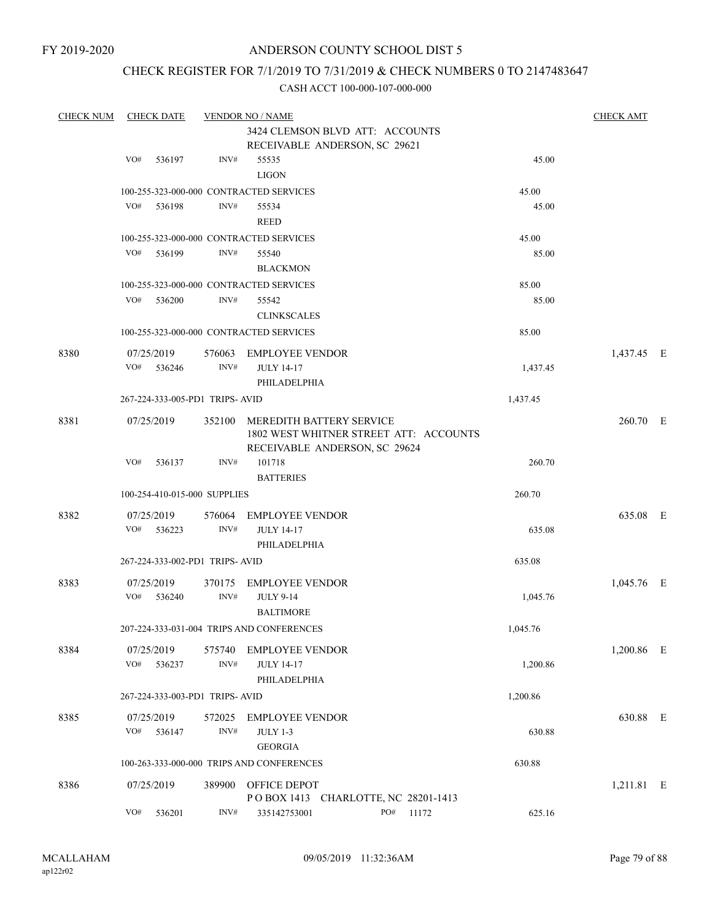FY 2019-2020

# ANDERSON COUNTY SCHOOL DIST 5

## CHECK REGISTER FOR 7/1/2019 TO 7/31/2019 & CHECK NUMBERS 0 TO 2147483647

### CASH ACCT 100-000-107-000-000

| CHECK NUM | CHECK DATE | VENDOR NO / NAME | | CHECK AMT |
|---|---|---|---|---|
| | | 3424 CLEMSON BLVD ATT: ACCOUNTS RECEIVABLE ANDERSON, SC 29621 | | |
| | VO# 536197 | INV# 55535 LIGON | 45.00 | |
| | 100-255-323-000-000 CONTRACTED SERVICES | | 45.00 | |
| | VO# 536198 | INV# 55534 REED | 45.00 | |
| | 100-255-323-000-000 CONTRACTED SERVICES | | 45.00 | |
| | VO# 536199 | INV# 55540 BLACKMON | 85.00 | |
| | 100-255-323-000-000 CONTRACTED SERVICES | | 85.00 | |
| | VO# 536200 | INV# 55542 CLINKSCALES | 85.00 | |
| | 100-255-323-000-000 CONTRACTED SERVICES | | 85.00 | |
| 8380 | 07/25/2019 | 576063 EMPLOYEE VENDOR | | 1,437.45 E |
| | VO# 536246 | INV# JULY 14-17 PHILADELPHIA | 1,437.45 | |
| | 267-224-333-005-PD1 TRIPS- AVID | | 1,437.45 | |
| 8381 | 07/25/2019 | 352100 MEREDITH BATTERY SERVICE 1802 WEST WHITNER STREET ATT: ACCOUNTS RECEIVABLE ANDERSON, SC 29624 | | 260.70 E |
| | VO# 536137 | INV# 101718 BATTERIES | 260.70 | |
| | 100-254-410-015-000 SUPPLIES | | 260.70 | |
| 8382 | 07/25/2019 | 576064 EMPLOYEE VENDOR | | 635.08 E |
| | VO# 536223 | INV# JULY 14-17 PHILADELPHIA | 635.08 | |
| | 267-224-333-002-PD1 TRIPS- AVID | | 635.08 | |
| 8383 | 07/25/2019 | 370175 EMPLOYEE VENDOR | | 1,045.76 E |
| | VO# 536240 | INV# JULY 9-14 BALTIMORE | 1,045.76 | |
| | 207-224-333-031-004 TRIPS AND CONFERENCES | | 1,045.76 | |
| 8384 | 07/25/2019 | 575740 EMPLOYEE VENDOR | | 1,200.86 E |
| | VO# 536237 | INV# JULY 14-17 PHILADELPHIA | 1,200.86 | |
| | 267-224-333-003-PD1 TRIPS- AVID | | 1,200.86 | |
| 8385 | 07/25/2019 | 572025 EMPLOYEE VENDOR | | 630.88 E |
| | VO# 536147 | INV# JULY 1-3 GEORGIA | 630.88 | |
| | 100-263-333-000-000 TRIPS AND CONFERENCES | | 630.88 | |
| 8386 | 07/25/2019 | 389900 OFFICE DEPOT P O BOX 1413 CHARLOTTE, NC 28201-1413 | | 1,211.81 E |
| | VO# 536201 | INV# 335142753001 PO# 11172 | 625.16 | |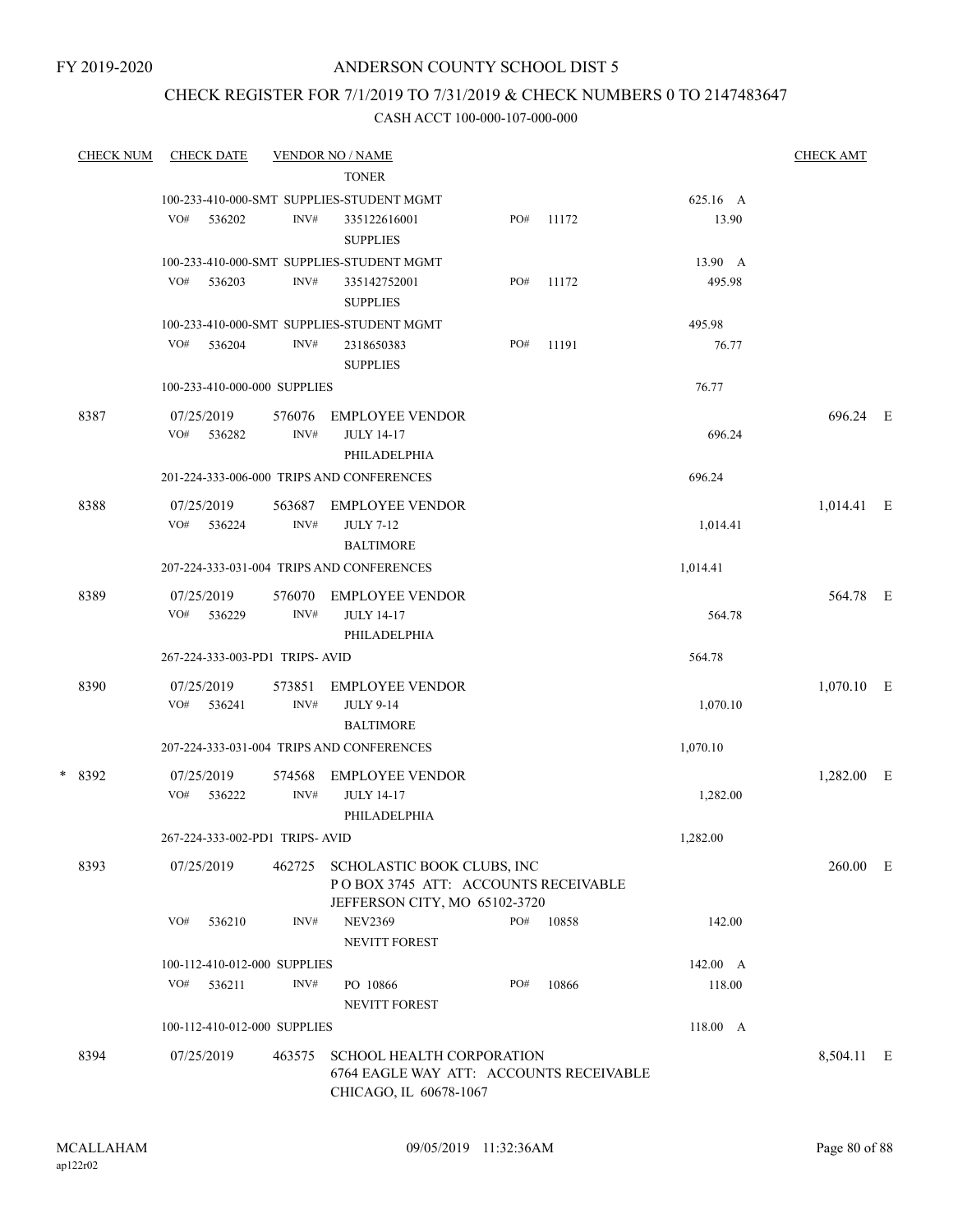FY 2019-2020

# ANDERSON COUNTY SCHOOL DIST 5

## CHECK REGISTER FOR 7/1/2019 TO 7/31/2019 & CHECK NUMBERS 0 TO 2147483647

### CASH ACCT 100-000-107-000-000

| CHECK NUM | CHECK DATE | VENDOR NO / NAME | | | | CHECK AMT |
|---|---|---|---|---|---|---|
| | | | TONER | | | |
| | 100-233-410-000-SMT SUPPLIES-STUDENT MGMT | | | | 625.16 A | |
| | VO# 536202 | INV# | 335122616001 SUPPLIES | PO# 11172 | 13.90 | |
| | 100-233-410-000-SMT SUPPLIES-STUDENT MGMT | | | | 13.90 A | |
| | VO# 536203 | INV# | 335142752001 SUPPLIES | PO# 11172 | 495.98 | |
| | 100-233-410-000-SMT SUPPLIES-STUDENT MGMT | | | | 495.98 | |
| | VO# 536204 | INV# | 2318650383 SUPPLIES | PO# 11191 | 76.77 | |
| | 100-233-410-000-000 SUPPLIES | | | | 76.77 | |
| 8387 | 07/25/2019 | 576076 | EMPLOYEE VENDOR | | | 696.24 E |
| | VO# 536282 | INV# | JULY 14-17 PHILADELPHIA | | 696.24 | |
| | 201-224-333-006-000 TRIPS AND CONFERENCES | | | | 696.24 | |
| 8388 | 07/25/2019 | 563687 | EMPLOYEE VENDOR | | | 1,014.41 E |
| | VO# 536224 | INV# | JULY 7-12 BALTIMORE | | 1,014.41 | |
| | 207-224-333-031-004 TRIPS AND CONFERENCES | | | | 1,014.41 | |
| 8389 | 07/25/2019 | 576070 | EMPLOYEE VENDOR | | | 564.78 E |
| | VO# 536229 | INV# | JULY 14-17 PHILADELPHIA | | 564.78 | |
| | 267-224-333-003-PD1 TRIPS- AVID | | | | 564.78 | |
| 8390 | 07/25/2019 | 573851 | EMPLOYEE VENDOR | | | 1,070.10 E |
| | VO# 536241 | INV# | JULY 9-14 BALTIMORE | | 1,070.10 | |
| | 207-224-333-031-004 TRIPS AND CONFERENCES | | | | 1,070.10 | |
| * 8392 | 07/25/2019 | 574568 | EMPLOYEE VENDOR | | | 1,282.00 E |
| | VO# 536222 | INV# | JULY 14-17 PHILADELPHIA | | 1,282.00 | |
| | 267-224-333-002-PD1 TRIPS- AVID | | | | 1,282.00 | |
| 8393 | 07/25/2019 | 462725 | SCHOLASTIC BOOK CLUBS, INC P O BOX 3745 ATT: ACCOUNTS RECEIVABLE JEFFERSON CITY, MO 65102-3720 | | | 260.00 E |
| | VO# 536210 | INV# | NEV2369 NEVITT FOREST | PO# 10858 | 142.00 | |
| | 100-112-410-012-000 SUPPLIES | | | | 142.00 A | |
| | VO# 536211 | INV# | PO 10866 NEVITT FOREST | PO# 10866 | 118.00 | |
| | 100-112-410-012-000 SUPPLIES | | | | 118.00 A | |
| 8394 | 07/25/2019 | 463575 | SCHOOL HEALTH CORPORATION 6764 EAGLE WAY ATT: ACCOUNTS RECEIVABLE CHICAGO, IL 60678-1067 | | | 8,504.11 E |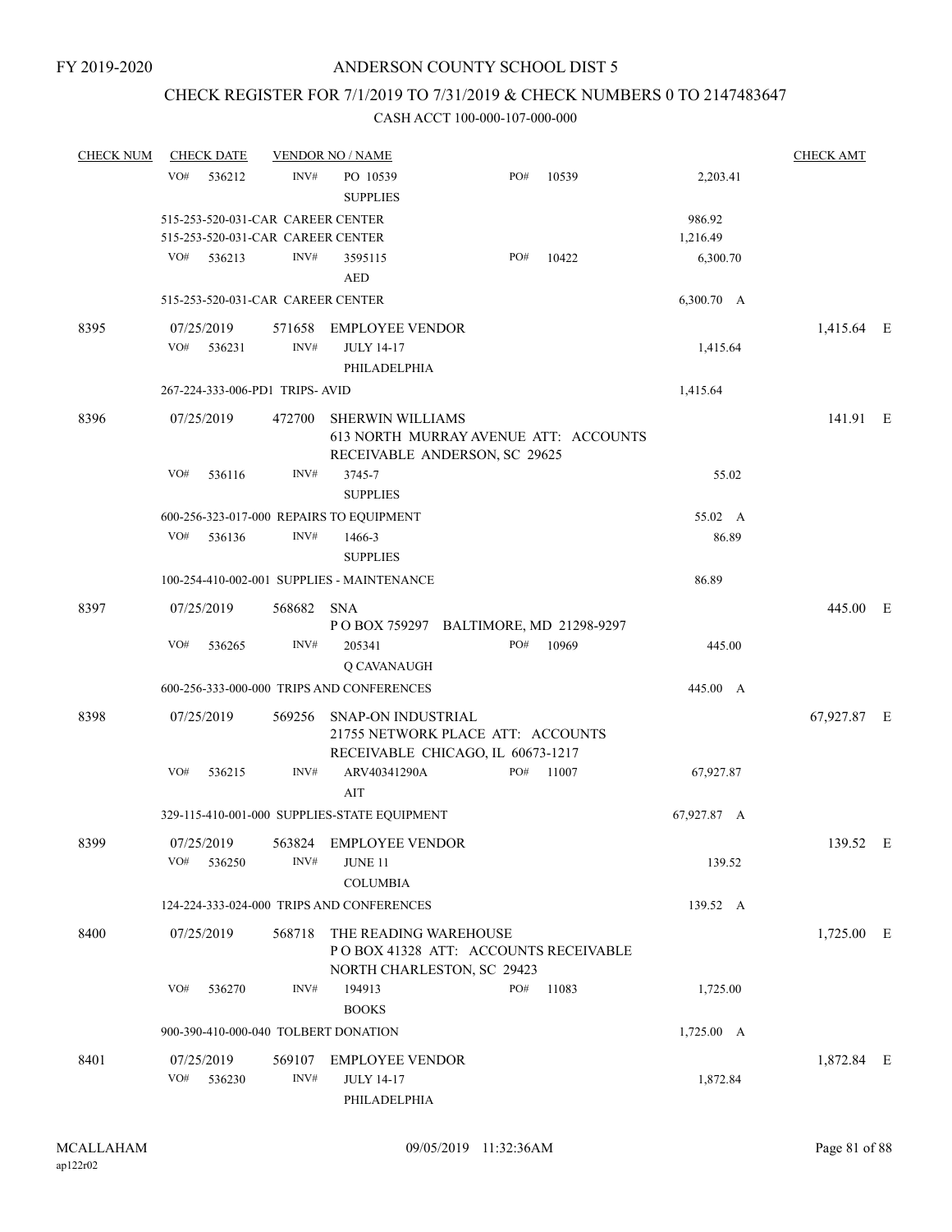FY 2019-2020

# ANDERSON COUNTY SCHOOL DIST 5

## CHECK REGISTER FOR 7/1/2019 TO 7/31/2019 & CHECK NUMBERS 0 TO 2147483647

### CASH ACCT 100-000-107-000-000

| CHECK NUM | CHECK DATE | VENDOR NO / NAME | | | CHECK AMT |
|---|---|---|---|---|---|
| | VO# 536212 | INV# PO 10539 SUPPLIES | PO# 10539 | 2,203.41 | |
| | 515-253-520-031-CAR CAREER CENTER | | | 986.92 | |
| | 515-253-520-031-CAR CAREER CENTER | | | 1,216.49 | |
| | VO# 536213 | INV# 3595115 AED | PO# 10422 | 6,300.70 | |
| | 515-253-520-031-CAR CAREER CENTER | | | 6,300.70 A | |
| 8395 | 07/25/2019 | 571658 EMPLOYEE VENDOR | | | 1,415.64 E |
| | VO# 536231 | INV# JULY 14-17 PHILADELPHIA | | 1,415.64 | |
| | 267-224-333-006-PD1 TRIPS- AVID | | | 1,415.64 | |
| 8396 | 07/25/2019 | 472700 SHERWIN WILLIAMS 613 NORTH MURRAY AVENUE ATT: ACCOUNTS RECEIVABLE ANDERSON, SC 29625 | | | 141.91 E |
| | VO# 536116 | INV# 3745-7 SUPPLIES | | 55.02 | |
| | 600-256-323-017-000 REPAIRS TO EQUIPMENT | | | 55.02 A | |
| | VO# 536136 | INV# 1466-3 SUPPLIES | | 86.89 | |
| | 100-254-410-002-001 SUPPLIES - MAINTENANCE | | | 86.89 | |
| 8397 | 07/25/2019 | 568682 SNA P O BOX 759297 BALTIMORE, MD 21298-9297 | | | 445.00 E |
| | VO# 536265 | INV# 205341 Q CAVANAUGH | PO# 10969 | 445.00 | |
| | 600-256-333-000-000 TRIPS AND CONFERENCES | | | 445.00 A | |
| 8398 | 07/25/2019 | 569256 SNAP-ON INDUSTRIAL 21755 NETWORK PLACE ATT: ACCOUNTS RECEIVABLE CHICAGO, IL 60673-1217 | | | 67,927.87 E |
| | VO# 536215 | INV# ARV40341290A AIT | PO# 11007 | 67,927.87 | |
| | 329-115-410-001-000 SUPPLIES-STATE EQUIPMENT | | | 67,927.87 A | |
| 8399 | 07/25/2019 | 563824 EMPLOYEE VENDOR | | | 139.52 E |
| | VO# 536250 | INV# JUNE 11 COLUMBIA | | 139.52 | |
| | 124-224-333-024-000 TRIPS AND CONFERENCES | | | 139.52 A | |
| 8400 | 07/25/2019 | 568718 THE READING WAREHOUSE P O BOX 41328 ATT: ACCOUNTS RECEIVABLE NORTH CHARLESTON, SC 29423 | | | 1,725.00 E |
| | VO# 536270 | INV# 194913 BOOKS | PO# 11083 | 1,725.00 | |
| | 900-390-410-000-040 TOLBERT DONATION | | | 1,725.00 A | |
| 8401 | 07/25/2019 | 569107 EMPLOYEE VENDOR | | | 1,872.84 E |
| | VO# 536230 | INV# JULY 14-17 PHILADELPHIA | | 1,872.84 | |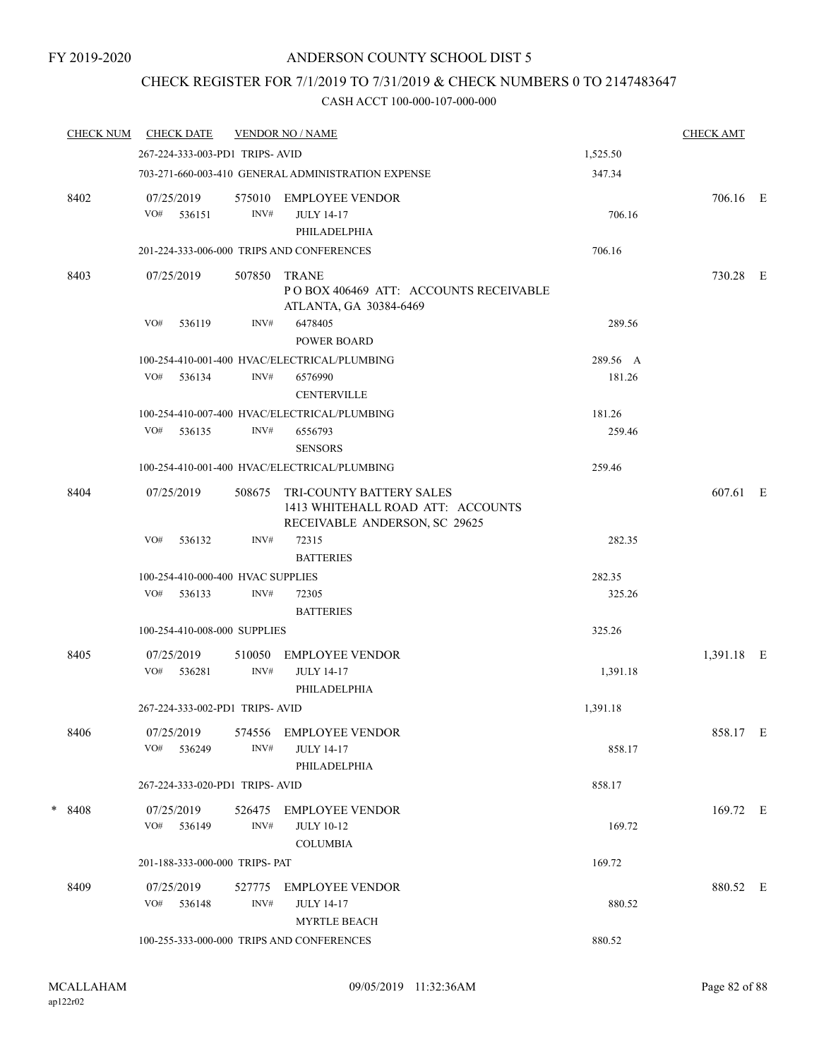FY 2019-2020

# ANDERSON COUNTY SCHOOL DIST 5

## CHECK REGISTER FOR 7/1/2019 TO 7/31/2019 & CHECK NUMBERS 0 TO 2147483647

### CASH ACCT 100-000-107-000-000

| CHECK NUM | CHECK DATE | VENDOR NO / NAME | | CHECK AMT |
|---|---|---|---|---|
| | 267-224-333-003-PD1 TRIPS- AVID | | 1,525.50 | |
| | 703-271-660-003-410 GENERAL ADMINISTRATION EXPENSE | | 347.34 | |
| 8402 | 07/25/2019 | 575010 EMPLOYEE VENDOR | | 706.16 E |
| | VO# 536151 INV# | JULY 14-17 PHILADELPHIA | 706.16 | |
| | 201-224-333-006-000 TRIPS AND CONFERENCES | | 706.16 | |
| 8403 | 07/25/2019 | 507850 TRANE P O BOX 406469 ATT: ACCOUNTS RECEIVABLE ATLANTA, GA 30384-6469 | | 730.28 E |
| | VO# 536119 INV# | 6478405 POWER BOARD | 289.56 | |
| | 100-254-410-001-400 HVAC/ELECTRICAL/PLUMBING | | 289.56 A | |
| | VO# 536134 INV# | 6576990 CENTERVILLE | 181.26 | |
| | 100-254-410-007-400 HVAC/ELECTRICAL/PLUMBING | | 181.26 | |
| | VO# 536135 INV# | 6556793 SENSORS | 259.46 | |
| | 100-254-410-001-400 HVAC/ELECTRICAL/PLUMBING | | 259.46 | |
| 8404 | 07/25/2019 | 508675 TRI-COUNTY BATTERY SALES 1413 WHITEHALL ROAD ATT: ACCOUNTS RECEIVABLE ANDERSON, SC 29625 | | 607.61 E |
| | VO# 536132 INV# | 72315 BATTERIES | 282.35 | |
| | 100-254-410-000-400 HVAC SUPPLIES | | 282.35 | |
| | VO# 536133 INV# | 72305 BATTERIES | 325.26 | |
| | 100-254-410-008-000 SUPPLIES | | 325.26 | |
| 8405 | 07/25/2019 | 510050 EMPLOYEE VENDOR | | 1,391.18 E |
| | VO# 536281 INV# | JULY 14-17 PHILADELPHIA | 1,391.18 | |
| | 267-224-333-002-PD1 TRIPS- AVID | | 1,391.18 | |
| 8406 | 07/25/2019 | 574556 EMPLOYEE VENDOR | | 858.17 E |
| | VO# 536249 INV# | JULY 14-17 PHILADELPHIA | 858.17 | |
| | 267-224-333-020-PD1 TRIPS- AVID | | 858.17 | |
| * 8408 | 07/25/2019 | 526475 EMPLOYEE VENDOR | | 169.72 E |
| | VO# 536149 INV# | JULY 10-12 COLUMBIA | 169.72 | |
| | 201-188-333-000-000 TRIPS- PAT | | 169.72 | |
| 8409 | 07/25/2019 | 527775 EMPLOYEE VENDOR | | 880.52 E |
| | VO# 536148 INV# | JULY 14-17 MYRTLE BEACH | 880.52 | |
| | 100-255-333-000-000 TRIPS AND CONFERENCES | | 880.52 | |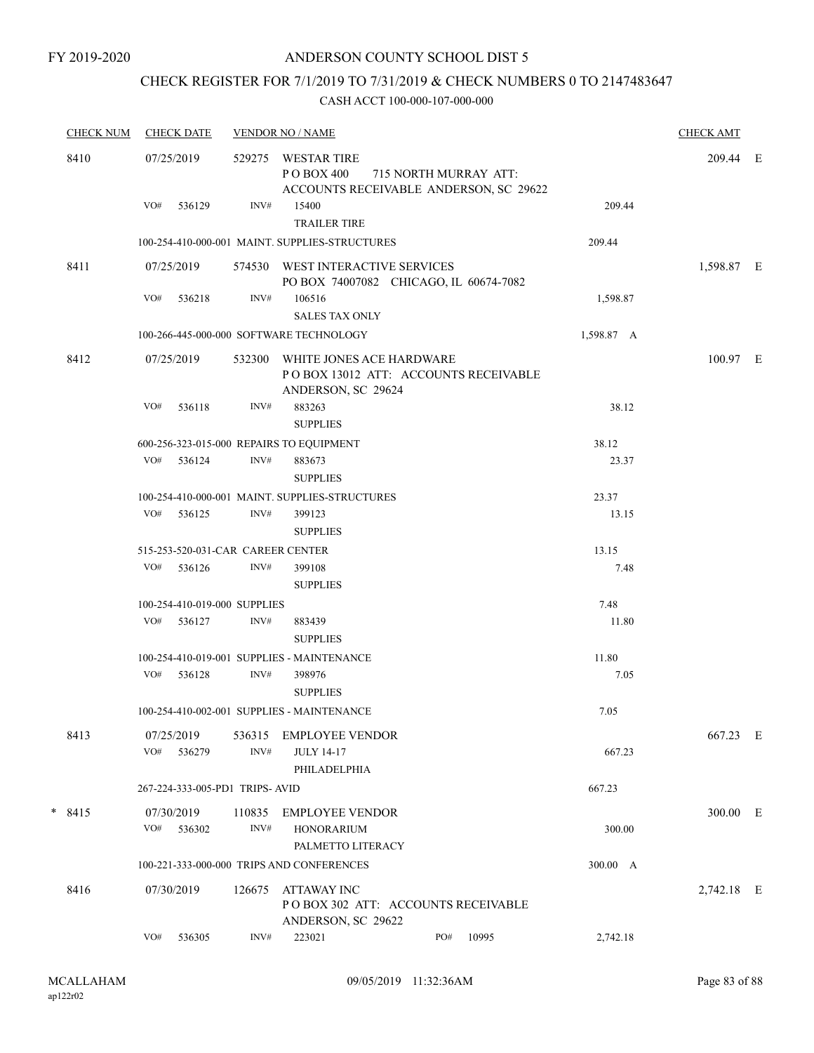FY 2019-2020

# ANDERSON COUNTY SCHOOL DIST 5

## CHECK REGISTER FOR 7/1/2019 TO 7/31/2019 & CHECK NUMBERS 0 TO 2147483647

### CASH ACCT 100-000-107-000-000

| CHECK NUM | CHECK DATE | VENDOR NO / NAME | | CHECK AMT | |
|---|---|---|---|---|---|
| 8410 | 07/25/2019 | 529275 WESTAR TIRE<br>P O BOX 400 715 NORTH MURRAY ATT: ACCOUNTS RECEIVABLE ANDERSON, SC 29622 | | 209.44 | E |
| | VO# 536129 | INV# 15400<br>TRAILER TIRE | 209.44 | | |
| | | 100-254-410-000-001 MAINT. SUPPLIES-STRUCTURES | 209.44 | | |
| 8411 | 07/25/2019 | 574530 WEST INTERACTIVE SERVICES<br>PO BOX 74007082 CHICAGO, IL 60674-7082 | | 1,598.87 | E |
| | VO# 536218 | INV# 106516<br>SALES TAX ONLY | 1,598.87 | | |
| | | 100-266-445-000-000 SOFTWARE TECHNOLOGY | 1,598.87 A | | |
| 8412 | 07/25/2019 | 532300 WHITE JONES ACE HARDWARE<br>P O BOX 13012 ATT: ACCOUNTS RECEIVABLE ANDERSON, SC 29624 | | 100.97 | E |
| | VO# 536118 | INV# 883263<br>SUPPLIES | 38.12 | | |
| | | 600-256-323-015-000 REPAIRS TO EQUIPMENT | 38.12 | | |
| | VO# 536124 | INV# 883673<br>SUPPLIES | 23.37 | | |
| | | 100-254-410-000-001 MAINT. SUPPLIES-STRUCTURES | 23.37 | | |
| | VO# 536125 | INV# 399123<br>SUPPLIES | 13.15 | | |
| | | 515-253-520-031-CAR CAREER CENTER | 13.15 | | |
| | VO# 536126 | INV# 399108<br>SUPPLIES | 7.48 | | |
| | | 100-254-410-019-000 SUPPLIES | 7.48 | | |
| | VO# 536127 | INV# 883439<br>SUPPLIES | 11.80 | | |
| | | 100-254-410-019-001 SUPPLIES - MAINTENANCE | 11.80 | | |
| | VO# 536128 | INV# 398976<br>SUPPLIES | 7.05 | | |
| | | 100-254-410-002-001 SUPPLIES - MAINTENANCE | 7.05 | | |
| 8413 | 07/25/2019 | 536315 EMPLOYEE VENDOR | | 667.23 | E |
| | VO# 536279 | INV# JULY 14-17<br>PHILADELPHIA | 667.23 | | |
| | | 267-224-333-005-PD1 TRIPS- AVID | 667.23 | | |
| * 8415 | 07/30/2019 | 110835 EMPLOYEE VENDOR | | 300.00 | E |
| | VO# 536302 | INV# HONORARIUM<br>PALMETTO LITERACY | 300.00 | | |
| | | 100-221-333-000-000 TRIPS AND CONFERENCES | 300.00 A | | |
| 8416 | 07/30/2019 | 126675 ATTAWAY INC<br>P O BOX 302 ATT: ACCOUNTS RECEIVABLE ANDERSON, SC 29622 | | 2,742.18 | E |
| | VO# 536305 | INV# 223021 PO# 10995 | 2,742.18 | | |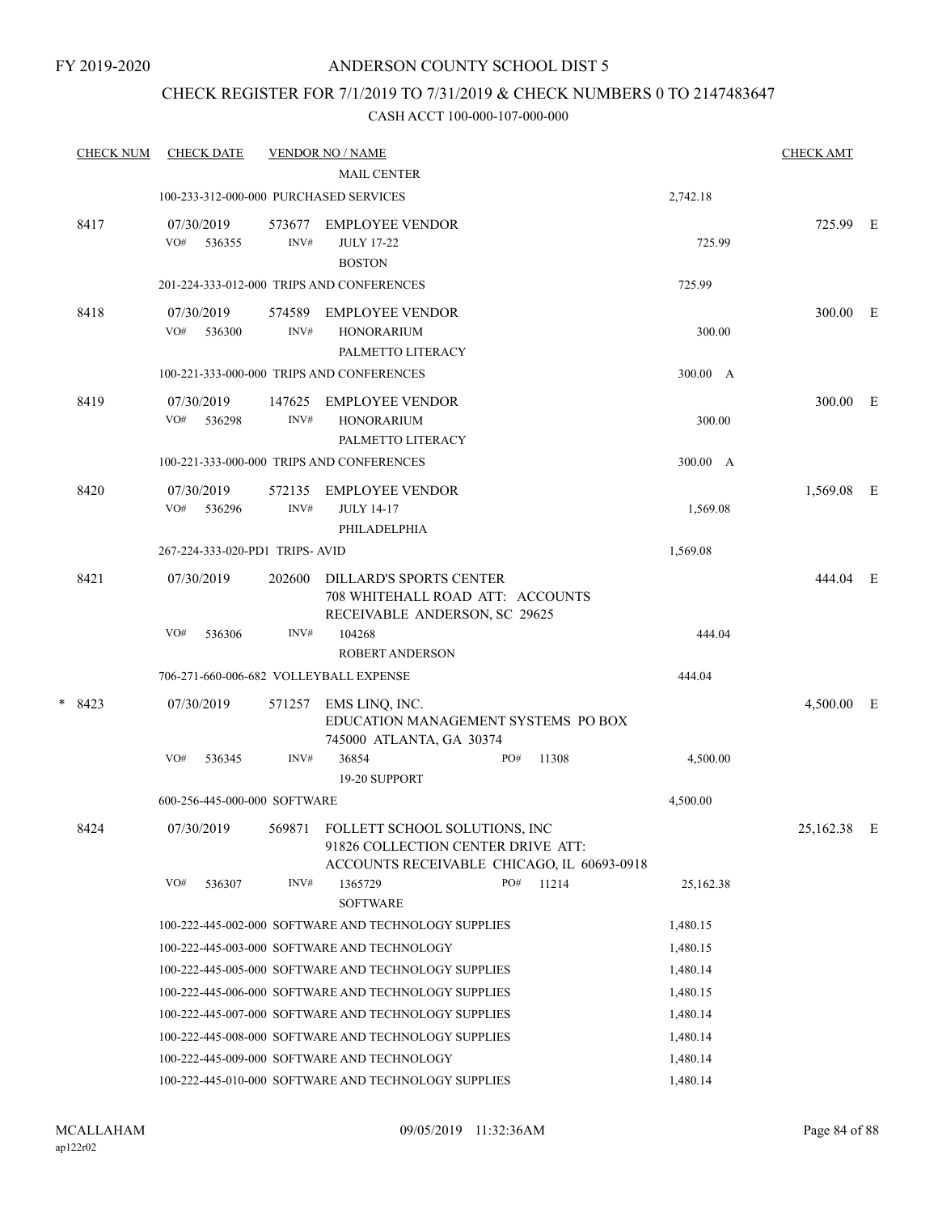FY 2019-2020

ANDERSON COUNTY SCHOOL DIST 5

CHECK REGISTER FOR 7/1/2019 TO 7/31/2019 & CHECK NUMBERS 0 TO 2147483647

CASH ACCT 100-000-107-000-000

| CHECK NUM | CHECK DATE | VENDOR NO / NAME | | CHECK AMT | |
|---|---|---|---|---|---|
| | | MAIL CENTER | | | |
| | 100-233-312-000-000 PURCHASED SERVICES | | 2,742.18 | | |
| 8417 | 07/30/2019 | 573677 EMPLOYEE VENDOR | | 725.99 | E |
| | VO# 536355 | INV# JULY 17-22<br>BOSTON | 725.99 | | |
| | 201-224-333-012-000 TRIPS AND CONFERENCES | | 725.99 | | |
| 8418 | 07/30/2019 | 574589 EMPLOYEE VENDOR | | 300.00 | E |
| | VO# 536300 | INV# HONORARIUM<br>PALMETTO LITERACY | 300.00 | | |
| | 100-221-333-000-000 TRIPS AND CONFERENCES | | 300.00 A | | |
| 8419 | 07/30/2019 | 147625 EMPLOYEE VENDOR | | 300.00 | E |
| | VO# 536298 | INV# HONORARIUM<br>PALMETTO LITERACY | 300.00 | | |
| | 100-221-333-000-000 TRIPS AND CONFERENCES | | 300.00 A | | |
| 8420 | 07/30/2019 | 572135 EMPLOYEE VENDOR | | 1,569.08 | E |
| | VO# 536296 | INV# JULY 14-17<br>PHILADELPHIA | 1,569.08 | | |
| | 267-224-333-020-PD1 TRIPS- AVID | | 1,569.08 | | |
| 8421 | 07/30/2019 | 202600 DILLARD'S SPORTS CENTER<br>708 WHITEHALL ROAD ATT: ACCOUNTS RECEIVABLE ANDERSON, SC 29625 | | 444.04 | E |
| | VO# 536306 | INV# 104268<br>ROBERT ANDERSON | 444.04 | | |
| | 706-271-660-006-682 VOLLEYBALL EXPENSE | | 444.04 | | |
| * 8423 | 07/30/2019 | 571257 EMS LINQ, INC.<br>EDUCATION MANAGEMENT SYSTEMS PO BOX 745000 ATLANTA, GA 30374 | | 4,500.00 | E |
| | VO# 536345 | INV# 36854 PO# 11308<br>19-20 SUPPORT | 4,500.00 | | |
| | 600-256-445-000-000 SOFTWARE | | 4,500.00 | | |
| 8424 | 07/30/2019 | 569871 FOLLETT SCHOOL SOLUTIONS, INC<br>91826 COLLECTION CENTER DRIVE ATT: ACCOUNTS RECEIVABLE CHICAGO, IL 60693-0918 | | 25,162.38 | E |
| | VO# 536307 | INV# 1365729 PO# 11214<br>SOFTWARE | 25,162.38 | | |
| | 100-222-445-002-000 SOFTWARE AND TECHNOLOGY SUPPLIES | | 1,480.15 | | |
| | 100-222-445-003-000 SOFTWARE AND TECHNOLOGY | | 1,480.15 | | |
| | 100-222-445-005-000 SOFTWARE AND TECHNOLOGY SUPPLIES | | 1,480.14 | | |
| | 100-222-445-006-000 SOFTWARE AND TECHNOLOGY SUPPLIES | | 1,480.15 | | |
| | 100-222-445-007-000 SOFTWARE AND TECHNOLOGY SUPPLIES | | 1,480.14 | | |
| | 100-222-445-008-000 SOFTWARE AND TECHNOLOGY SUPPLIES | | 1,480.14 | | |
| | 100-222-445-009-000 SOFTWARE AND TECHNOLOGY | | 1,480.14 | | |
| | 100-222-445-010-000 SOFTWARE AND TECHNOLOGY SUPPLIES | | 1,480.14 | | |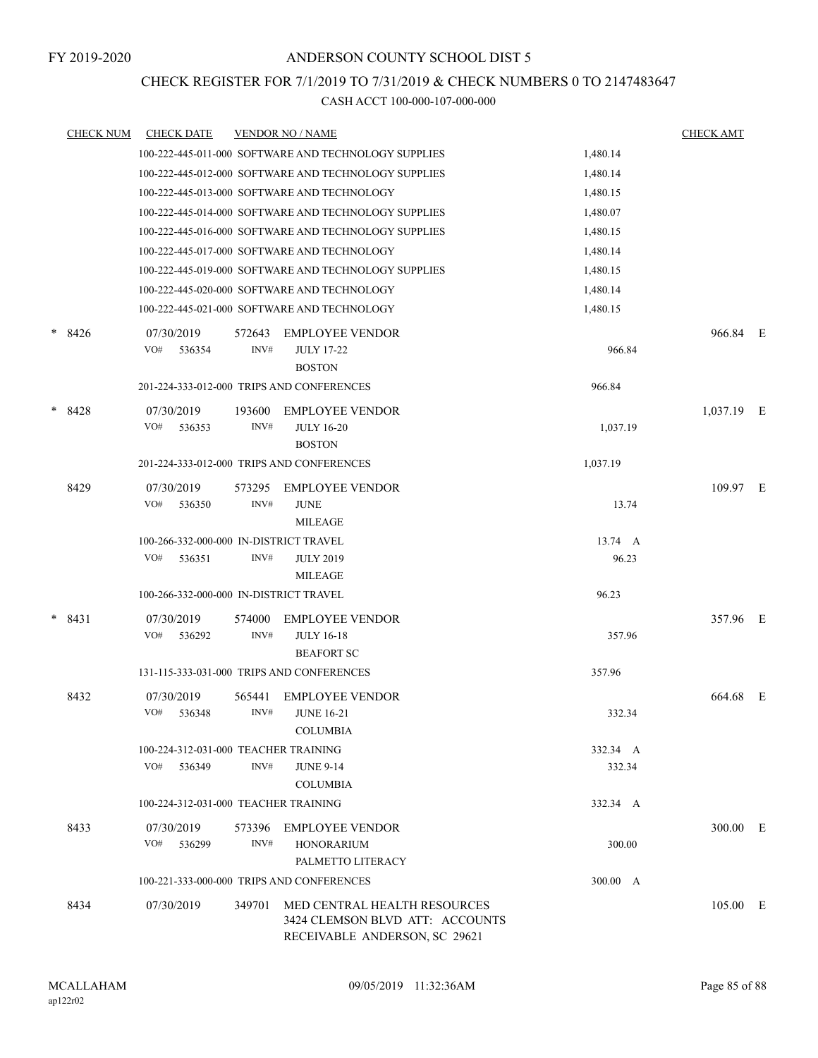FY 2019-2020

# ANDERSON COUNTY SCHOOL DIST 5

## CHECK REGISTER FOR 7/1/2019 TO 7/31/2019 & CHECK NUMBERS 0 TO 2147483647

### CASH ACCT 100-000-107-000-000

| CHECK NUM | CHECK DATE | VENDOR NO / NAME | | CHECK AMT |
|---|---|---|---|---|
| | 100-222-445-011-000 SOFTWARE AND TECHNOLOGY SUPPLIES | | 1,480.14 | |
| | 100-222-445-012-000 SOFTWARE AND TECHNOLOGY SUPPLIES | | 1,480.14 | |
| | 100-222-445-013-000 SOFTWARE AND TECHNOLOGY | | 1,480.15 | |
| | 100-222-445-014-000 SOFTWARE AND TECHNOLOGY SUPPLIES | | 1,480.07 | |
| | 100-222-445-016-000 SOFTWARE AND TECHNOLOGY SUPPLIES | | 1,480.15 | |
| | 100-222-445-017-000 SOFTWARE AND TECHNOLOGY | | 1,480.14 | |
| | 100-222-445-019-000 SOFTWARE AND TECHNOLOGY SUPPLIES | | 1,480.15 | |
| | 100-222-445-020-000 SOFTWARE AND TECHNOLOGY | | 1,480.14 | |
| | 100-222-445-021-000 SOFTWARE AND TECHNOLOGY | | 1,480.15 | |
| * 8426 | 07/30/2019 | 572643 EMPLOYEE VENDOR | | 966.84 E |
| | VO# 536354 | INV# JULY 17-22 BOSTON | 966.84 | |
| | 201-224-333-012-000 TRIPS AND CONFERENCES | | 966.84 | |
| * 8428 | 07/30/2019 | 193600 EMPLOYEE VENDOR | | 1,037.19 E |
| | VO# 536353 | INV# JULY 16-20 BOSTON | 1,037.19 | |
| | 201-224-333-012-000 TRIPS AND CONFERENCES | | 1,037.19 | |
| 8429 | 07/30/2019 | 573295 EMPLOYEE VENDOR | | 109.97 E |
| | VO# 536350 | INV# JUNE MILEAGE | 13.74 | |
| | 100-266-332-000-000 IN-DISTRICT TRAVEL | | 13.74 A | |
| | VO# 536351 | INV# JULY 2019 MILEAGE | 96.23 | |
| | 100-266-332-000-000 IN-DISTRICT TRAVEL | | 96.23 | |
| * 8431 | 07/30/2019 | 574000 EMPLOYEE VENDOR | | 357.96 E |
| | VO# 536292 | INV# JULY 16-18 BEAFORT SC | 357.96 | |
| | 131-115-333-031-000 TRIPS AND CONFERENCES | | 357.96 | |
| 8432 | 07/30/2019 | 565441 EMPLOYEE VENDOR | | 664.68 E |
| | VO# 536348 | INV# JUNE 16-21 COLUMBIA | 332.34 | |
| | 100-224-312-031-000 TEACHER TRAINING | | 332.34 A | |
| | VO# 536349 | INV# JUNE 9-14 COLUMBIA | 332.34 | |
| | 100-224-312-031-000 TEACHER TRAINING | | 332.34 A | |
| 8433 | 07/30/2019 | 573396 EMPLOYEE VENDOR | | 300.00 E |
| | VO# 536299 | INV# HONORARIUM PALMETTO LITERACY | 300.00 | |
| | 100-221-333-000-000 TRIPS AND CONFERENCES | | 300.00 A | |
| 8434 | 07/30/2019 | 349701 MED CENTRAL HEALTH RESOURCES 3424 CLEMSON BLVD ATT: ACCOUNTS RECEIVABLE ANDERSON, SC 29621 | | 105.00 E |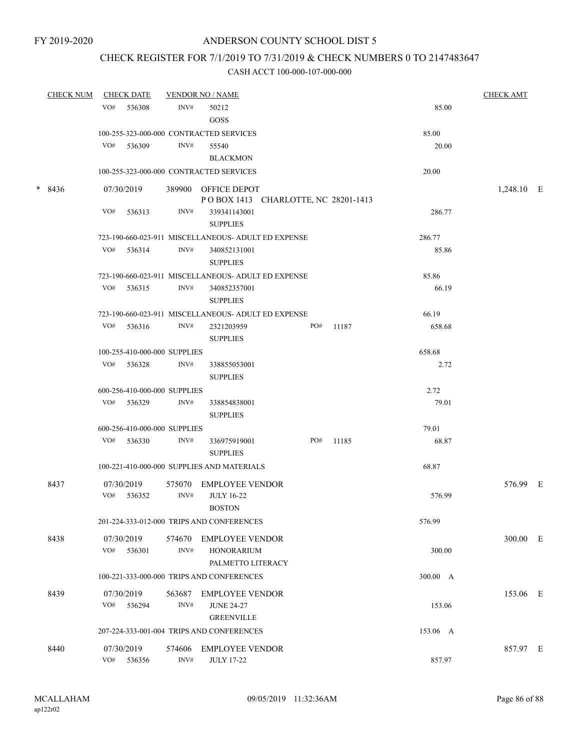FY 2019-2020

# ANDERSON COUNTY SCHOOL DIST 5

## CHECK REGISTER FOR 7/1/2019 TO 7/31/2019 & CHECK NUMBERS 0 TO 2147483647

### CASH ACCT 100-000-107-000-000

| CHECK NUM | CHECK DATE | VENDOR NO / NAME | | CHECK AMT |
|---|---|---|---|---|
| | VO# 536308 | INV# 50212 GOSS | 85.00 | |
| | 100-255-323-000-000 CONTRACTED SERVICES | | 85.00 | |
| | VO# 536309 | INV# 55540 BLACKMON | 20.00 | |
| | 100-255-323-000-000 CONTRACTED SERVICES | | 20.00 | |
| * 8436 | 07/30/2019 | 389900 OFFICE DEPOT P O BOX 1413 CHARLOTTE, NC 28201-1413 | | 1,248.10 E |
| | VO# 536313 | INV# 339341143001 SUPPLIES | 286.77 | |
| | 723-190-660-023-911 MISCELLANEOUS- ADULT ED EXPENSE | | 286.77 | |
| | VO# 536314 | INV# 340852131001 SUPPLIES | 85.86 | |
| | 723-190-660-023-911 MISCELLANEOUS- ADULT ED EXPENSE | | 85.86 | |
| | VO# 536315 | INV# 340852357001 SUPPLIES | 66.19 | |
| | 723-190-660-023-911 MISCELLANEOUS- ADULT ED EXPENSE | | 66.19 | |
| | VO# 536316 | INV# 2321203959 PO# 11187 SUPPLIES | 658.68 | |
| | 100-255-410-000-000 SUPPLIES | | 658.68 | |
| | VO# 536328 | INV# 338855053001 SUPPLIES | 2.72 | |
| | 600-256-410-000-000 SUPPLIES | | 2.72 | |
| | VO# 536329 | INV# 338854838001 SUPPLIES | 79.01 | |
| | 600-256-410-000-000 SUPPLIES | | 79.01 | |
| | VO# 536330 | INV# 336975919001 PO# 11185 SUPPLIES | 68.87 | |
| | 100-221-410-000-000 SUPPLIES AND MATERIALS | | 68.87 | |
| 8437 | 07/30/2019 | 575070 EMPLOYEE VENDOR | | 576.99 E |
| | VO# 536352 | INV# JULY 16-22 BOSTON | 576.99 | |
| | 201-224-333-012-000 TRIPS AND CONFERENCES | | 576.99 | |
| 8438 | 07/30/2019 | 574670 EMPLOYEE VENDOR | | 300.00 E |
| | VO# 536301 | INV# HONORARIUM PALMETTO LITERACY | 300.00 | |
| | 100-221-333-000-000 TRIPS AND CONFERENCES | | 300.00 A | |
| 8439 | 07/30/2019 | 563687 EMPLOYEE VENDOR | | 153.06 E |
| | VO# 536294 | INV# JUNE 24-27 GREENVILLE | 153.06 | |
| | 207-224-333-001-004 TRIPS AND CONFERENCES | | 153.06 A | |
| 8440 | 07/30/2019 | 574606 EMPLOYEE VENDOR | | 857.97 E |
| | VO# 536356 | INV# JULY 17-22 | 857.97 | |

MCALLAHAM
ap122r02

09/05/2019 11:32:36AM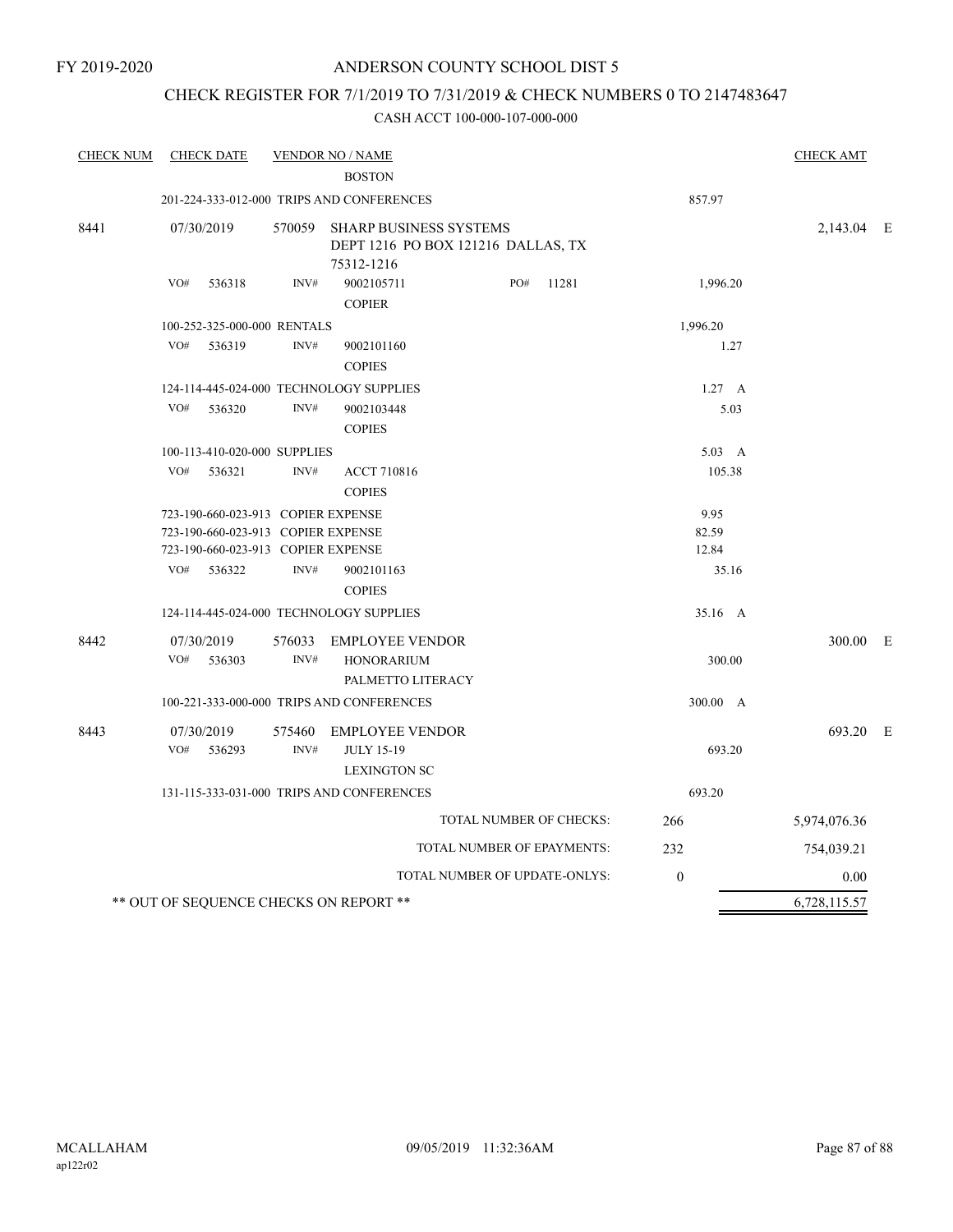FY 2019-2020

# ANDERSON COUNTY SCHOOL DIST 5

## CHECK REGISTER FOR 7/1/2019 TO 7/31/2019 & CHECK NUMBERS 0 TO 2147483647

### CASH ACCT 100-000-107-000-000

| CHECK NUM | CHECK DATE | VENDOR NO / NAME | | | CHECK AMT |
|---|---|---|---|---|---|
| | | | BOSTON | | |
| | 201-224-333-012-000 TRIPS AND CONFERENCES | | | 857.97 | |
| 8441 | 07/30/2019 | 570059 | SHARP BUSINESS SYSTEMS<br>DEPT 1216 PO BOX 121216 DALLAS, TX 75312-1216 | | 2,143.04 E |
| | VO# 536318 | INV# | 9002105711 PO# 11281<br>COPIER | 1,996.20 | |
| | 100-252-325-000-000 RENTALS | | | 1,996.20 | |
| | VO# 536319 | INV# | 9002101160<br>COPIES | 1.27 | |
| | 124-114-445-024-000 TECHNOLOGY SUPPLIES | | | 1.27 A | |
| | VO# 536320 | INV# | 9002103448<br>COPIES | 5.03 | |
| | 100-113-410-020-000 SUPPLIES | | | 5.03 A | |
| | VO# 536321 | INV# | ACCT 710816<br>COPIES | 105.38 | |
| | 723-190-660-023-913 COPIER EXPENSE | | | 9.95 | |
| | 723-190-660-023-913 COPIER EXPENSE | | | 82.59 | |
| | 723-190-660-023-913 COPIER EXPENSE | | | 12.84 | |
| | VO# 536322 | INV# | 9002101163<br>COPIES | 35.16 | |
| | 124-114-445-024-000 TECHNOLOGY SUPPLIES | | | 35.16 A | |
| 8442 | 07/30/2019 | 576033 | EMPLOYEE VENDOR | | 300.00 E |
| | VO# 536303 | INV# | HONORARIUM<br>PALMETTO LITERACY | 300.00 | |
| | 100-221-333-000-000 TRIPS AND CONFERENCES | | | 300.00 A | |
| 8443 | 07/30/2019 | 575460 | EMPLOYEE VENDOR | | 693.20 E |
| | VO# 536293 | INV# | JULY 15-19<br>LEXINGTON SC | 693.20 | |
| | 131-115-333-031-000 TRIPS AND CONFERENCES | | | 693.20 | |
| | | | TOTAL NUMBER OF CHECKS: | 266 | 5,974,076.36 |
| | | | TOTAL NUMBER OF EPAYMENTS: | 232 | 754,039.21 |
| | | | TOTAL NUMBER OF UPDATE-ONLYS: | 0 | 0.00 |
| ** OUT OF SEQUENCE CHECKS ON REPORT ** | | | | | 6,728,115.57 |

MCALLAHAM
ap122r02

09/05/2019 11:32:36AM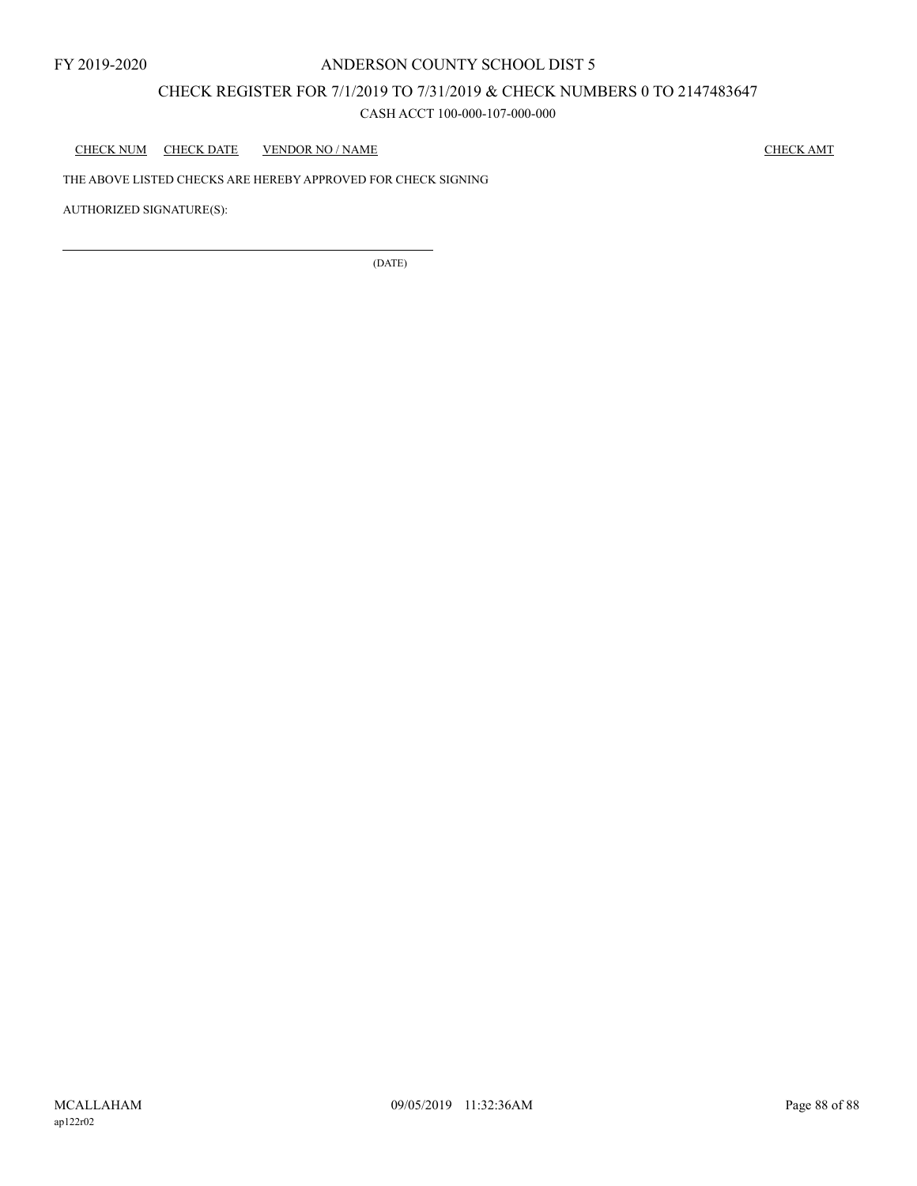FY 2019-2020

ANDERSON COUNTY SCHOOL DIST 5

CHECK REGISTER FOR 7/1/2019 TO 7/31/2019 & CHECK NUMBERS 0 TO 2147483647

CASH ACCT 100-000-107-000-000

| CHECK NUM | CHECK DATE | VENDOR NO / NAME | CHECK AMT |
|---|---|---|---|

THE ABOVE LISTED CHECKS ARE HEREBY APPROVED FOR CHECK SIGNING

AUTHORIZED SIGNATURE(S):

\_\_\_\_\_\_\_\_\_\_\_\_\_\_\_\_\_\_\_\_\_\_\_\_\_\_\_\_\_\_\_\_\_\_\_\_\_\_\_\_\_\_\_\_\_\_

(DATE)

MCALLAHAM
ap122r02

09/05/2019 11:32:36AM